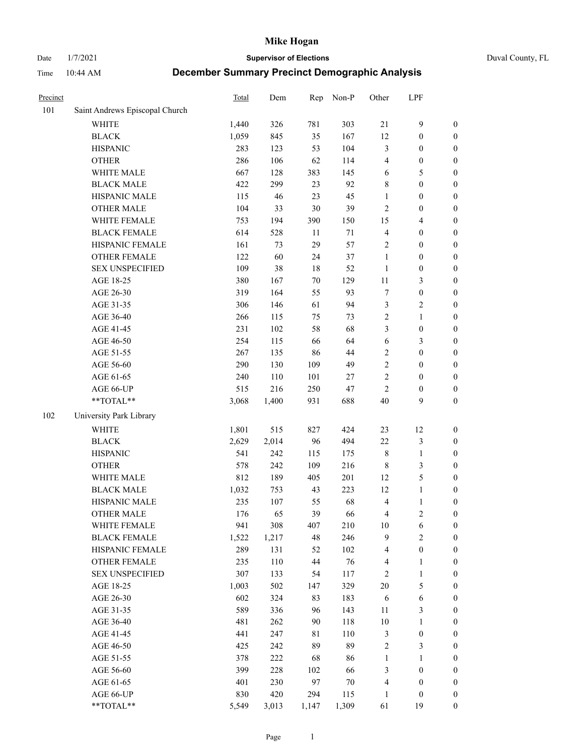# Mike Hogan

Date 1/7/2021 **Supervisor of Elections** Duval County, FL

Time 10:44 AM **December Summary Precinct Demographic Analysis**

| Precinct | | Total | Dem | Rep | Non-P | Other | LPF | |
|---|---|---|---|---|---|---|---|---|
| 101 | Saint Andrews Episcopal Church | | | | | | | |
| | WHITE | 1,440 | 326 | 781 | 303 | 21 | 9 | 0 |
| | BLACK | 1,059 | 845 | 35 | 167 | 12 | 0 | 0 |
| | HISPANIC | 283 | 123 | 53 | 104 | 3 | 0 | 0 |
| | OTHER | 286 | 106 | 62 | 114 | 4 | 0 | 0 |
| | WHITE MALE | 667 | 128 | 383 | 145 | 6 | 5 | 0 |
| | BLACK MALE | 422 | 299 | 23 | 92 | 8 | 0 | 0 |
| | HISPANIC MALE | 115 | 46 | 23 | 45 | 1 | 0 | 0 |
| | OTHER MALE | 104 | 33 | 30 | 39 | 2 | 0 | 0 |
| | WHITE FEMALE | 753 | 194 | 390 | 150 | 15 | 4 | 0 |
| | BLACK FEMALE | 614 | 528 | 11 | 71 | 4 | 0 | 0 |
| | HISPANIC FEMALE | 161 | 73 | 29 | 57 | 2 | 0 | 0 |
| | OTHER FEMALE | 122 | 60 | 24 | 37 | 1 | 0 | 0 |
| | SEX UNSPECIFIED | 109 | 38 | 18 | 52 | 1 | 0 | 0 |
| | AGE 18-25 | 380 | 167 | 70 | 129 | 11 | 3 | 0 |
| | AGE 26-30 | 319 | 164 | 55 | 93 | 7 | 0 | 0 |
| | AGE 31-35 | 306 | 146 | 61 | 94 | 3 | 2 | 0 |
| | AGE 36-40 | 266 | 115 | 75 | 73 | 2 | 1 | 0 |
| | AGE 41-45 | 231 | 102 | 58 | 68 | 3 | 0 | 0 |
| | AGE 46-50 | 254 | 115 | 66 | 64 | 6 | 3 | 0 |
| | AGE 51-55 | 267 | 135 | 86 | 44 | 2 | 0 | 0 |
| | AGE 56-60 | 290 | 130 | 109 | 49 | 2 | 0 | 0 |
| | AGE 61-65 | 240 | 110 | 101 | 27 | 2 | 0 | 0 |
| | AGE 66-UP | 515 | 216 | 250 | 47 | 2 | 0 | 0 |
| | **TOTAL** | 3,068 | 1,400 | 931 | 688 | 40 | 9 | 0 |
| 102 | University Park Library | | | | | | | |
| | WHITE | 1,801 | 515 | 827 | 424 | 23 | 12 | 0 |
| | BLACK | 2,629 | 2,014 | 96 | 494 | 22 | 3 | 0 |
| | HISPANIC | 541 | 242 | 115 | 175 | 8 | 1 | 0 |
| | OTHER | 578 | 242 | 109 | 216 | 8 | 3 | 0 |
| | WHITE MALE | 812 | 189 | 405 | 201 | 12 | 5 | 0 |
| | BLACK MALE | 1,032 | 753 | 43 | 223 | 12 | 1 | 0 |
| | HISPANIC MALE | 235 | 107 | 55 | 68 | 4 | 1 | 0 |
| | OTHER MALE | 176 | 65 | 39 | 66 | 4 | 2 | 0 |
| | WHITE FEMALE | 941 | 308 | 407 | 210 | 10 | 6 | 0 |
| | BLACK FEMALE | 1,522 | 1,217 | 48 | 246 | 9 | 2 | 0 |
| | HISPANIC FEMALE | 289 | 131 | 52 | 102 | 4 | 0 | 0 |
| | OTHER FEMALE | 235 | 110 | 44 | 76 | 4 | 1 | 0 |
| | SEX UNSPECIFIED | 307 | 133 | 54 | 117 | 2 | 1 | 0 |
| | AGE 18-25 | 1,003 | 502 | 147 | 329 | 20 | 5 | 0 |
| | AGE 26-30 | 602 | 324 | 83 | 183 | 6 | 6 | 0 |
| | AGE 31-35 | 589 | 336 | 96 | 143 | 11 | 3 | 0 |
| | AGE 36-40 | 481 | 262 | 90 | 118 | 10 | 1 | 0 |
| | AGE 41-45 | 441 | 247 | 81 | 110 | 3 | 0 | 0 |
| | AGE 46-50 | 425 | 242 | 89 | 89 | 2 | 3 | 0 |
| | AGE 51-55 | 378 | 222 | 68 | 86 | 1 | 1 | 0 |
| | AGE 56-60 | 399 | 228 | 102 | 66 | 3 | 0 | 0 |
| | AGE 61-65 | 401 | 230 | 97 | 70 | 4 | 0 | 0 |
| | AGE 66-UP | 830 | 420 | 294 | 115 | 1 | 0 | 0 |
| | **TOTAL** | 5,549 | 3,013 | 1,147 | 1,309 | 61 | 19 | 0 |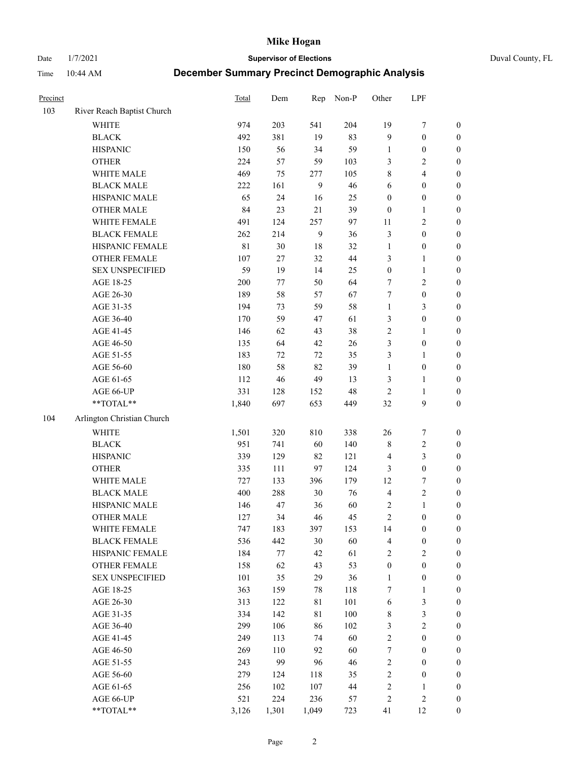# Mike Hogan

Date 1/7/2021 **Supervisor of Elections** Duval County, FL

Time 10:44 AM **December Summary Precinct Demographic Analysis**

| Precinct | | Total | Dem | Rep | Non-P | Other | LPF | |
|---|---|---|---|---|---|---|---|---|
| 103 | River Reach Baptist Church | | | | | | | |
| | WHITE | 974 | 203 | 541 | 204 | 19 | 7 | 0 |
| | BLACK | 492 | 381 | 19 | 83 | 9 | 0 | 0 |
| | HISPANIC | 150 | 56 | 34 | 59 | 1 | 0 | 0 |
| | OTHER | 224 | 57 | 59 | 103 | 3 | 2 | 0 |
| | WHITE MALE | 469 | 75 | 277 | 105 | 8 | 4 | 0 |
| | BLACK MALE | 222 | 161 | 9 | 46 | 6 | 0 | 0 |
| | HISPANIC MALE | 65 | 24 | 16 | 25 | 0 | 0 | 0 |
| | OTHER MALE | 84 | 23 | 21 | 39 | 0 | 1 | 0 |
| | WHITE FEMALE | 491 | 124 | 257 | 97 | 11 | 2 | 0 |
| | BLACK FEMALE | 262 | 214 | 9 | 36 | 3 | 0 | 0 |
| | HISPANIC FEMALE | 81 | 30 | 18 | 32 | 1 | 0 | 0 |
| | OTHER FEMALE | 107 | 27 | 32 | 44 | 3 | 1 | 0 |
| | SEX UNSPECIFIED | 59 | 19 | 14 | 25 | 0 | 1 | 0 |
| | AGE 18-25 | 200 | 77 | 50 | 64 | 7 | 2 | 0 |
| | AGE 26-30 | 189 | 58 | 57 | 67 | 7 | 0 | 0 |
| | AGE 31-35 | 194 | 73 | 59 | 58 | 1 | 3 | 0 |
| | AGE 36-40 | 170 | 59 | 47 | 61 | 3 | 0 | 0 |
| | AGE 41-45 | 146 | 62 | 43 | 38 | 2 | 1 | 0 |
| | AGE 46-50 | 135 | 64 | 42 | 26 | 3 | 0 | 0 |
| | AGE 51-55 | 183 | 72 | 72 | 35 | 3 | 1 | 0 |
| | AGE 56-60 | 180 | 58 | 82 | 39 | 1 | 0 | 0 |
| | AGE 61-65 | 112 | 46 | 49 | 13 | 3 | 1 | 0 |
| | AGE 66-UP | 331 | 128 | 152 | 48 | 2 | 1 | 0 |
| | **TOTAL** | 1,840 | 697 | 653 | 449 | 32 | 9 | 0 |
| 104 | Arlington Christian Church | | | | | | | |
| | WHITE | 1,501 | 320 | 810 | 338 | 26 | 7 | 0 |
| | BLACK | 951 | 741 | 60 | 140 | 8 | 2 | 0 |
| | HISPANIC | 339 | 129 | 82 | 121 | 4 | 3 | 0 |
| | OTHER | 335 | 111 | 97 | 124 | 3 | 0 | 0 |
| | WHITE MALE | 727 | 133 | 396 | 179 | 12 | 7 | 0 |
| | BLACK MALE | 400 | 288 | 30 | 76 | 4 | 2 | 0 |
| | HISPANIC MALE | 146 | 47 | 36 | 60 | 2 | 1 | 0 |
| | OTHER MALE | 127 | 34 | 46 | 45 | 2 | 0 | 0 |
| | WHITE FEMALE | 747 | 183 | 397 | 153 | 14 | 0 | 0 |
| | BLACK FEMALE | 536 | 442 | 30 | 60 | 4 | 0 | 0 |
| | HISPANIC FEMALE | 184 | 77 | 42 | 61 | 2 | 2 | 0 |
| | OTHER FEMALE | 158 | 62 | 43 | 53 | 0 | 0 | 0 |
| | SEX UNSPECIFIED | 101 | 35 | 29 | 36 | 1 | 0 | 0 |
| | AGE 18-25 | 363 | 159 | 78 | 118 | 7 | 1 | 0 |
| | AGE 26-30 | 313 | 122 | 81 | 101 | 6 | 3 | 0 |
| | AGE 31-35 | 334 | 142 | 81 | 100 | 8 | 3 | 0 |
| | AGE 36-40 | 299 | 106 | 86 | 102 | 3 | 2 | 0 |
| | AGE 41-45 | 249 | 113 | 74 | 60 | 2 | 0 | 0 |
| | AGE 46-50 | 269 | 110 | 92 | 60 | 7 | 0 | 0 |
| | AGE 51-55 | 243 | 99 | 96 | 46 | 2 | 0 | 0 |
| | AGE 56-60 | 279 | 124 | 118 | 35 | 2 | 0 | 0 |
| | AGE 61-65 | 256 | 102 | 107 | 44 | 2 | 1 | 0 |
| | AGE 66-UP | 521 | 224 | 236 | 57 | 2 | 2 | 0 |
| | **TOTAL** | 3,126 | 1,301 | 1,049 | 723 | 41 | 12 | 0 |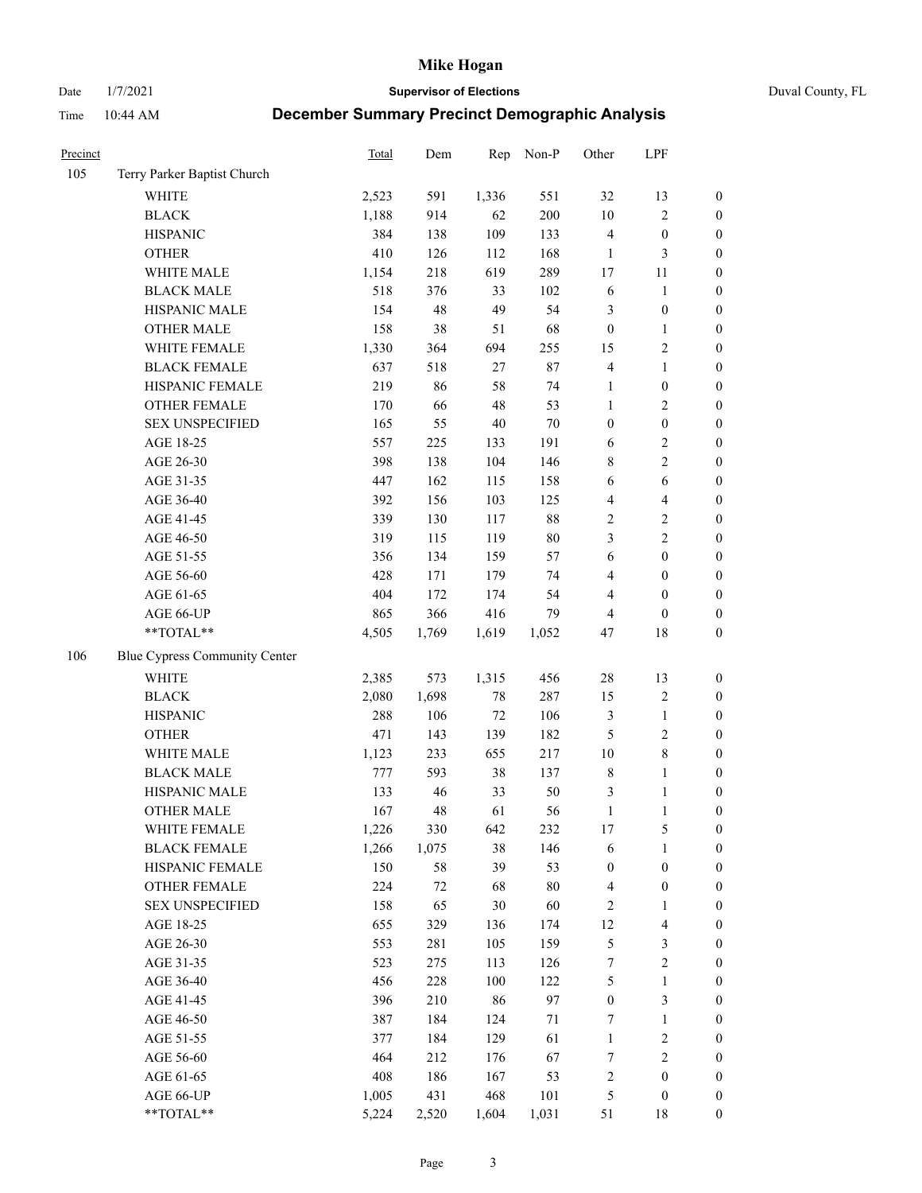# Mike Hogan

Date 1/7/2021 **Supervisor of Elections** Duval County, FL

Time 10:44 AM **December Summary Precinct Demographic Analysis**

| Precinct | | Total | Dem | Rep | Non-P | Other | LPF | |
|---|---|---|---|---|---|---|---|---|
| 105 | Terry Parker Baptist Church | | | | | | | |
| | WHITE | 2,523 | 591 | 1,336 | 551 | 32 | 13 | 0 |
| | BLACK | 1,188 | 914 | 62 | 200 | 10 | 2 | 0 |
| | HISPANIC | 384 | 138 | 109 | 133 | 4 | 0 | 0 |
| | OTHER | 410 | 126 | 112 | 168 | 1 | 3 | 0 |
| | WHITE MALE | 1,154 | 218 | 619 | 289 | 17 | 11 | 0 |
| | BLACK MALE | 518 | 376 | 33 | 102 | 6 | 1 | 0 |
| | HISPANIC MALE | 154 | 48 | 49 | 54 | 3 | 0 | 0 |
| | OTHER MALE | 158 | 38 | 51 | 68 | 0 | 1 | 0 |
| | WHITE FEMALE | 1,330 | 364 | 694 | 255 | 15 | 2 | 0 |
| | BLACK FEMALE | 637 | 518 | 27 | 87 | 4 | 1 | 0 |
| | HISPANIC FEMALE | 219 | 86 | 58 | 74 | 1 | 0 | 0 |
| | OTHER FEMALE | 170 | 66 | 48 | 53 | 1 | 2 | 0 |
| | SEX UNSPECIFIED | 165 | 55 | 40 | 70 | 0 | 0 | 0 |
| | AGE 18-25 | 557 | 225 | 133 | 191 | 6 | 2 | 0 |
| | AGE 26-30 | 398 | 138 | 104 | 146 | 8 | 2 | 0 |
| | AGE 31-35 | 447 | 162 | 115 | 158 | 6 | 6 | 0 |
| | AGE 36-40 | 392 | 156 | 103 | 125 | 4 | 4 | 0 |
| | AGE 41-45 | 339 | 130 | 117 | 88 | 2 | 2 | 0 |
| | AGE 46-50 | 319 | 115 | 119 | 80 | 3 | 2 | 0 |
| | AGE 51-55 | 356 | 134 | 159 | 57 | 6 | 0 | 0 |
| | AGE 56-60 | 428 | 171 | 179 | 74 | 4 | 0 | 0 |
| | AGE 61-65 | 404 | 172 | 174 | 54 | 4 | 0 | 0 |
| | AGE 66-UP | 865 | 366 | 416 | 79 | 4 | 0 | 0 |
| | **TOTAL** | 4,505 | 1,769 | 1,619 | 1,052 | 47 | 18 | 0 |
| 106 | Blue Cypress Community Center | | | | | | | |
| | WHITE | 2,385 | 573 | 1,315 | 456 | 28 | 13 | 0 |
| | BLACK | 2,080 | 1,698 | 78 | 287 | 15 | 2 | 0 |
| | HISPANIC | 288 | 106 | 72 | 106 | 3 | 1 | 0 |
| | OTHER | 471 | 143 | 139 | 182 | 5 | 2 | 0 |
| | WHITE MALE | 1,123 | 233 | 655 | 217 | 10 | 8 | 0 |
| | BLACK MALE | 777 | 593 | 38 | 137 | 8 | 1 | 0 |
| | HISPANIC MALE | 133 | 46 | 33 | 50 | 3 | 1 | 0 |
| | OTHER MALE | 167 | 48 | 61 | 56 | 1 | 1 | 0 |
| | WHITE FEMALE | 1,226 | 330 | 642 | 232 | 17 | 5 | 0 |
| | BLACK FEMALE | 1,266 | 1,075 | 38 | 146 | 6 | 1 | 0 |
| | HISPANIC FEMALE | 150 | 58 | 39 | 53 | 0 | 0 | 0 |
| | OTHER FEMALE | 224 | 72 | 68 | 80 | 4 | 0 | 0 |
| | SEX UNSPECIFIED | 158 | 65 | 30 | 60 | 2 | 1 | 0 |
| | AGE 18-25 | 655 | 329 | 136 | 174 | 12 | 4 | 0 |
| | AGE 26-30 | 553 | 281 | 105 | 159 | 5 | 3 | 0 |
| | AGE 31-35 | 523 | 275 | 113 | 126 | 7 | 2 | 0 |
| | AGE 36-40 | 456 | 228 | 100 | 122 | 5 | 1 | 0 |
| | AGE 41-45 | 396 | 210 | 86 | 97 | 0 | 3 | 0 |
| | AGE 46-50 | 387 | 184 | 124 | 71 | 7 | 1 | 0 |
| | AGE 51-55 | 377 | 184 | 129 | 61 | 1 | 2 | 0 |
| | AGE 56-60 | 464 | 212 | 176 | 67 | 7 | 2 | 0 |
| | AGE 61-65 | 408 | 186 | 167 | 53 | 2 | 0 | 0 |
| | AGE 66-UP | 1,005 | 431 | 468 | 101 | 5 | 0 | 0 |
| | **TOTAL** | 5,224 | 2,520 | 1,604 | 1,031 | 51 | 18 | 0 |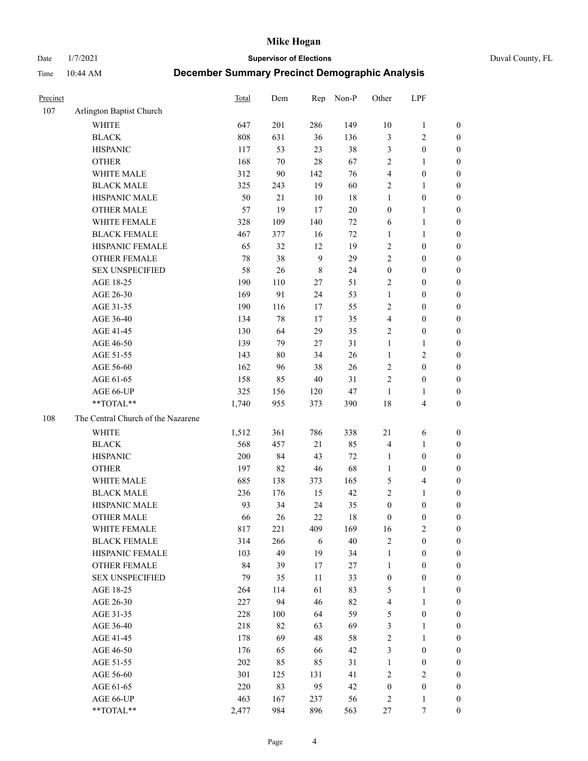# Mike Hogan

Date 1/7/2021 **Supervisor of Elections** Duval County, FL

Time 10:44 AM **December Summary Precinct Demographic Analysis**

| Precinct | | Total | Dem | Rep | Non-P | Other | LPF | |
|---|---|---|---|---|---|---|---|---|
| 107 | Arlington Baptist Church | | | | | | | |
| | WHITE | 647 | 201 | 286 | 149 | 10 | 1 | 0 |
| | BLACK | 808 | 631 | 36 | 136 | 3 | 2 | 0 |
| | HISPANIC | 117 | 53 | 23 | 38 | 3 | 0 | 0 |
| | OTHER | 168 | 70 | 28 | 67 | 2 | 1 | 0 |
| | WHITE MALE | 312 | 90 | 142 | 76 | 4 | 0 | 0 |
| | BLACK MALE | 325 | 243 | 19 | 60 | 2 | 1 | 0 |
| | HISPANIC MALE | 50 | 21 | 10 | 18 | 1 | 0 | 0 |
| | OTHER MALE | 57 | 19 | 17 | 20 | 0 | 1 | 0 |
| | WHITE FEMALE | 328 | 109 | 140 | 72 | 6 | 1 | 0 |
| | BLACK FEMALE | 467 | 377 | 16 | 72 | 1 | 1 | 0 |
| | HISPANIC FEMALE | 65 | 32 | 12 | 19 | 2 | 0 | 0 |
| | OTHER FEMALE | 78 | 38 | 9 | 29 | 2 | 0 | 0 |
| | SEX UNSPECIFIED | 58 | 26 | 8 | 24 | 0 | 0 | 0 |
| | AGE 18-25 | 190 | 110 | 27 | 51 | 2 | 0 | 0 |
| | AGE 26-30 | 169 | 91 | 24 | 53 | 1 | 0 | 0 |
| | AGE 31-35 | 190 | 116 | 17 | 55 | 2 | 0 | 0 |
| | AGE 36-40 | 134 | 78 | 17 | 35 | 4 | 0 | 0 |
| | AGE 41-45 | 130 | 64 | 29 | 35 | 2 | 0 | 0 |
| | AGE 46-50 | 139 | 79 | 27 | 31 | 1 | 1 | 0 |
| | AGE 51-55 | 143 | 80 | 34 | 26 | 1 | 2 | 0 |
| | AGE 56-60 | 162 | 96 | 38 | 26 | 2 | 0 | 0 |
| | AGE 61-65 | 158 | 85 | 40 | 31 | 2 | 0 | 0 |
| | AGE 66-UP | 325 | 156 | 120 | 47 | 1 | 1 | 0 |
| | **TOTAL** | 1,740 | 955 | 373 | 390 | 18 | 4 | 0 |
| 108 | The Central Church of the Nazarene | | | | | | | |
| | WHITE | 1,512 | 361 | 786 | 338 | 21 | 6 | 0 |
| | BLACK | 568 | 457 | 21 | 85 | 4 | 1 | 0 |
| | HISPANIC | 200 | 84 | 43 | 72 | 1 | 0 | 0 |
| | OTHER | 197 | 82 | 46 | 68 | 1 | 0 | 0 |
| | WHITE MALE | 685 | 138 | 373 | 165 | 5 | 4 | 0 |
| | BLACK MALE | 236 | 176 | 15 | 42 | 2 | 1 | 0 |
| | HISPANIC MALE | 93 | 34 | 24 | 35 | 0 | 0 | 0 |
| | OTHER MALE | 66 | 26 | 22 | 18 | 0 | 0 | 0 |
| | WHITE FEMALE | 817 | 221 | 409 | 169 | 16 | 2 | 0 |
| | BLACK FEMALE | 314 | 266 | 6 | 40 | 2 | 0 | 0 |
| | HISPANIC FEMALE | 103 | 49 | 19 | 34 | 1 | 0 | 0 |
| | OTHER FEMALE | 84 | 39 | 17 | 27 | 1 | 0 | 0 |
| | SEX UNSPECIFIED | 79 | 35 | 11 | 33 | 0 | 0 | 0 |
| | AGE 18-25 | 264 | 114 | 61 | 83 | 5 | 1 | 0 |
| | AGE 26-30 | 227 | 94 | 46 | 82 | 4 | 1 | 0 |
| | AGE 31-35 | 228 | 100 | 64 | 59 | 5 | 0 | 0 |
| | AGE 36-40 | 218 | 82 | 63 | 69 | 3 | 1 | 0 |
| | AGE 41-45 | 178 | 69 | 48 | 58 | 2 | 1 | 0 |
| | AGE 46-50 | 176 | 65 | 66 | 42 | 3 | 0 | 0 |
| | AGE 51-55 | 202 | 85 | 85 | 31 | 1 | 0 | 0 |
| | AGE 56-60 | 301 | 125 | 131 | 41 | 2 | 2 | 0 |
| | AGE 61-65 | 220 | 83 | 95 | 42 | 0 | 0 | 0 |
| | AGE 66-UP | 463 | 167 | 237 | 56 | 2 | 1 | 0 |
| | **TOTAL** | 2,477 | 984 | 896 | 563 | 27 | 7 | 0 |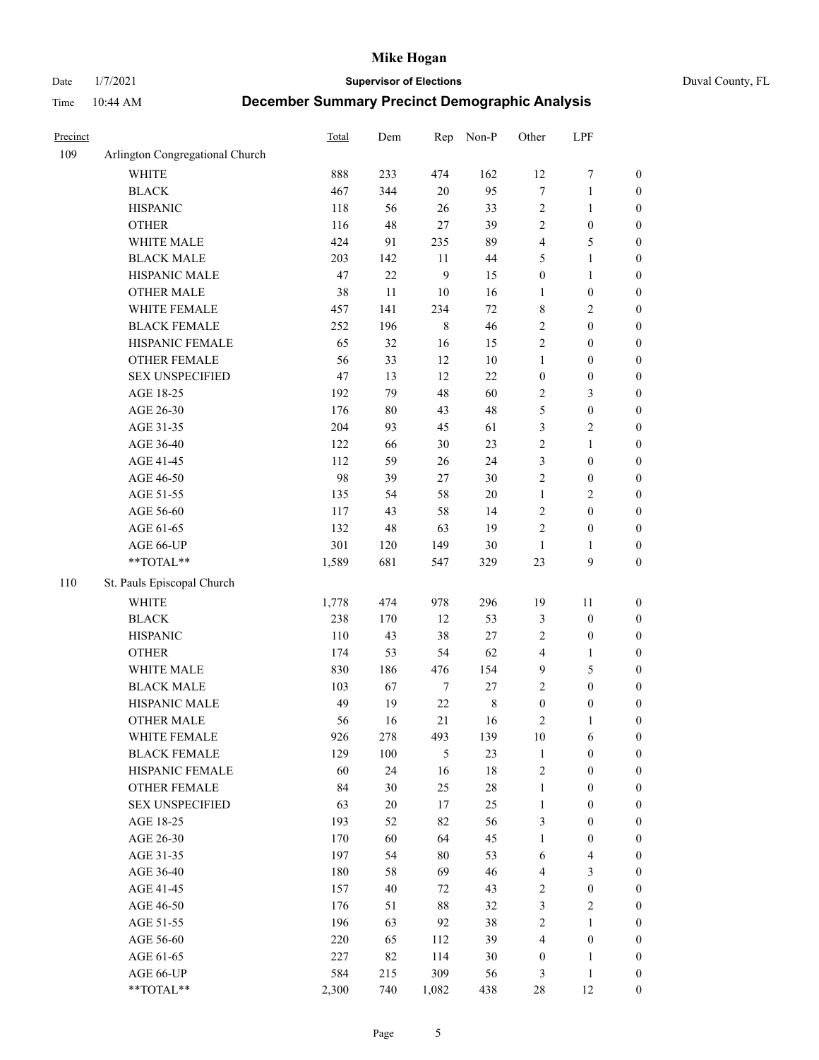# Mike Hogan

Date 1/7/2021 **Supervisor of Elections** Duval County, FL

Time 10:44 AM **December Summary Precinct Demographic Analysis**

| Precinct | | Total | Dem | Rep | Non-P | Other | LPF | |
|---|---|---|---|---|---|---|---|---|
| 109 | Arlington Congregational Church | | | | | | | |
| | WHITE | 888 | 233 | 474 | 162 | 12 | 7 | 0 |
| | BLACK | 467 | 344 | 20 | 95 | 7 | 1 | 0 |
| | HISPANIC | 118 | 56 | 26 | 33 | 2 | 1 | 0 |
| | OTHER | 116 | 48 | 27 | 39 | 2 | 0 | 0 |
| | WHITE MALE | 424 | 91 | 235 | 89 | 4 | 5 | 0 |
| | BLACK MALE | 203 | 142 | 11 | 44 | 5 | 1 | 0 |
| | HISPANIC MALE | 47 | 22 | 9 | 15 | 0 | 1 | 0 |
| | OTHER MALE | 38 | 11 | 10 | 16 | 1 | 0 | 0 |
| | WHITE FEMALE | 457 | 141 | 234 | 72 | 8 | 2 | 0 |
| | BLACK FEMALE | 252 | 196 | 8 | 46 | 2 | 0 | 0 |
| | HISPANIC FEMALE | 65 | 32 | 16 | 15 | 2 | 0 | 0 |
| | OTHER FEMALE | 56 | 33 | 12 | 10 | 1 | 0 | 0 |
| | SEX UNSPECIFIED | 47 | 13 | 12 | 22 | 0 | 0 | 0 |
| | AGE 18-25 | 192 | 79 | 48 | 60 | 2 | 3 | 0 |
| | AGE 26-30 | 176 | 80 | 43 | 48 | 5 | 0 | 0 |
| | AGE 31-35 | 204 | 93 | 45 | 61 | 3 | 2 | 0 |
| | AGE 36-40 | 122 | 66 | 30 | 23 | 2 | 1 | 0 |
| | AGE 41-45 | 112 | 59 | 26 | 24 | 3 | 0 | 0 |
| | AGE 46-50 | 98 | 39 | 27 | 30 | 2 | 0 | 0 |
| | AGE 51-55 | 135 | 54 | 58 | 20 | 1 | 2 | 0 |
| | AGE 56-60 | 117 | 43 | 58 | 14 | 2 | 0 | 0 |
| | AGE 61-65 | 132 | 48 | 63 | 19 | 2 | 0 | 0 |
| | AGE 66-UP | 301 | 120 | 149 | 30 | 1 | 1 | 0 |
| | **TOTAL** | 1,589 | 681 | 547 | 329 | 23 | 9 | 0 |
| 110 | St. Pauls Episcopal Church | | | | | | | |
| | WHITE | 1,778 | 474 | 978 | 296 | 19 | 11 | 0 |
| | BLACK | 238 | 170 | 12 | 53 | 3 | 0 | 0 |
| | HISPANIC | 110 | 43 | 38 | 27 | 2 | 0 | 0 |
| | OTHER | 174 | 53 | 54 | 62 | 4 | 1 | 0 |
| | WHITE MALE | 830 | 186 | 476 | 154 | 9 | 5 | 0 |
| | BLACK MALE | 103 | 67 | 7 | 27 | 2 | 0 | 0 |
| | HISPANIC MALE | 49 | 19 | 22 | 8 | 0 | 0 | 0 |
| | OTHER MALE | 56 | 16 | 21 | 16 | 2 | 1 | 0 |
| | WHITE FEMALE | 926 | 278 | 493 | 139 | 10 | 6 | 0 |
| | BLACK FEMALE | 129 | 100 | 5 | 23 | 1 | 0 | 0 |
| | HISPANIC FEMALE | 60 | 24 | 16 | 18 | 2 | 0 | 0 |
| | OTHER FEMALE | 84 | 30 | 25 | 28 | 1 | 0 | 0 |
| | SEX UNSPECIFIED | 63 | 20 | 17 | 25 | 1 | 0 | 0 |
| | AGE 18-25 | 193 | 52 | 82 | 56 | 3 | 0 | 0 |
| | AGE 26-30 | 170 | 60 | 64 | 45 | 1 | 0 | 0 |
| | AGE 31-35 | 197 | 54 | 80 | 53 | 6 | 4 | 0 |
| | AGE 36-40 | 180 | 58 | 69 | 46 | 4 | 3 | 0 |
| | AGE 41-45 | 157 | 40 | 72 | 43 | 2 | 0 | 0 |
| | AGE 46-50 | 176 | 51 | 88 | 32 | 3 | 2 | 0 |
| | AGE 51-55 | 196 | 63 | 92 | 38 | 2 | 1 | 0 |
| | AGE 56-60 | 220 | 65 | 112 | 39 | 4 | 0 | 0 |
| | AGE 61-65 | 227 | 82 | 114 | 30 | 0 | 1 | 0 |
| | AGE 66-UP | 584 | 215 | 309 | 56 | 3 | 1 | 0 |
| | **TOTAL** | 2,300 | 740 | 1,082 | 438 | 28 | 12 | 0 |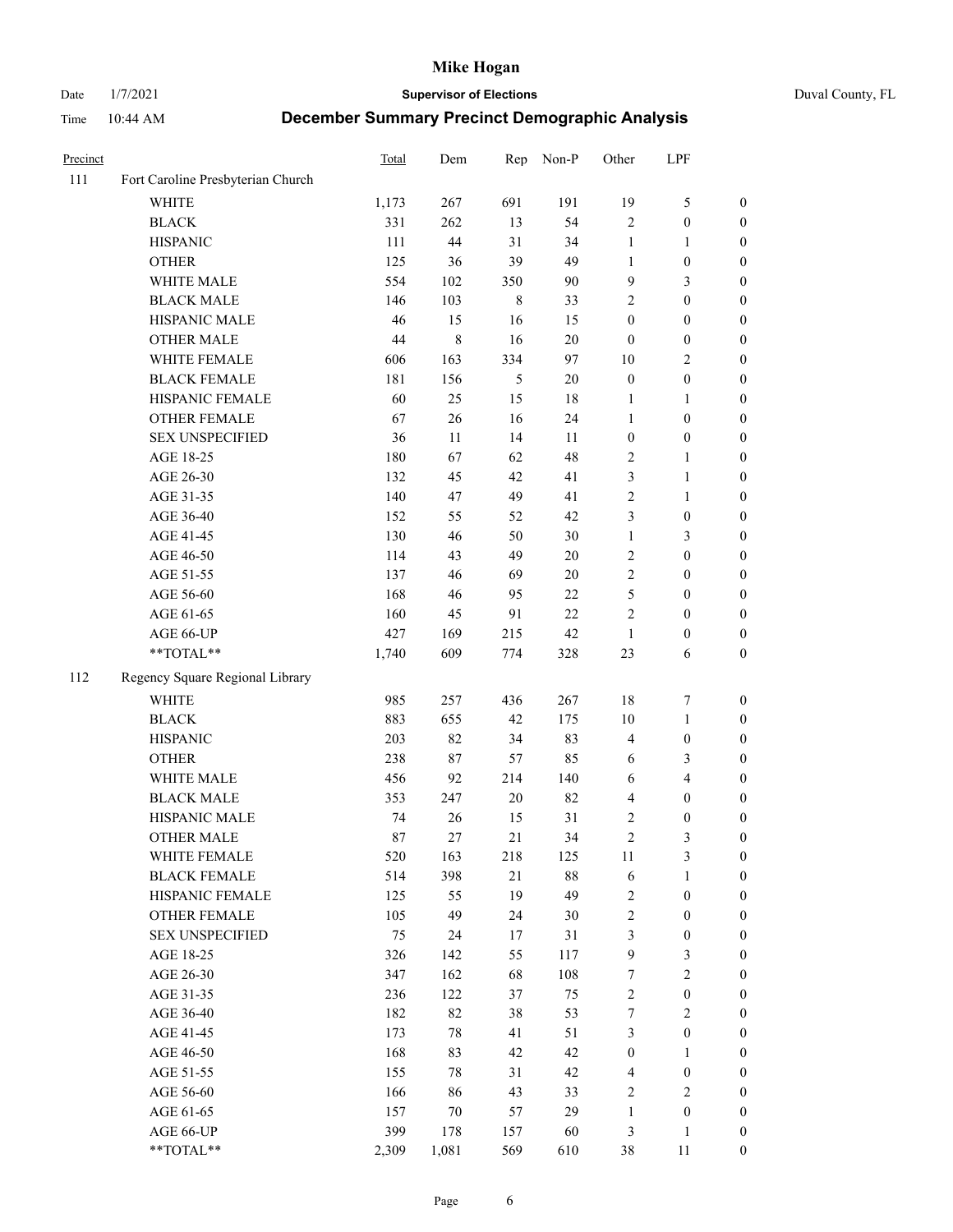# Mike Hogan

Date 1/7/2021 **Supervisor of Elections** Duval County, FL

Time 10:44 AM **December Summary Precinct Demographic Analysis**

| Precinct | | Total | Dem | Rep | Non-P | Other | LPF | |
|---|---|---|---|---|---|---|---|---|
| 111 | Fort Caroline Presbyterian Church | | | | | | | |
| | WHITE | 1,173 | 267 | 691 | 191 | 19 | 5 | 0 |
| | BLACK | 331 | 262 | 13 | 54 | 2 | 0 | 0 |
| | HISPANIC | 111 | 44 | 31 | 34 | 1 | 1 | 0 |
| | OTHER | 125 | 36 | 39 | 49 | 1 | 0 | 0 |
| | WHITE MALE | 554 | 102 | 350 | 90 | 9 | 3 | 0 |
| | BLACK MALE | 146 | 103 | 8 | 33 | 2 | 0 | 0 |
| | HISPANIC MALE | 46 | 15 | 16 | 15 | 0 | 0 | 0 |
| | OTHER MALE | 44 | 8 | 16 | 20 | 0 | 0 | 0 |
| | WHITE FEMALE | 606 | 163 | 334 | 97 | 10 | 2 | 0 |
| | BLACK FEMALE | 181 | 156 | 5 | 20 | 0 | 0 | 0 |
| | HISPANIC FEMALE | 60 | 25 | 15 | 18 | 1 | 1 | 0 |
| | OTHER FEMALE | 67 | 26 | 16 | 24 | 1 | 0 | 0 |
| | SEX UNSPECIFIED | 36 | 11 | 14 | 11 | 0 | 0 | 0 |
| | AGE 18-25 | 180 | 67 | 62 | 48 | 2 | 1 | 0 |
| | AGE 26-30 | 132 | 45 | 42 | 41 | 3 | 1 | 0 |
| | AGE 31-35 | 140 | 47 | 49 | 41 | 2 | 1 | 0 |
| | AGE 36-40 | 152 | 55 | 52 | 42 | 3 | 0 | 0 |
| | AGE 41-45 | 130 | 46 | 50 | 30 | 1 | 3 | 0 |
| | AGE 46-50 | 114 | 43 | 49 | 20 | 2 | 0 | 0 |
| | AGE 51-55 | 137 | 46 | 69 | 20 | 2 | 0 | 0 |
| | AGE 56-60 | 168 | 46 | 95 | 22 | 5 | 0 | 0 |
| | AGE 61-65 | 160 | 45 | 91 | 22 | 2 | 0 | 0 |
| | AGE 66-UP | 427 | 169 | 215 | 42 | 1 | 0 | 0 |
| | **TOTAL** | 1,740 | 609 | 774 | 328 | 23 | 6 | 0 |
| 112 | Regency Square Regional Library | | | | | | | |
| | WHITE | 985 | 257 | 436 | 267 | 18 | 7 | 0 |
| | BLACK | 883 | 655 | 42 | 175 | 10 | 1 | 0 |
| | HISPANIC | 203 | 82 | 34 | 83 | 4 | 0 | 0 |
| | OTHER | 238 | 87 | 57 | 85 | 6 | 3 | 0 |
| | WHITE MALE | 456 | 92 | 214 | 140 | 6 | 4 | 0 |
| | BLACK MALE | 353 | 247 | 20 | 82 | 4 | 0 | 0 |
| | HISPANIC MALE | 74 | 26 | 15 | 31 | 2 | 0 | 0 |
| | OTHER MALE | 87 | 27 | 21 | 34 | 2 | 3 | 0 |
| | WHITE FEMALE | 520 | 163 | 218 | 125 | 11 | 3 | 0 |
| | BLACK FEMALE | 514 | 398 | 21 | 88 | 6 | 1 | 0 |
| | HISPANIC FEMALE | 125 | 55 | 19 | 49 | 2 | 0 | 0 |
| | OTHER FEMALE | 105 | 49 | 24 | 30 | 2 | 0 | 0 |
| | SEX UNSPECIFIED | 75 | 24 | 17 | 31 | 3 | 0 | 0 |
| | AGE 18-25 | 326 | 142 | 55 | 117 | 9 | 3 | 0 |
| | AGE 26-30 | 347 | 162 | 68 | 108 | 7 | 2 | 0 |
| | AGE 31-35 | 236 | 122 | 37 | 75 | 2 | 0 | 0 |
| | AGE 36-40 | 182 | 82 | 38 | 53 | 7 | 2 | 0 |
| | AGE 41-45 | 173 | 78 | 41 | 51 | 3 | 0 | 0 |
| | AGE 46-50 | 168 | 83 | 42 | 42 | 0 | 1 | 0 |
| | AGE 51-55 | 155 | 78 | 31 | 42 | 4 | 0 | 0 |
| | AGE 56-60 | 166 | 86 | 43 | 33 | 2 | 2 | 0 |
| | AGE 61-65 | 157 | 70 | 57 | 29 | 1 | 0 | 0 |
| | AGE 66-UP | 399 | 178 | 157 | 60 | 3 | 1 | 0 |
| | **TOTAL** | 2,309 | 1,081 | 569 | 610 | 38 | 11 | 0 |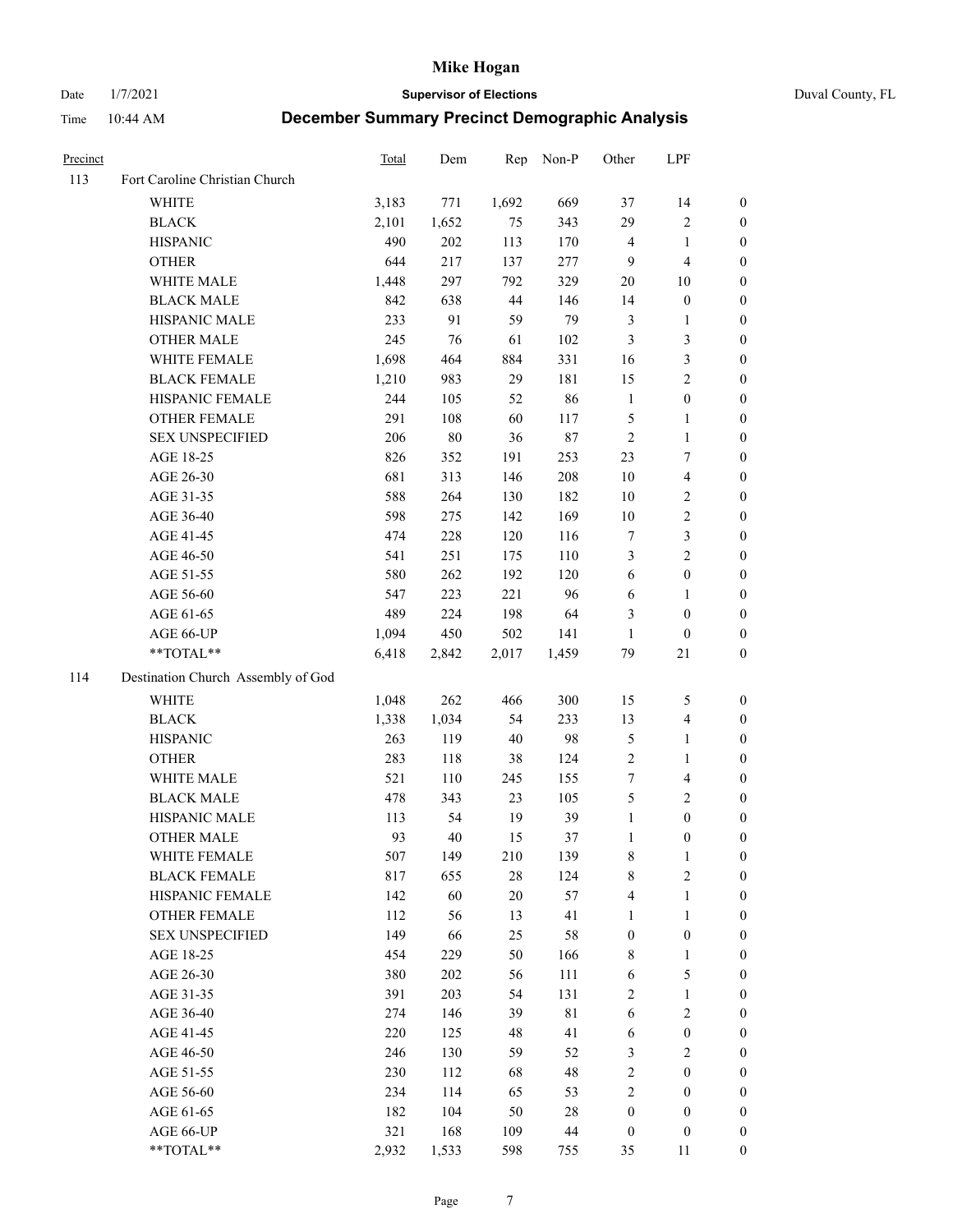# Mike Hogan

Date 1/7/2021 **Supervisor of Elections** Duval County, FL

Time 10:44 AM **December Summary Precinct Demographic Analysis**

| Precinct | | Total | Dem | Rep | Non-P | Other | LPF | |
|---|---|---|---|---|---|---|---|---|
| 113 | Fort Caroline Christian Church | | | | | | | |
| | WHITE | 3,183 | 771 | 1,692 | 669 | 37 | 14 | 0 |
| | BLACK | 2,101 | 1,652 | 75 | 343 | 29 | 2 | 0 |
| | HISPANIC | 490 | 202 | 113 | 170 | 4 | 1 | 0 |
| | OTHER | 644 | 217 | 137 | 277 | 9 | 4 | 0 |
| | WHITE MALE | 1,448 | 297 | 792 | 329 | 20 | 10 | 0 |
| | BLACK MALE | 842 | 638 | 44 | 146 | 14 | 0 | 0 |
| | HISPANIC MALE | 233 | 91 | 59 | 79 | 3 | 1 | 0 |
| | OTHER MALE | 245 | 76 | 61 | 102 | 3 | 3 | 0 |
| | WHITE FEMALE | 1,698 | 464 | 884 | 331 | 16 | 3 | 0 |
| | BLACK FEMALE | 1,210 | 983 | 29 | 181 | 15 | 2 | 0 |
| | HISPANIC FEMALE | 244 | 105 | 52 | 86 | 1 | 0 | 0 |
| | OTHER FEMALE | 291 | 108 | 60 | 117 | 5 | 1 | 0 |
| | SEX UNSPECIFIED | 206 | 80 | 36 | 87 | 2 | 1 | 0 |
| | AGE 18-25 | 826 | 352 | 191 | 253 | 23 | 7 | 0 |
| | AGE 26-30 | 681 | 313 | 146 | 208 | 10 | 4 | 0 |
| | AGE 31-35 | 588 | 264 | 130 | 182 | 10 | 2 | 0 |
| | AGE 36-40 | 598 | 275 | 142 | 169 | 10 | 2 | 0 |
| | AGE 41-45 | 474 | 228 | 120 | 116 | 7 | 3 | 0 |
| | AGE 46-50 | 541 | 251 | 175 | 110 | 3 | 2 | 0 |
| | AGE 51-55 | 580 | 262 | 192 | 120 | 6 | 0 | 0 |
| | AGE 56-60 | 547 | 223 | 221 | 96 | 6 | 1 | 0 |
| | AGE 61-65 | 489 | 224 | 198 | 64 | 3 | 0 | 0 |
| | AGE 66-UP | 1,094 | 450 | 502 | 141 | 1 | 0 | 0 |
| | **TOTAL** | 6,418 | 2,842 | 2,017 | 1,459 | 79 | 21 | 0 |
| 114 | Destination Church Assembly of God | | | | | | | |
| | WHITE | 1,048 | 262 | 466 | 300 | 15 | 5 | 0 |
| | BLACK | 1,338 | 1,034 | 54 | 233 | 13 | 4 | 0 |
| | HISPANIC | 263 | 119 | 40 | 98 | 5 | 1 | 0 |
| | OTHER | 283 | 118 | 38 | 124 | 2 | 1 | 0 |
| | WHITE MALE | 521 | 110 | 245 | 155 | 7 | 4 | 0 |
| | BLACK MALE | 478 | 343 | 23 | 105 | 5 | 2 | 0 |
| | HISPANIC MALE | 113 | 54 | 19 | 39 | 1 | 0 | 0 |
| | OTHER MALE | 93 | 40 | 15 | 37 | 1 | 0 | 0 |
| | WHITE FEMALE | 507 | 149 | 210 | 139 | 8 | 1 | 0 |
| | BLACK FEMALE | 817 | 655 | 28 | 124 | 8 | 2 | 0 |
| | HISPANIC FEMALE | 142 | 60 | 20 | 57 | 4 | 1 | 0 |
| | OTHER FEMALE | 112 | 56 | 13 | 41 | 1 | 1 | 0 |
| | SEX UNSPECIFIED | 149 | 66 | 25 | 58 | 0 | 0 | 0 |
| | AGE 18-25 | 454 | 229 | 50 | 166 | 8 | 1 | 0 |
| | AGE 26-30 | 380 | 202 | 56 | 111 | 6 | 5 | 0 |
| | AGE 31-35 | 391 | 203 | 54 | 131 | 2 | 1 | 0 |
| | AGE 36-40 | 274 | 146 | 39 | 81 | 6 | 2 | 0 |
| | AGE 41-45 | 220 | 125 | 48 | 41 | 6 | 0 | 0 |
| | AGE 46-50 | 246 | 130 | 59 | 52 | 3 | 2 | 0 |
| | AGE 51-55 | 230 | 112 | 68 | 48 | 2 | 0 | 0 |
| | AGE 56-60 | 234 | 114 | 65 | 53 | 2 | 0 | 0 |
| | AGE 61-65 | 182 | 104 | 50 | 28 | 0 | 0 | 0 |
| | AGE 66-UP | 321 | 168 | 109 | 44 | 0 | 0 | 0 |
| | **TOTAL** | 2,932 | 1,533 | 598 | 755 | 35 | 11 | 0 |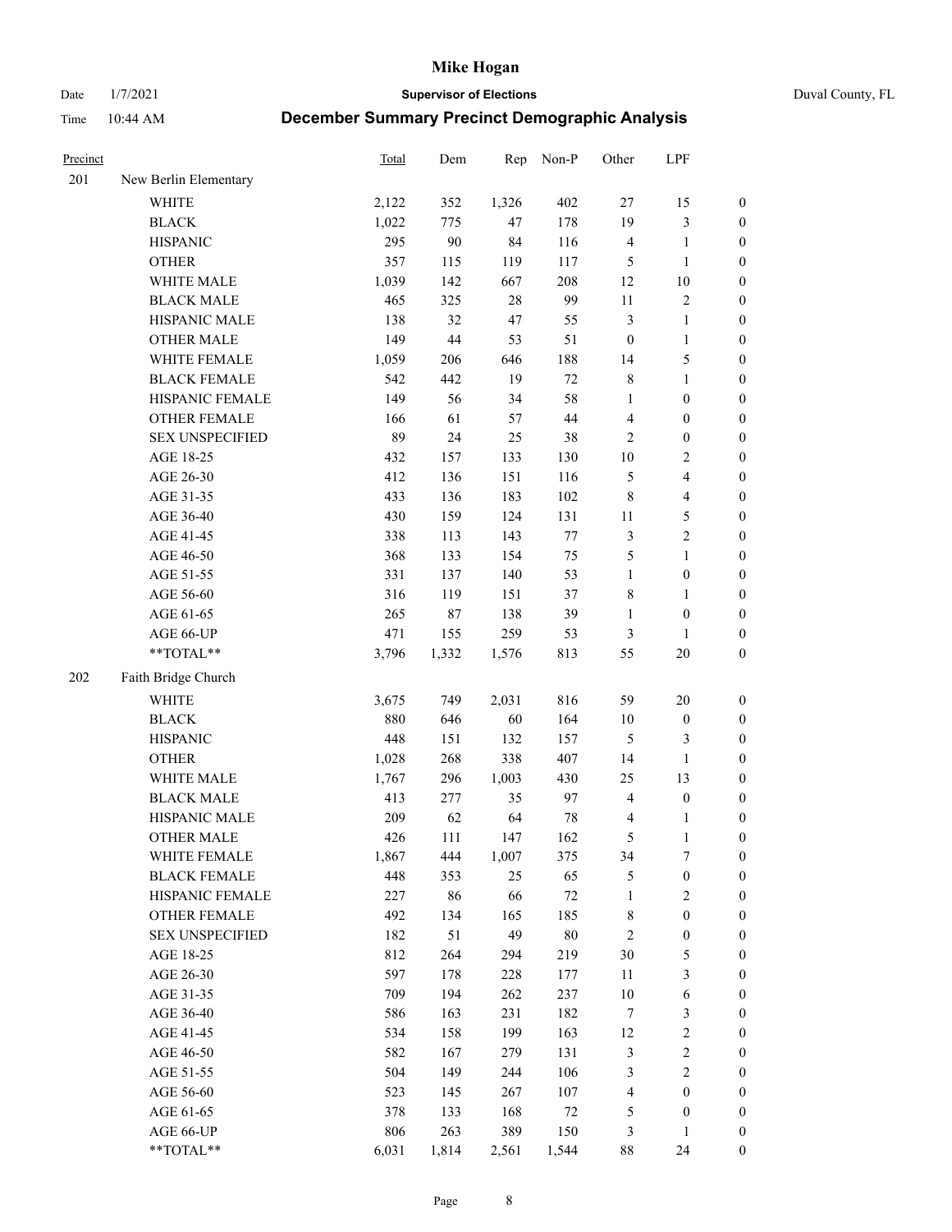# Mike Hogan

Date 1/7/2021 **Supervisor of Elections** Duval County, FL

Time 10:44 AM **December Summary Precinct Demographic Analysis**

| Precinct | | Total | Dem | Rep | Non-P | Other | LPF | |
|---|---|---|---|---|---|---|---|---|
| 201 | New Berlin Elementary | | | | | | | |
| | WHITE | 2,122 | 352 | 1,326 | 402 | 27 | 15 | 0 |
| | BLACK | 1,022 | 775 | 47 | 178 | 19 | 3 | 0 |
| | HISPANIC | 295 | 90 | 84 | 116 | 4 | 1 | 0 |
| | OTHER | 357 | 115 | 119 | 117 | 5 | 1 | 0 |
| | WHITE MALE | 1,039 | 142 | 667 | 208 | 12 | 10 | 0 |
| | BLACK MALE | 465 | 325 | 28 | 99 | 11 | 2 | 0 |
| | HISPANIC MALE | 138 | 32 | 47 | 55 | 3 | 1 | 0 |
| | OTHER MALE | 149 | 44 | 53 | 51 | 0 | 1 | 0 |
| | WHITE FEMALE | 1,059 | 206 | 646 | 188 | 14 | 5 | 0 |
| | BLACK FEMALE | 542 | 442 | 19 | 72 | 8 | 1 | 0 |
| | HISPANIC FEMALE | 149 | 56 | 34 | 58 | 1 | 0 | 0 |
| | OTHER FEMALE | 166 | 61 | 57 | 44 | 4 | 0 | 0 |
| | SEX UNSPECIFIED | 89 | 24 | 25 | 38 | 2 | 0 | 0 |
| | AGE 18-25 | 432 | 157 | 133 | 130 | 10 | 2 | 0 |
| | AGE 26-30 | 412 | 136 | 151 | 116 | 5 | 4 | 0 |
| | AGE 31-35 | 433 | 136 | 183 | 102 | 8 | 4 | 0 |
| | AGE 36-40 | 430 | 159 | 124 | 131 | 11 | 5 | 0 |
| | AGE 41-45 | 338 | 113 | 143 | 77 | 3 | 2 | 0 |
| | AGE 46-50 | 368 | 133 | 154 | 75 | 5 | 1 | 0 |
| | AGE 51-55 | 331 | 137 | 140 | 53 | 1 | 0 | 0 |
| | AGE 56-60 | 316 | 119 | 151 | 37 | 8 | 1 | 0 |
| | AGE 61-65 | 265 | 87 | 138 | 39 | 1 | 0 | 0 |
| | AGE 66-UP | 471 | 155 | 259 | 53 | 3 | 1 | 0 |
| | **TOTAL** | 3,796 | 1,332 | 1,576 | 813 | 55 | 20 | 0 |
| 202 | Faith Bridge Church | | | | | | | |
| | WHITE | 3,675 | 749 | 2,031 | 816 | 59 | 20 | 0 |
| | BLACK | 880 | 646 | 60 | 164 | 10 | 0 | 0 |
| | HISPANIC | 448 | 151 | 132 | 157 | 5 | 3 | 0 |
| | OTHER | 1,028 | 268 | 338 | 407 | 14 | 1 | 0 |
| | WHITE MALE | 1,767 | 296 | 1,003 | 430 | 25 | 13 | 0 |
| | BLACK MALE | 413 | 277 | 35 | 97 | 4 | 0 | 0 |
| | HISPANIC MALE | 209 | 62 | 64 | 78 | 4 | 1 | 0 |
| | OTHER MALE | 426 | 111 | 147 | 162 | 5 | 1 | 0 |
| | WHITE FEMALE | 1,867 | 444 | 1,007 | 375 | 34 | 7 | 0 |
| | BLACK FEMALE | 448 | 353 | 25 | 65 | 5 | 0 | 0 |
| | HISPANIC FEMALE | 227 | 86 | 66 | 72 | 1 | 2 | 0 |
| | OTHER FEMALE | 492 | 134 | 165 | 185 | 8 | 0 | 0 |
| | SEX UNSPECIFIED | 182 | 51 | 49 | 80 | 2 | 0 | 0 |
| | AGE 18-25 | 812 | 264 | 294 | 219 | 30 | 5 | 0 |
| | AGE 26-30 | 597 | 178 | 228 | 177 | 11 | 3 | 0 |
| | AGE 31-35 | 709 | 194 | 262 | 237 | 10 | 6 | 0 |
| | AGE 36-40 | 586 | 163 | 231 | 182 | 7 | 3 | 0 |
| | AGE 41-45 | 534 | 158 | 199 | 163 | 12 | 2 | 0 |
| | AGE 46-50 | 582 | 167 | 279 | 131 | 3 | 2 | 0 |
| | AGE 51-55 | 504 | 149 | 244 | 106 | 3 | 2 | 0 |
| | AGE 56-60 | 523 | 145 | 267 | 107 | 4 | 0 | 0 |
| | AGE 61-65 | 378 | 133 | 168 | 72 | 5 | 0 | 0 |
| | AGE 66-UP | 806 | 263 | 389 | 150 | 3 | 1 | 0 |
| | **TOTAL** | 6,031 | 1,814 | 2,561 | 1,544 | 88 | 24 | 0 |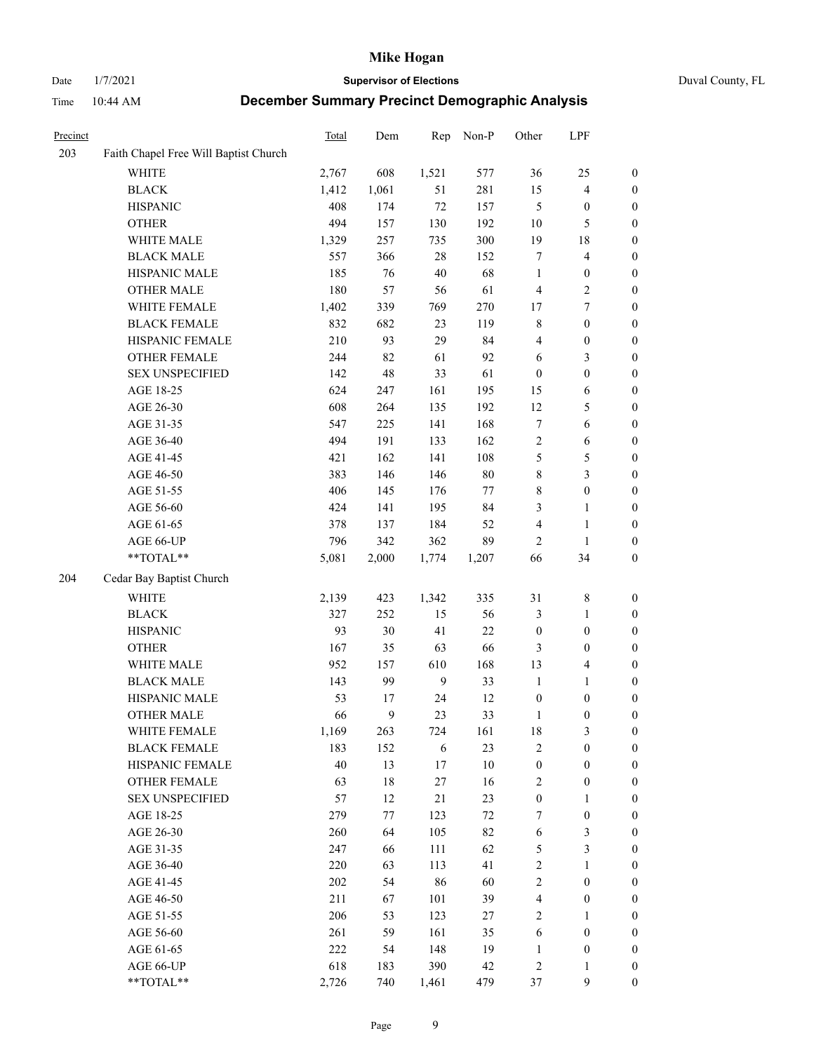# Mike Hogan

Date 1/7/2021 **Supervisor of Elections** Duval County, FL

Time 10:44 AM **December Summary Precinct Demographic Analysis**

| Precinct | | Total | Dem | Rep | Non-P | Other | LPF | |
|---|---|---|---|---|---|---|---|---|
| 203 | Faith Chapel Free Will Baptist Church | | | | | | | |
| | WHITE | 2,767 | 608 | 1,521 | 577 | 36 | 25 | 0 |
| | BLACK | 1,412 | 1,061 | 51 | 281 | 15 | 4 | 0 |
| | HISPANIC | 408 | 174 | 72 | 157 | 5 | 0 | 0 |
| | OTHER | 494 | 157 | 130 | 192 | 10 | 5 | 0 |
| | WHITE MALE | 1,329 | 257 | 735 | 300 | 19 | 18 | 0 |
| | BLACK MALE | 557 | 366 | 28 | 152 | 7 | 4 | 0 |
| | HISPANIC MALE | 185 | 76 | 40 | 68 | 1 | 0 | 0 |
| | OTHER MALE | 180 | 57 | 56 | 61 | 4 | 2 | 0 |
| | WHITE FEMALE | 1,402 | 339 | 769 | 270 | 17 | 7 | 0 |
| | BLACK FEMALE | 832 | 682 | 23 | 119 | 8 | 0 | 0 |
| | HISPANIC FEMALE | 210 | 93 | 29 | 84 | 4 | 0 | 0 |
| | OTHER FEMALE | 244 | 82 | 61 | 92 | 6 | 3 | 0 |
| | SEX UNSPECIFIED | 142 | 48 | 33 | 61 | 0 | 0 | 0 |
| | AGE 18-25 | 624 | 247 | 161 | 195 | 15 | 6 | 0 |
| | AGE 26-30 | 608 | 264 | 135 | 192 | 12 | 5 | 0 |
| | AGE 31-35 | 547 | 225 | 141 | 168 | 7 | 6 | 0 |
| | AGE 36-40 | 494 | 191 | 133 | 162 | 2 | 6 | 0 |
| | AGE 41-45 | 421 | 162 | 141 | 108 | 5 | 5 | 0 |
| | AGE 46-50 | 383 | 146 | 146 | 80 | 8 | 3 | 0 |
| | AGE 51-55 | 406 | 145 | 176 | 77 | 8 | 0 | 0 |
| | AGE 56-60 | 424 | 141 | 195 | 84 | 3 | 1 | 0 |
| | AGE 61-65 | 378 | 137 | 184 | 52 | 4 | 1 | 0 |
| | AGE 66-UP | 796 | 342 | 362 | 89 | 2 | 1 | 0 |
| | **TOTAL** | 5,081 | 2,000 | 1,774 | 1,207 | 66 | 34 | 0 |
| 204 | Cedar Bay Baptist Church | | | | | | | |
| | WHITE | 2,139 | 423 | 1,342 | 335 | 31 | 8 | 0 |
| | BLACK | 327 | 252 | 15 | 56 | 3 | 1 | 0 |
| | HISPANIC | 93 | 30 | 41 | 22 | 0 | 0 | 0 |
| | OTHER | 167 | 35 | 63 | 66 | 3 | 0 | 0 |
| | WHITE MALE | 952 | 157 | 610 | 168 | 13 | 4 | 0 |
| | BLACK MALE | 143 | 99 | 9 | 33 | 1 | 1 | 0 |
| | HISPANIC MALE | 53 | 17 | 24 | 12 | 0 | 0 | 0 |
| | OTHER MALE | 66 | 9 | 23 | 33 | 1 | 0 | 0 |
| | WHITE FEMALE | 1,169 | 263 | 724 | 161 | 18 | 3 | 0 |
| | BLACK FEMALE | 183 | 152 | 6 | 23 | 2 | 0 | 0 |
| | HISPANIC FEMALE | 40 | 13 | 17 | 10 | 0 | 0 | 0 |
| | OTHER FEMALE | 63 | 18 | 27 | 16 | 2 | 0 | 0 |
| | SEX UNSPECIFIED | 57 | 12 | 21 | 23 | 0 | 1 | 0 |
| | AGE 18-25 | 279 | 77 | 123 | 72 | 7 | 0 | 0 |
| | AGE 26-30 | 260 | 64 | 105 | 82 | 6 | 3 | 0 |
| | AGE 31-35 | 247 | 66 | 111 | 62 | 5 | 3 | 0 |
| | AGE 36-40 | 220 | 63 | 113 | 41 | 2 | 1 | 0 |
| | AGE 41-45 | 202 | 54 | 86 | 60 | 2 | 0 | 0 |
| | AGE 46-50 | 211 | 67 | 101 | 39 | 4 | 0 | 0 |
| | AGE 51-55 | 206 | 53 | 123 | 27 | 2 | 1 | 0 |
| | AGE 56-60 | 261 | 59 | 161 | 35 | 6 | 0 | 0 |
| | AGE 61-65 | 222 | 54 | 148 | 19 | 1 | 0 | 0 |
| | AGE 66-UP | 618 | 183 | 390 | 42 | 2 | 1 | 0 |
| | **TOTAL** | 2,726 | 740 | 1,461 | 479 | 37 | 9 | 0 |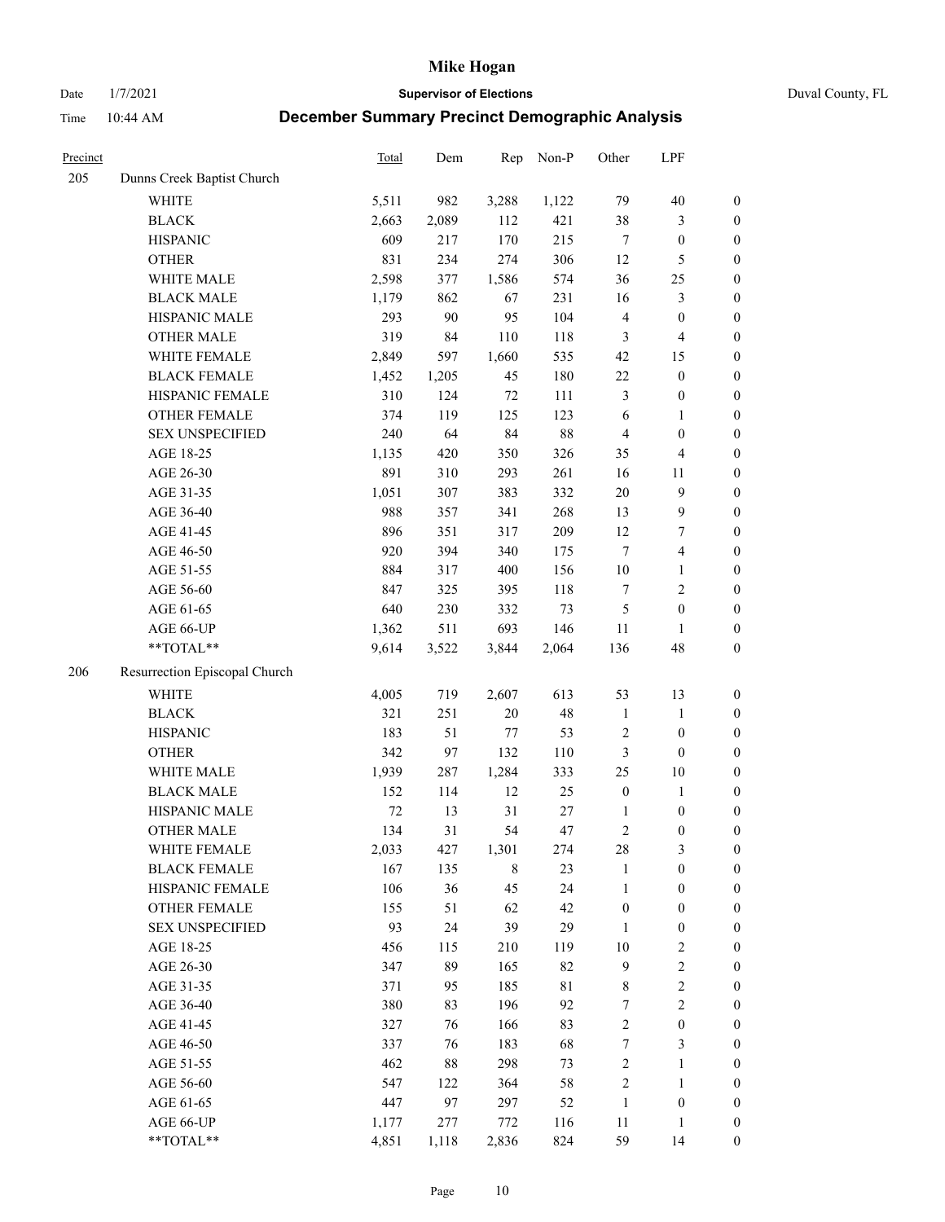# Mike Hogan

Date 1/7/2021 **Supervisor of Elections** Duval County, FL

Time 10:44 AM **December Summary Precinct Demographic Analysis**

| Precinct | | Total | Dem | Rep | Non-P | Other | LPF | |
|---|---|---|---|---|---|---|---|---|
| 205 | Dunns Creek Baptist Church | | | | | | | |
| | WHITE | 5,511 | 982 | 3,288 | 1,122 | 79 | 40 | 0 |
| | BLACK | 2,663 | 2,089 | 112 | 421 | 38 | 3 | 0 |
| | HISPANIC | 609 | 217 | 170 | 215 | 7 | 0 | 0 |
| | OTHER | 831 | 234 | 274 | 306 | 12 | 5 | 0 |
| | WHITE MALE | 2,598 | 377 | 1,586 | 574 | 36 | 25 | 0 |
| | BLACK MALE | 1,179 | 862 | 67 | 231 | 16 | 3 | 0 |
| | HISPANIC MALE | 293 | 90 | 95 | 104 | 4 | 0 | 0 |
| | OTHER MALE | 319 | 84 | 110 | 118 | 3 | 4 | 0 |
| | WHITE FEMALE | 2,849 | 597 | 1,660 | 535 | 42 | 15 | 0 |
| | BLACK FEMALE | 1,452 | 1,205 | 45 | 180 | 22 | 0 | 0 |
| | HISPANIC FEMALE | 310 | 124 | 72 | 111 | 3 | 0 | 0 |
| | OTHER FEMALE | 374 | 119 | 125 | 123 | 6 | 1 | 0 |
| | SEX UNSPECIFIED | 240 | 64 | 84 | 88 | 4 | 0 | 0 |
| | AGE 18-25 | 1,135 | 420 | 350 | 326 | 35 | 4 | 0 |
| | AGE 26-30 | 891 | 310 | 293 | 261 | 16 | 11 | 0 |
| | AGE 31-35 | 1,051 | 307 | 383 | 332 | 20 | 9 | 0 |
| | AGE 36-40 | 988 | 357 | 341 | 268 | 13 | 9 | 0 |
| | AGE 41-45 | 896 | 351 | 317 | 209 | 12 | 7 | 0 |
| | AGE 46-50 | 920 | 394 | 340 | 175 | 7 | 4 | 0 |
| | AGE 51-55 | 884 | 317 | 400 | 156 | 10 | 1 | 0 |
| | AGE 56-60 | 847 | 325 | 395 | 118 | 7 | 2 | 0 |
| | AGE 61-65 | 640 | 230 | 332 | 73 | 5 | 0 | 0 |
| | AGE 66-UP | 1,362 | 511 | 693 | 146 | 11 | 1 | 0 |
| | **TOTAL** | 9,614 | 3,522 | 3,844 | 2,064 | 136 | 48 | 0 |
| 206 | Resurrection Episcopal Church | | | | | | | |
| | WHITE | 4,005 | 719 | 2,607 | 613 | 53 | 13 | 0 |
| | BLACK | 321 | 251 | 20 | 48 | 1 | 1 | 0 |
| | HISPANIC | 183 | 51 | 77 | 53 | 2 | 0 | 0 |
| | OTHER | 342 | 97 | 132 | 110 | 3 | 0 | 0 |
| | WHITE MALE | 1,939 | 287 | 1,284 | 333 | 25 | 10 | 0 |
| | BLACK MALE | 152 | 114 | 12 | 25 | 0 | 1 | 0 |
| | HISPANIC MALE | 72 | 13 | 31 | 27 | 1 | 0 | 0 |
| | OTHER MALE | 134 | 31 | 54 | 47 | 2 | 0 | 0 |
| | WHITE FEMALE | 2,033 | 427 | 1,301 | 274 | 28 | 3 | 0 |
| | BLACK FEMALE | 167 | 135 | 8 | 23 | 1 | 0 | 0 |
| | HISPANIC FEMALE | 106 | 36 | 45 | 24 | 1 | 0 | 0 |
| | OTHER FEMALE | 155 | 51 | 62 | 42 | 0 | 0 | 0 |
| | SEX UNSPECIFIED | 93 | 24 | 39 | 29 | 1 | 0 | 0 |
| | AGE 18-25 | 456 | 115 | 210 | 119 | 10 | 2 | 0 |
| | AGE 26-30 | 347 | 89 | 165 | 82 | 9 | 2 | 0 |
| | AGE 31-35 | 371 | 95 | 185 | 81 | 8 | 2 | 0 |
| | AGE 36-40 | 380 | 83 | 196 | 92 | 7 | 2 | 0 |
| | AGE 41-45 | 327 | 76 | 166 | 83 | 2 | 0 | 0 |
| | AGE 46-50 | 337 | 76 | 183 | 68 | 7 | 3 | 0 |
| | AGE 51-55 | 462 | 88 | 298 | 73 | 2 | 1 | 0 |
| | AGE 56-60 | 547 | 122 | 364 | 58 | 2 | 1 | 0 |
| | AGE 61-65 | 447 | 97 | 297 | 52 | 1 | 0 | 0 |
| | AGE 66-UP | 1,177 | 277 | 772 | 116 | 11 | 1 | 0 |
| | **TOTAL** | 4,851 | 1,118 | 2,836 | 824 | 59 | 14 | 0 |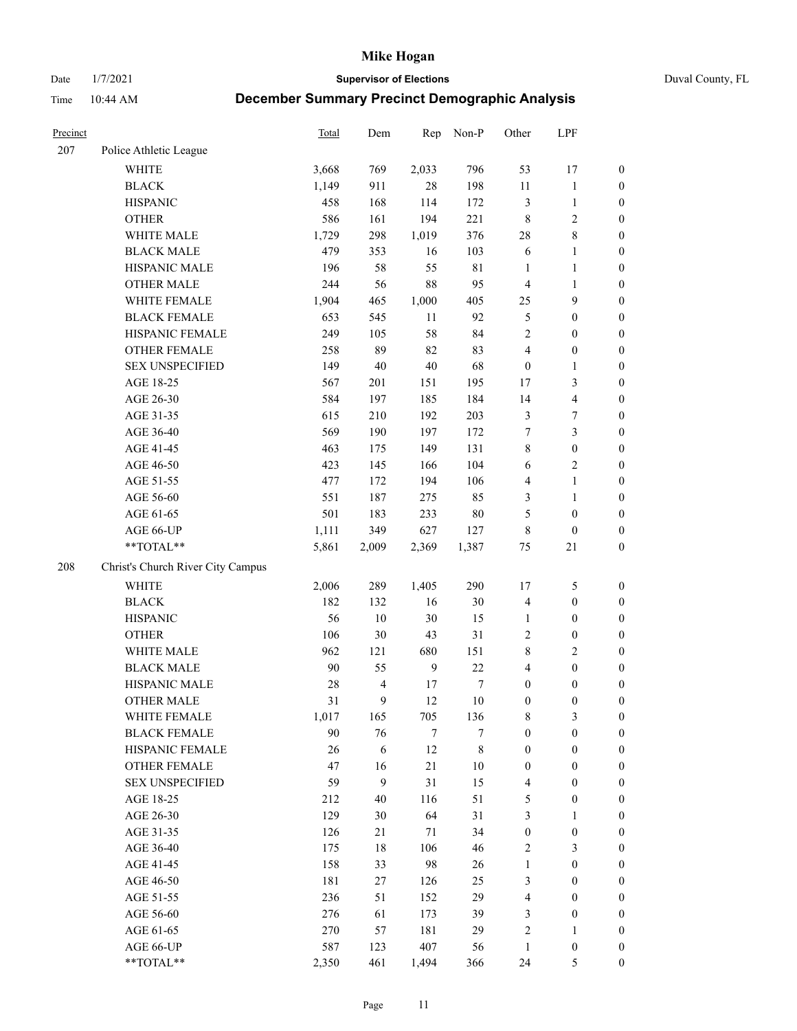# Mike Hogan

Date 1/7/2021 **Supervisor of Elections** Duval County, FL

Time 10:44 AM **December Summary Precinct Demographic Analysis**

| Precinct | | Total | Dem | Rep | Non-P | Other | LPF | |
|---|---|---|---|---|---|---|---|---|
| 207 | Police Athletic League | | | | | | | |
| | WHITE | 3,668 | 769 | 2,033 | 796 | 53 | 17 | 0 |
| | BLACK | 1,149 | 911 | 28 | 198 | 11 | 1 | 0 |
| | HISPANIC | 458 | 168 | 114 | 172 | 3 | 1 | 0 |
| | OTHER | 586 | 161 | 194 | 221 | 8 | 2 | 0 |
| | WHITE MALE | 1,729 | 298 | 1,019 | 376 | 28 | 8 | 0 |
| | BLACK MALE | 479 | 353 | 16 | 103 | 6 | 1 | 0 |
| | HISPANIC MALE | 196 | 58 | 55 | 81 | 1 | 1 | 0 |
| | OTHER MALE | 244 | 56 | 88 | 95 | 4 | 1 | 0 |
| | WHITE FEMALE | 1,904 | 465 | 1,000 | 405 | 25 | 9 | 0 |
| | BLACK FEMALE | 653 | 545 | 11 | 92 | 5 | 0 | 0 |
| | HISPANIC FEMALE | 249 | 105 | 58 | 84 | 2 | 0 | 0 |
| | OTHER FEMALE | 258 | 89 | 82 | 83 | 4 | 0 | 0 |
| | SEX UNSPECIFIED | 149 | 40 | 40 | 68 | 0 | 1 | 0 |
| | AGE 18-25 | 567 | 201 | 151 | 195 | 17 | 3 | 0 |
| | AGE 26-30 | 584 | 197 | 185 | 184 | 14 | 4 | 0 |
| | AGE 31-35 | 615 | 210 | 192 | 203 | 3 | 7 | 0 |
| | AGE 36-40 | 569 | 190 | 197 | 172 | 7 | 3 | 0 |
| | AGE 41-45 | 463 | 175 | 149 | 131 | 8 | 0 | 0 |
| | AGE 46-50 | 423 | 145 | 166 | 104 | 6 | 2 | 0 |
| | AGE 51-55 | 477 | 172 | 194 | 106 | 4 | 1 | 0 |
| | AGE 56-60 | 551 | 187 | 275 | 85 | 3 | 1 | 0 |
| | AGE 61-65 | 501 | 183 | 233 | 80 | 5 | 0 | 0 |
| | AGE 66-UP | 1,111 | 349 | 627 | 127 | 8 | 0 | 0 |
| | **TOTAL** | 5,861 | 2,009 | 2,369 | 1,387 | 75 | 21 | 0 |
| 208 | Christ's Church River City Campus | | | | | | | |
| | WHITE | 2,006 | 289 | 1,405 | 290 | 17 | 5 | 0 |
| | BLACK | 182 | 132 | 16 | 30 | 4 | 0 | 0 |
| | HISPANIC | 56 | 10 | 30 | 15 | 1 | 0 | 0 |
| | OTHER | 106 | 30 | 43 | 31 | 2 | 0 | 0 |
| | WHITE MALE | 962 | 121 | 680 | 151 | 8 | 2 | 0 |
| | BLACK MALE | 90 | 55 | 9 | 22 | 4 | 0 | 0 |
| | HISPANIC MALE | 28 | 4 | 17 | 7 | 0 | 0 | 0 |
| | OTHER MALE | 31 | 9 | 12 | 10 | 0 | 0 | 0 |
| | WHITE FEMALE | 1,017 | 165 | 705 | 136 | 8 | 3 | 0 |
| | BLACK FEMALE | 90 | 76 | 7 | 7 | 0 | 0 | 0 |
| | HISPANIC FEMALE | 26 | 6 | 12 | 8 | 0 | 0 | 0 |
| | OTHER FEMALE | 47 | 16 | 21 | 10 | 0 | 0 | 0 |
| | SEX UNSPECIFIED | 59 | 9 | 31 | 15 | 4 | 0 | 0 |
| | AGE 18-25 | 212 | 40 | 116 | 51 | 5 | 0 | 0 |
| | AGE 26-30 | 129 | 30 | 64 | 31 | 3 | 1 | 0 |
| | AGE 31-35 | 126 | 21 | 71 | 34 | 0 | 0 | 0 |
| | AGE 36-40 | 175 | 18 | 106 | 46 | 2 | 3 | 0 |
| | AGE 41-45 | 158 | 33 | 98 | 26 | 1 | 0 | 0 |
| | AGE 46-50 | 181 | 27 | 126 | 25 | 3 | 0 | 0 |
| | AGE 51-55 | 236 | 51 | 152 | 29 | 4 | 0 | 0 |
| | AGE 56-60 | 276 | 61 | 173 | 39 | 3 | 0 | 0 |
| | AGE 61-65 | 270 | 57 | 181 | 29 | 2 | 1 | 0 |
| | AGE 66-UP | 587 | 123 | 407 | 56 | 1 | 0 | 0 |
| | **TOTAL** | 2,350 | 461 | 1,494 | 366 | 24 | 5 | 0 |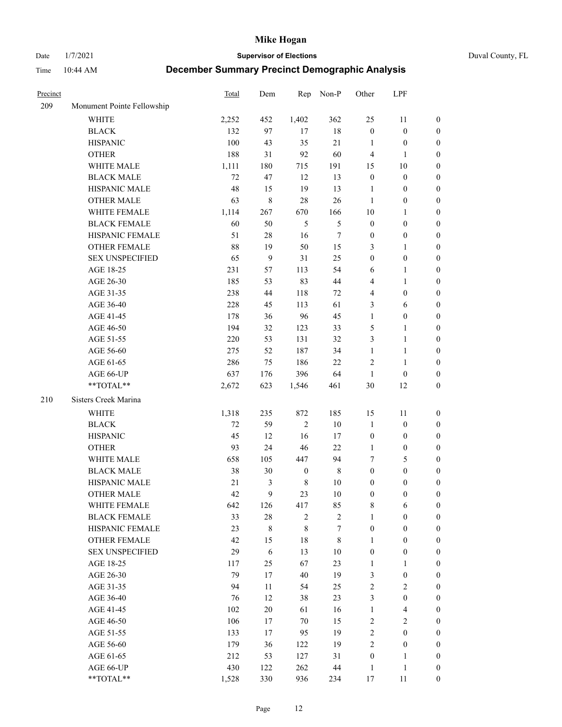# Mike Hogan

Date 1/7/2021 **Supervisor of Elections** Duval County, FL

Time 10:44 AM **December Summary Precinct Demographic Analysis**

| Precinct | | Total | Dem | Rep | Non-P | Other | LPF | |
|---|---|---|---|---|---|---|---|---|
| 209 | Monument Pointe Fellowship | | | | | | | |
| | WHITE | 2,252 | 452 | 1,402 | 362 | 25 | 11 | 0 |
| | BLACK | 132 | 97 | 17 | 18 | 0 | 0 | 0 |
| | HISPANIC | 100 | 43 | 35 | 21 | 1 | 0 | 0 |
| | OTHER | 188 | 31 | 92 | 60 | 4 | 1 | 0 |
| | WHITE MALE | 1,111 | 180 | 715 | 191 | 15 | 10 | 0 |
| | BLACK MALE | 72 | 47 | 12 | 13 | 0 | 0 | 0 |
| | HISPANIC MALE | 48 | 15 | 19 | 13 | 1 | 0 | 0 |
| | OTHER MALE | 63 | 8 | 28 | 26 | 1 | 0 | 0 |
| | WHITE FEMALE | 1,114 | 267 | 670 | 166 | 10 | 1 | 0 |
| | BLACK FEMALE | 60 | 50 | 5 | 5 | 0 | 0 | 0 |
| | HISPANIC FEMALE | 51 | 28 | 16 | 7 | 0 | 0 | 0 |
| | OTHER FEMALE | 88 | 19 | 50 | 15 | 3 | 1 | 0 |
| | SEX UNSPECIFIED | 65 | 9 | 31 | 25 | 0 | 0 | 0 |
| | AGE 18-25 | 231 | 57 | 113 | 54 | 6 | 1 | 0 |
| | AGE 26-30 | 185 | 53 | 83 | 44 | 4 | 1 | 0 |
| | AGE 31-35 | 238 | 44 | 118 | 72 | 4 | 0 | 0 |
| | AGE 36-40 | 228 | 45 | 113 | 61 | 3 | 6 | 0 |
| | AGE 41-45 | 178 | 36 | 96 | 45 | 1 | 0 | 0 |
| | AGE 46-50 | 194 | 32 | 123 | 33 | 5 | 1 | 0 |
| | AGE 51-55 | 220 | 53 | 131 | 32 | 3 | 1 | 0 |
| | AGE 56-60 | 275 | 52 | 187 | 34 | 1 | 1 | 0 |
| | AGE 61-65 | 286 | 75 | 186 | 22 | 2 | 1 | 0 |
| | AGE 66-UP | 637 | 176 | 396 | 64 | 1 | 0 | 0 |
| | **TOTAL** | 2,672 | 623 | 1,546 | 461 | 30 | 12 | 0 |
| 210 | Sisters Creek Marina | | | | | | | |
| | WHITE | 1,318 | 235 | 872 | 185 | 15 | 11 | 0 |
| | BLACK | 72 | 59 | 2 | 10 | 1 | 0 | 0 |
| | HISPANIC | 45 | 12 | 16 | 17 | 0 | 0 | 0 |
| | OTHER | 93 | 24 | 46 | 22 | 1 | 0 | 0 |
| | WHITE MALE | 658 | 105 | 447 | 94 | 7 | 5 | 0 |
| | BLACK MALE | 38 | 30 | 0 | 8 | 0 | 0 | 0 |
| | HISPANIC MALE | 21 | 3 | 8 | 10 | 0 | 0 | 0 |
| | OTHER MALE | 42 | 9 | 23 | 10 | 0 | 0 | 0 |
| | WHITE FEMALE | 642 | 126 | 417 | 85 | 8 | 6 | 0 |
| | BLACK FEMALE | 33 | 28 | 2 | 2 | 1 | 0 | 0 |
| | HISPANIC FEMALE | 23 | 8 | 8 | 7 | 0 | 0 | 0 |
| | OTHER FEMALE | 42 | 15 | 18 | 8 | 1 | 0 | 0 |
| | SEX UNSPECIFIED | 29 | 6 | 13 | 10 | 0 | 0 | 0 |
| | AGE 18-25 | 117 | 25 | 67 | 23 | 1 | 1 | 0 |
| | AGE 26-30 | 79 | 17 | 40 | 19 | 3 | 0 | 0 |
| | AGE 31-35 | 94 | 11 | 54 | 25 | 2 | 2 | 0 |
| | AGE 36-40 | 76 | 12 | 38 | 23 | 3 | 0 | 0 |
| | AGE 41-45 | 102 | 20 | 61 | 16 | 1 | 4 | 0 |
| | AGE 46-50 | 106 | 17 | 70 | 15 | 2 | 2 | 0 |
| | AGE 51-55 | 133 | 17 | 95 | 19 | 2 | 0 | 0 |
| | AGE 56-60 | 179 | 36 | 122 | 19 | 2 | 0 | 0 |
| | AGE 61-65 | 212 | 53 | 127 | 31 | 0 | 1 | 0 |
| | AGE 66-UP | 430 | 122 | 262 | 44 | 1 | 1 | 0 |
| | **TOTAL** | 1,528 | 330 | 936 | 234 | 17 | 11 | 0 |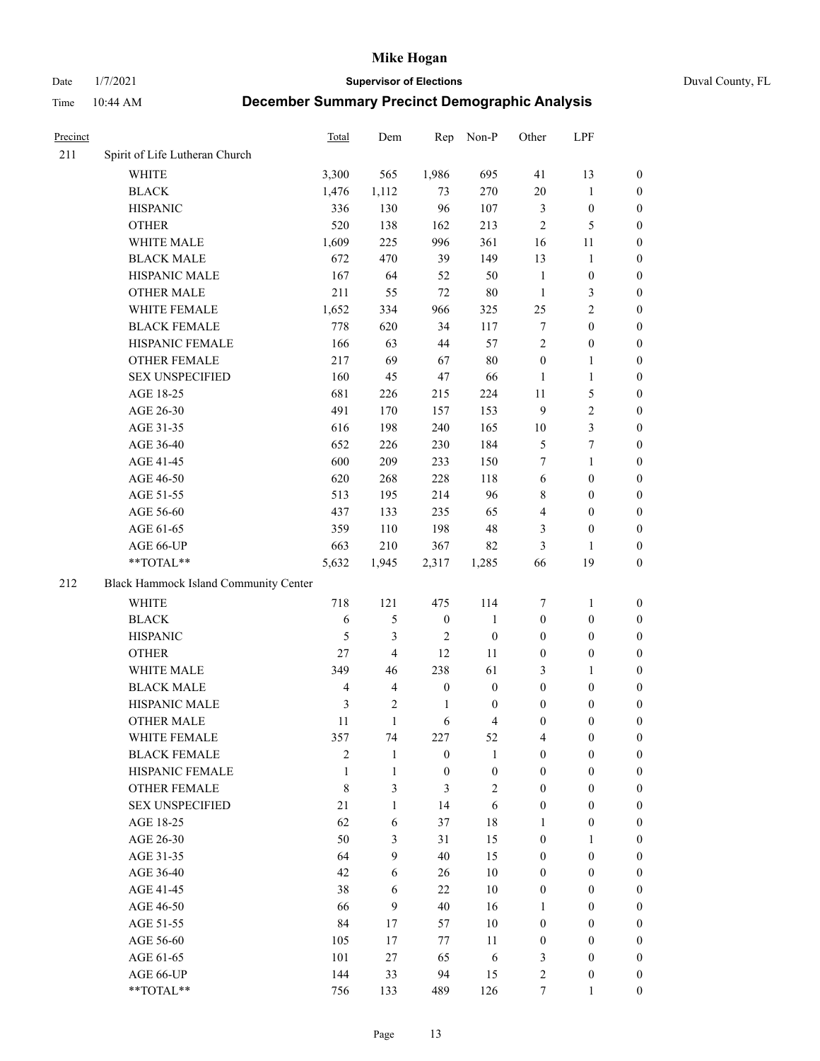# Mike Hogan

Date 1/7/2021 **Supervisor of Elections** Duval County, FL

Time 10:44 AM **December Summary Precinct Demographic Analysis**

| Precinct | | Total | Dem | Rep | Non-P | Other | LPF | |
|---|---|---|---|---|---|---|---|---|
| 211 | Spirit of Life Lutheran Church | | | | | | | |
| | WHITE | 3,300 | 565 | 1,986 | 695 | 41 | 13 | 0 |
| | BLACK | 1,476 | 1,112 | 73 | 270 | 20 | 1 | 0 |
| | HISPANIC | 336 | 130 | 96 | 107 | 3 | 0 | 0 |
| | OTHER | 520 | 138 | 162 | 213 | 2 | 5 | 0 |
| | WHITE MALE | 1,609 | 225 | 996 | 361 | 16 | 11 | 0 |
| | BLACK MALE | 672 | 470 | 39 | 149 | 13 | 1 | 0 |
| | HISPANIC MALE | 167 | 64 | 52 | 50 | 1 | 0 | 0 |
| | OTHER MALE | 211 | 55 | 72 | 80 | 1 | 3 | 0 |
| | WHITE FEMALE | 1,652 | 334 | 966 | 325 | 25 | 2 | 0 |
| | BLACK FEMALE | 778 | 620 | 34 | 117 | 7 | 0 | 0 |
| | HISPANIC FEMALE | 166 | 63 | 44 | 57 | 2 | 0 | 0 |
| | OTHER FEMALE | 217 | 69 | 67 | 80 | 0 | 1 | 0 |
| | SEX UNSPECIFIED | 160 | 45 | 47 | 66 | 1 | 1 | 0 |
| | AGE 18-25 | 681 | 226 | 215 | 224 | 11 | 5 | 0 |
| | AGE 26-30 | 491 | 170 | 157 | 153 | 9 | 2 | 0 |
| | AGE 31-35 | 616 | 198 | 240 | 165 | 10 | 3 | 0 |
| | AGE 36-40 | 652 | 226 | 230 | 184 | 5 | 7 | 0 |
| | AGE 41-45 | 600 | 209 | 233 | 150 | 7 | 1 | 0 |
| | AGE 46-50 | 620 | 268 | 228 | 118 | 6 | 0 | 0 |
| | AGE 51-55 | 513 | 195 | 214 | 96 | 8 | 0 | 0 |
| | AGE 56-60 | 437 | 133 | 235 | 65 | 4 | 0 | 0 |
| | AGE 61-65 | 359 | 110 | 198 | 48 | 3 | 0 | 0 |
| | AGE 66-UP | 663 | 210 | 367 | 82 | 3 | 1 | 0 |
| | **TOTAL** | 5,632 | 1,945 | 2,317 | 1,285 | 66 | 19 | 0 |
| 212 | Black Hammock Island Community Center | | | | | | | |
| | WHITE | 718 | 121 | 475 | 114 | 7 | 1 | 0 |
| | BLACK | 6 | 5 | 0 | 1 | 0 | 0 | 0 |
| | HISPANIC | 5 | 3 | 2 | 0 | 0 | 0 | 0 |
| | OTHER | 27 | 4 | 12 | 11 | 0 | 0 | 0 |
| | WHITE MALE | 349 | 46 | 238 | 61 | 3 | 1 | 0 |
| | BLACK MALE | 4 | 4 | 0 | 0 | 0 | 0 | 0 |
| | HISPANIC MALE | 3 | 2 | 1 | 0 | 0 | 0 | 0 |
| | OTHER MALE | 11 | 1 | 6 | 4 | 0 | 0 | 0 |
| | WHITE FEMALE | 357 | 74 | 227 | 52 | 4 | 0 | 0 |
| | BLACK FEMALE | 2 | 1 | 0 | 1 | 0 | 0 | 0 |
| | HISPANIC FEMALE | 1 | 1 | 0 | 0 | 0 | 0 | 0 |
| | OTHER FEMALE | 8 | 3 | 3 | 2 | 0 | 0 | 0 |
| | SEX UNSPECIFIED | 21 | 1 | 14 | 6 | 0 | 0 | 0 |
| | AGE 18-25 | 62 | 6 | 37 | 18 | 1 | 0 | 0 |
| | AGE 26-30 | 50 | 3 | 31 | 15 | 0 | 1 | 0 |
| | AGE 31-35 | 64 | 9 | 40 | 15 | 0 | 0 | 0 |
| | AGE 36-40 | 42 | 6 | 26 | 10 | 0 | 0 | 0 |
| | AGE 41-45 | 38 | 6 | 22 | 10 | 0 | 0 | 0 |
| | AGE 46-50 | 66 | 9 | 40 | 16 | 1 | 0 | 0 |
| | AGE 51-55 | 84 | 17 | 57 | 10 | 0 | 0 | 0 |
| | AGE 56-60 | 105 | 17 | 77 | 11 | 0 | 0 | 0 |
| | AGE 61-65 | 101 | 27 | 65 | 6 | 3 | 0 | 0 |
| | AGE 66-UP | 144 | 33 | 94 | 15 | 2 | 0 | 0 |
| | **TOTAL** | 756 | 133 | 489 | 126 | 7 | 1 | 0 |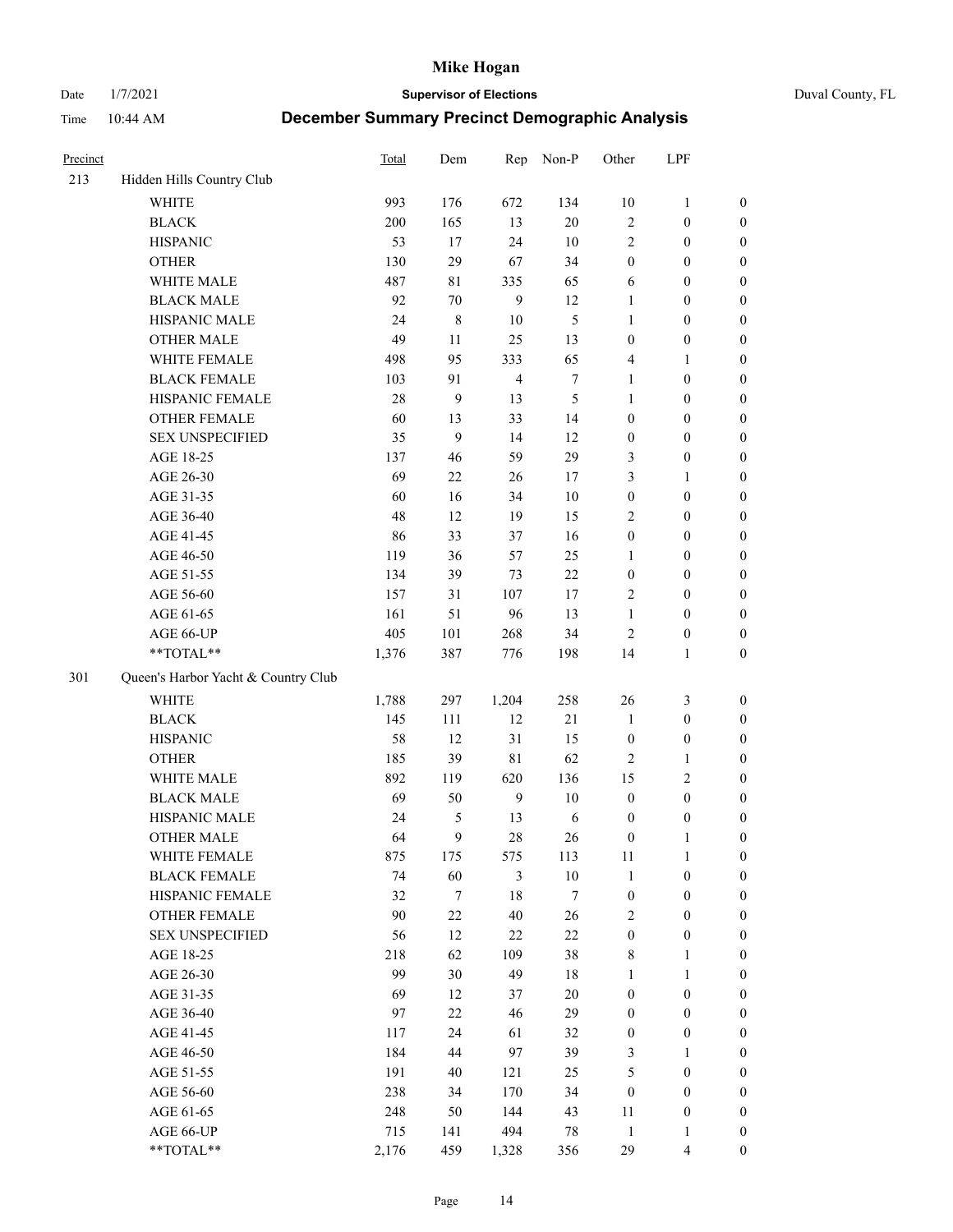# Mike Hogan

Date 1/7/2021 **Supervisor of Elections** Duval County, FL

Time 10:44 AM **December Summary Precinct Demographic Analysis**

| Precinct | | Total | Dem | Rep | Non-P | Other | LPF | |
|---|---|---|---|---|---|---|---|---|
| 213 | Hidden Hills Country Club | | | | | | | |
| | WHITE | 993 | 176 | 672 | 134 | 10 | 1 | 0 |
| | BLACK | 200 | 165 | 13 | 20 | 2 | 0 | 0 |
| | HISPANIC | 53 | 17 | 24 | 10 | 2 | 0 | 0 |
| | OTHER | 130 | 29 | 67 | 34 | 0 | 0 | 0 |
| | WHITE MALE | 487 | 81 | 335 | 65 | 6 | 0 | 0 |
| | BLACK MALE | 92 | 70 | 9 | 12 | 1 | 0 | 0 |
| | HISPANIC MALE | 24 | 8 | 10 | 5 | 1 | 0 | 0 |
| | OTHER MALE | 49 | 11 | 25 | 13 | 0 | 0 | 0 |
| | WHITE FEMALE | 498 | 95 | 333 | 65 | 4 | 1 | 0 |
| | BLACK FEMALE | 103 | 91 | 4 | 7 | 1 | 0 | 0 |
| | HISPANIC FEMALE | 28 | 9 | 13 | 5 | 1 | 0 | 0 |
| | OTHER FEMALE | 60 | 13 | 33 | 14 | 0 | 0 | 0 |
| | SEX UNSPECIFIED | 35 | 9 | 14 | 12 | 0 | 0 | 0 |
| | AGE 18-25 | 137 | 46 | 59 | 29 | 3 | 0 | 0 |
| | AGE 26-30 | 69 | 22 | 26 | 17 | 3 | 1 | 0 |
| | AGE 31-35 | 60 | 16 | 34 | 10 | 0 | 0 | 0 |
| | AGE 36-40 | 48 | 12 | 19 | 15 | 2 | 0 | 0 |
| | AGE 41-45 | 86 | 33 | 37 | 16 | 0 | 0 | 0 |
| | AGE 46-50 | 119 | 36 | 57 | 25 | 1 | 0 | 0 |
| | AGE 51-55 | 134 | 39 | 73 | 22 | 0 | 0 | 0 |
| | AGE 56-60 | 157 | 31 | 107 | 17 | 2 | 0 | 0 |
| | AGE 61-65 | 161 | 51 | 96 | 13 | 1 | 0 | 0 |
| | AGE 66-UP | 405 | 101 | 268 | 34 | 2 | 0 | 0 |
| | **TOTAL** | 1,376 | 387 | 776 | 198 | 14 | 1 | 0 |
| 301 | Queen's Harbor Yacht & Country Club | | | | | | | |
| | WHITE | 1,788 | 297 | 1,204 | 258 | 26 | 3 | 0 |
| | BLACK | 145 | 111 | 12 | 21 | 1 | 0 | 0 |
| | HISPANIC | 58 | 12 | 31 | 15 | 0 | 0 | 0 |
| | OTHER | 185 | 39 | 81 | 62 | 2 | 1 | 0 |
| | WHITE MALE | 892 | 119 | 620 | 136 | 15 | 2 | 0 |
| | BLACK MALE | 69 | 50 | 9 | 10 | 0 | 0 | 0 |
| | HISPANIC MALE | 24 | 5 | 13 | 6 | 0 | 0 | 0 |
| | OTHER MALE | 64 | 9 | 28 | 26 | 0 | 1 | 0 |
| | WHITE FEMALE | 875 | 175 | 575 | 113 | 11 | 1 | 0 |
| | BLACK FEMALE | 74 | 60 | 3 | 10 | 1 | 0 | 0 |
| | HISPANIC FEMALE | 32 | 7 | 18 | 7 | 0 | 0 | 0 |
| | OTHER FEMALE | 90 | 22 | 40 | 26 | 2 | 0 | 0 |
| | SEX UNSPECIFIED | 56 | 12 | 22 | 22 | 0 | 0 | 0 |
| | AGE 18-25 | 218 | 62 | 109 | 38 | 8 | 1 | 0 |
| | AGE 26-30 | 99 | 30 | 49 | 18 | 1 | 1 | 0 |
| | AGE 31-35 | 69 | 12 | 37 | 20 | 0 | 0 | 0 |
| | AGE 36-40 | 97 | 22 | 46 | 29 | 0 | 0 | 0 |
| | AGE 41-45 | 117 | 24 | 61 | 32 | 0 | 0 | 0 |
| | AGE 46-50 | 184 | 44 | 97 | 39 | 3 | 1 | 0 |
| | AGE 51-55 | 191 | 40 | 121 | 25 | 5 | 0 | 0 |
| | AGE 56-60 | 238 | 34 | 170 | 34 | 0 | 0 | 0 |
| | AGE 61-65 | 248 | 50 | 144 | 43 | 11 | 0 | 0 |
| | AGE 66-UP | 715 | 141 | 494 | 78 | 1 | 1 | 0 |
| | **TOTAL** | 2,176 | 459 | 1,328 | 356 | 29 | 4 | 0 |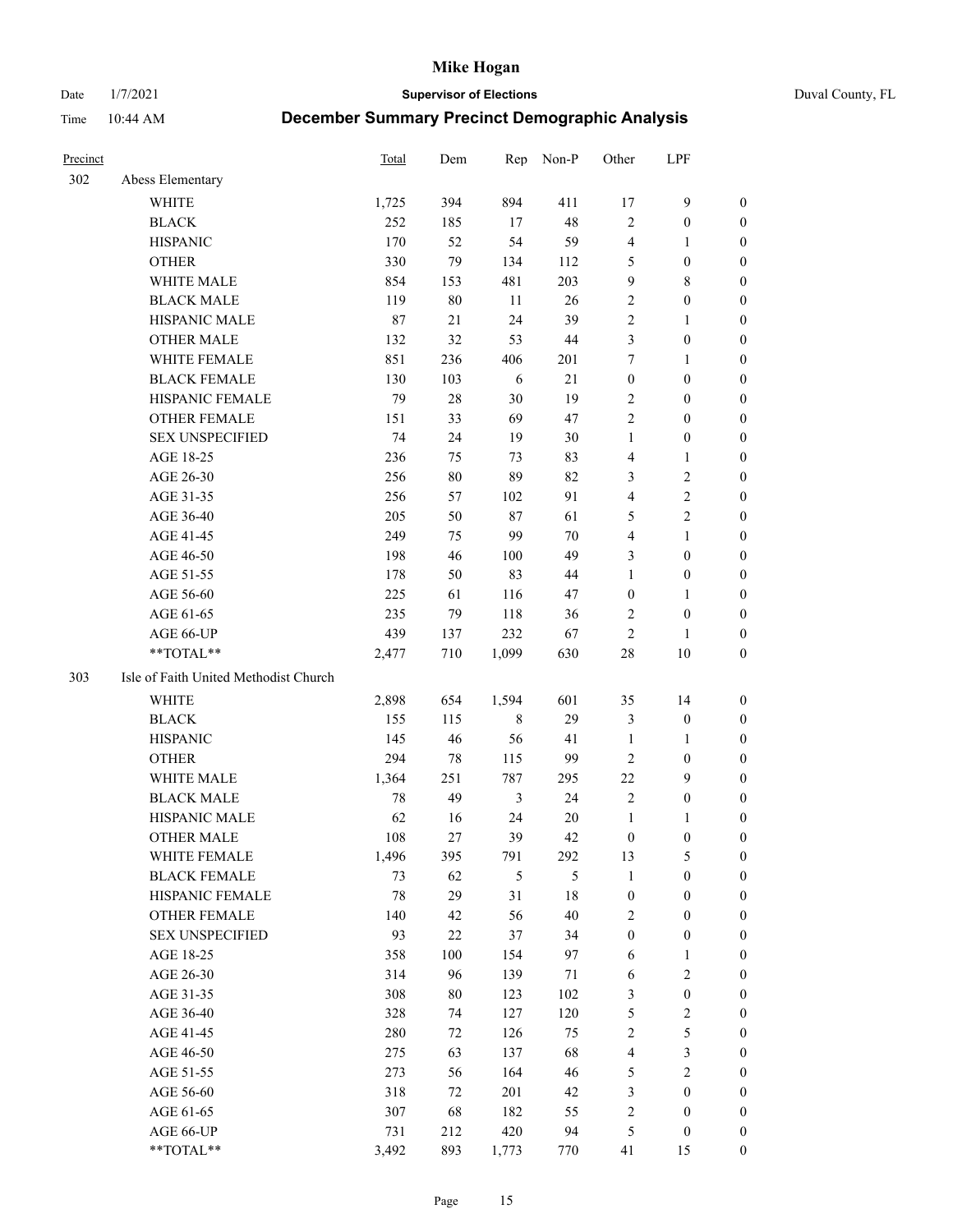# Mike Hogan

Date 1/7/2021 **Supervisor of Elections** Duval County, FL

Time 10:44 AM **December Summary Precinct Demographic Analysis**

| Precinct | | Total | Dem | Rep | Non-P | Other | LPF | |
|---|---|---|---|---|---|---|---|---|
| 302 | Abess Elementary | | | | | | | |
| | WHITE | 1,725 | 394 | 894 | 411 | 17 | 9 | 0 |
| | BLACK | 252 | 185 | 17 | 48 | 2 | 0 | 0 |
| | HISPANIC | 170 | 52 | 54 | 59 | 4 | 1 | 0 |
| | OTHER | 330 | 79 | 134 | 112 | 5 | 0 | 0 |
| | WHITE MALE | 854 | 153 | 481 | 203 | 9 | 8 | 0 |
| | BLACK MALE | 119 | 80 | 11 | 26 | 2 | 0 | 0 |
| | HISPANIC MALE | 87 | 21 | 24 | 39 | 2 | 1 | 0 |
| | OTHER MALE | 132 | 32 | 53 | 44 | 3 | 0 | 0 |
| | WHITE FEMALE | 851 | 236 | 406 | 201 | 7 | 1 | 0 |
| | BLACK FEMALE | 130 | 103 | 6 | 21 | 0 | 0 | 0 |
| | HISPANIC FEMALE | 79 | 28 | 30 | 19 | 2 | 0 | 0 |
| | OTHER FEMALE | 151 | 33 | 69 | 47 | 2 | 0 | 0 |
| | SEX UNSPECIFIED | 74 | 24 | 19 | 30 | 1 | 0 | 0 |
| | AGE 18-25 | 236 | 75 | 73 | 83 | 4 | 1 | 0 |
| | AGE 26-30 | 256 | 80 | 89 | 82 | 3 | 2 | 0 |
| | AGE 31-35 | 256 | 57 | 102 | 91 | 4 | 2 | 0 |
| | AGE 36-40 | 205 | 50 | 87 | 61 | 5 | 2 | 0 |
| | AGE 41-45 | 249 | 75 | 99 | 70 | 4 | 1 | 0 |
| | AGE 46-50 | 198 | 46 | 100 | 49 | 3 | 0 | 0 |
| | AGE 51-55 | 178 | 50 | 83 | 44 | 1 | 0 | 0 |
| | AGE 56-60 | 225 | 61 | 116 | 47 | 0 | 1 | 0 |
| | AGE 61-65 | 235 | 79 | 118 | 36 | 2 | 0 | 0 |
| | AGE 66-UP | 439 | 137 | 232 | 67 | 2 | 1 | 0 |
| | **TOTAL** | 2,477 | 710 | 1,099 | 630 | 28 | 10 | 0 |
| 303 | Isle of Faith United Methodist Church | | | | | | | |
| | WHITE | 2,898 | 654 | 1,594 | 601 | 35 | 14 | 0 |
| | BLACK | 155 | 115 | 8 | 29 | 3 | 0 | 0 |
| | HISPANIC | 145 | 46 | 56 | 41 | 1 | 1 | 0 |
| | OTHER | 294 | 78 | 115 | 99 | 2 | 0 | 0 |
| | WHITE MALE | 1,364 | 251 | 787 | 295 | 22 | 9 | 0 |
| | BLACK MALE | 78 | 49 | 3 | 24 | 2 | 0 | 0 |
| | HISPANIC MALE | 62 | 16 | 24 | 20 | 1 | 1 | 0 |
| | OTHER MALE | 108 | 27 | 39 | 42 | 0 | 0 | 0 |
| | WHITE FEMALE | 1,496 | 395 | 791 | 292 | 13 | 5 | 0 |
| | BLACK FEMALE | 73 | 62 | 5 | 5 | 1 | 0 | 0 |
| | HISPANIC FEMALE | 78 | 29 | 31 | 18 | 0 | 0 | 0 |
| | OTHER FEMALE | 140 | 42 | 56 | 40 | 2 | 0 | 0 |
| | SEX UNSPECIFIED | 93 | 22 | 37 | 34 | 0 | 0 | 0 |
| | AGE 18-25 | 358 | 100 | 154 | 97 | 6 | 1 | 0 |
| | AGE 26-30 | 314 | 96 | 139 | 71 | 6 | 2 | 0 |
| | AGE 31-35 | 308 | 80 | 123 | 102 | 3 | 0 | 0 |
| | AGE 36-40 | 328 | 74 | 127 | 120 | 5 | 2 | 0 |
| | AGE 41-45 | 280 | 72 | 126 | 75 | 2 | 5 | 0 |
| | AGE 46-50 | 275 | 63 | 137 | 68 | 4 | 3 | 0 |
| | AGE 51-55 | 273 | 56 | 164 | 46 | 5 | 2 | 0 |
| | AGE 56-60 | 318 | 72 | 201 | 42 | 3 | 0 | 0 |
| | AGE 61-65 | 307 | 68 | 182 | 55 | 2 | 0 | 0 |
| | AGE 66-UP | 731 | 212 | 420 | 94 | 5 | 0 | 0 |
| | **TOTAL** | 3,492 | 893 | 1,773 | 770 | 41 | 15 | 0 |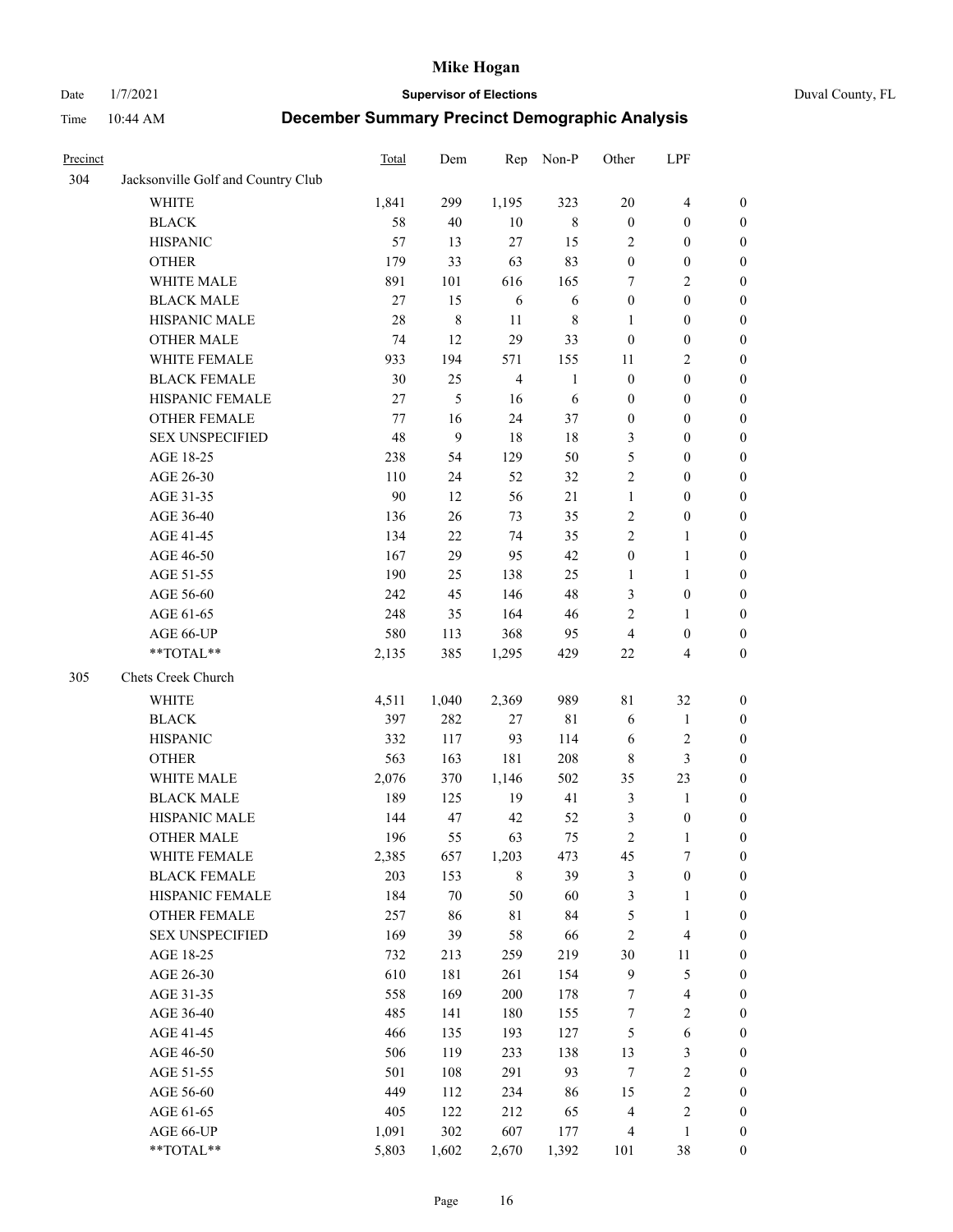# Mike Hogan

Date 1/7/2021 **Supervisor of Elections** Duval County, FL

Time 10:44 AM **December Summary Precinct Demographic Analysis**

| Precinct | | Total | Dem | Rep | Non-P | Other | LPF | |
|---|---|---|---|---|---|---|---|---|
| 304 | Jacksonville Golf and Country Club | | | | | | | |
| | WHITE | 1,841 | 299 | 1,195 | 323 | 20 | 4 | 0 |
| | BLACK | 58 | 40 | 10 | 8 | 0 | 0 | 0 |
| | HISPANIC | 57 | 13 | 27 | 15 | 2 | 0 | 0 |
| | OTHER | 179 | 33 | 63 | 83 | 0 | 0 | 0 |
| | WHITE MALE | 891 | 101 | 616 | 165 | 7 | 2 | 0 |
| | BLACK MALE | 27 | 15 | 6 | 6 | 0 | 0 | 0 |
| | HISPANIC MALE | 28 | 8 | 11 | 8 | 1 | 0 | 0 |
| | OTHER MALE | 74 | 12 | 29 | 33 | 0 | 0 | 0 |
| | WHITE FEMALE | 933 | 194 | 571 | 155 | 11 | 2 | 0 |
| | BLACK FEMALE | 30 | 25 | 4 | 1 | 0 | 0 | 0 |
| | HISPANIC FEMALE | 27 | 5 | 16 | 6 | 0 | 0 | 0 |
| | OTHER FEMALE | 77 | 16 | 24 | 37 | 0 | 0 | 0 |
| | SEX UNSPECIFIED | 48 | 9 | 18 | 18 | 3 | 0 | 0 |
| | AGE 18-25 | 238 | 54 | 129 | 50 | 5 | 0 | 0 |
| | AGE 26-30 | 110 | 24 | 52 | 32 | 2 | 0 | 0 |
| | AGE 31-35 | 90 | 12 | 56 | 21 | 1 | 0 | 0 |
| | AGE 36-40 | 136 | 26 | 73 | 35 | 2 | 0 | 0 |
| | AGE 41-45 | 134 | 22 | 74 | 35 | 2 | 1 | 0 |
| | AGE 46-50 | 167 | 29 | 95 | 42 | 0 | 1 | 0 |
| | AGE 51-55 | 190 | 25 | 138 | 25 | 1 | 1 | 0 |
| | AGE 56-60 | 242 | 45 | 146 | 48 | 3 | 0 | 0 |
| | AGE 61-65 | 248 | 35 | 164 | 46 | 2 | 1 | 0 |
| | AGE 66-UP | 580 | 113 | 368 | 95 | 4 | 0 | 0 |
| | **TOTAL** | 2,135 | 385 | 1,295 | 429 | 22 | 4 | 0 |
| 305 | Chets Creek Church | | | | | | | |
| | WHITE | 4,511 | 1,040 | 2,369 | 989 | 81 | 32 | 0 |
| | BLACK | 397 | 282 | 27 | 81 | 6 | 1 | 0 |
| | HISPANIC | 332 | 117 | 93 | 114 | 6 | 2 | 0 |
| | OTHER | 563 | 163 | 181 | 208 | 8 | 3 | 0 |
| | WHITE MALE | 2,076 | 370 | 1,146 | 502 | 35 | 23 | 0 |
| | BLACK MALE | 189 | 125 | 19 | 41 | 3 | 1 | 0 |
| | HISPANIC MALE | 144 | 47 | 42 | 52 | 3 | 0 | 0 |
| | OTHER MALE | 196 | 55 | 63 | 75 | 2 | 1 | 0 |
| | WHITE FEMALE | 2,385 | 657 | 1,203 | 473 | 45 | 7 | 0 |
| | BLACK FEMALE | 203 | 153 | 8 | 39 | 3 | 0 | 0 |
| | HISPANIC FEMALE | 184 | 70 | 50 | 60 | 3 | 1 | 0 |
| | OTHER FEMALE | 257 | 86 | 81 | 84 | 5 | 1 | 0 |
| | SEX UNSPECIFIED | 169 | 39 | 58 | 66 | 2 | 4 | 0 |
| | AGE 18-25 | 732 | 213 | 259 | 219 | 30 | 11 | 0 |
| | AGE 26-30 | 610 | 181 | 261 | 154 | 9 | 5 | 0 |
| | AGE 31-35 | 558 | 169 | 200 | 178 | 7 | 4 | 0 |
| | AGE 36-40 | 485 | 141 | 180 | 155 | 7 | 2 | 0 |
| | AGE 41-45 | 466 | 135 | 193 | 127 | 5 | 6 | 0 |
| | AGE 46-50 | 506 | 119 | 233 | 138 | 13 | 3 | 0 |
| | AGE 51-55 | 501 | 108 | 291 | 93 | 7 | 2 | 0 |
| | AGE 56-60 | 449 | 112 | 234 | 86 | 15 | 2 | 0 |
| | AGE 61-65 | 405 | 122 | 212 | 65 | 4 | 2 | 0 |
| | AGE 66-UP | 1,091 | 302 | 607 | 177 | 4 | 1 | 0 |
| | **TOTAL** | 5,803 | 1,602 | 2,670 | 1,392 | 101 | 38 | 0 |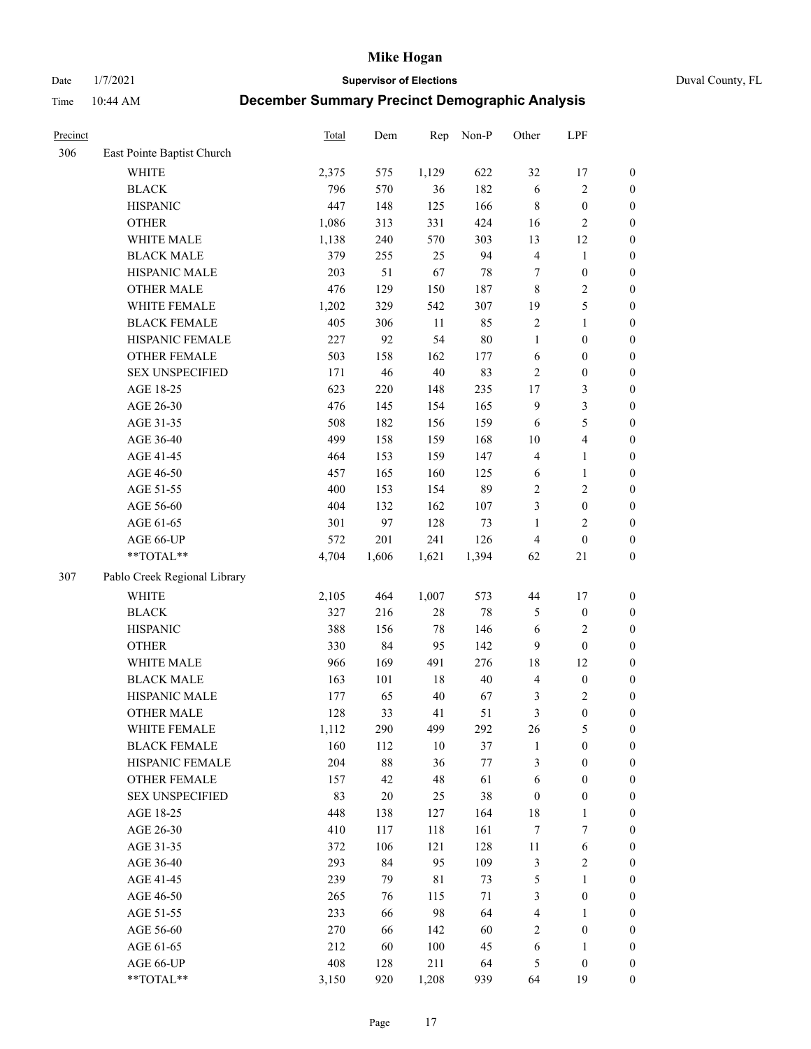# Mike Hogan

Date 1/7/2021 **Supervisor of Elections** Duval County, FL

Time 10:44 AM **December Summary Precinct Demographic Analysis**

| Precinct | | Total | Dem | Rep | Non-P | Other | LPF | |
|---|---|---|---|---|---|---|---|---|
| 306 | East Pointe Baptist Church | | | | | | | |
| | WHITE | 2,375 | 575 | 1,129 | 622 | 32 | 17 | 0 |
| | BLACK | 796 | 570 | 36 | 182 | 6 | 2 | 0 |
| | HISPANIC | 447 | 148 | 125 | 166 | 8 | 0 | 0 |
| | OTHER | 1,086 | 313 | 331 | 424 | 16 | 2 | 0 |
| | WHITE MALE | 1,138 | 240 | 570 | 303 | 13 | 12 | 0 |
| | BLACK MALE | 379 | 255 | 25 | 94 | 4 | 1 | 0 |
| | HISPANIC MALE | 203 | 51 | 67 | 78 | 7 | 0 | 0 |
| | OTHER MALE | 476 | 129 | 150 | 187 | 8 | 2 | 0 |
| | WHITE FEMALE | 1,202 | 329 | 542 | 307 | 19 | 5 | 0 |
| | BLACK FEMALE | 405 | 306 | 11 | 85 | 2 | 1 | 0 |
| | HISPANIC FEMALE | 227 | 92 | 54 | 80 | 1 | 0 | 0 |
| | OTHER FEMALE | 503 | 158 | 162 | 177 | 6 | 0 | 0 |
| | SEX UNSPECIFIED | 171 | 46 | 40 | 83 | 2 | 0 | 0 |
| | AGE 18-25 | 623 | 220 | 148 | 235 | 17 | 3 | 0 |
| | AGE 26-30 | 476 | 145 | 154 | 165 | 9 | 3 | 0 |
| | AGE 31-35 | 508 | 182 | 156 | 159 | 6 | 5 | 0 |
| | AGE 36-40 | 499 | 158 | 159 | 168 | 10 | 4 | 0 |
| | AGE 41-45 | 464 | 153 | 159 | 147 | 4 | 1 | 0 |
| | AGE 46-50 | 457 | 165 | 160 | 125 | 6 | 1 | 0 |
| | AGE 51-55 | 400 | 153 | 154 | 89 | 2 | 2 | 0 |
| | AGE 56-60 | 404 | 132 | 162 | 107 | 3 | 0 | 0 |
| | AGE 61-65 | 301 | 97 | 128 | 73 | 1 | 2 | 0 |
| | AGE 66-UP | 572 | 201 | 241 | 126 | 4 | 0 | 0 |
| | **TOTAL** | 4,704 | 1,606 | 1,621 | 1,394 | 62 | 21 | 0 |
| 307 | Pablo Creek Regional Library | | | | | | | |
| | WHITE | 2,105 | 464 | 1,007 | 573 | 44 | 17 | 0 |
| | BLACK | 327 | 216 | 28 | 78 | 5 | 0 | 0 |
| | HISPANIC | 388 | 156 | 78 | 146 | 6 | 2 | 0 |
| | OTHER | 330 | 84 | 95 | 142 | 9 | 0 | 0 |
| | WHITE MALE | 966 | 169 | 491 | 276 | 18 | 12 | 0 |
| | BLACK MALE | 163 | 101 | 18 | 40 | 4 | 0 | 0 |
| | HISPANIC MALE | 177 | 65 | 40 | 67 | 3 | 2 | 0 |
| | OTHER MALE | 128 | 33 | 41 | 51 | 3 | 0 | 0 |
| | WHITE FEMALE | 1,112 | 290 | 499 | 292 | 26 | 5 | 0 |
| | BLACK FEMALE | 160 | 112 | 10 | 37 | 1 | 0 | 0 |
| | HISPANIC FEMALE | 204 | 88 | 36 | 77 | 3 | 0 | 0 |
| | OTHER FEMALE | 157 | 42 | 48 | 61 | 6 | 0 | 0 |
| | SEX UNSPECIFIED | 83 | 20 | 25 | 38 | 0 | 0 | 0 |
| | AGE 18-25 | 448 | 138 | 127 | 164 | 18 | 1 | 0 |
| | AGE 26-30 | 410 | 117 | 118 | 161 | 7 | 7 | 0 |
| | AGE 31-35 | 372 | 106 | 121 | 128 | 11 | 6 | 0 |
| | AGE 36-40 | 293 | 84 | 95 | 109 | 3 | 2 | 0 |
| | AGE 41-45 | 239 | 79 | 81 | 73 | 5 | 1 | 0 |
| | AGE 46-50 | 265 | 76 | 115 | 71 | 3 | 0 | 0 |
| | AGE 51-55 | 233 | 66 | 98 | 64 | 4 | 1 | 0 |
| | AGE 56-60 | 270 | 66 | 142 | 60 | 2 | 0 | 0 |
| | AGE 61-65 | 212 | 60 | 100 | 45 | 6 | 1 | 0 |
| | AGE 66-UP | 408 | 128 | 211 | 64 | 5 | 0 | 0 |
| | **TOTAL** | 3,150 | 920 | 1,208 | 939 | 64 | 19 | 0 |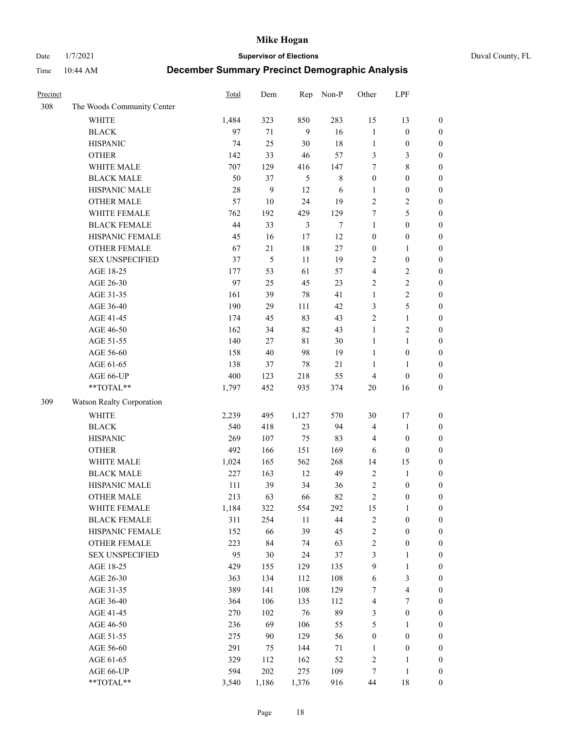# Mike Hogan

Date 1/7/2021 **Supervisor of Elections** Duval County, FL

Time 10:44 AM **December Summary Precinct Demographic Analysis**

| Precinct | | Total | Dem | Rep | Non-P | Other | LPF | |
|---|---|---|---|---|---|---|---|---|
| 308 | The Woods Community Center | | | | | | | |
| | WHITE | 1,484 | 323 | 850 | 283 | 15 | 13 | 0 |
| | BLACK | 97 | 71 | 9 | 16 | 1 | 0 | 0 |
| | HISPANIC | 74 | 25 | 30 | 18 | 1 | 0 | 0 |
| | OTHER | 142 | 33 | 46 | 57 | 3 | 3 | 0 |
| | WHITE MALE | 707 | 129 | 416 | 147 | 7 | 8 | 0 |
| | BLACK MALE | 50 | 37 | 5 | 8 | 0 | 0 | 0 |
| | HISPANIC MALE | 28 | 9 | 12 | 6 | 1 | 0 | 0 |
| | OTHER MALE | 57 | 10 | 24 | 19 | 2 | 2 | 0 |
| | WHITE FEMALE | 762 | 192 | 429 | 129 | 7 | 5 | 0 |
| | BLACK FEMALE | 44 | 33 | 3 | 7 | 1 | 0 | 0 |
| | HISPANIC FEMALE | 45 | 16 | 17 | 12 | 0 | 0 | 0 |
| | OTHER FEMALE | 67 | 21 | 18 | 27 | 0 | 1 | 0 |
| | SEX UNSPECIFIED | 37 | 5 | 11 | 19 | 2 | 0 | 0 |
| | AGE 18-25 | 177 | 53 | 61 | 57 | 4 | 2 | 0 |
| | AGE 26-30 | 97 | 25 | 45 | 23 | 2 | 2 | 0 |
| | AGE 31-35 | 161 | 39 | 78 | 41 | 1 | 2 | 0 |
| | AGE 36-40 | 190 | 29 | 111 | 42 | 3 | 5 | 0 |
| | AGE 41-45 | 174 | 45 | 83 | 43 | 2 | 1 | 0 |
| | AGE 46-50 | 162 | 34 | 82 | 43 | 1 | 2 | 0 |
| | AGE 51-55 | 140 | 27 | 81 | 30 | 1 | 1 | 0 |
| | AGE 56-60 | 158 | 40 | 98 | 19 | 1 | 0 | 0 |
| | AGE 61-65 | 138 | 37 | 78 | 21 | 1 | 1 | 0 |
| | AGE 66-UP | 400 | 123 | 218 | 55 | 4 | 0 | 0 |
| | **TOTAL** | 1,797 | 452 | 935 | 374 | 20 | 16 | 0 |
| 309 | Watson Realty Corporation | | | | | | | |
| | WHITE | 2,239 | 495 | 1,127 | 570 | 30 | 17 | 0 |
| | BLACK | 540 | 418 | 23 | 94 | 4 | 1 | 0 |
| | HISPANIC | 269 | 107 | 75 | 83 | 4 | 0 | 0 |
| | OTHER | 492 | 166 | 151 | 169 | 6 | 0 | 0 |
| | WHITE MALE | 1,024 | 165 | 562 | 268 | 14 | 15 | 0 |
| | BLACK MALE | 227 | 163 | 12 | 49 | 2 | 1 | 0 |
| | HISPANIC MALE | 111 | 39 | 34 | 36 | 2 | 0 | 0 |
| | OTHER MALE | 213 | 63 | 66 | 82 | 2 | 0 | 0 |
| | WHITE FEMALE | 1,184 | 322 | 554 | 292 | 15 | 1 | 0 |
| | BLACK FEMALE | 311 | 254 | 11 | 44 | 2 | 0 | 0 |
| | HISPANIC FEMALE | 152 | 66 | 39 | 45 | 2 | 0 | 0 |
| | OTHER FEMALE | 223 | 84 | 74 | 63 | 2 | 0 | 0 |
| | SEX UNSPECIFIED | 95 | 30 | 24 | 37 | 3 | 1 | 0 |
| | AGE 18-25 | 429 | 155 | 129 | 135 | 9 | 1 | 0 |
| | AGE 26-30 | 363 | 134 | 112 | 108 | 6 | 3 | 0 |
| | AGE 31-35 | 389 | 141 | 108 | 129 | 7 | 4 | 0 |
| | AGE 36-40 | 364 | 106 | 135 | 112 | 4 | 7 | 0 |
| | AGE 41-45 | 270 | 102 | 76 | 89 | 3 | 0 | 0 |
| | AGE 46-50 | 236 | 69 | 106 | 55 | 5 | 1 | 0 |
| | AGE 51-55 | 275 | 90 | 129 | 56 | 0 | 0 | 0 |
| | AGE 56-60 | 291 | 75 | 144 | 71 | 1 | 0 | 0 |
| | AGE 61-65 | 329 | 112 | 162 | 52 | 2 | 1 | 0 |
| | AGE 66-UP | 594 | 202 | 275 | 109 | 7 | 1 | 0 |
| | **TOTAL** | 3,540 | 1,186 | 1,376 | 916 | 44 | 18 | 0 |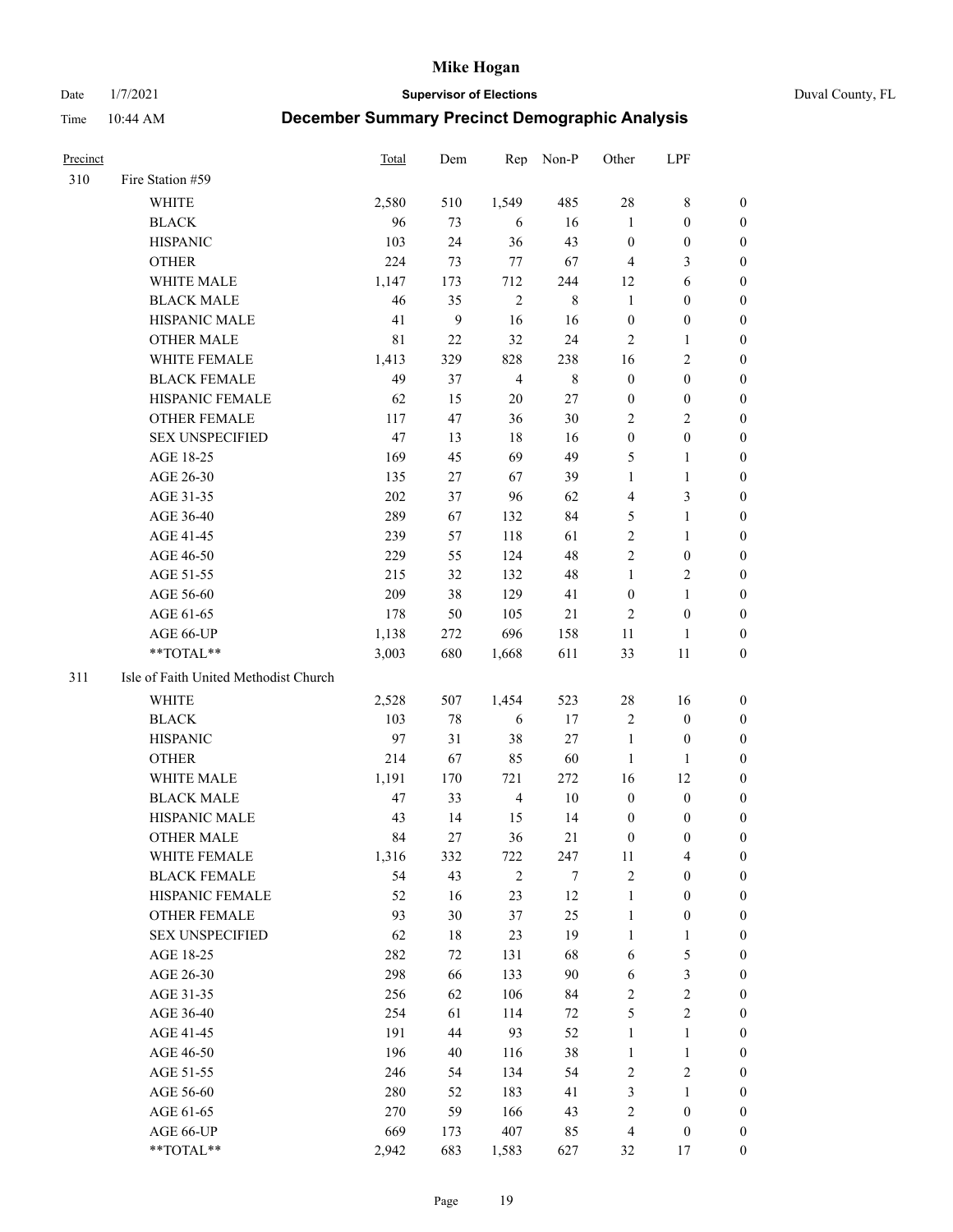# Mike Hogan

Date 1/7/2021 **Supervisor of Elections** Duval County, FL

Time 10:44 AM **December Summary Precinct Demographic Analysis**

| Precinct | | Total | Dem | Rep | Non-P | Other | LPF | |
|---|---|---|---|---|---|---|---|---|
| 310 | Fire Station #59 | | | | | | | |
| | WHITE | 2,580 | 510 | 1,549 | 485 | 28 | 8 | 0 |
| | BLACK | 96 | 73 | 6 | 16 | 1 | 0 | 0 |
| | HISPANIC | 103 | 24 | 36 | 43 | 0 | 0 | 0 |
| | OTHER | 224 | 73 | 77 | 67 | 4 | 3 | 0 |
| | WHITE MALE | 1,147 | 173 | 712 | 244 | 12 | 6 | 0 |
| | BLACK MALE | 46 | 35 | 2 | 8 | 1 | 0 | 0 |
| | HISPANIC MALE | 41 | 9 | 16 | 16 | 0 | 0 | 0 |
| | OTHER MALE | 81 | 22 | 32 | 24 | 2 | 1 | 0 |
| | WHITE FEMALE | 1,413 | 329 | 828 | 238 | 16 | 2 | 0 |
| | BLACK FEMALE | 49 | 37 | 4 | 8 | 0 | 0 | 0 |
| | HISPANIC FEMALE | 62 | 15 | 20 | 27 | 0 | 0 | 0 |
| | OTHER FEMALE | 117 | 47 | 36 | 30 | 2 | 2 | 0 |
| | SEX UNSPECIFIED | 47 | 13 | 18 | 16 | 0 | 0 | 0 |
| | AGE 18-25 | 169 | 45 | 69 | 49 | 5 | 1 | 0 |
| | AGE 26-30 | 135 | 27 | 67 | 39 | 1 | 1 | 0 |
| | AGE 31-35 | 202 | 37 | 96 | 62 | 4 | 3 | 0 |
| | AGE 36-40 | 289 | 67 | 132 | 84 | 5 | 1 | 0 |
| | AGE 41-45 | 239 | 57 | 118 | 61 | 2 | 1 | 0 |
| | AGE 46-50 | 229 | 55 | 124 | 48 | 2 | 0 | 0 |
| | AGE 51-55 | 215 | 32 | 132 | 48 | 1 | 2 | 0 |
| | AGE 56-60 | 209 | 38 | 129 | 41 | 0 | 1 | 0 |
| | AGE 61-65 | 178 | 50 | 105 | 21 | 2 | 0 | 0 |
| | AGE 66-UP | 1,138 | 272 | 696 | 158 | 11 | 1 | 0 |
| | **TOTAL** | 3,003 | 680 | 1,668 | 611 | 33 | 11 | 0 |
| 311 | Isle of Faith United Methodist Church | | | | | | | |
| | WHITE | 2,528 | 507 | 1,454 | 523 | 28 | 16 | 0 |
| | BLACK | 103 | 78 | 6 | 17 | 2 | 0 | 0 |
| | HISPANIC | 97 | 31 | 38 | 27 | 1 | 0 | 0 |
| | OTHER | 214 | 67 | 85 | 60 | 1 | 1 | 0 |
| | WHITE MALE | 1,191 | 170 | 721 | 272 | 16 | 12 | 0 |
| | BLACK MALE | 47 | 33 | 4 | 10 | 0 | 0 | 0 |
| | HISPANIC MALE | 43 | 14 | 15 | 14 | 0 | 0 | 0 |
| | OTHER MALE | 84 | 27 | 36 | 21 | 0 | 0 | 0 |
| | WHITE FEMALE | 1,316 | 332 | 722 | 247 | 11 | 4 | 0 |
| | BLACK FEMALE | 54 | 43 | 2 | 7 | 2 | 0 | 0 |
| | HISPANIC FEMALE | 52 | 16 | 23 | 12 | 1 | 0 | 0 |
| | OTHER FEMALE | 93 | 30 | 37 | 25 | 1 | 0 | 0 |
| | SEX UNSPECIFIED | 62 | 18 | 23 | 19 | 1 | 1 | 0 |
| | AGE 18-25 | 282 | 72 | 131 | 68 | 6 | 5 | 0 |
| | AGE 26-30 | 298 | 66 | 133 | 90 | 6 | 3 | 0 |
| | AGE 31-35 | 256 | 62 | 106 | 84 | 2 | 2 | 0 |
| | AGE 36-40 | 254 | 61 | 114 | 72 | 5 | 2 | 0 |
| | AGE 41-45 | 191 | 44 | 93 | 52 | 1 | 1 | 0 |
| | AGE 46-50 | 196 | 40 | 116 | 38 | 1 | 1 | 0 |
| | AGE 51-55 | 246 | 54 | 134 | 54 | 2 | 2 | 0 |
| | AGE 56-60 | 280 | 52 | 183 | 41 | 3 | 1 | 0 |
| | AGE 61-65 | 270 | 59 | 166 | 43 | 2 | 0 | 0 |
| | AGE 66-UP | 669 | 173 | 407 | 85 | 4 | 0 | 0 |
| | **TOTAL** | 2,942 | 683 | 1,583 | 627 | 32 | 17 | 0 |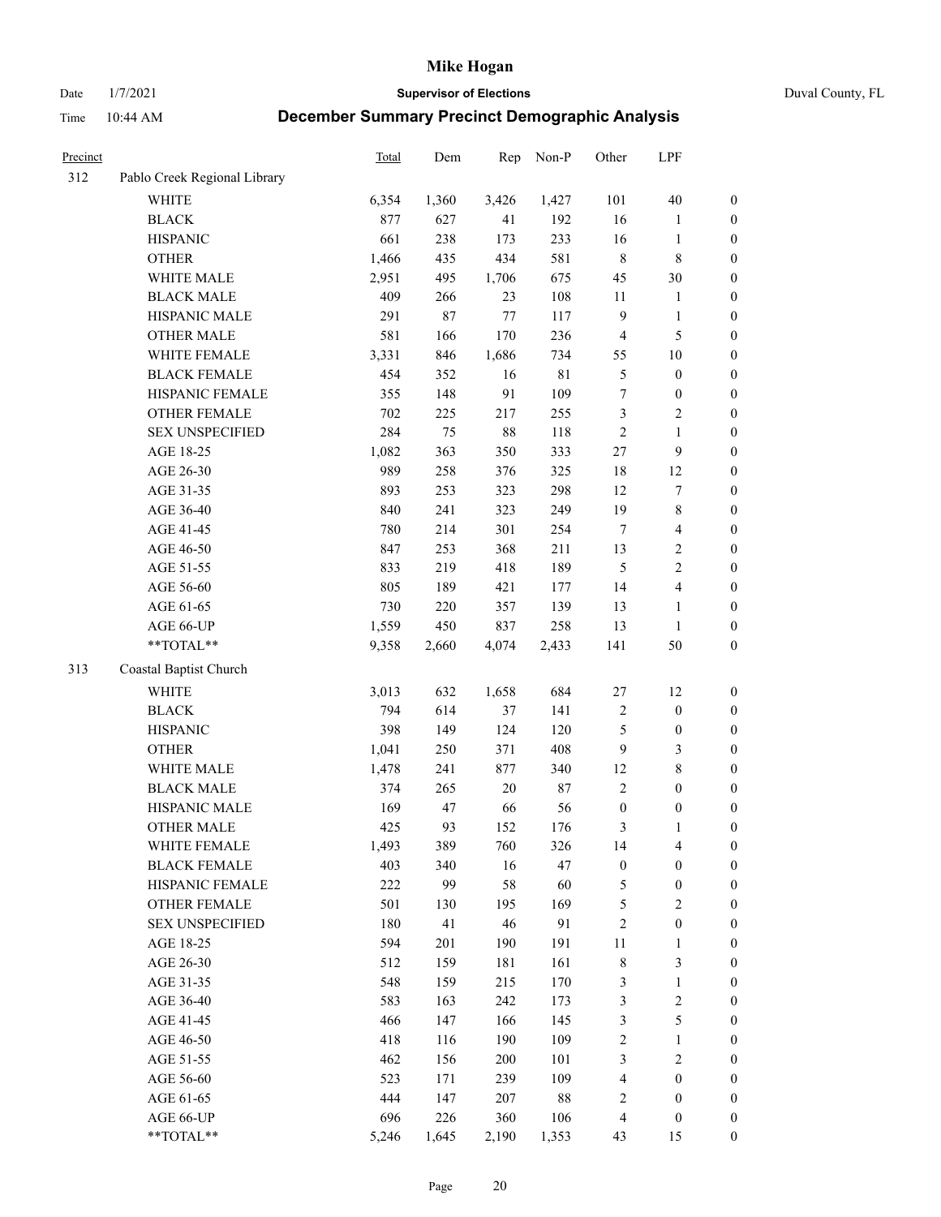# Mike Hogan

Date 1/7/2021 **Supervisor of Elections** Duval County, FL

Time 10:44 AM **December Summary Precinct Demographic Analysis**

| Precinct | | Total | Dem | Rep | Non-P | Other | LPF | |
|---|---|---|---|---|---|---|---|---|
| 312 | Pablo Creek Regional Library | | | | | | | |
| | WHITE | 6,354 | 1,360 | 3,426 | 1,427 | 101 | 40 | 0 |
| | BLACK | 877 | 627 | 41 | 192 | 16 | 1 | 0 |
| | HISPANIC | 661 | 238 | 173 | 233 | 16 | 1 | 0 |
| | OTHER | 1,466 | 435 | 434 | 581 | 8 | 8 | 0 |
| | WHITE MALE | 2,951 | 495 | 1,706 | 675 | 45 | 30 | 0 |
| | BLACK MALE | 409 | 266 | 23 | 108 | 11 | 1 | 0 |
| | HISPANIC MALE | 291 | 87 | 77 | 117 | 9 | 1 | 0 |
| | OTHER MALE | 581 | 166 | 170 | 236 | 4 | 5 | 0 |
| | WHITE FEMALE | 3,331 | 846 | 1,686 | 734 | 55 | 10 | 0 |
| | BLACK FEMALE | 454 | 352 | 16 | 81 | 5 | 0 | 0 |
| | HISPANIC FEMALE | 355 | 148 | 91 | 109 | 7 | 0 | 0 |
| | OTHER FEMALE | 702 | 225 | 217 | 255 | 3 | 2 | 0 |
| | SEX UNSPECIFIED | 284 | 75 | 88 | 118 | 2 | 1 | 0 |
| | AGE 18-25 | 1,082 | 363 | 350 | 333 | 27 | 9 | 0 |
| | AGE 26-30 | 989 | 258 | 376 | 325 | 18 | 12 | 0 |
| | AGE 31-35 | 893 | 253 | 323 | 298 | 12 | 7 | 0 |
| | AGE 36-40 | 840 | 241 | 323 | 249 | 19 | 8 | 0 |
| | AGE 41-45 | 780 | 214 | 301 | 254 | 7 | 4 | 0 |
| | AGE 46-50 | 847 | 253 | 368 | 211 | 13 | 2 | 0 |
| | AGE 51-55 | 833 | 219 | 418 | 189 | 5 | 2 | 0 |
| | AGE 56-60 | 805 | 189 | 421 | 177 | 14 | 4 | 0 |
| | AGE 61-65 | 730 | 220 | 357 | 139 | 13 | 1 | 0 |
| | AGE 66-UP | 1,559 | 450 | 837 | 258 | 13 | 1 | 0 |
| | **TOTAL** | 9,358 | 2,660 | 4,074 | 2,433 | 141 | 50 | 0 |
| 313 | Coastal Baptist Church | | | | | | | |
| | WHITE | 3,013 | 632 | 1,658 | 684 | 27 | 12 | 0 |
| | BLACK | 794 | 614 | 37 | 141 | 2 | 0 | 0 |
| | HISPANIC | 398 | 149 | 124 | 120 | 5 | 0 | 0 |
| | OTHER | 1,041 | 250 | 371 | 408 | 9 | 3 | 0 |
| | WHITE MALE | 1,478 | 241 | 877 | 340 | 12 | 8 | 0 |
| | BLACK MALE | 374 | 265 | 20 | 87 | 2 | 0 | 0 |
| | HISPANIC MALE | 169 | 47 | 66 | 56 | 0 | 0 | 0 |
| | OTHER MALE | 425 | 93 | 152 | 176 | 3 | 1 | 0 |
| | WHITE FEMALE | 1,493 | 389 | 760 | 326 | 14 | 4 | 0 |
| | BLACK FEMALE | 403 | 340 | 16 | 47 | 0 | 0 | 0 |
| | HISPANIC FEMALE | 222 | 99 | 58 | 60 | 5 | 0 | 0 |
| | OTHER FEMALE | 501 | 130 | 195 | 169 | 5 | 2 | 0 |
| | SEX UNSPECIFIED | 180 | 41 | 46 | 91 | 2 | 0 | 0 |
| | AGE 18-25 | 594 | 201 | 190 | 191 | 11 | 1 | 0 |
| | AGE 26-30 | 512 | 159 | 181 | 161 | 8 | 3 | 0 |
| | AGE 31-35 | 548 | 159 | 215 | 170 | 3 | 1 | 0 |
| | AGE 36-40 | 583 | 163 | 242 | 173 | 3 | 2 | 0 |
| | AGE 41-45 | 466 | 147 | 166 | 145 | 3 | 5 | 0 |
| | AGE 46-50 | 418 | 116 | 190 | 109 | 2 | 1 | 0 |
| | AGE 51-55 | 462 | 156 | 200 | 101 | 3 | 2 | 0 |
| | AGE 56-60 | 523 | 171 | 239 | 109 | 4 | 0 | 0 |
| | AGE 61-65 | 444 | 147 | 207 | 88 | 2 | 0 | 0 |
| | AGE 66-UP | 696 | 226 | 360 | 106 | 4 | 0 | 0 |
| | **TOTAL** | 5,246 | 1,645 | 2,190 | 1,353 | 43 | 15 | 0 |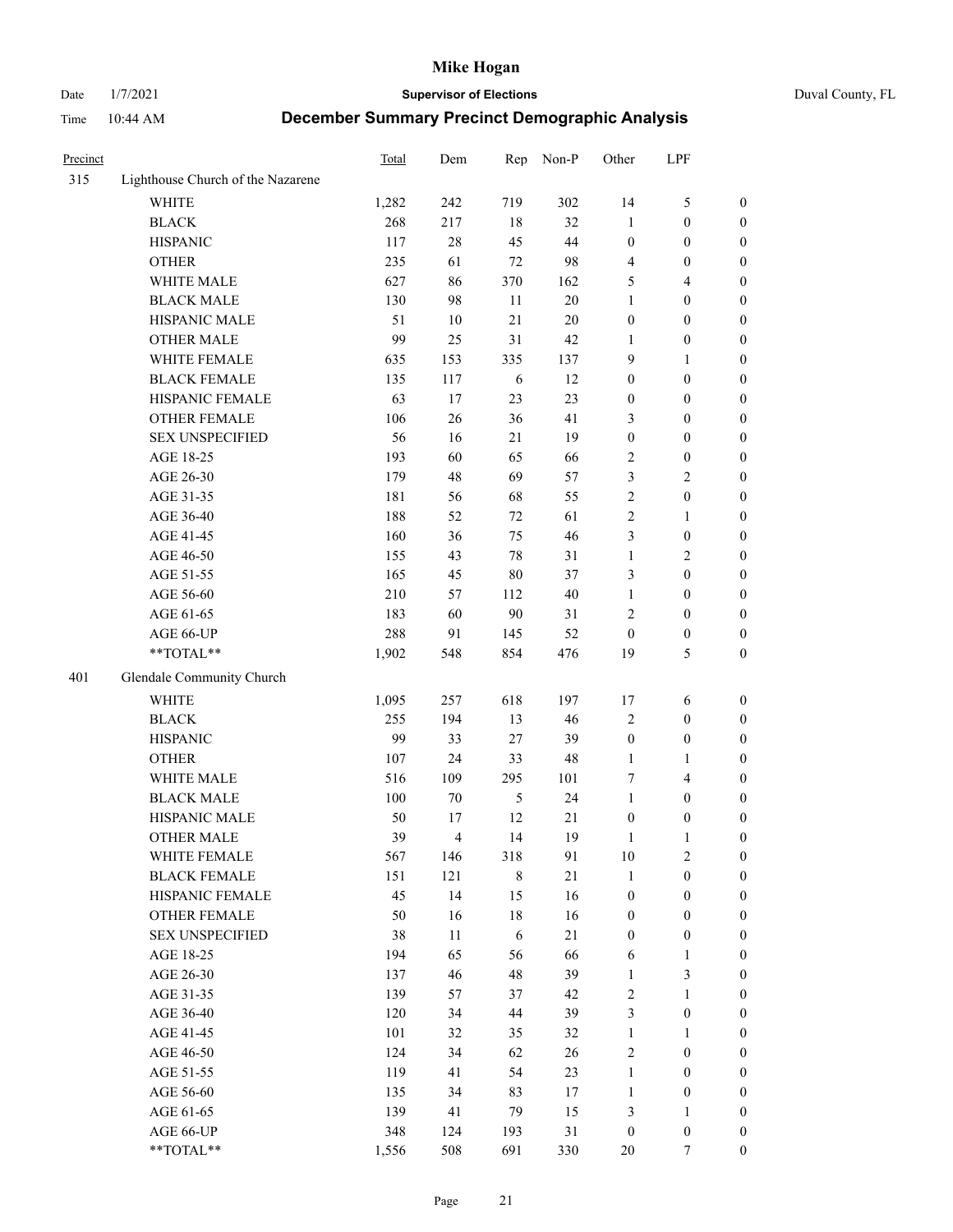# Mike Hogan

Date 1/7/2021 — **Supervisor of Elections** — Duval County, FL

Time 10:44 AM — **December Summary Precinct Demographic Analysis**

| Precinct | | Total | Dem | Rep | Non-P | Other | LPF | |
|---|---|---|---|---|---|---|---|---|
| 315 | Lighthouse Church of the Nazarene | | | | | | | |
| | WHITE | 1,282 | 242 | 719 | 302 | 14 | 5 | 0 |
| | BLACK | 268 | 217 | 18 | 32 | 1 | 0 | 0 |
| | HISPANIC | 117 | 28 | 45 | 44 | 0 | 0 | 0 |
| | OTHER | 235 | 61 | 72 | 98 | 4 | 0 | 0 |
| | WHITE MALE | 627 | 86 | 370 | 162 | 5 | 4 | 0 |
| | BLACK MALE | 130 | 98 | 11 | 20 | 1 | 0 | 0 |
| | HISPANIC MALE | 51 | 10 | 21 | 20 | 0 | 0 | 0 |
| | OTHER MALE | 99 | 25 | 31 | 42 | 1 | 0 | 0 |
| | WHITE FEMALE | 635 | 153 | 335 | 137 | 9 | 1 | 0 |
| | BLACK FEMALE | 135 | 117 | 6 | 12 | 0 | 0 | 0 |
| | HISPANIC FEMALE | 63 | 17 | 23 | 23 | 0 | 0 | 0 |
| | OTHER FEMALE | 106 | 26 | 36 | 41 | 3 | 0 | 0 |
| | SEX UNSPECIFIED | 56 | 16 | 21 | 19 | 0 | 0 | 0 |
| | AGE 18-25 | 193 | 60 | 65 | 66 | 2 | 0 | 0 |
| | AGE 26-30 | 179 | 48 | 69 | 57 | 3 | 2 | 0 |
| | AGE 31-35 | 181 | 56 | 68 | 55 | 2 | 0 | 0 |
| | AGE 36-40 | 188 | 52 | 72 | 61 | 2 | 1 | 0 |
| | AGE 41-45 | 160 | 36 | 75 | 46 | 3 | 0 | 0 |
| | AGE 46-50 | 155 | 43 | 78 | 31 | 1 | 2 | 0 |
| | AGE 51-55 | 165 | 45 | 80 | 37 | 3 | 0 | 0 |
| | AGE 56-60 | 210 | 57 | 112 | 40 | 1 | 0 | 0 |
| | AGE 61-65 | 183 | 60 | 90 | 31 | 2 | 0 | 0 |
| | AGE 66-UP | 288 | 91 | 145 | 52 | 0 | 0 | 0 |
| | **TOTAL** | 1,902 | 548 | 854 | 476 | 19 | 5 | 0 |
| 401 | Glendale Community Church | | | | | | | |
| | WHITE | 1,095 | 257 | 618 | 197 | 17 | 6 | 0 |
| | BLACK | 255 | 194 | 13 | 46 | 2 | 0 | 0 |
| | HISPANIC | 99 | 33 | 27 | 39 | 0 | 0 | 0 |
| | OTHER | 107 | 24 | 33 | 48 | 1 | 1 | 0 |
| | WHITE MALE | 516 | 109 | 295 | 101 | 7 | 4 | 0 |
| | BLACK MALE | 100 | 70 | 5 | 24 | 1 | 0 | 0 |
| | HISPANIC MALE | 50 | 17 | 12 | 21 | 0 | 0 | 0 |
| | OTHER MALE | 39 | 4 | 14 | 19 | 1 | 1 | 0 |
| | WHITE FEMALE | 567 | 146 | 318 | 91 | 10 | 2 | 0 |
| | BLACK FEMALE | 151 | 121 | 8 | 21 | 1 | 0 | 0 |
| | HISPANIC FEMALE | 45 | 14 | 15 | 16 | 0 | 0 | 0 |
| | OTHER FEMALE | 50 | 16 | 18 | 16 | 0 | 0 | 0 |
| | SEX UNSPECIFIED | 38 | 11 | 6 | 21 | 0 | 0 | 0 |
| | AGE 18-25 | 194 | 65 | 56 | 66 | 6 | 1 | 0 |
| | AGE 26-30 | 137 | 46 | 48 | 39 | 1 | 3 | 0 |
| | AGE 31-35 | 139 | 57 | 37 | 42 | 2 | 1 | 0 |
| | AGE 36-40 | 120 | 34 | 44 | 39 | 3 | 0 | 0 |
| | AGE 41-45 | 101 | 32 | 35 | 32 | 1 | 1 | 0 |
| | AGE 46-50 | 124 | 34 | 62 | 26 | 2 | 0 | 0 |
| | AGE 51-55 | 119 | 41 | 54 | 23 | 1 | 0 | 0 |
| | AGE 56-60 | 135 | 34 | 83 | 17 | 1 | 0 | 0 |
| | AGE 61-65 | 139 | 41 | 79 | 15 | 3 | 1 | 0 |
| | AGE 66-UP | 348 | 124 | 193 | 31 | 0 | 0 | 0 |
| | **TOTAL** | 1,556 | 508 | 691 | 330 | 20 | 7 | 0 |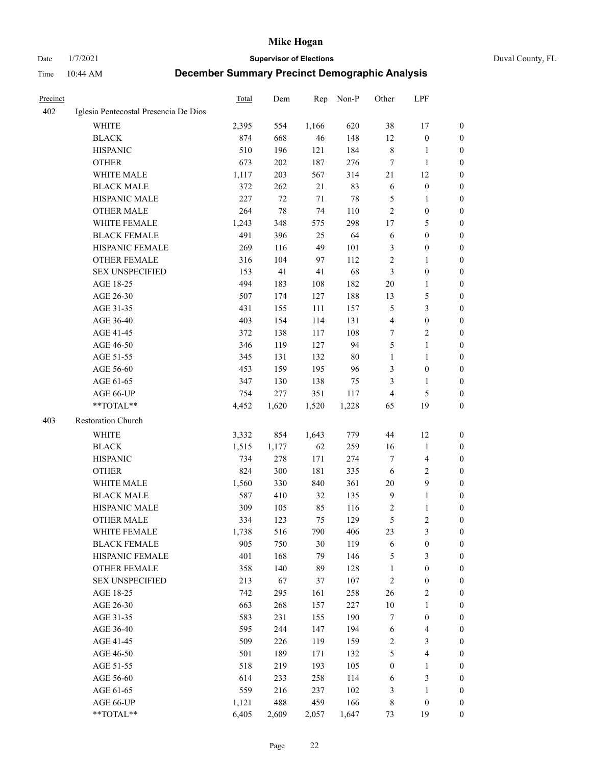# Mike Hogan

Date 1/7/2021 **Supervisor of Elections** Duval County, FL

Time 10:44 AM **December Summary Precinct Demographic Analysis**

| Precinct | | Total | Dem | Rep | Non-P | Other | LPF | |
|---|---|---|---|---|---|---|---|---|
| 402 | Iglesia Pentecostal Presencia De Dios | | | | | | | |
| | WHITE | 2,395 | 554 | 1,166 | 620 | 38 | 17 | 0 |
| | BLACK | 874 | 668 | 46 | 148 | 12 | 0 | 0 |
| | HISPANIC | 510 | 196 | 121 | 184 | 8 | 1 | 0 |
| | OTHER | 673 | 202 | 187 | 276 | 7 | 1 | 0 |
| | WHITE MALE | 1,117 | 203 | 567 | 314 | 21 | 12 | 0 |
| | BLACK MALE | 372 | 262 | 21 | 83 | 6 | 0 | 0 |
| | HISPANIC MALE | 227 | 72 | 71 | 78 | 5 | 1 | 0 |
| | OTHER MALE | 264 | 78 | 74 | 110 | 2 | 0 | 0 |
| | WHITE FEMALE | 1,243 | 348 | 575 | 298 | 17 | 5 | 0 |
| | BLACK FEMALE | 491 | 396 | 25 | 64 | 6 | 0 | 0 |
| | HISPANIC FEMALE | 269 | 116 | 49 | 101 | 3 | 0 | 0 |
| | OTHER FEMALE | 316 | 104 | 97 | 112 | 2 | 1 | 0 |
| | SEX UNSPECIFIED | 153 | 41 | 41 | 68 | 3 | 0 | 0 |
| | AGE 18-25 | 494 | 183 | 108 | 182 | 20 | 1 | 0 |
| | AGE 26-30 | 507 | 174 | 127 | 188 | 13 | 5 | 0 |
| | AGE 31-35 | 431 | 155 | 111 | 157 | 5 | 3 | 0 |
| | AGE 36-40 | 403 | 154 | 114 | 131 | 4 | 0 | 0 |
| | AGE 41-45 | 372 | 138 | 117 | 108 | 7 | 2 | 0 |
| | AGE 46-50 | 346 | 119 | 127 | 94 | 5 | 1 | 0 |
| | AGE 51-55 | 345 | 131 | 132 | 80 | 1 | 1 | 0 |
| | AGE 56-60 | 453 | 159 | 195 | 96 | 3 | 0 | 0 |
| | AGE 61-65 | 347 | 130 | 138 | 75 | 3 | 1 | 0 |
| | AGE 66-UP | 754 | 277 | 351 | 117 | 4 | 5 | 0 |
| | **TOTAL** | 4,452 | 1,620 | 1,520 | 1,228 | 65 | 19 | 0 |
| 403 | Restoration Church | | | | | | | |
| | WHITE | 3,332 | 854 | 1,643 | 779 | 44 | 12 | 0 |
| | BLACK | 1,515 | 1,177 | 62 | 259 | 16 | 1 | 0 |
| | HISPANIC | 734 | 278 | 171 | 274 | 7 | 4 | 0 |
| | OTHER | 824 | 300 | 181 | 335 | 6 | 2 | 0 |
| | WHITE MALE | 1,560 | 330 | 840 | 361 | 20 | 9 | 0 |
| | BLACK MALE | 587 | 410 | 32 | 135 | 9 | 1 | 0 |
| | HISPANIC MALE | 309 | 105 | 85 | 116 | 2 | 1 | 0 |
| | OTHER MALE | 334 | 123 | 75 | 129 | 5 | 2 | 0 |
| | WHITE FEMALE | 1,738 | 516 | 790 | 406 | 23 | 3 | 0 |
| | BLACK FEMALE | 905 | 750 | 30 | 119 | 6 | 0 | 0 |
| | HISPANIC FEMALE | 401 | 168 | 79 | 146 | 5 | 3 | 0 |
| | OTHER FEMALE | 358 | 140 | 89 | 128 | 1 | 0 | 0 |
| | SEX UNSPECIFIED | 213 | 67 | 37 | 107 | 2 | 0 | 0 |
| | AGE 18-25 | 742 | 295 | 161 | 258 | 26 | 2 | 0 |
| | AGE 26-30 | 663 | 268 | 157 | 227 | 10 | 1 | 0 |
| | AGE 31-35 | 583 | 231 | 155 | 190 | 7 | 0 | 0 |
| | AGE 36-40 | 595 | 244 | 147 | 194 | 6 | 4 | 0 |
| | AGE 41-45 | 509 | 226 | 119 | 159 | 2 | 3 | 0 |
| | AGE 46-50 | 501 | 189 | 171 | 132 | 5 | 4 | 0 |
| | AGE 51-55 | 518 | 219 | 193 | 105 | 0 | 1 | 0 |
| | AGE 56-60 | 614 | 233 | 258 | 114 | 6 | 3 | 0 |
| | AGE 61-65 | 559 | 216 | 237 | 102 | 3 | 1 | 0 |
| | AGE 66-UP | 1,121 | 488 | 459 | 166 | 8 | 0 | 0 |
| | **TOTAL** | 6,405 | 2,609 | 2,057 | 1,647 | 73 | 19 | 0 |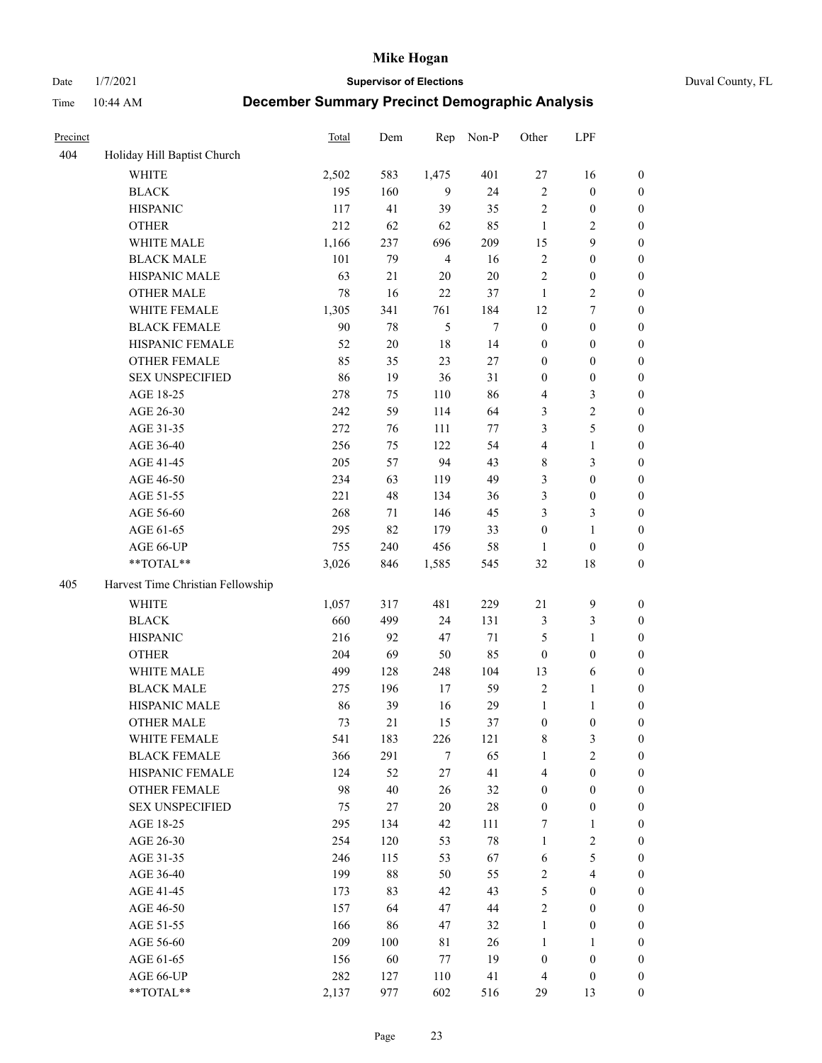# Mike Hogan

Date 1/7/2021 **Supervisor of Elections** Duval County, FL

Time 10:44 AM **December Summary Precinct Demographic Analysis**

| Precinct | | Total | Dem | Rep | Non-P | Other | LPF | |
|---|---|---|---|---|---|---|---|---|
| 404 | Holiday Hill Baptist Church | | | | | | | |
| | WHITE | 2,502 | 583 | 1,475 | 401 | 27 | 16 | 0 |
| | BLACK | 195 | 160 | 9 | 24 | 2 | 0 | 0 |
| | HISPANIC | 117 | 41 | 39 | 35 | 2 | 0 | 0 |
| | OTHER | 212 | 62 | 62 | 85 | 1 | 2 | 0 |
| | WHITE MALE | 1,166 | 237 | 696 | 209 | 15 | 9 | 0 |
| | BLACK MALE | 101 | 79 | 4 | 16 | 2 | 0 | 0 |
| | HISPANIC MALE | 63 | 21 | 20 | 20 | 2 | 0 | 0 |
| | OTHER MALE | 78 | 16 | 22 | 37 | 1 | 2 | 0 |
| | WHITE FEMALE | 1,305 | 341 | 761 | 184 | 12 | 7 | 0 |
| | BLACK FEMALE | 90 | 78 | 5 | 7 | 0 | 0 | 0 |
| | HISPANIC FEMALE | 52 | 20 | 18 | 14 | 0 | 0 | 0 |
| | OTHER FEMALE | 85 | 35 | 23 | 27 | 0 | 0 | 0 |
| | SEX UNSPECIFIED | 86 | 19 | 36 | 31 | 0 | 0 | 0 |
| | AGE 18-25 | 278 | 75 | 110 | 86 | 4 | 3 | 0 |
| | AGE 26-30 | 242 | 59 | 114 | 64 | 3 | 2 | 0 |
| | AGE 31-35 | 272 | 76 | 111 | 77 | 3 | 5 | 0 |
| | AGE 36-40 | 256 | 75 | 122 | 54 | 4 | 1 | 0 |
| | AGE 41-45 | 205 | 57 | 94 | 43 | 8 | 3 | 0 |
| | AGE 46-50 | 234 | 63 | 119 | 49 | 3 | 0 | 0 |
| | AGE 51-55 | 221 | 48 | 134 | 36 | 3 | 0 | 0 |
| | AGE 56-60 | 268 | 71 | 146 | 45 | 3 | 3 | 0 |
| | AGE 61-65 | 295 | 82 | 179 | 33 | 0 | 1 | 0 |
| | AGE 66-UP | 755 | 240 | 456 | 58 | 1 | 0 | 0 |
| | **TOTAL** | 3,026 | 846 | 1,585 | 545 | 32 | 18 | 0 |
| 405 | Harvest Time Christian Fellowship | | | | | | | |
| | WHITE | 1,057 | 317 | 481 | 229 | 21 | 9 | 0 |
| | BLACK | 660 | 499 | 24 | 131 | 3 | 3 | 0 |
| | HISPANIC | 216 | 92 | 47 | 71 | 5 | 1 | 0 |
| | OTHER | 204 | 69 | 50 | 85 | 0 | 0 | 0 |
| | WHITE MALE | 499 | 128 | 248 | 104 | 13 | 6 | 0 |
| | BLACK MALE | 275 | 196 | 17 | 59 | 2 | 1 | 0 |
| | HISPANIC MALE | 86 | 39 | 16 | 29 | 1 | 1 | 0 |
| | OTHER MALE | 73 | 21 | 15 | 37 | 0 | 0 | 0 |
| | WHITE FEMALE | 541 | 183 | 226 | 121 | 8 | 3 | 0 |
| | BLACK FEMALE | 366 | 291 | 7 | 65 | 1 | 2 | 0 |
| | HISPANIC FEMALE | 124 | 52 | 27 | 41 | 4 | 0 | 0 |
| | OTHER FEMALE | 98 | 40 | 26 | 32 | 0 | 0 | 0 |
| | SEX UNSPECIFIED | 75 | 27 | 20 | 28 | 0 | 0 | 0 |
| | AGE 18-25 | 295 | 134 | 42 | 111 | 7 | 1 | 0 |
| | AGE 26-30 | 254 | 120 | 53 | 78 | 1 | 2 | 0 |
| | AGE 31-35 | 246 | 115 | 53 | 67 | 6 | 5 | 0 |
| | AGE 36-40 | 199 | 88 | 50 | 55 | 2 | 4 | 0 |
| | AGE 41-45 | 173 | 83 | 42 | 43 | 5 | 0 | 0 |
| | AGE 46-50 | 157 | 64 | 47 | 44 | 2 | 0 | 0 |
| | AGE 51-55 | 166 | 86 | 47 | 32 | 1 | 0 | 0 |
| | AGE 56-60 | 209 | 100 | 81 | 26 | 1 | 1 | 0 |
| | AGE 61-65 | 156 | 60 | 77 | 19 | 0 | 0 | 0 |
| | AGE 66-UP | 282 | 127 | 110 | 41 | 4 | 0 | 0 |
| | **TOTAL** | 2,137 | 977 | 602 | 516 | 29 | 13 | 0 |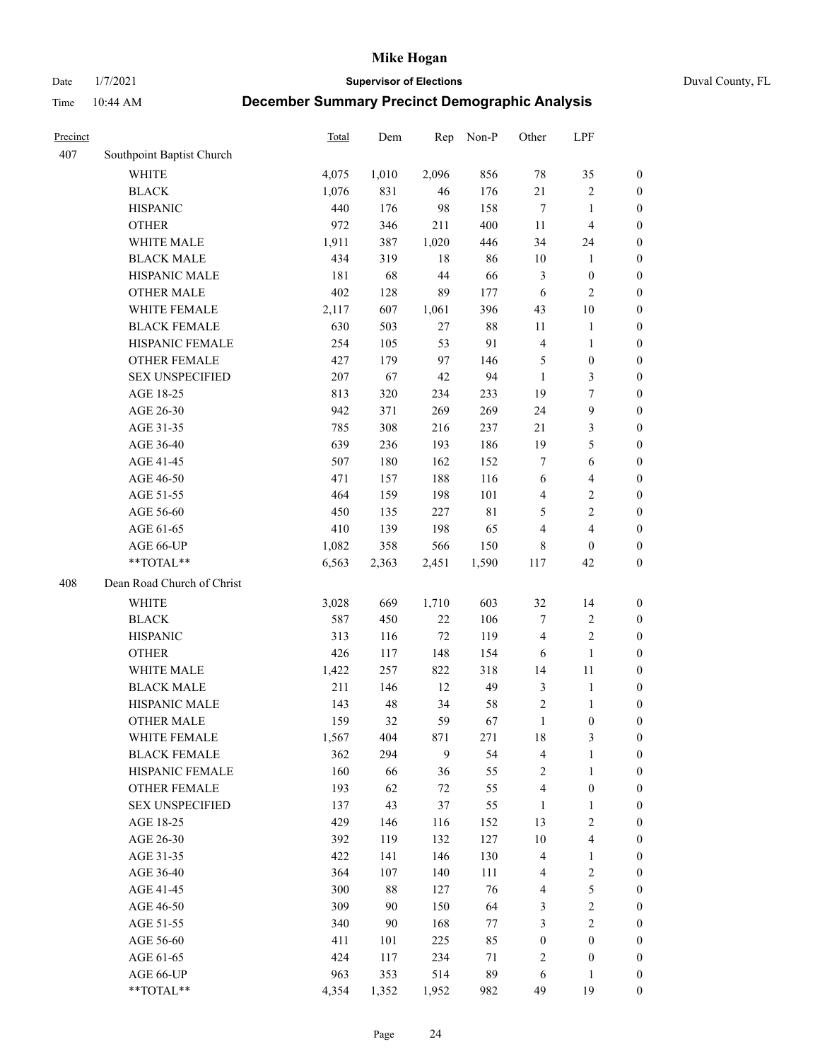# Mike Hogan

Date 1/7/2021 **Supervisor of Elections** Duval County, FL

Time 10:44 AM **December Summary Precinct Demographic Analysis**

| Precinct | | Total | Dem | Rep | Non-P | Other | LPF | |
|---|---|---|---|---|---|---|---|---|
| 407 | Southpoint Baptist Church | | | | | | | |
| | WHITE | 4,075 | 1,010 | 2,096 | 856 | 78 | 35 | 0 |
| | BLACK | 1,076 | 831 | 46 | 176 | 21 | 2 | 0 |
| | HISPANIC | 440 | 176 | 98 | 158 | 7 | 1 | 0 |
| | OTHER | 972 | 346 | 211 | 400 | 11 | 4 | 0 |
| | WHITE MALE | 1,911 | 387 | 1,020 | 446 | 34 | 24 | 0 |
| | BLACK MALE | 434 | 319 | 18 | 86 | 10 | 1 | 0 |
| | HISPANIC MALE | 181 | 68 | 44 | 66 | 3 | 0 | 0 |
| | OTHER MALE | 402 | 128 | 89 | 177 | 6 | 2 | 0 |
| | WHITE FEMALE | 2,117 | 607 | 1,061 | 396 | 43 | 10 | 0 |
| | BLACK FEMALE | 630 | 503 | 27 | 88 | 11 | 1 | 0 |
| | HISPANIC FEMALE | 254 | 105 | 53 | 91 | 4 | 1 | 0 |
| | OTHER FEMALE | 427 | 179 | 97 | 146 | 5 | 0 | 0 |
| | SEX UNSPECIFIED | 207 | 67 | 42 | 94 | 1 | 3 | 0 |
| | AGE 18-25 | 813 | 320 | 234 | 233 | 19 | 7 | 0 |
| | AGE 26-30 | 942 | 371 | 269 | 269 | 24 | 9 | 0 |
| | AGE 31-35 | 785 | 308 | 216 | 237 | 21 | 3 | 0 |
| | AGE 36-40 | 639 | 236 | 193 | 186 | 19 | 5 | 0 |
| | AGE 41-45 | 507 | 180 | 162 | 152 | 7 | 6 | 0 |
| | AGE 46-50 | 471 | 157 | 188 | 116 | 6 | 4 | 0 |
| | AGE 51-55 | 464 | 159 | 198 | 101 | 4 | 2 | 0 |
| | AGE 56-60 | 450 | 135 | 227 | 81 | 5 | 2 | 0 |
| | AGE 61-65 | 410 | 139 | 198 | 65 | 4 | 4 | 0 |
| | AGE 66-UP | 1,082 | 358 | 566 | 150 | 8 | 0 | 0 |
| | **TOTAL** | 6,563 | 2,363 | 2,451 | 1,590 | 117 | 42 | 0 |
| 408 | Dean Road Church of Christ | | | | | | | |
| | WHITE | 3,028 | 669 | 1,710 | 603 | 32 | 14 | 0 |
| | BLACK | 587 | 450 | 22 | 106 | 7 | 2 | 0 |
| | HISPANIC | 313 | 116 | 72 | 119 | 4 | 2 | 0 |
| | OTHER | 426 | 117 | 148 | 154 | 6 | 1 | 0 |
| | WHITE MALE | 1,422 | 257 | 822 | 318 | 14 | 11 | 0 |
| | BLACK MALE | 211 | 146 | 12 | 49 | 3 | 1 | 0 |
| | HISPANIC MALE | 143 | 48 | 34 | 58 | 2 | 1 | 0 |
| | OTHER MALE | 159 | 32 | 59 | 67 | 1 | 0 | 0 |
| | WHITE FEMALE | 1,567 | 404 | 871 | 271 | 18 | 3 | 0 |
| | BLACK FEMALE | 362 | 294 | 9 | 54 | 4 | 1 | 0 |
| | HISPANIC FEMALE | 160 | 66 | 36 | 55 | 2 | 1 | 0 |
| | OTHER FEMALE | 193 | 62 | 72 | 55 | 4 | 0 | 0 |
| | SEX UNSPECIFIED | 137 | 43 | 37 | 55 | 1 | 1 | 0 |
| | AGE 18-25 | 429 | 146 | 116 | 152 | 13 | 2 | 0 |
| | AGE 26-30 | 392 | 119 | 132 | 127 | 10 | 4 | 0 |
| | AGE 31-35 | 422 | 141 | 146 | 130 | 4 | 1 | 0 |
| | AGE 36-40 | 364 | 107 | 140 | 111 | 4 | 2 | 0 |
| | AGE 41-45 | 300 | 88 | 127 | 76 | 4 | 5 | 0 |
| | AGE 46-50 | 309 | 90 | 150 | 64 | 3 | 2 | 0 |
| | AGE 51-55 | 340 | 90 | 168 | 77 | 3 | 2 | 0 |
| | AGE 56-60 | 411 | 101 | 225 | 85 | 0 | 0 | 0 |
| | AGE 61-65 | 424 | 117 | 234 | 71 | 2 | 0 | 0 |
| | AGE 66-UP | 963 | 353 | 514 | 89 | 6 | 1 | 0 |
| | **TOTAL** | 4,354 | 1,352 | 1,952 | 982 | 49 | 19 | 0 |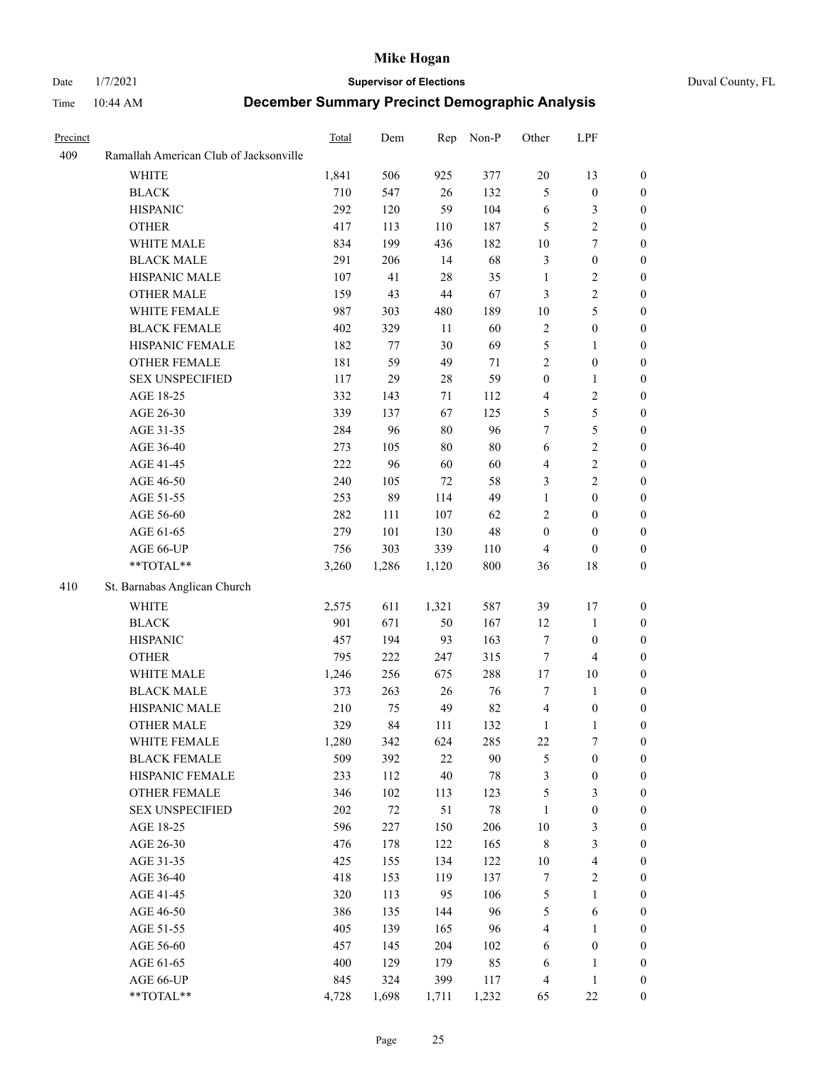# Mike Hogan

Date 1/7/2021 **Supervisor of Elections** Duval County, FL

Time 10:44 AM **December Summary Precinct Demographic Analysis**

| Precinct | | Total | Dem | Rep | Non-P | Other | LPF | |
|---|---|---|---|---|---|---|---|---|
| 409 | Ramallah American Club of Jacksonville | | | | | | | |
| | WHITE | 1,841 | 506 | 925 | 377 | 20 | 13 | 0 |
| | BLACK | 710 | 547 | 26 | 132 | 5 | 0 | 0 |
| | HISPANIC | 292 | 120 | 59 | 104 | 6 | 3 | 0 |
| | OTHER | 417 | 113 | 110 | 187 | 5 | 2 | 0 |
| | WHITE MALE | 834 | 199 | 436 | 182 | 10 | 7 | 0 |
| | BLACK MALE | 291 | 206 | 14 | 68 | 3 | 0 | 0 |
| | HISPANIC MALE | 107 | 41 | 28 | 35 | 1 | 2 | 0 |
| | OTHER MALE | 159 | 43 | 44 | 67 | 3 | 2 | 0 |
| | WHITE FEMALE | 987 | 303 | 480 | 189 | 10 | 5 | 0 |
| | BLACK FEMALE | 402 | 329 | 11 | 60 | 2 | 0 | 0 |
| | HISPANIC FEMALE | 182 | 77 | 30 | 69 | 5 | 1 | 0 |
| | OTHER FEMALE | 181 | 59 | 49 | 71 | 2 | 0 | 0 |
| | SEX UNSPECIFIED | 117 | 29 | 28 | 59 | 0 | 1 | 0 |
| | AGE 18-25 | 332 | 143 | 71 | 112 | 4 | 2 | 0 |
| | AGE 26-30 | 339 | 137 | 67 | 125 | 5 | 5 | 0 |
| | AGE 31-35 | 284 | 96 | 80 | 96 | 7 | 5 | 0 |
| | AGE 36-40 | 273 | 105 | 80 | 80 | 6 | 2 | 0 |
| | AGE 41-45 | 222 | 96 | 60 | 60 | 4 | 2 | 0 |
| | AGE 46-50 | 240 | 105 | 72 | 58 | 3 | 2 | 0 |
| | AGE 51-55 | 253 | 89 | 114 | 49 | 1 | 0 | 0 |
| | AGE 56-60 | 282 | 111 | 107 | 62 | 2 | 0 | 0 |
| | AGE 61-65 | 279 | 101 | 130 | 48 | 0 | 0 | 0 |
| | AGE 66-UP | 756 | 303 | 339 | 110 | 4 | 0 | 0 |
| | **TOTAL** | 3,260 | 1,286 | 1,120 | 800 | 36 | 18 | 0 |
| 410 | St. Barnabas Anglican Church | | | | | | | |
| | WHITE | 2,575 | 611 | 1,321 | 587 | 39 | 17 | 0 |
| | BLACK | 901 | 671 | 50 | 167 | 12 | 1 | 0 |
| | HISPANIC | 457 | 194 | 93 | 163 | 7 | 0 | 0 |
| | OTHER | 795 | 222 | 247 | 315 | 7 | 4 | 0 |
| | WHITE MALE | 1,246 | 256 | 675 | 288 | 17 | 10 | 0 |
| | BLACK MALE | 373 | 263 | 26 | 76 | 7 | 1 | 0 |
| | HISPANIC MALE | 210 | 75 | 49 | 82 | 4 | 0 | 0 |
| | OTHER MALE | 329 | 84 | 111 | 132 | 1 | 1 | 0 |
| | WHITE FEMALE | 1,280 | 342 | 624 | 285 | 22 | 7 | 0 |
| | BLACK FEMALE | 509 | 392 | 22 | 90 | 5 | 0 | 0 |
| | HISPANIC FEMALE | 233 | 112 | 40 | 78 | 3 | 0 | 0 |
| | OTHER FEMALE | 346 | 102 | 113 | 123 | 5 | 3 | 0 |
| | SEX UNSPECIFIED | 202 | 72 | 51 | 78 | 1 | 0 | 0 |
| | AGE 18-25 | 596 | 227 | 150 | 206 | 10 | 3 | 0 |
| | AGE 26-30 | 476 | 178 | 122 | 165 | 8 | 3 | 0 |
| | AGE 31-35 | 425 | 155 | 134 | 122 | 10 | 4 | 0 |
| | AGE 36-40 | 418 | 153 | 119 | 137 | 7 | 2 | 0 |
| | AGE 41-45 | 320 | 113 | 95 | 106 | 5 | 1 | 0 |
| | AGE 46-50 | 386 | 135 | 144 | 96 | 5 | 6 | 0 |
| | AGE 51-55 | 405 | 139 | 165 | 96 | 4 | 1 | 0 |
| | AGE 56-60 | 457 | 145 | 204 | 102 | 6 | 0 | 0 |
| | AGE 61-65 | 400 | 129 | 179 | 85 | 6 | 1 | 0 |
| | AGE 66-UP | 845 | 324 | 399 | 117 | 4 | 1 | 0 |
| | **TOTAL** | 4,728 | 1,698 | 1,711 | 1,232 | 65 | 22 | 0 |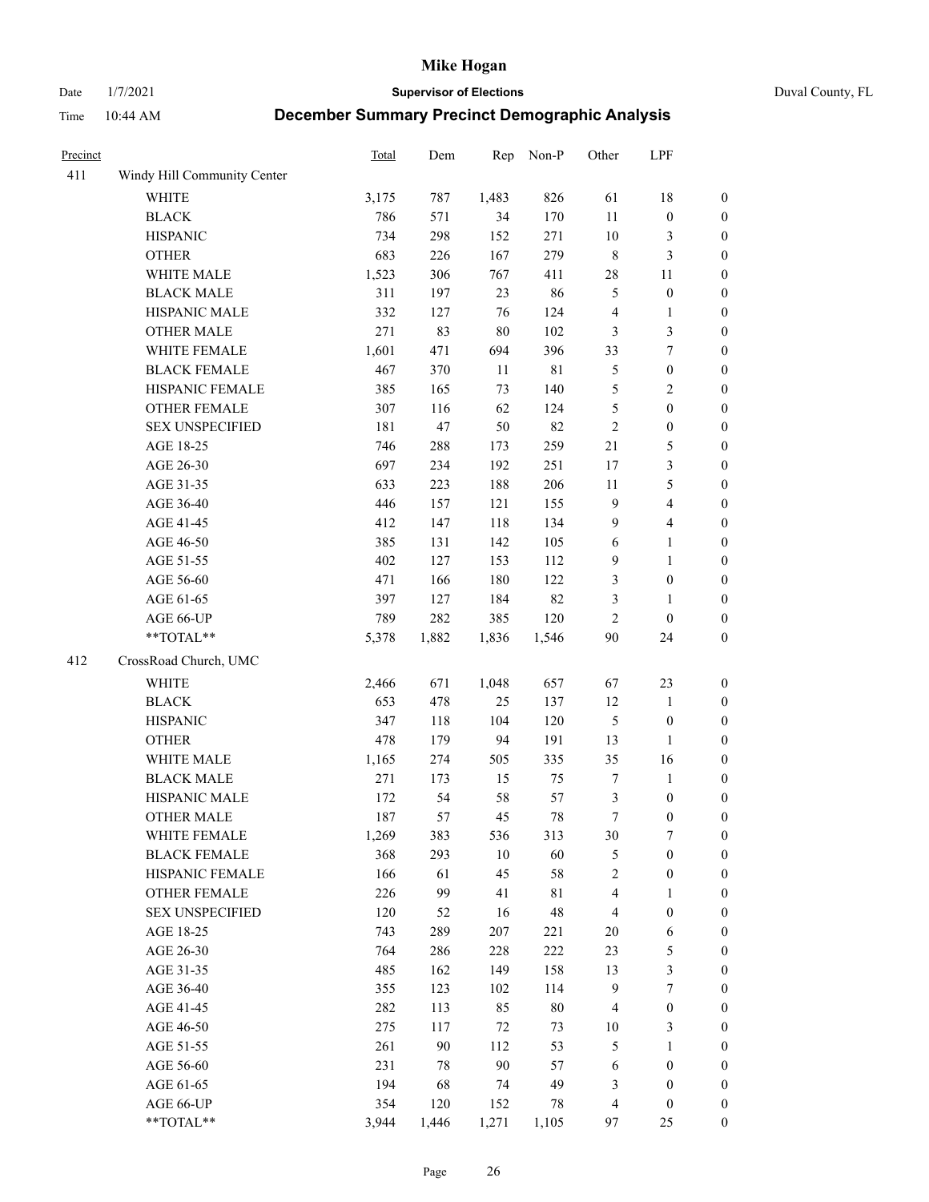# Mike Hogan

Date 1/7/2021 — **Supervisor of Elections** — Duval County, FL

Time 10:44 AM — **December Summary Precinct Demographic Analysis**

| Precinct | | Total | Dem | Rep | Non-P | Other | LPF | |
|---|---|---|---|---|---|---|---|---|
| 411 | Windy Hill Community Center | | | | | | | |
| | WHITE | 3,175 | 787 | 1,483 | 826 | 61 | 18 | 0 |
| | BLACK | 786 | 571 | 34 | 170 | 11 | 0 | 0 |
| | HISPANIC | 734 | 298 | 152 | 271 | 10 | 3 | 0 |
| | OTHER | 683 | 226 | 167 | 279 | 8 | 3 | 0 |
| | WHITE MALE | 1,523 | 306 | 767 | 411 | 28 | 11 | 0 |
| | BLACK MALE | 311 | 197 | 23 | 86 | 5 | 0 | 0 |
| | HISPANIC MALE | 332 | 127 | 76 | 124 | 4 | 1 | 0 |
| | OTHER MALE | 271 | 83 | 80 | 102 | 3 | 3 | 0 |
| | WHITE FEMALE | 1,601 | 471 | 694 | 396 | 33 | 7 | 0 |
| | BLACK FEMALE | 467 | 370 | 11 | 81 | 5 | 0 | 0 |
| | HISPANIC FEMALE | 385 | 165 | 73 | 140 | 5 | 2 | 0 |
| | OTHER FEMALE | 307 | 116 | 62 | 124 | 5 | 0 | 0 |
| | SEX UNSPECIFIED | 181 | 47 | 50 | 82 | 2 | 0 | 0 |
| | AGE 18-25 | 746 | 288 | 173 | 259 | 21 | 5 | 0 |
| | AGE 26-30 | 697 | 234 | 192 | 251 | 17 | 3 | 0 |
| | AGE 31-35 | 633 | 223 | 188 | 206 | 11 | 5 | 0 |
| | AGE 36-40 | 446 | 157 | 121 | 155 | 9 | 4 | 0 |
| | AGE 41-45 | 412 | 147 | 118 | 134 | 9 | 4 | 0 |
| | AGE 46-50 | 385 | 131 | 142 | 105 | 6 | 1 | 0 |
| | AGE 51-55 | 402 | 127 | 153 | 112 | 9 | 1 | 0 |
| | AGE 56-60 | 471 | 166 | 180 | 122 | 3 | 0 | 0 |
| | AGE 61-65 | 397 | 127 | 184 | 82 | 3 | 1 | 0 |
| | AGE 66-UP | 789 | 282 | 385 | 120 | 2 | 0 | 0 |
| | **TOTAL** | 5,378 | 1,882 | 1,836 | 1,546 | 90 | 24 | 0 |
| 412 | CrossRoad Church, UMC | | | | | | | |
| | WHITE | 2,466 | 671 | 1,048 | 657 | 67 | 23 | 0 |
| | BLACK | 653 | 478 | 25 | 137 | 12 | 1 | 0 |
| | HISPANIC | 347 | 118 | 104 | 120 | 5 | 0 | 0 |
| | OTHER | 478 | 179 | 94 | 191 | 13 | 1 | 0 |
| | WHITE MALE | 1,165 | 274 | 505 | 335 | 35 | 16 | 0 |
| | BLACK MALE | 271 | 173 | 15 | 75 | 7 | 1 | 0 |
| | HISPANIC MALE | 172 | 54 | 58 | 57 | 3 | 0 | 0 |
| | OTHER MALE | 187 | 57 | 45 | 78 | 7 | 0 | 0 |
| | WHITE FEMALE | 1,269 | 383 | 536 | 313 | 30 | 7 | 0 |
| | BLACK FEMALE | 368 | 293 | 10 | 60 | 5 | 0 | 0 |
| | HISPANIC FEMALE | 166 | 61 | 45 | 58 | 2 | 0 | 0 |
| | OTHER FEMALE | 226 | 99 | 41 | 81 | 4 | 1 | 0 |
| | SEX UNSPECIFIED | 120 | 52 | 16 | 48 | 4 | 0 | 0 |
| | AGE 18-25 | 743 | 289 | 207 | 221 | 20 | 6 | 0 |
| | AGE 26-30 | 764 | 286 | 228 | 222 | 23 | 5 | 0 |
| | AGE 31-35 | 485 | 162 | 149 | 158 | 13 | 3 | 0 |
| | AGE 36-40 | 355 | 123 | 102 | 114 | 9 | 7 | 0 |
| | AGE 41-45 | 282 | 113 | 85 | 80 | 4 | 0 | 0 |
| | AGE 46-50 | 275 | 117 | 72 | 73 | 10 | 3 | 0 |
| | AGE 51-55 | 261 | 90 | 112 | 53 | 5 | 1 | 0 |
| | AGE 56-60 | 231 | 78 | 90 | 57 | 6 | 0 | 0 |
| | AGE 61-65 | 194 | 68 | 74 | 49 | 3 | 0 | 0 |
| | AGE 66-UP | 354 | 120 | 152 | 78 | 4 | 0 | 0 |
| | **TOTAL** | 3,944 | 1,446 | 1,271 | 1,105 | 97 | 25 | 0 |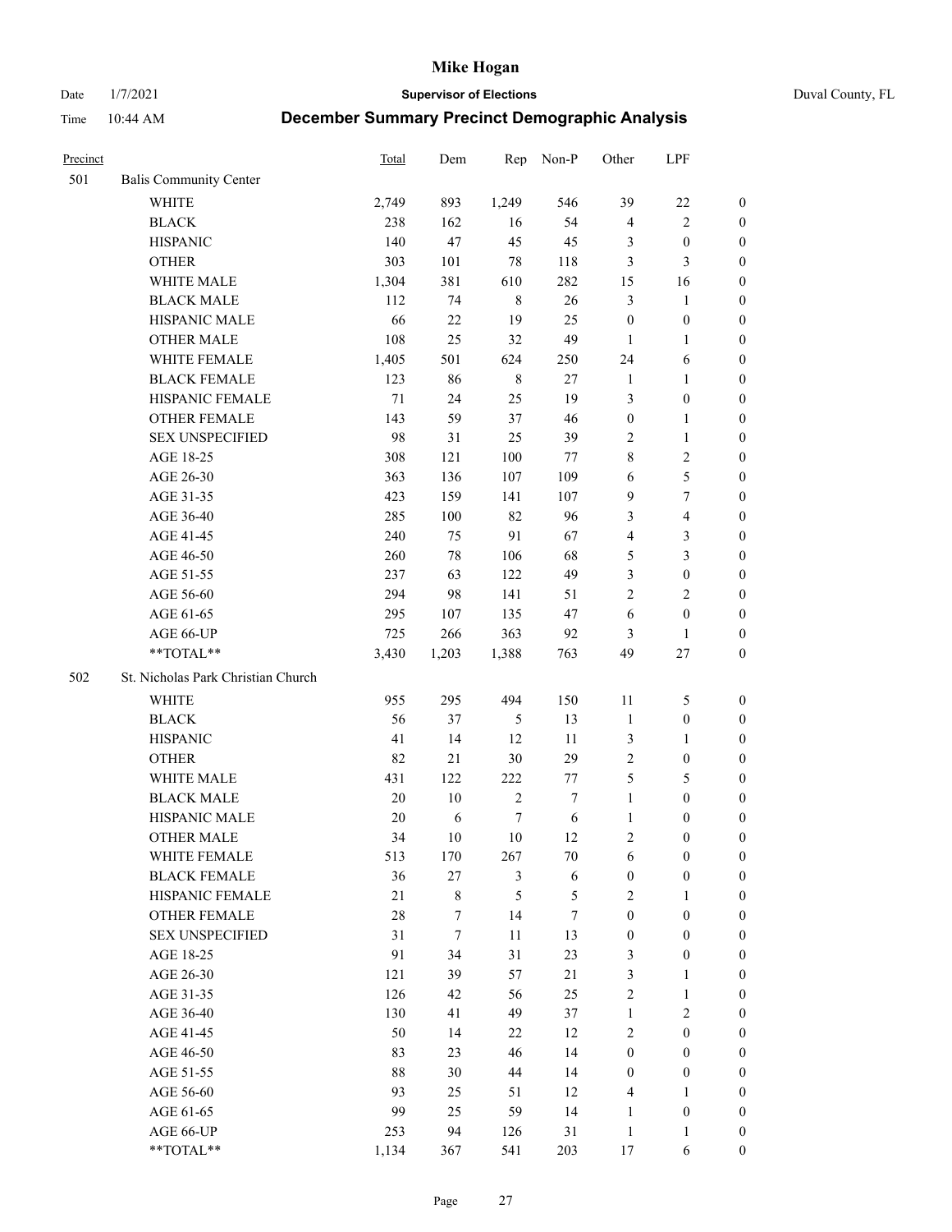# Mike Hogan

Date 1/7/2021 **Supervisor of Elections** Duval County, FL

Time 10:44 AM **December Summary Precinct Demographic Analysis**

| Precinct | | Total | Dem | Rep | Non-P | Other | LPF | |
|---|---|---|---|---|---|---|---|---|
| 501 | Balis Community Center | | | | | | | |
| | WHITE | 2,749 | 893 | 1,249 | 546 | 39 | 22 | 0 |
| | BLACK | 238 | 162 | 16 | 54 | 4 | 2 | 0 |
| | HISPANIC | 140 | 47 | 45 | 45 | 3 | 0 | 0 |
| | OTHER | 303 | 101 | 78 | 118 | 3 | 3 | 0 |
| | WHITE MALE | 1,304 | 381 | 610 | 282 | 15 | 16 | 0 |
| | BLACK MALE | 112 | 74 | 8 | 26 | 3 | 1 | 0 |
| | HISPANIC MALE | 66 | 22 | 19 | 25 | 0 | 0 | 0 |
| | OTHER MALE | 108 | 25 | 32 | 49 | 1 | 1 | 0 |
| | WHITE FEMALE | 1,405 | 501 | 624 | 250 | 24 | 6 | 0 |
| | BLACK FEMALE | 123 | 86 | 8 | 27 | 1 | 1 | 0 |
| | HISPANIC FEMALE | 71 | 24 | 25 | 19 | 3 | 0 | 0 |
| | OTHER FEMALE | 143 | 59 | 37 | 46 | 0 | 1 | 0 |
| | SEX UNSPECIFIED | 98 | 31 | 25 | 39 | 2 | 1 | 0 |
| | AGE 18-25 | 308 | 121 | 100 | 77 | 8 | 2 | 0 |
| | AGE 26-30 | 363 | 136 | 107 | 109 | 6 | 5 | 0 |
| | AGE 31-35 | 423 | 159 | 141 | 107 | 9 | 7 | 0 |
| | AGE 36-40 | 285 | 100 | 82 | 96 | 3 | 4 | 0 |
| | AGE 41-45 | 240 | 75 | 91 | 67 | 4 | 3 | 0 |
| | AGE 46-50 | 260 | 78 | 106 | 68 | 5 | 3 | 0 |
| | AGE 51-55 | 237 | 63 | 122 | 49 | 3 | 0 | 0 |
| | AGE 56-60 | 294 | 98 | 141 | 51 | 2 | 2 | 0 |
| | AGE 61-65 | 295 | 107 | 135 | 47 | 6 | 0 | 0 |
| | AGE 66-UP | 725 | 266 | 363 | 92 | 3 | 1 | 0 |
| | **TOTAL** | 3,430 | 1,203 | 1,388 | 763 | 49 | 27 | 0 |
| 502 | St. Nicholas Park Christian Church | | | | | | | |
| | WHITE | 955 | 295 | 494 | 150 | 11 | 5 | 0 |
| | BLACK | 56 | 37 | 5 | 13 | 1 | 0 | 0 |
| | HISPANIC | 41 | 14 | 12 | 11 | 3 | 1 | 0 |
| | OTHER | 82 | 21 | 30 | 29 | 2 | 0 | 0 |
| | WHITE MALE | 431 | 122 | 222 | 77 | 5 | 5 | 0 |
| | BLACK MALE | 20 | 10 | 2 | 7 | 1 | 0 | 0 |
| | HISPANIC MALE | 20 | 6 | 7 | 6 | 1 | 0 | 0 |
| | OTHER MALE | 34 | 10 | 10 | 12 | 2 | 0 | 0 |
| | WHITE FEMALE | 513 | 170 | 267 | 70 | 6 | 0 | 0 |
| | BLACK FEMALE | 36 | 27 | 3 | 6 | 0 | 0 | 0 |
| | HISPANIC FEMALE | 21 | 8 | 5 | 5 | 2 | 1 | 0 |
| | OTHER FEMALE | 28 | 7 | 14 | 7 | 0 | 0 | 0 |
| | SEX UNSPECIFIED | 31 | 7 | 11 | 13 | 0 | 0 | 0 |
| | AGE 18-25 | 91 | 34 | 31 | 23 | 3 | 0 | 0 |
| | AGE 26-30 | 121 | 39 | 57 | 21 | 3 | 1 | 0 |
| | AGE 31-35 | 126 | 42 | 56 | 25 | 2 | 1 | 0 |
| | AGE 36-40 | 130 | 41 | 49 | 37 | 1 | 2 | 0 |
| | AGE 41-45 | 50 | 14 | 22 | 12 | 2 | 0 | 0 |
| | AGE 46-50 | 83 | 23 | 46 | 14 | 0 | 0 | 0 |
| | AGE 51-55 | 88 | 30 | 44 | 14 | 0 | 0 | 0 |
| | AGE 56-60 | 93 | 25 | 51 | 12 | 4 | 1 | 0 |
| | AGE 61-65 | 99 | 25 | 59 | 14 | 1 | 0 | 0 |
| | AGE 66-UP | 253 | 94 | 126 | 31 | 1 | 1 | 0 |
| | **TOTAL** | 1,134 | 367 | 541 | 203 | 17 | 6 | 0 |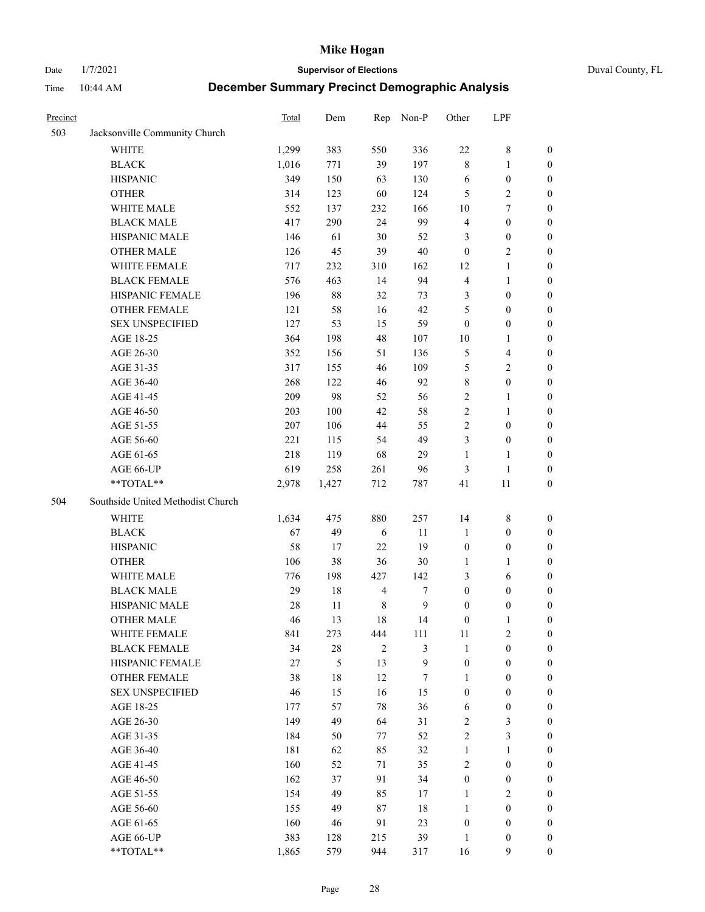# Mike Hogan

Date 1/7/2021 **Supervisor of Elections** Duval County, FL

Time 10:44 AM **December Summary Precinct Demographic Analysis**

| Precinct | | Total | Dem | Rep | Non-P | Other | LPF | |
|---|---|---|---|---|---|---|---|---|
| 503 | Jacksonville Community Church | | | | | | | |
| | WHITE | 1,299 | 383 | 550 | 336 | 22 | 8 | 0 |
| | BLACK | 1,016 | 771 | 39 | 197 | 8 | 1 | 0 |
| | HISPANIC | 349 | 150 | 63 | 130 | 6 | 0 | 0 |
| | OTHER | 314 | 123 | 60 | 124 | 5 | 2 | 0 |
| | WHITE MALE | 552 | 137 | 232 | 166 | 10 | 7 | 0 |
| | BLACK MALE | 417 | 290 | 24 | 99 | 4 | 0 | 0 |
| | HISPANIC MALE | 146 | 61 | 30 | 52 | 3 | 0 | 0 |
| | OTHER MALE | 126 | 45 | 39 | 40 | 0 | 2 | 0 |
| | WHITE FEMALE | 717 | 232 | 310 | 162 | 12 | 1 | 0 |
| | BLACK FEMALE | 576 | 463 | 14 | 94 | 4 | 1 | 0 |
| | HISPANIC FEMALE | 196 | 88 | 32 | 73 | 3 | 0 | 0 |
| | OTHER FEMALE | 121 | 58 | 16 | 42 | 5 | 0 | 0 |
| | SEX UNSPECIFIED | 127 | 53 | 15 | 59 | 0 | 0 | 0 |
| | AGE 18-25 | 364 | 198 | 48 | 107 | 10 | 1 | 0 |
| | AGE 26-30 | 352 | 156 | 51 | 136 | 5 | 4 | 0 |
| | AGE 31-35 | 317 | 155 | 46 | 109 | 5 | 2 | 0 |
| | AGE 36-40 | 268 | 122 | 46 | 92 | 8 | 0 | 0 |
| | AGE 41-45 | 209 | 98 | 52 | 56 | 2 | 1 | 0 |
| | AGE 46-50 | 203 | 100 | 42 | 58 | 2 | 1 | 0 |
| | AGE 51-55 | 207 | 106 | 44 | 55 | 2 | 0 | 0 |
| | AGE 56-60 | 221 | 115 | 54 | 49 | 3 | 0 | 0 |
| | AGE 61-65 | 218 | 119 | 68 | 29 | 1 | 1 | 0 |
| | AGE 66-UP | 619 | 258 | 261 | 96 | 3 | 1 | 0 |
| | **TOTAL** | 2,978 | 1,427 | 712 | 787 | 41 | 11 | 0 |
| 504 | Southside United Methodist Church | | | | | | | |
| | WHITE | 1,634 | 475 | 880 | 257 | 14 | 8 | 0 |
| | BLACK | 67 | 49 | 6 | 11 | 1 | 0 | 0 |
| | HISPANIC | 58 | 17 | 22 | 19 | 0 | 0 | 0 |
| | OTHER | 106 | 38 | 36 | 30 | 1 | 1 | 0 |
| | WHITE MALE | 776 | 198 | 427 | 142 | 3 | 6 | 0 |
| | BLACK MALE | 29 | 18 | 4 | 7 | 0 | 0 | 0 |
| | HISPANIC MALE | 28 | 11 | 8 | 9 | 0 | 0 | 0 |
| | OTHER MALE | 46 | 13 | 18 | 14 | 0 | 1 | 0 |
| | WHITE FEMALE | 841 | 273 | 444 | 111 | 11 | 2 | 0 |
| | BLACK FEMALE | 34 | 28 | 2 | 3 | 1 | 0 | 0 |
| | HISPANIC FEMALE | 27 | 5 | 13 | 9 | 0 | 0 | 0 |
| | OTHER FEMALE | 38 | 18 | 12 | 7 | 1 | 0 | 0 |
| | SEX UNSPECIFIED | 46 | 15 | 16 | 15 | 0 | 0 | 0 |
| | AGE 18-25 | 177 | 57 | 78 | 36 | 6 | 0 | 0 |
| | AGE 26-30 | 149 | 49 | 64 | 31 | 2 | 3 | 0 |
| | AGE 31-35 | 184 | 50 | 77 | 52 | 2 | 3 | 0 |
| | AGE 36-40 | 181 | 62 | 85 | 32 | 1 | 1 | 0 |
| | AGE 41-45 | 160 | 52 | 71 | 35 | 2 | 0 | 0 |
| | AGE 46-50 | 162 | 37 | 91 | 34 | 0 | 0 | 0 |
| | AGE 51-55 | 154 | 49 | 85 | 17 | 1 | 2 | 0 |
| | AGE 56-60 | 155 | 49 | 87 | 18 | 1 | 0 | 0 |
| | AGE 61-65 | 160 | 46 | 91 | 23 | 0 | 0 | 0 |
| | AGE 66-UP | 383 | 128 | 215 | 39 | 1 | 0 | 0 |
| | **TOTAL** | 1,865 | 579 | 944 | 317 | 16 | 9 | 0 |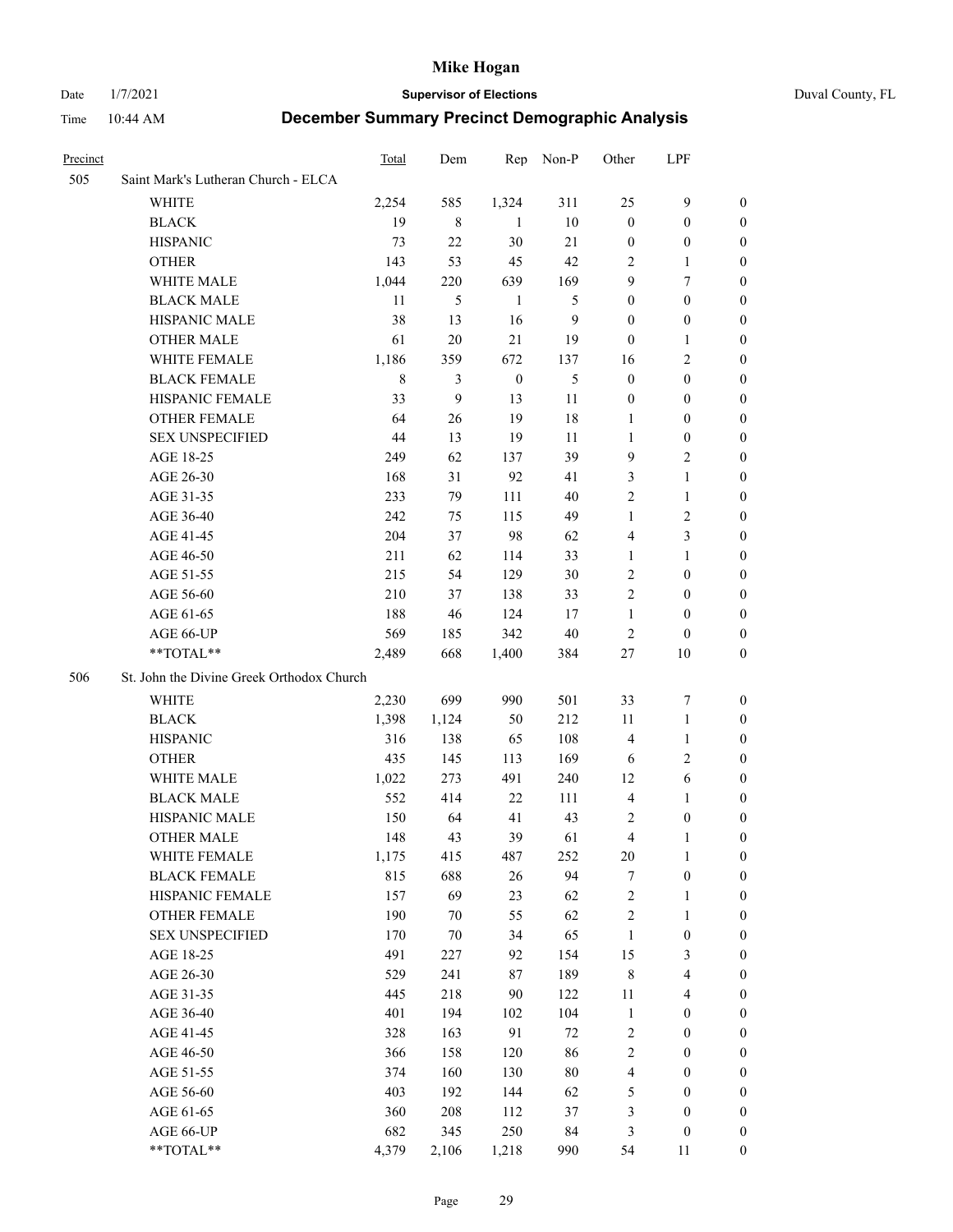# Mike Hogan

Date 1/7/2021 **Supervisor of Elections** Duval County, FL

Time 10:44 AM **December Summary Precinct Demographic Analysis**

| Precinct | | Total | Dem | Rep | Non-P | Other | LPF | |
|---|---|---|---|---|---|---|---|---|
| 505 | Saint Mark's Lutheran Church - ELCA | | | | | | | |
| | WHITE | 2,254 | 585 | 1,324 | 311 | 25 | 9 | 0 |
| | BLACK | 19 | 8 | 1 | 10 | 0 | 0 | 0 |
| | HISPANIC | 73 | 22 | 30 | 21 | 0 | 0 | 0 |
| | OTHER | 143 | 53 | 45 | 42 | 2 | 1 | 0 |
| | WHITE MALE | 1,044 | 220 | 639 | 169 | 9 | 7 | 0 |
| | BLACK MALE | 11 | 5 | 1 | 5 | 0 | 0 | 0 |
| | HISPANIC MALE | 38 | 13 | 16 | 9 | 0 | 0 | 0 |
| | OTHER MALE | 61 | 20 | 21 | 19 | 0 | 1 | 0 |
| | WHITE FEMALE | 1,186 | 359 | 672 | 137 | 16 | 2 | 0 |
| | BLACK FEMALE | 8 | 3 | 0 | 5 | 0 | 0 | 0 |
| | HISPANIC FEMALE | 33 | 9 | 13 | 11 | 0 | 0 | 0 |
| | OTHER FEMALE | 64 | 26 | 19 | 18 | 1 | 0 | 0 |
| | SEX UNSPECIFIED | 44 | 13 | 19 | 11 | 1 | 0 | 0 |
| | AGE 18-25 | 249 | 62 | 137 | 39 | 9 | 2 | 0 |
| | AGE 26-30 | 168 | 31 | 92 | 41 | 3 | 1 | 0 |
| | AGE 31-35 | 233 | 79 | 111 | 40 | 2 | 1 | 0 |
| | AGE 36-40 | 242 | 75 | 115 | 49 | 1 | 2 | 0 |
| | AGE 41-45 | 204 | 37 | 98 | 62 | 4 | 3 | 0 |
| | AGE 46-50 | 211 | 62 | 114 | 33 | 1 | 1 | 0 |
| | AGE 51-55 | 215 | 54 | 129 | 30 | 2 | 0 | 0 |
| | AGE 56-60 | 210 | 37 | 138 | 33 | 2 | 0 | 0 |
| | AGE 61-65 | 188 | 46 | 124 | 17 | 1 | 0 | 0 |
| | AGE 66-UP | 569 | 185 | 342 | 40 | 2 | 0 | 0 |
| | **TOTAL** | 2,489 | 668 | 1,400 | 384 | 27 | 10 | 0 |
| 506 | St. John the Divine Greek Orthodox Church | | | | | | | |
| | WHITE | 2,230 | 699 | 990 | 501 | 33 | 7 | 0 |
| | BLACK | 1,398 | 1,124 | 50 | 212 | 11 | 1 | 0 |
| | HISPANIC | 316 | 138 | 65 | 108 | 4 | 1 | 0 |
| | OTHER | 435 | 145 | 113 | 169 | 6 | 2 | 0 |
| | WHITE MALE | 1,022 | 273 | 491 | 240 | 12 | 6 | 0 |
| | BLACK MALE | 552 | 414 | 22 | 111 | 4 | 1 | 0 |
| | HISPANIC MALE | 150 | 64 | 41 | 43 | 2 | 0 | 0 |
| | OTHER MALE | 148 | 43 | 39 | 61 | 4 | 1 | 0 |
| | WHITE FEMALE | 1,175 | 415 | 487 | 252 | 20 | 1 | 0 |
| | BLACK FEMALE | 815 | 688 | 26 | 94 | 7 | 0 | 0 |
| | HISPANIC FEMALE | 157 | 69 | 23 | 62 | 2 | 1 | 0 |
| | OTHER FEMALE | 190 | 70 | 55 | 62 | 2 | 1 | 0 |
| | SEX UNSPECIFIED | 170 | 70 | 34 | 65 | 1 | 0 | 0 |
| | AGE 18-25 | 491 | 227 | 92 | 154 | 15 | 3 | 0 |
| | AGE 26-30 | 529 | 241 | 87 | 189 | 8 | 4 | 0 |
| | AGE 31-35 | 445 | 218 | 90 | 122 | 11 | 4 | 0 |
| | AGE 36-40 | 401 | 194 | 102 | 104 | 1 | 0 | 0 |
| | AGE 41-45 | 328 | 163 | 91 | 72 | 2 | 0 | 0 |
| | AGE 46-50 | 366 | 158 | 120 | 86 | 2 | 0 | 0 |
| | AGE 51-55 | 374 | 160 | 130 | 80 | 4 | 0 | 0 |
| | AGE 56-60 | 403 | 192 | 144 | 62 | 5 | 0 | 0 |
| | AGE 61-65 | 360 | 208 | 112 | 37 | 3 | 0 | 0 |
| | AGE 66-UP | 682 | 345 | 250 | 84 | 3 | 0 | 0 |
| | **TOTAL** | 4,379 | 2,106 | 1,218 | 990 | 54 | 11 | 0 |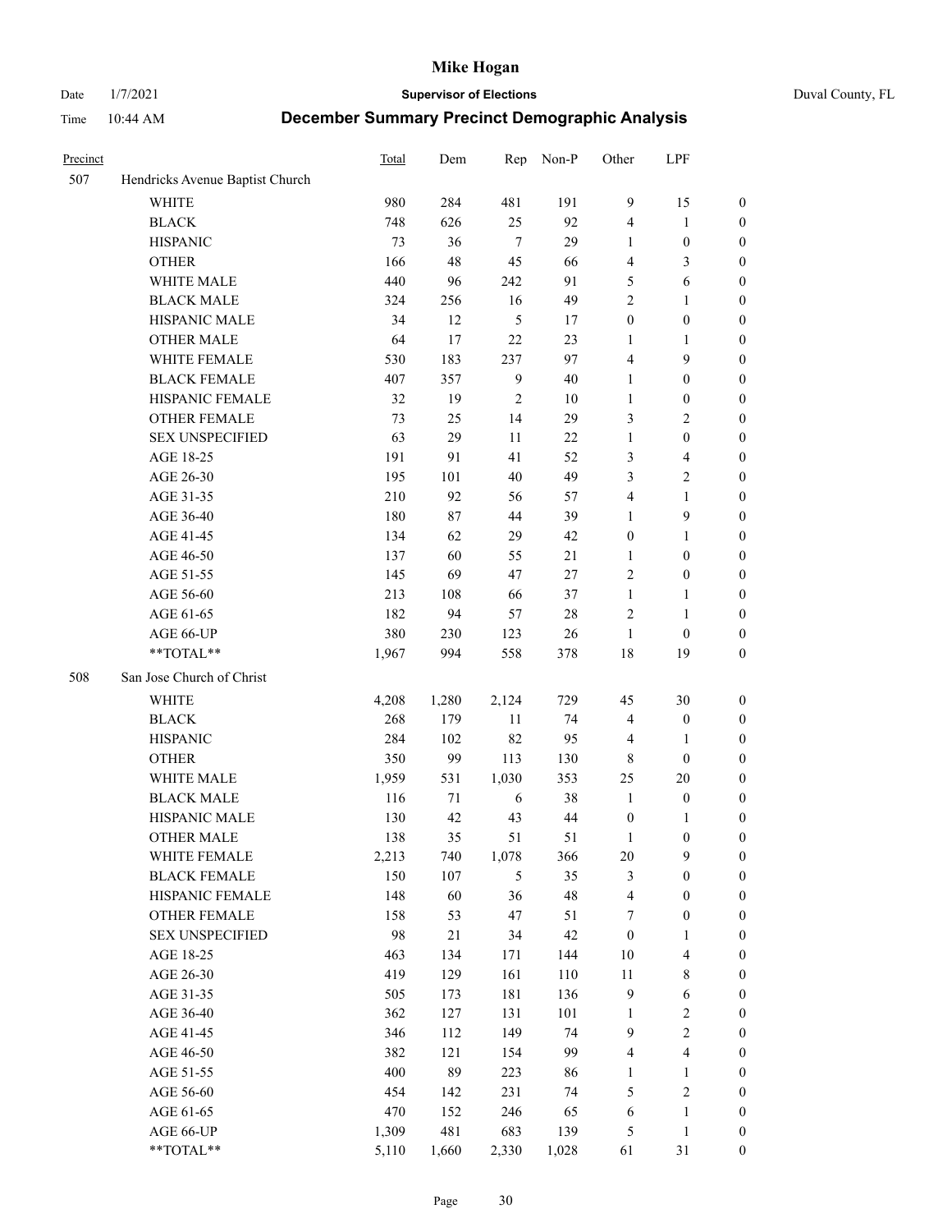# Mike Hogan

Date 1/7/2021 **Supervisor of Elections** Duval County, FL

Time 10:44 AM **December Summary Precinct Demographic Analysis**

| Precinct | | Total | Dem | Rep | Non-P | Other | LPF | |
|---|---|---|---|---|---|---|---|---|
| 507 | Hendricks Avenue Baptist Church | | | | | | | |
| | WHITE | 980 | 284 | 481 | 191 | 9 | 15 | 0 |
| | BLACK | 748 | 626 | 25 | 92 | 4 | 1 | 0 |
| | HISPANIC | 73 | 36 | 7 | 29 | 1 | 0 | 0 |
| | OTHER | 166 | 48 | 45 | 66 | 4 | 3 | 0 |
| | WHITE MALE | 440 | 96 | 242 | 91 | 5 | 6 | 0 |
| | BLACK MALE | 324 | 256 | 16 | 49 | 2 | 1 | 0 |
| | HISPANIC MALE | 34 | 12 | 5 | 17 | 0 | 0 | 0 |
| | OTHER MALE | 64 | 17 | 22 | 23 | 1 | 1 | 0 |
| | WHITE FEMALE | 530 | 183 | 237 | 97 | 4 | 9 | 0 |
| | BLACK FEMALE | 407 | 357 | 9 | 40 | 1 | 0 | 0 |
| | HISPANIC FEMALE | 32 | 19 | 2 | 10 | 1 | 0 | 0 |
| | OTHER FEMALE | 73 | 25 | 14 | 29 | 3 | 2 | 0 |
| | SEX UNSPECIFIED | 63 | 29 | 11 | 22 | 1 | 0 | 0 |
| | AGE 18-25 | 191 | 91 | 41 | 52 | 3 | 4 | 0 |
| | AGE 26-30 | 195 | 101 | 40 | 49 | 3 | 2 | 0 |
| | AGE 31-35 | 210 | 92 | 56 | 57 | 4 | 1 | 0 |
| | AGE 36-40 | 180 | 87 | 44 | 39 | 1 | 9 | 0 |
| | AGE 41-45 | 134 | 62 | 29 | 42 | 0 | 1 | 0 |
| | AGE 46-50 | 137 | 60 | 55 | 21 | 1 | 0 | 0 |
| | AGE 51-55 | 145 | 69 | 47 | 27 | 2 | 0 | 0 |
| | AGE 56-60 | 213 | 108 | 66 | 37 | 1 | 1 | 0 |
| | AGE 61-65 | 182 | 94 | 57 | 28 | 2 | 1 | 0 |
| | AGE 66-UP | 380 | 230 | 123 | 26 | 1 | 0 | 0 |
| | **TOTAL** | 1,967 | 994 | 558 | 378 | 18 | 19 | 0 |
| 508 | San Jose Church of Christ | | | | | | | |
| | WHITE | 4,208 | 1,280 | 2,124 | 729 | 45 | 30 | 0 |
| | BLACK | 268 | 179 | 11 | 74 | 4 | 0 | 0 |
| | HISPANIC | 284 | 102 | 82 | 95 | 4 | 1 | 0 |
| | OTHER | 350 | 99 | 113 | 130 | 8 | 0 | 0 |
| | WHITE MALE | 1,959 | 531 | 1,030 | 353 | 25 | 20 | 0 |
| | BLACK MALE | 116 | 71 | 6 | 38 | 1 | 0 | 0 |
| | HISPANIC MALE | 130 | 42 | 43 | 44 | 0 | 1 | 0 |
| | OTHER MALE | 138 | 35 | 51 | 51 | 1 | 0 | 0 |
| | WHITE FEMALE | 2,213 | 740 | 1,078 | 366 | 20 | 9 | 0 |
| | BLACK FEMALE | 150 | 107 | 5 | 35 | 3 | 0 | 0 |
| | HISPANIC FEMALE | 148 | 60 | 36 | 48 | 4 | 0 | 0 |
| | OTHER FEMALE | 158 | 53 | 47 | 51 | 7 | 0 | 0 |
| | SEX UNSPECIFIED | 98 | 21 | 34 | 42 | 0 | 1 | 0 |
| | AGE 18-25 | 463 | 134 | 171 | 144 | 10 | 4 | 0 |
| | AGE 26-30 | 419 | 129 | 161 | 110 | 11 | 8 | 0 |
| | AGE 31-35 | 505 | 173 | 181 | 136 | 9 | 6 | 0 |
| | AGE 36-40 | 362 | 127 | 131 | 101 | 1 | 2 | 0 |
| | AGE 41-45 | 346 | 112 | 149 | 74 | 9 | 2 | 0 |
| | AGE 46-50 | 382 | 121 | 154 | 99 | 4 | 4 | 0 |
| | AGE 51-55 | 400 | 89 | 223 | 86 | 1 | 1 | 0 |
| | AGE 56-60 | 454 | 142 | 231 | 74 | 5 | 2 | 0 |
| | AGE 61-65 | 470 | 152 | 246 | 65 | 6 | 1 | 0 |
| | AGE 66-UP | 1,309 | 481 | 683 | 139 | 5 | 1 | 0 |
| | **TOTAL** | 5,110 | 1,660 | 2,330 | 1,028 | 61 | 31 | 0 |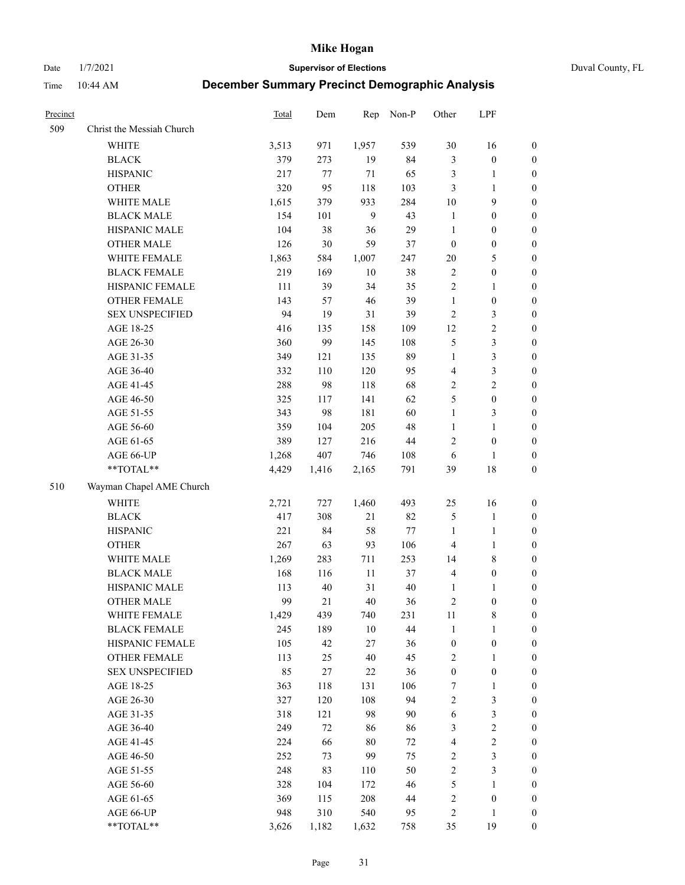# Mike Hogan

Date 1/7/2021 **Supervisor of Elections** Duval County, FL

Time 10:44 AM **December Summary Precinct Demographic Analysis**

| Precinct | | Total | Dem | Rep | Non-P | Other | LPF | |
|---|---|---|---|---|---|---|---|---|
| 509 | Christ the Messiah Church | | | | | | | |
| | WHITE | 3,513 | 971 | 1,957 | 539 | 30 | 16 | 0 |
| | BLACK | 379 | 273 | 19 | 84 | 3 | 0 | 0 |
| | HISPANIC | 217 | 77 | 71 | 65 | 3 | 1 | 0 |
| | OTHER | 320 | 95 | 118 | 103 | 3 | 1 | 0 |
| | WHITE MALE | 1,615 | 379 | 933 | 284 | 10 | 9 | 0 |
| | BLACK MALE | 154 | 101 | 9 | 43 | 1 | 0 | 0 |
| | HISPANIC MALE | 104 | 38 | 36 | 29 | 1 | 0 | 0 |
| | OTHER MALE | 126 | 30 | 59 | 37 | 0 | 0 | 0 |
| | WHITE FEMALE | 1,863 | 584 | 1,007 | 247 | 20 | 5 | 0 |
| | BLACK FEMALE | 219 | 169 | 10 | 38 | 2 | 0 | 0 |
| | HISPANIC FEMALE | 111 | 39 | 34 | 35 | 2 | 1 | 0 |
| | OTHER FEMALE | 143 | 57 | 46 | 39 | 1 | 0 | 0 |
| | SEX UNSPECIFIED | 94 | 19 | 31 | 39 | 2 | 3 | 0 |
| | AGE 18-25 | 416 | 135 | 158 | 109 | 12 | 2 | 0 |
| | AGE 26-30 | 360 | 99 | 145 | 108 | 5 | 3 | 0 |
| | AGE 31-35 | 349 | 121 | 135 | 89 | 1 | 3 | 0 |
| | AGE 36-40 | 332 | 110 | 120 | 95 | 4 | 3 | 0 |
| | AGE 41-45 | 288 | 98 | 118 | 68 | 2 | 2 | 0 |
| | AGE 46-50 | 325 | 117 | 141 | 62 | 5 | 0 | 0 |
| | AGE 51-55 | 343 | 98 | 181 | 60 | 1 | 3 | 0 |
| | AGE 56-60 | 359 | 104 | 205 | 48 | 1 | 1 | 0 |
| | AGE 61-65 | 389 | 127 | 216 | 44 | 2 | 0 | 0 |
| | AGE 66-UP | 1,268 | 407 | 746 | 108 | 6 | 1 | 0 |
| | **TOTAL** | 4,429 | 1,416 | 2,165 | 791 | 39 | 18 | 0 |
| 510 | Wayman Chapel AME Church | | | | | | | |
| | WHITE | 2,721 | 727 | 1,460 | 493 | 25 | 16 | 0 |
| | BLACK | 417 | 308 | 21 | 82 | 5 | 1 | 0 |
| | HISPANIC | 221 | 84 | 58 | 77 | 1 | 1 | 0 |
| | OTHER | 267 | 63 | 93 | 106 | 4 | 1 | 0 |
| | WHITE MALE | 1,269 | 283 | 711 | 253 | 14 | 8 | 0 |
| | BLACK MALE | 168 | 116 | 11 | 37 | 4 | 0 | 0 |
| | HISPANIC MALE | 113 | 40 | 31 | 40 | 1 | 1 | 0 |
| | OTHER MALE | 99 | 21 | 40 | 36 | 2 | 0 | 0 |
| | WHITE FEMALE | 1,429 | 439 | 740 | 231 | 11 | 8 | 0 |
| | BLACK FEMALE | 245 | 189 | 10 | 44 | 1 | 1 | 0 |
| | HISPANIC FEMALE | 105 | 42 | 27 | 36 | 0 | 0 | 0 |
| | OTHER FEMALE | 113 | 25 | 40 | 45 | 2 | 1 | 0 |
| | SEX UNSPECIFIED | 85 | 27 | 22 | 36 | 0 | 0 | 0 |
| | AGE 18-25 | 363 | 118 | 131 | 106 | 7 | 1 | 0 |
| | AGE 26-30 | 327 | 120 | 108 | 94 | 2 | 3 | 0 |
| | AGE 31-35 | 318 | 121 | 98 | 90 | 6 | 3 | 0 |
| | AGE 36-40 | 249 | 72 | 86 | 86 | 3 | 2 | 0 |
| | AGE 41-45 | 224 | 66 | 80 | 72 | 4 | 2 | 0 |
| | AGE 46-50 | 252 | 73 | 99 | 75 | 2 | 3 | 0 |
| | AGE 51-55 | 248 | 83 | 110 | 50 | 2 | 3 | 0 |
| | AGE 56-60 | 328 | 104 | 172 | 46 | 5 | 1 | 0 |
| | AGE 61-65 | 369 | 115 | 208 | 44 | 2 | 0 | 0 |
| | AGE 66-UP | 948 | 310 | 540 | 95 | 2 | 1 | 0 |
| | **TOTAL** | 3,626 | 1,182 | 1,632 | 758 | 35 | 19 | 0 |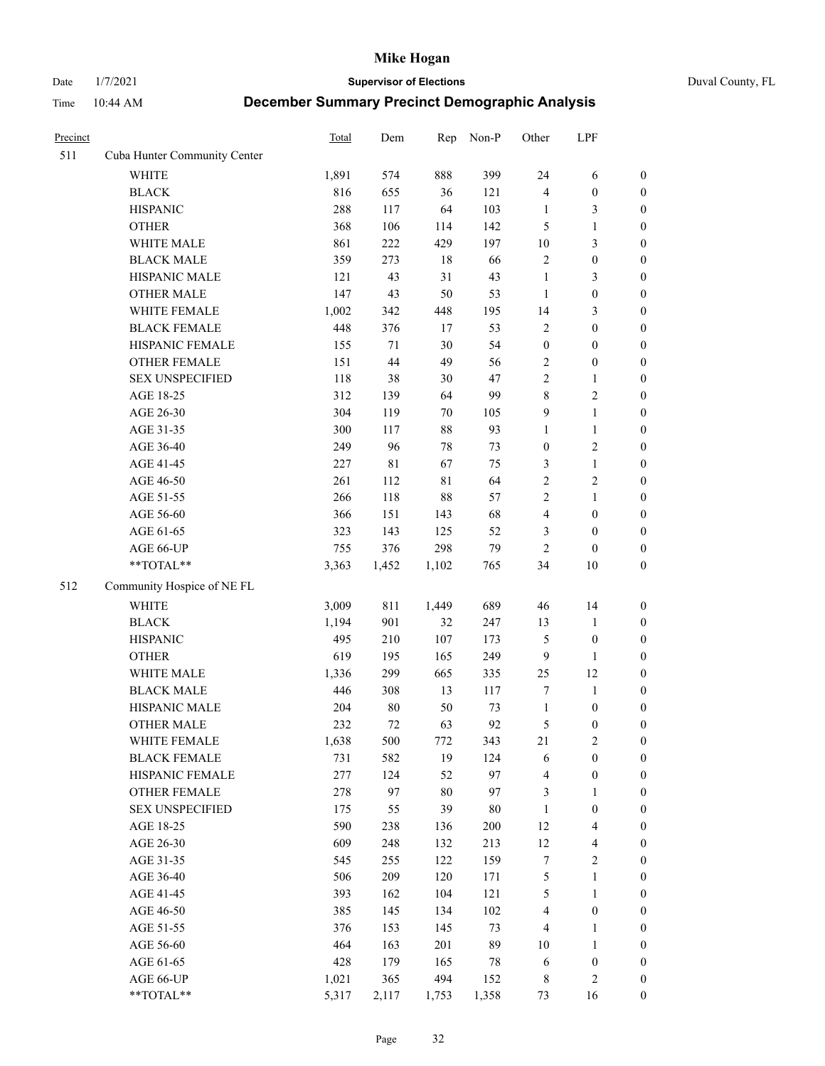# Mike Hogan

Date 1/7/2021 **Supervisor of Elections** Duval County, FL

Time 10:44 AM **December Summary Precinct Demographic Analysis**

| Precinct | | Total | Dem | Rep | Non-P | Other | LPF | |
|---|---|---|---|---|---|---|---|---|
| 511 | Cuba Hunter Community Center | | | | | | | |
| | WHITE | 1,891 | 574 | 888 | 399 | 24 | 6 | 0 |
| | BLACK | 816 | 655 | 36 | 121 | 4 | 0 | 0 |
| | HISPANIC | 288 | 117 | 64 | 103 | 1 | 3 | 0 |
| | OTHER | 368 | 106 | 114 | 142 | 5 | 1 | 0 |
| | WHITE MALE | 861 | 222 | 429 | 197 | 10 | 3 | 0 |
| | BLACK MALE | 359 | 273 | 18 | 66 | 2 | 0 | 0 |
| | HISPANIC MALE | 121 | 43 | 31 | 43 | 1 | 3 | 0 |
| | OTHER MALE | 147 | 43 | 50 | 53 | 1 | 0 | 0 |
| | WHITE FEMALE | 1,002 | 342 | 448 | 195 | 14 | 3 | 0 |
| | BLACK FEMALE | 448 | 376 | 17 | 53 | 2 | 0 | 0 |
| | HISPANIC FEMALE | 155 | 71 | 30 | 54 | 0 | 0 | 0 |
| | OTHER FEMALE | 151 | 44 | 49 | 56 | 2 | 0 | 0 |
| | SEX UNSPECIFIED | 118 | 38 | 30 | 47 | 2 | 1 | 0 |
| | AGE 18-25 | 312 | 139 | 64 | 99 | 8 | 2 | 0 |
| | AGE 26-30 | 304 | 119 | 70 | 105 | 9 | 1 | 0 |
| | AGE 31-35 | 300 | 117 | 88 | 93 | 1 | 1 | 0 |
| | AGE 36-40 | 249 | 96 | 78 | 73 | 0 | 2 | 0 |
| | AGE 41-45 | 227 | 81 | 67 | 75 | 3 | 1 | 0 |
| | AGE 46-50 | 261 | 112 | 81 | 64 | 2 | 2 | 0 |
| | AGE 51-55 | 266 | 118 | 88 | 57 | 2 | 1 | 0 |
| | AGE 56-60 | 366 | 151 | 143 | 68 | 4 | 0 | 0 |
| | AGE 61-65 | 323 | 143 | 125 | 52 | 3 | 0 | 0 |
| | AGE 66-UP | 755 | 376 | 298 | 79 | 2 | 0 | 0 |
| | **TOTAL** | 3,363 | 1,452 | 1,102 | 765 | 34 | 10 | 0 |
| 512 | Community Hospice of NE FL | | | | | | | |
| | WHITE | 3,009 | 811 | 1,449 | 689 | 46 | 14 | 0 |
| | BLACK | 1,194 | 901 | 32 | 247 | 13 | 1 | 0 |
| | HISPANIC | 495 | 210 | 107 | 173 | 5 | 0 | 0 |
| | OTHER | 619 | 195 | 165 | 249 | 9 | 1 | 0 |
| | WHITE MALE | 1,336 | 299 | 665 | 335 | 25 | 12 | 0 |
| | BLACK MALE | 446 | 308 | 13 | 117 | 7 | 1 | 0 |
| | HISPANIC MALE | 204 | 80 | 50 | 73 | 1 | 0 | 0 |
| | OTHER MALE | 232 | 72 | 63 | 92 | 5 | 0 | 0 |
| | WHITE FEMALE | 1,638 | 500 | 772 | 343 | 21 | 2 | 0 |
| | BLACK FEMALE | 731 | 582 | 19 | 124 | 6 | 0 | 0 |
| | HISPANIC FEMALE | 277 | 124 | 52 | 97 | 4 | 0 | 0 |
| | OTHER FEMALE | 278 | 97 | 80 | 97 | 3 | 1 | 0 |
| | SEX UNSPECIFIED | 175 | 55 | 39 | 80 | 1 | 0 | 0 |
| | AGE 18-25 | 590 | 238 | 136 | 200 | 12 | 4 | 0 |
| | AGE 26-30 | 609 | 248 | 132 | 213 | 12 | 4 | 0 |
| | AGE 31-35 | 545 | 255 | 122 | 159 | 7 | 2 | 0 |
| | AGE 36-40 | 506 | 209 | 120 | 171 | 5 | 1 | 0 |
| | AGE 41-45 | 393 | 162 | 104 | 121 | 5 | 1 | 0 |
| | AGE 46-50 | 385 | 145 | 134 | 102 | 4 | 0 | 0 |
| | AGE 51-55 | 376 | 153 | 145 | 73 | 4 | 1 | 0 |
| | AGE 56-60 | 464 | 163 | 201 | 89 | 10 | 1 | 0 |
| | AGE 61-65 | 428 | 179 | 165 | 78 | 6 | 0 | 0 |
| | AGE 66-UP | 1,021 | 365 | 494 | 152 | 8 | 2 | 0 |
| | **TOTAL** | 5,317 | 2,117 | 1,753 | 1,358 | 73 | 16 | 0 |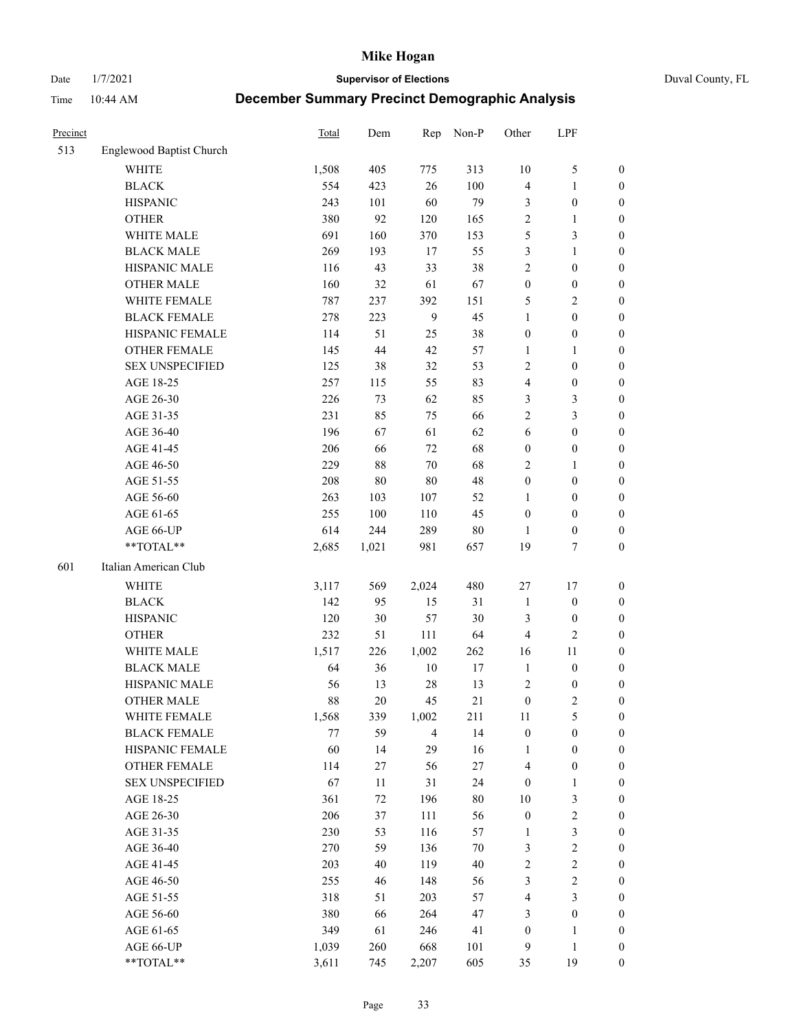# Mike Hogan

Date 1/7/2021 — **Supervisor of Elections** — Duval County, FL

Time 10:44 AM — **December Summary Precinct Demographic Analysis**

| Precinct | | Total | Dem | Rep | Non-P | Other | LPF | |
|---|---|---|---|---|---|---|---|---|
| 513 | Englewood Baptist Church | | | | | | | |
| | WHITE | 1,508 | 405 | 775 | 313 | 10 | 5 | 0 |
| | BLACK | 554 | 423 | 26 | 100 | 4 | 1 | 0 |
| | HISPANIC | 243 | 101 | 60 | 79 | 3 | 0 | 0 |
| | OTHER | 380 | 92 | 120 | 165 | 2 | 1 | 0 |
| | WHITE MALE | 691 | 160 | 370 | 153 | 5 | 3 | 0 |
| | BLACK MALE | 269 | 193 | 17 | 55 | 3 | 1 | 0 |
| | HISPANIC MALE | 116 | 43 | 33 | 38 | 2 | 0 | 0 |
| | OTHER MALE | 160 | 32 | 61 | 67 | 0 | 0 | 0 |
| | WHITE FEMALE | 787 | 237 | 392 | 151 | 5 | 2 | 0 |
| | BLACK FEMALE | 278 | 223 | 9 | 45 | 1 | 0 | 0 |
| | HISPANIC FEMALE | 114 | 51 | 25 | 38 | 0 | 0 | 0 |
| | OTHER FEMALE | 145 | 44 | 42 | 57 | 1 | 1 | 0 |
| | SEX UNSPECIFIED | 125 | 38 | 32 | 53 | 2 | 0 | 0 |
| | AGE 18-25 | 257 | 115 | 55 | 83 | 4 | 0 | 0 |
| | AGE 26-30 | 226 | 73 | 62 | 85 | 3 | 3 | 0 |
| | AGE 31-35 | 231 | 85 | 75 | 66 | 2 | 3 | 0 |
| | AGE 36-40 | 196 | 67 | 61 | 62 | 6 | 0 | 0 |
| | AGE 41-45 | 206 | 66 | 72 | 68 | 0 | 0 | 0 |
| | AGE 46-50 | 229 | 88 | 70 | 68 | 2 | 1 | 0 |
| | AGE 51-55 | 208 | 80 | 80 | 48 | 0 | 0 | 0 |
| | AGE 56-60 | 263 | 103 | 107 | 52 | 1 | 0 | 0 |
| | AGE 61-65 | 255 | 100 | 110 | 45 | 0 | 0 | 0 |
| | AGE 66-UP | 614 | 244 | 289 | 80 | 1 | 0 | 0 |
| | **TOTAL** | 2,685 | 1,021 | 981 | 657 | 19 | 7 | 0 |
| 601 | Italian American Club | | | | | | | |
| | WHITE | 3,117 | 569 | 2,024 | 480 | 27 | 17 | 0 |
| | BLACK | 142 | 95 | 15 | 31 | 1 | 0 | 0 |
| | HISPANIC | 120 | 30 | 57 | 30 | 3 | 0 | 0 |
| | OTHER | 232 | 51 | 111 | 64 | 4 | 2 | 0 |
| | WHITE MALE | 1,517 | 226 | 1,002 | 262 | 16 | 11 | 0 |
| | BLACK MALE | 64 | 36 | 10 | 17 | 1 | 0 | 0 |
| | HISPANIC MALE | 56 | 13 | 28 | 13 | 2 | 0 | 0 |
| | OTHER MALE | 88 | 20 | 45 | 21 | 0 | 2 | 0 |
| | WHITE FEMALE | 1,568 | 339 | 1,002 | 211 | 11 | 5 | 0 |
| | BLACK FEMALE | 77 | 59 | 4 | 14 | 0 | 0 | 0 |
| | HISPANIC FEMALE | 60 | 14 | 29 | 16 | 1 | 0 | 0 |
| | OTHER FEMALE | 114 | 27 | 56 | 27 | 4 | 0 | 0 |
| | SEX UNSPECIFIED | 67 | 11 | 31 | 24 | 0 | 1 | 0 |
| | AGE 18-25 | 361 | 72 | 196 | 80 | 10 | 3 | 0 |
| | AGE 26-30 | 206 | 37 | 111 | 56 | 0 | 2 | 0 |
| | AGE 31-35 | 230 | 53 | 116 | 57 | 1 | 3 | 0 |
| | AGE 36-40 | 270 | 59 | 136 | 70 | 3 | 2 | 0 |
| | AGE 41-45 | 203 | 40 | 119 | 40 | 2 | 2 | 0 |
| | AGE 46-50 | 255 | 46 | 148 | 56 | 3 | 2 | 0 |
| | AGE 51-55 | 318 | 51 | 203 | 57 | 4 | 3 | 0 |
| | AGE 56-60 | 380 | 66 | 264 | 47 | 3 | 0 | 0 |
| | AGE 61-65 | 349 | 61 | 246 | 41 | 0 | 1 | 0 |
| | AGE 66-UP | 1,039 | 260 | 668 | 101 | 9 | 1 | 0 |
| | **TOTAL** | 3,611 | 745 | 2,207 | 605 | 35 | 19 | 0 |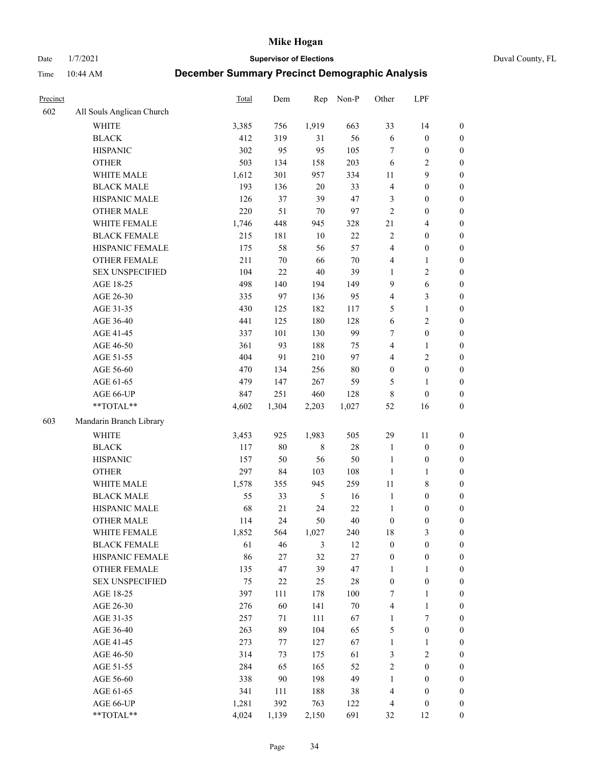# Mike Hogan

Date 1/7/2021 **Supervisor of Elections** Duval County, FL

Time 10:44 AM **December Summary Precinct Demographic Analysis**

| Precinct | | Total | Dem | Rep | Non-P | Other | LPF | |
|---|---|---|---|---|---|---|---|---|
| 602 | All Souls Anglican Church | | | | | | | |
| | WHITE | 3,385 | 756 | 1,919 | 663 | 33 | 14 | 0 |
| | BLACK | 412 | 319 | 31 | 56 | 6 | 0 | 0 |
| | HISPANIC | 302 | 95 | 95 | 105 | 7 | 0 | 0 |
| | OTHER | 503 | 134 | 158 | 203 | 6 | 2 | 0 |
| | WHITE MALE | 1,612 | 301 | 957 | 334 | 11 | 9 | 0 |
| | BLACK MALE | 193 | 136 | 20 | 33 | 4 | 0 | 0 |
| | HISPANIC MALE | 126 | 37 | 39 | 47 | 3 | 0 | 0 |
| | OTHER MALE | 220 | 51 | 70 | 97 | 2 | 0 | 0 |
| | WHITE FEMALE | 1,746 | 448 | 945 | 328 | 21 | 4 | 0 |
| | BLACK FEMALE | 215 | 181 | 10 | 22 | 2 | 0 | 0 |
| | HISPANIC FEMALE | 175 | 58 | 56 | 57 | 4 | 0 | 0 |
| | OTHER FEMALE | 211 | 70 | 66 | 70 | 4 | 1 | 0 |
| | SEX UNSPECIFIED | 104 | 22 | 40 | 39 | 1 | 2 | 0 |
| | AGE 18-25 | 498 | 140 | 194 | 149 | 9 | 6 | 0 |
| | AGE 26-30 | 335 | 97 | 136 | 95 | 4 | 3 | 0 |
| | AGE 31-35 | 430 | 125 | 182 | 117 | 5 | 1 | 0 |
| | AGE 36-40 | 441 | 125 | 180 | 128 | 6 | 2 | 0 |
| | AGE 41-45 | 337 | 101 | 130 | 99 | 7 | 0 | 0 |
| | AGE 46-50 | 361 | 93 | 188 | 75 | 4 | 1 | 0 |
| | AGE 51-55 | 404 | 91 | 210 | 97 | 4 | 2 | 0 |
| | AGE 56-60 | 470 | 134 | 256 | 80 | 0 | 0 | 0 |
| | AGE 61-65 | 479 | 147 | 267 | 59 | 5 | 1 | 0 |
| | AGE 66-UP | 847 | 251 | 460 | 128 | 8 | 0 | 0 |
| | **TOTAL** | 4,602 | 1,304 | 2,203 | 1,027 | 52 | 16 | 0 |
| 603 | Mandarin Branch Library | | | | | | | |
| | WHITE | 3,453 | 925 | 1,983 | 505 | 29 | 11 | 0 |
| | BLACK | 117 | 80 | 8 | 28 | 1 | 0 | 0 |
| | HISPANIC | 157 | 50 | 56 | 50 | 1 | 0 | 0 |
| | OTHER | 297 | 84 | 103 | 108 | 1 | 1 | 0 |
| | WHITE MALE | 1,578 | 355 | 945 | 259 | 11 | 8 | 0 |
| | BLACK MALE | 55 | 33 | 5 | 16 | 1 | 0 | 0 |
| | HISPANIC MALE | 68 | 21 | 24 | 22 | 1 | 0 | 0 |
| | OTHER MALE | 114 | 24 | 50 | 40 | 0 | 0 | 0 |
| | WHITE FEMALE | 1,852 | 564 | 1,027 | 240 | 18 | 3 | 0 |
| | BLACK FEMALE | 61 | 46 | 3 | 12 | 0 | 0 | 0 |
| | HISPANIC FEMALE | 86 | 27 | 32 | 27 | 0 | 0 | 0 |
| | OTHER FEMALE | 135 | 47 | 39 | 47 | 1 | 1 | 0 |
| | SEX UNSPECIFIED | 75 | 22 | 25 | 28 | 0 | 0 | 0 |
| | AGE 18-25 | 397 | 111 | 178 | 100 | 7 | 1 | 0 |
| | AGE 26-30 | 276 | 60 | 141 | 70 | 4 | 1 | 0 |
| | AGE 31-35 | 257 | 71 | 111 | 67 | 1 | 7 | 0 |
| | AGE 36-40 | 263 | 89 | 104 | 65 | 5 | 0 | 0 |
| | AGE 41-45 | 273 | 77 | 127 | 67 | 1 | 1 | 0 |
| | AGE 46-50 | 314 | 73 | 175 | 61 | 3 | 2 | 0 |
| | AGE 51-55 | 284 | 65 | 165 | 52 | 2 | 0 | 0 |
| | AGE 56-60 | 338 | 90 | 198 | 49 | 1 | 0 | 0 |
| | AGE 61-65 | 341 | 111 | 188 | 38 | 4 | 0 | 0 |
| | AGE 66-UP | 1,281 | 392 | 763 | 122 | 4 | 0 | 0 |
| | **TOTAL** | 4,024 | 1,139 | 2,150 | 691 | 32 | 12 | 0 |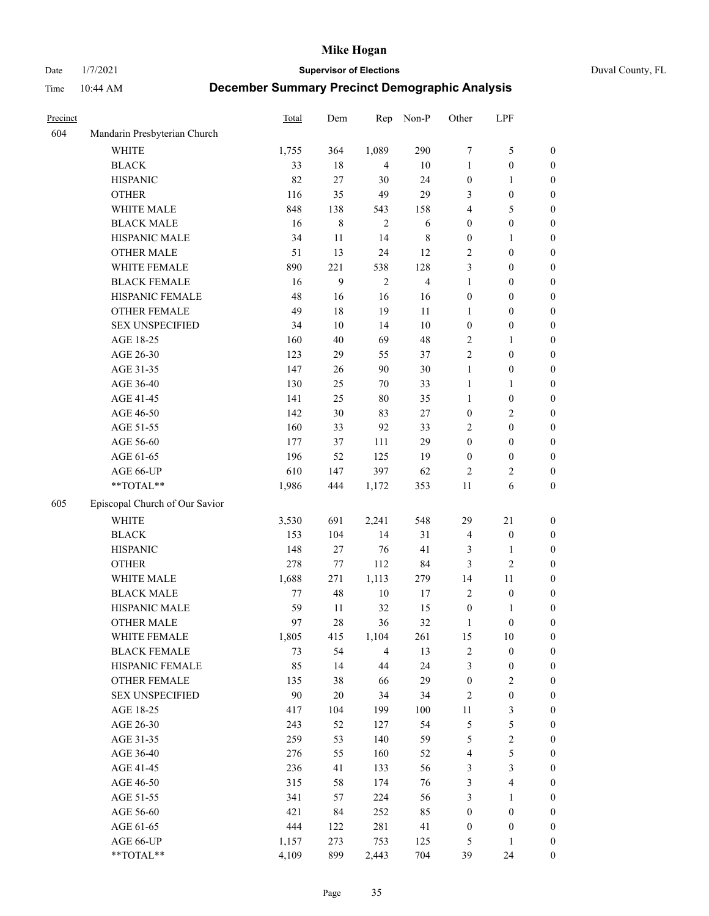# Mike Hogan

Date 1/7/2021 **Supervisor of Elections** Duval County, FL

Time 10:44 AM **December Summary Precinct Demographic Analysis**

| Precinct | | Total | Dem | Rep | Non-P | Other | LPF | |
|---|---|---|---|---|---|---|---|---|
| 604 | Mandarin Presbyterian Church | | | | | | | |
| | WHITE | 1,755 | 364 | 1,089 | 290 | 7 | 5 | 0 |
| | BLACK | 33 | 18 | 4 | 10 | 1 | 0 | 0 |
| | HISPANIC | 82 | 27 | 30 | 24 | 0 | 1 | 0 |
| | OTHER | 116 | 35 | 49 | 29 | 3 | 0 | 0 |
| | WHITE MALE | 848 | 138 | 543 | 158 | 4 | 5 | 0 |
| | BLACK MALE | 16 | 8 | 2 | 6 | 0 | 0 | 0 |
| | HISPANIC MALE | 34 | 11 | 14 | 8 | 0 | 1 | 0 |
| | OTHER MALE | 51 | 13 | 24 | 12 | 2 | 0 | 0 |
| | WHITE FEMALE | 890 | 221 | 538 | 128 | 3 | 0 | 0 |
| | BLACK FEMALE | 16 | 9 | 2 | 4 | 1 | 0 | 0 |
| | HISPANIC FEMALE | 48 | 16 | 16 | 16 | 0 | 0 | 0 |
| | OTHER FEMALE | 49 | 18 | 19 | 11 | 1 | 0 | 0 |
| | SEX UNSPECIFIED | 34 | 10 | 14 | 10 | 0 | 0 | 0 |
| | AGE 18-25 | 160 | 40 | 69 | 48 | 2 | 1 | 0 |
| | AGE 26-30 | 123 | 29 | 55 | 37 | 2 | 0 | 0 |
| | AGE 31-35 | 147 | 26 | 90 | 30 | 1 | 0 | 0 |
| | AGE 36-40 | 130 | 25 | 70 | 33 | 1 | 1 | 0 |
| | AGE 41-45 | 141 | 25 | 80 | 35 | 1 | 0 | 0 |
| | AGE 46-50 | 142 | 30 | 83 | 27 | 0 | 2 | 0 |
| | AGE 51-55 | 160 | 33 | 92 | 33 | 2 | 0 | 0 |
| | AGE 56-60 | 177 | 37 | 111 | 29 | 0 | 0 | 0 |
| | AGE 61-65 | 196 | 52 | 125 | 19 | 0 | 0 | 0 |
| | AGE 66-UP | 610 | 147 | 397 | 62 | 2 | 2 | 0 |
| | **TOTAL** | 1,986 | 444 | 1,172 | 353 | 11 | 6 | 0 |
| 605 | Episcopal Church of Our Savior | | | | | | | |
| | WHITE | 3,530 | 691 | 2,241 | 548 | 29 | 21 | 0 |
| | BLACK | 153 | 104 | 14 | 31 | 4 | 0 | 0 |
| | HISPANIC | 148 | 27 | 76 | 41 | 3 | 1 | 0 |
| | OTHER | 278 | 77 | 112 | 84 | 3 | 2 | 0 |
| | WHITE MALE | 1,688 | 271 | 1,113 | 279 | 14 | 11 | 0 |
| | BLACK MALE | 77 | 48 | 10 | 17 | 2 | 0 | 0 |
| | HISPANIC MALE | 59 | 11 | 32 | 15 | 0 | 1 | 0 |
| | OTHER MALE | 97 | 28 | 36 | 32 | 1 | 0 | 0 |
| | WHITE FEMALE | 1,805 | 415 | 1,104 | 261 | 15 | 10 | 0 |
| | BLACK FEMALE | 73 | 54 | 4 | 13 | 2 | 0 | 0 |
| | HISPANIC FEMALE | 85 | 14 | 44 | 24 | 3 | 0 | 0 |
| | OTHER FEMALE | 135 | 38 | 66 | 29 | 0 | 2 | 0 |
| | SEX UNSPECIFIED | 90 | 20 | 34 | 34 | 2 | 0 | 0 |
| | AGE 18-25 | 417 | 104 | 199 | 100 | 11 | 3 | 0 |
| | AGE 26-30 | 243 | 52 | 127 | 54 | 5 | 5 | 0 |
| | AGE 31-35 | 259 | 53 | 140 | 59 | 5 | 2 | 0 |
| | AGE 36-40 | 276 | 55 | 160 | 52 | 4 | 5 | 0 |
| | AGE 41-45 | 236 | 41 | 133 | 56 | 3 | 3 | 0 |
| | AGE 46-50 | 315 | 58 | 174 | 76 | 3 | 4 | 0 |
| | AGE 51-55 | 341 | 57 | 224 | 56 | 3 | 1 | 0 |
| | AGE 56-60 | 421 | 84 | 252 | 85 | 0 | 0 | 0 |
| | AGE 61-65 | 444 | 122 | 281 | 41 | 0 | 0 | 0 |
| | AGE 66-UP | 1,157 | 273 | 753 | 125 | 5 | 1 | 0 |
| | **TOTAL** | 4,109 | 899 | 2,443 | 704 | 39 | 24 | 0 |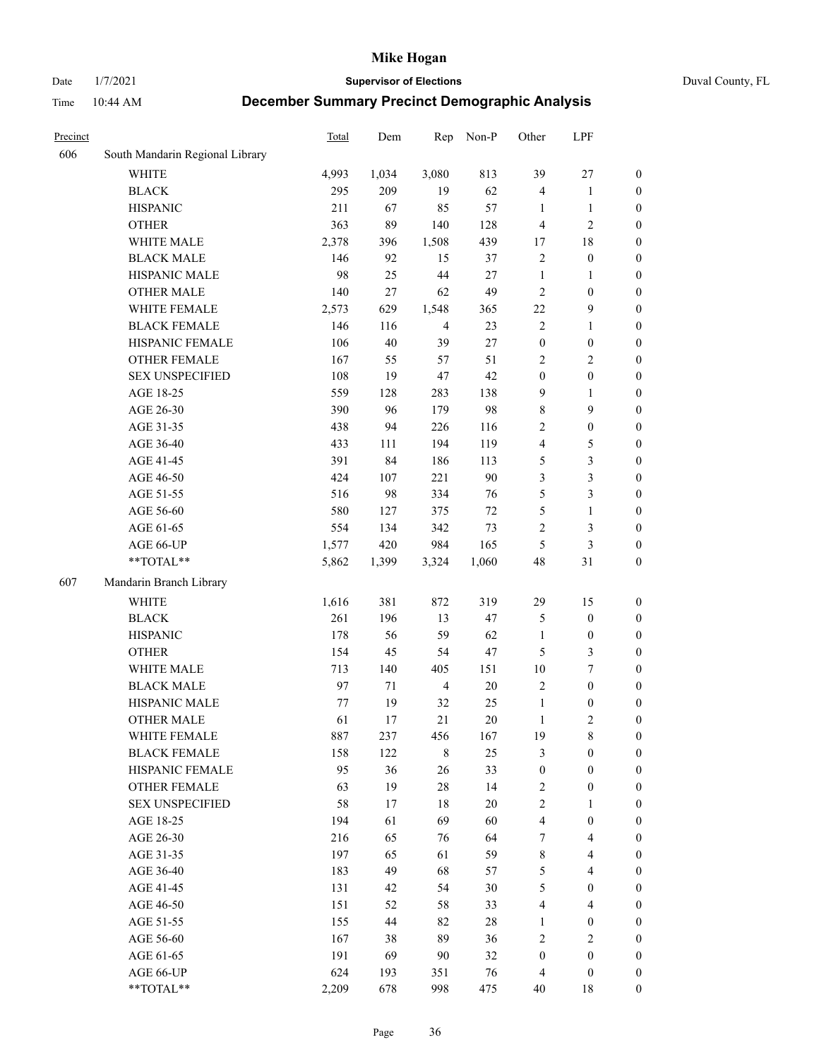# Mike Hogan

Date 1/7/2021 **Supervisor of Elections** Duval County, FL

Time 10:44 AM **December Summary Precinct Demographic Analysis**

| Precinct | | Total | Dem | Rep | Non-P | Other | LPF | |
|---|---|---|---|---|---|---|---|---|
| 606 | South Mandarin Regional Library | | | | | | | |
| | WHITE | 4,993 | 1,034 | 3,080 | 813 | 39 | 27 | 0 |
| | BLACK | 295 | 209 | 19 | 62 | 4 | 1 | 0 |
| | HISPANIC | 211 | 67 | 85 | 57 | 1 | 1 | 0 |
| | OTHER | 363 | 89 | 140 | 128 | 4 | 2 | 0 |
| | WHITE MALE | 2,378 | 396 | 1,508 | 439 | 17 | 18 | 0 |
| | BLACK MALE | 146 | 92 | 15 | 37 | 2 | 0 | 0 |
| | HISPANIC MALE | 98 | 25 | 44 | 27 | 1 | 1 | 0 |
| | OTHER MALE | 140 | 27 | 62 | 49 | 2 | 0 | 0 |
| | WHITE FEMALE | 2,573 | 629 | 1,548 | 365 | 22 | 9 | 0 |
| | BLACK FEMALE | 146 | 116 | 4 | 23 | 2 | 1 | 0 |
| | HISPANIC FEMALE | 106 | 40 | 39 | 27 | 0 | 0 | 0 |
| | OTHER FEMALE | 167 | 55 | 57 | 51 | 2 | 2 | 0 |
| | SEX UNSPECIFIED | 108 | 19 | 47 | 42 | 0 | 0 | 0 |
| | AGE 18-25 | 559 | 128 | 283 | 138 | 9 | 1 | 0 |
| | AGE 26-30 | 390 | 96 | 179 | 98 | 8 | 9 | 0 |
| | AGE 31-35 | 438 | 94 | 226 | 116 | 2 | 0 | 0 |
| | AGE 36-40 | 433 | 111 | 194 | 119 | 4 | 5 | 0 |
| | AGE 41-45 | 391 | 84 | 186 | 113 | 5 | 3 | 0 |
| | AGE 46-50 | 424 | 107 | 221 | 90 | 3 | 3 | 0 |
| | AGE 51-55 | 516 | 98 | 334 | 76 | 5 | 3 | 0 |
| | AGE 56-60 | 580 | 127 | 375 | 72 | 5 | 1 | 0 |
| | AGE 61-65 | 554 | 134 | 342 | 73 | 2 | 3 | 0 |
| | AGE 66-UP | 1,577 | 420 | 984 | 165 | 5 | 3 | 0 |
| | **TOTAL** | 5,862 | 1,399 | 3,324 | 1,060 | 48 | 31 | 0 |
| 607 | Mandarin Branch Library | | | | | | | |
| | WHITE | 1,616 | 381 | 872 | 319 | 29 | 15 | 0 |
| | BLACK | 261 | 196 | 13 | 47 | 5 | 0 | 0 |
| | HISPANIC | 178 | 56 | 59 | 62 | 1 | 0 | 0 |
| | OTHER | 154 | 45 | 54 | 47 | 5 | 3 | 0 |
| | WHITE MALE | 713 | 140 | 405 | 151 | 10 | 7 | 0 |
| | BLACK MALE | 97 | 71 | 4 | 20 | 2 | 0 | 0 |
| | HISPANIC MALE | 77 | 19 | 32 | 25 | 1 | 0 | 0 |
| | OTHER MALE | 61 | 17 | 21 | 20 | 1 | 2 | 0 |
| | WHITE FEMALE | 887 | 237 | 456 | 167 | 19 | 8 | 0 |
| | BLACK FEMALE | 158 | 122 | 8 | 25 | 3 | 0 | 0 |
| | HISPANIC FEMALE | 95 | 36 | 26 | 33 | 0 | 0 | 0 |
| | OTHER FEMALE | 63 | 19 | 28 | 14 | 2 | 0 | 0 |
| | SEX UNSPECIFIED | 58 | 17 | 18 | 20 | 2 | 1 | 0 |
| | AGE 18-25 | 194 | 61 | 69 | 60 | 4 | 0 | 0 |
| | AGE 26-30 | 216 | 65 | 76 | 64 | 7 | 4 | 0 |
| | AGE 31-35 | 197 | 65 | 61 | 59 | 8 | 4 | 0 |
| | AGE 36-40 | 183 | 49 | 68 | 57 | 5 | 4 | 0 |
| | AGE 41-45 | 131 | 42 | 54 | 30 | 5 | 0 | 0 |
| | AGE 46-50 | 151 | 52 | 58 | 33 | 4 | 4 | 0 |
| | AGE 51-55 | 155 | 44 | 82 | 28 | 1 | 0 | 0 |
| | AGE 56-60 | 167 | 38 | 89 | 36 | 2 | 2 | 0 |
| | AGE 61-65 | 191 | 69 | 90 | 32 | 0 | 0 | 0 |
| | AGE 66-UP | 624 | 193 | 351 | 76 | 4 | 0 | 0 |
| | **TOTAL** | 2,209 | 678 | 998 | 475 | 40 | 18 | 0 |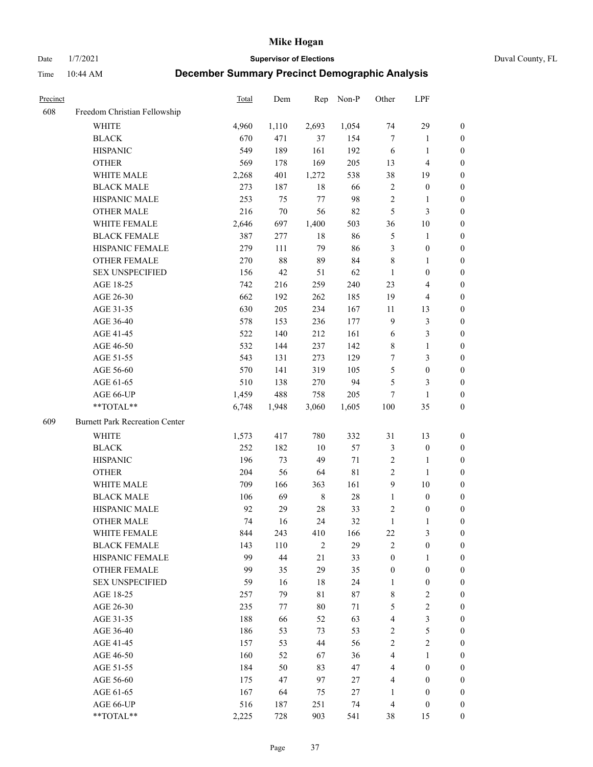# Mike Hogan

Date 1/7/2021 **Supervisor of Elections** Duval County, FL

Time 10:44 AM **December Summary Precinct Demographic Analysis**

| Precinct | | Total | Dem | Rep | Non-P | Other | LPF | |
|---|---|---|---|---|---|---|---|---|
| 608 | Freedom Christian Fellowship | | | | | | | |
| | WHITE | 4,960 | 1,110 | 2,693 | 1,054 | 74 | 29 | 0 |
| | BLACK | 670 | 471 | 37 | 154 | 7 | 1 | 0 |
| | HISPANIC | 549 | 189 | 161 | 192 | 6 | 1 | 0 |
| | OTHER | 569 | 178 | 169 | 205 | 13 | 4 | 0 |
| | WHITE MALE | 2,268 | 401 | 1,272 | 538 | 38 | 19 | 0 |
| | BLACK MALE | 273 | 187 | 18 | 66 | 2 | 0 | 0 |
| | HISPANIC MALE | 253 | 75 | 77 | 98 | 2 | 1 | 0 |
| | OTHER MALE | 216 | 70 | 56 | 82 | 5 | 3 | 0 |
| | WHITE FEMALE | 2,646 | 697 | 1,400 | 503 | 36 | 10 | 0 |
| | BLACK FEMALE | 387 | 277 | 18 | 86 | 5 | 1 | 0 |
| | HISPANIC FEMALE | 279 | 111 | 79 | 86 | 3 | 0 | 0 |
| | OTHER FEMALE | 270 | 88 | 89 | 84 | 8 | 1 | 0 |
| | SEX UNSPECIFIED | 156 | 42 | 51 | 62 | 1 | 0 | 0 |
| | AGE 18-25 | 742 | 216 | 259 | 240 | 23 | 4 | 0 |
| | AGE 26-30 | 662 | 192 | 262 | 185 | 19 | 4 | 0 |
| | AGE 31-35 | 630 | 205 | 234 | 167 | 11 | 13 | 0 |
| | AGE 36-40 | 578 | 153 | 236 | 177 | 9 | 3 | 0 |
| | AGE 41-45 | 522 | 140 | 212 | 161 | 6 | 3 | 0 |
| | AGE 46-50 | 532 | 144 | 237 | 142 | 8 | 1 | 0 |
| | AGE 51-55 | 543 | 131 | 273 | 129 | 7 | 3 | 0 |
| | AGE 56-60 | 570 | 141 | 319 | 105 | 5 | 0 | 0 |
| | AGE 61-65 | 510 | 138 | 270 | 94 | 5 | 3 | 0 |
| | AGE 66-UP | 1,459 | 488 | 758 | 205 | 7 | 1 | 0 |
| | **TOTAL** | 6,748 | 1,948 | 3,060 | 1,605 | 100 | 35 | 0 |
| 609 | Burnett Park Recreation Center | | | | | | | |
| | WHITE | 1,573 | 417 | 780 | 332 | 31 | 13 | 0 |
| | BLACK | 252 | 182 | 10 | 57 | 3 | 0 | 0 |
| | HISPANIC | 196 | 73 | 49 | 71 | 2 | 1 | 0 |
| | OTHER | 204 | 56 | 64 | 81 | 2 | 1 | 0 |
| | WHITE MALE | 709 | 166 | 363 | 161 | 9 | 10 | 0 |
| | BLACK MALE | 106 | 69 | 8 | 28 | 1 | 0 | 0 |
| | HISPANIC MALE | 92 | 29 | 28 | 33 | 2 | 0 | 0 |
| | OTHER MALE | 74 | 16 | 24 | 32 | 1 | 1 | 0 |
| | WHITE FEMALE | 844 | 243 | 410 | 166 | 22 | 3 | 0 |
| | BLACK FEMALE | 143 | 110 | 2 | 29 | 2 | 0 | 0 |
| | HISPANIC FEMALE | 99 | 44 | 21 | 33 | 0 | 1 | 0 |
| | OTHER FEMALE | 99 | 35 | 29 | 35 | 0 | 0 | 0 |
| | SEX UNSPECIFIED | 59 | 16 | 18 | 24 | 1 | 0 | 0 |
| | AGE 18-25 | 257 | 79 | 81 | 87 | 8 | 2 | 0 |
| | AGE 26-30 | 235 | 77 | 80 | 71 | 5 | 2 | 0 |
| | AGE 31-35 | 188 | 66 | 52 | 63 | 4 | 3 | 0 |
| | AGE 36-40 | 186 | 53 | 73 | 53 | 2 | 5 | 0 |
| | AGE 41-45 | 157 | 53 | 44 | 56 | 2 | 2 | 0 |
| | AGE 46-50 | 160 | 52 | 67 | 36 | 4 | 1 | 0 |
| | AGE 51-55 | 184 | 50 | 83 | 47 | 4 | 0 | 0 |
| | AGE 56-60 | 175 | 47 | 97 | 27 | 4 | 0 | 0 |
| | AGE 61-65 | 167 | 64 | 75 | 27 | 1 | 0 | 0 |
| | AGE 66-UP | 516 | 187 | 251 | 74 | 4 | 0 | 0 |
| | **TOTAL** | 2,225 | 728 | 903 | 541 | 38 | 15 | 0 |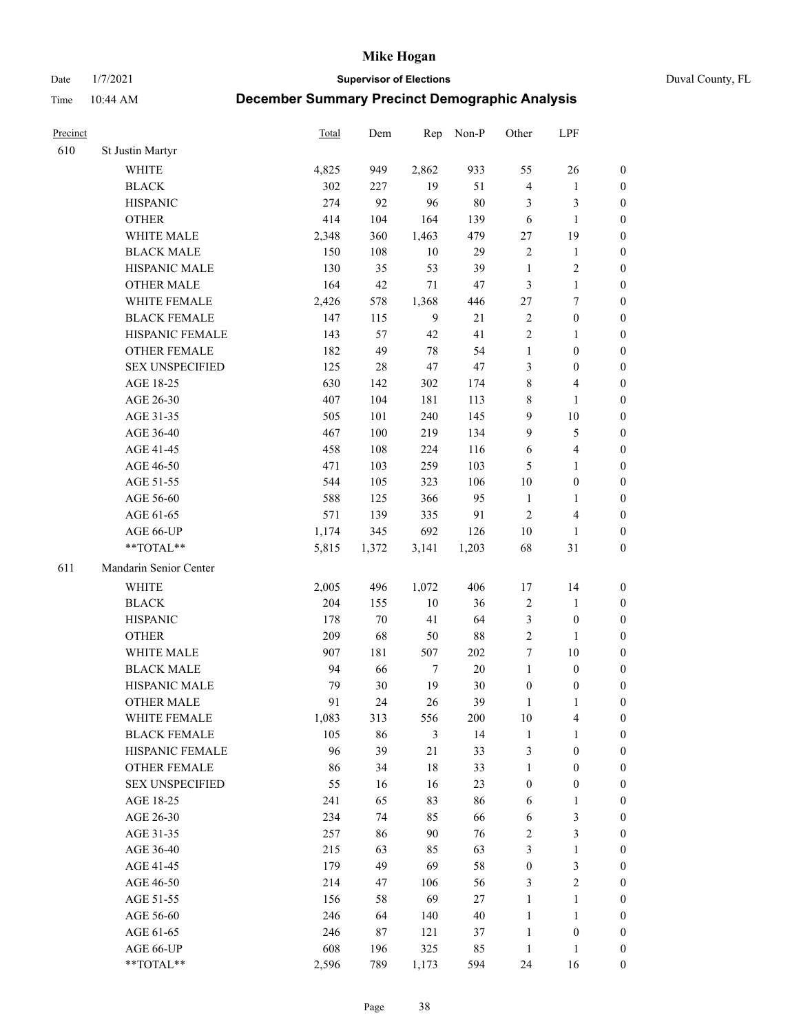# Mike Hogan

Date 1/7/2021 **Supervisor of Elections** Duval County, FL

Time 10:44 AM **December Summary Precinct Demographic Analysis**

| Precinct | | Total | Dem | Rep | Non-P | Other | LPF | |
|---|---|---|---|---|---|---|---|---|
| 610 | St Justin Martyr | | | | | | | |
| | WHITE | 4,825 | 949 | 2,862 | 933 | 55 | 26 | 0 |
| | BLACK | 302 | 227 | 19 | 51 | 4 | 1 | 0 |
| | HISPANIC | 274 | 92 | 96 | 80 | 3 | 3 | 0 |
| | OTHER | 414 | 104 | 164 | 139 | 6 | 1 | 0 |
| | WHITE MALE | 2,348 | 360 | 1,463 | 479 | 27 | 19 | 0 |
| | BLACK MALE | 150 | 108 | 10 | 29 | 2 | 1 | 0 |
| | HISPANIC MALE | 130 | 35 | 53 | 39 | 1 | 2 | 0 |
| | OTHER MALE | 164 | 42 | 71 | 47 | 3 | 1 | 0 |
| | WHITE FEMALE | 2,426 | 578 | 1,368 | 446 | 27 | 7 | 0 |
| | BLACK FEMALE | 147 | 115 | 9 | 21 | 2 | 0 | 0 |
| | HISPANIC FEMALE | 143 | 57 | 42 | 41 | 2 | 1 | 0 |
| | OTHER FEMALE | 182 | 49 | 78 | 54 | 1 | 0 | 0 |
| | SEX UNSPECIFIED | 125 | 28 | 47 | 47 | 3 | 0 | 0 |
| | AGE 18-25 | 630 | 142 | 302 | 174 | 8 | 4 | 0 |
| | AGE 26-30 | 407 | 104 | 181 | 113 | 8 | 1 | 0 |
| | AGE 31-35 | 505 | 101 | 240 | 145 | 9 | 10 | 0 |
| | AGE 36-40 | 467 | 100 | 219 | 134 | 9 | 5 | 0 |
| | AGE 41-45 | 458 | 108 | 224 | 116 | 6 | 4 | 0 |
| | AGE 46-50 | 471 | 103 | 259 | 103 | 5 | 1 | 0 |
| | AGE 51-55 | 544 | 105 | 323 | 106 | 10 | 0 | 0 |
| | AGE 56-60 | 588 | 125 | 366 | 95 | 1 | 1 | 0 |
| | AGE 61-65 | 571 | 139 | 335 | 91 | 2 | 4 | 0 |
| | AGE 66-UP | 1,174 | 345 | 692 | 126 | 10 | 1 | 0 |
| | **TOTAL** | 5,815 | 1,372 | 3,141 | 1,203 | 68 | 31 | 0 |
| 611 | Mandarin Senior Center | | | | | | | |
| | WHITE | 2,005 | 496 | 1,072 | 406 | 17 | 14 | 0 |
| | BLACK | 204 | 155 | 10 | 36 | 2 | 1 | 0 |
| | HISPANIC | 178 | 70 | 41 | 64 | 3 | 0 | 0 |
| | OTHER | 209 | 68 | 50 | 88 | 2 | 1 | 0 |
| | WHITE MALE | 907 | 181 | 507 | 202 | 7 | 10 | 0 |
| | BLACK MALE | 94 | 66 | 7 | 20 | 1 | 0 | 0 |
| | HISPANIC MALE | 79 | 30 | 19 | 30 | 0 | 0 | 0 |
| | OTHER MALE | 91 | 24 | 26 | 39 | 1 | 1 | 0 |
| | WHITE FEMALE | 1,083 | 313 | 556 | 200 | 10 | 4 | 0 |
| | BLACK FEMALE | 105 | 86 | 3 | 14 | 1 | 1 | 0 |
| | HISPANIC FEMALE | 96 | 39 | 21 | 33 | 3 | 0 | 0 |
| | OTHER FEMALE | 86 | 34 | 18 | 33 | 1 | 0 | 0 |
| | SEX UNSPECIFIED | 55 | 16 | 16 | 23 | 0 | 0 | 0 |
| | AGE 18-25 | 241 | 65 | 83 | 86 | 6 | 1 | 0 |
| | AGE 26-30 | 234 | 74 | 85 | 66 | 6 | 3 | 0 |
| | AGE 31-35 | 257 | 86 | 90 | 76 | 2 | 3 | 0 |
| | AGE 36-40 | 215 | 63 | 85 | 63 | 3 | 1 | 0 |
| | AGE 41-45 | 179 | 49 | 69 | 58 | 0 | 3 | 0 |
| | AGE 46-50 | 214 | 47 | 106 | 56 | 3 | 2 | 0 |
| | AGE 51-55 | 156 | 58 | 69 | 27 | 1 | 1 | 0 |
| | AGE 56-60 | 246 | 64 | 140 | 40 | 1 | 1 | 0 |
| | AGE 61-65 | 246 | 87 | 121 | 37 | 1 | 0 | 0 |
| | AGE 66-UP | 608 | 196 | 325 | 85 | 1 | 1 | 0 |
| | **TOTAL** | 2,596 | 789 | 1,173 | 594 | 24 | 16 | 0 |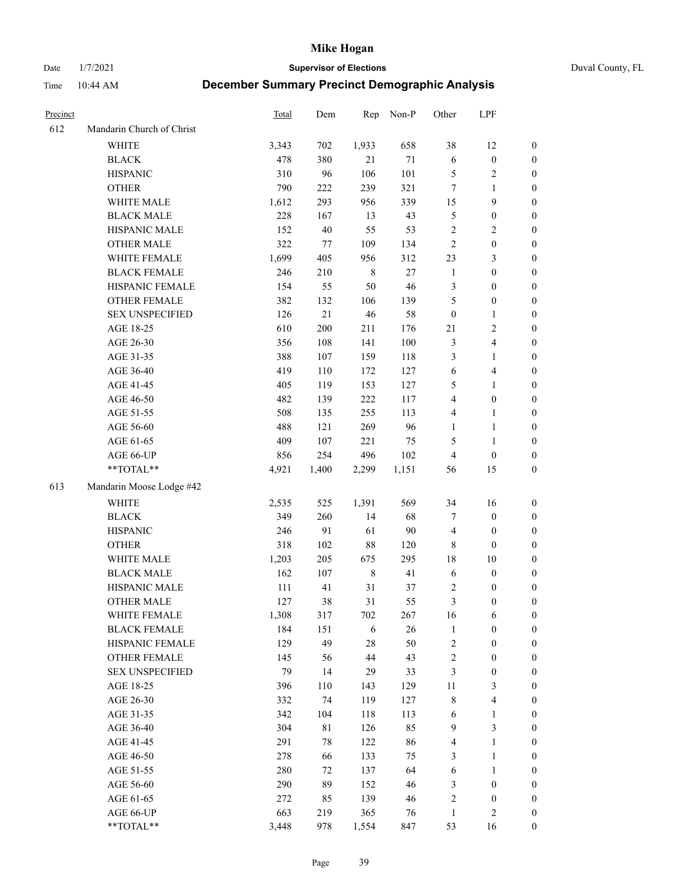# Mike Hogan

Date 1/7/2021 **Supervisor of Elections** Duval County, FL

Time 10:44 AM **December Summary Precinct Demographic Analysis**

| Precinct | | Total | Dem | Rep | Non-P | Other | LPF | |
|---|---|---|---|---|---|---|---|---|
| 612 | Mandarin Church of Christ | | | | | | | |
| | WHITE | 3,343 | 702 | 1,933 | 658 | 38 | 12 | 0 |
| | BLACK | 478 | 380 | 21 | 71 | 6 | 0 | 0 |
| | HISPANIC | 310 | 96 | 106 | 101 | 5 | 2 | 0 |
| | OTHER | 790 | 222 | 239 | 321 | 7 | 1 | 0 |
| | WHITE MALE | 1,612 | 293 | 956 | 339 | 15 | 9 | 0 |
| | BLACK MALE | 228 | 167 | 13 | 43 | 5 | 0 | 0 |
| | HISPANIC MALE | 152 | 40 | 55 | 53 | 2 | 2 | 0 |
| | OTHER MALE | 322 | 77 | 109 | 134 | 2 | 0 | 0 |
| | WHITE FEMALE | 1,699 | 405 | 956 | 312 | 23 | 3 | 0 |
| | BLACK FEMALE | 246 | 210 | 8 | 27 | 1 | 0 | 0 |
| | HISPANIC FEMALE | 154 | 55 | 50 | 46 | 3 | 0 | 0 |
| | OTHER FEMALE | 382 | 132 | 106 | 139 | 5 | 0 | 0 |
| | SEX UNSPECIFIED | 126 | 21 | 46 | 58 | 0 | 1 | 0 |
| | AGE 18-25 | 610 | 200 | 211 | 176 | 21 | 2 | 0 |
| | AGE 26-30 | 356 | 108 | 141 | 100 | 3 | 4 | 0 |
| | AGE 31-35 | 388 | 107 | 159 | 118 | 3 | 1 | 0 |
| | AGE 36-40 | 419 | 110 | 172 | 127 | 6 | 4 | 0 |
| | AGE 41-45 | 405 | 119 | 153 | 127 | 5 | 1 | 0 |
| | AGE 46-50 | 482 | 139 | 222 | 117 | 4 | 0 | 0 |
| | AGE 51-55 | 508 | 135 | 255 | 113 | 4 | 1 | 0 |
| | AGE 56-60 | 488 | 121 | 269 | 96 | 1 | 1 | 0 |
| | AGE 61-65 | 409 | 107 | 221 | 75 | 5 | 1 | 0 |
| | AGE 66-UP | 856 | 254 | 496 | 102 | 4 | 0 | 0 |
| | **TOTAL** | 4,921 | 1,400 | 2,299 | 1,151 | 56 | 15 | 0 |
| 613 | Mandarin Moose Lodge #42 | | | | | | | |
| | WHITE | 2,535 | 525 | 1,391 | 569 | 34 | 16 | 0 |
| | BLACK | 349 | 260 | 14 | 68 | 7 | 0 | 0 |
| | HISPANIC | 246 | 91 | 61 | 90 | 4 | 0 | 0 |
| | OTHER | 318 | 102 | 88 | 120 | 8 | 0 | 0 |
| | WHITE MALE | 1,203 | 205 | 675 | 295 | 18 | 10 | 0 |
| | BLACK MALE | 162 | 107 | 8 | 41 | 6 | 0 | 0 |
| | HISPANIC MALE | 111 | 41 | 31 | 37 | 2 | 0 | 0 |
| | OTHER MALE | 127 | 38 | 31 | 55 | 3 | 0 | 0 |
| | WHITE FEMALE | 1,308 | 317 | 702 | 267 | 16 | 6 | 0 |
| | BLACK FEMALE | 184 | 151 | 6 | 26 | 1 | 0 | 0 |
| | HISPANIC FEMALE | 129 | 49 | 28 | 50 | 2 | 0 | 0 |
| | OTHER FEMALE | 145 | 56 | 44 | 43 | 2 | 0 | 0 |
| | SEX UNSPECIFIED | 79 | 14 | 29 | 33 | 3 | 0 | 0 |
| | AGE 18-25 | 396 | 110 | 143 | 129 | 11 | 3 | 0 |
| | AGE 26-30 | 332 | 74 | 119 | 127 | 8 | 4 | 0 |
| | AGE 31-35 | 342 | 104 | 118 | 113 | 6 | 1 | 0 |
| | AGE 36-40 | 304 | 81 | 126 | 85 | 9 | 3 | 0 |
| | AGE 41-45 | 291 | 78 | 122 | 86 | 4 | 1 | 0 |
| | AGE 46-50 | 278 | 66 | 133 | 75 | 3 | 1 | 0 |
| | AGE 51-55 | 280 | 72 | 137 | 64 | 6 | 1 | 0 |
| | AGE 56-60 | 290 | 89 | 152 | 46 | 3 | 0 | 0 |
| | AGE 61-65 | 272 | 85 | 139 | 46 | 2 | 0 | 0 |
| | AGE 66-UP | 663 | 219 | 365 | 76 | 1 | 2 | 0 |
| | **TOTAL** | 3,448 | 978 | 1,554 | 847 | 53 | 16 | 0 |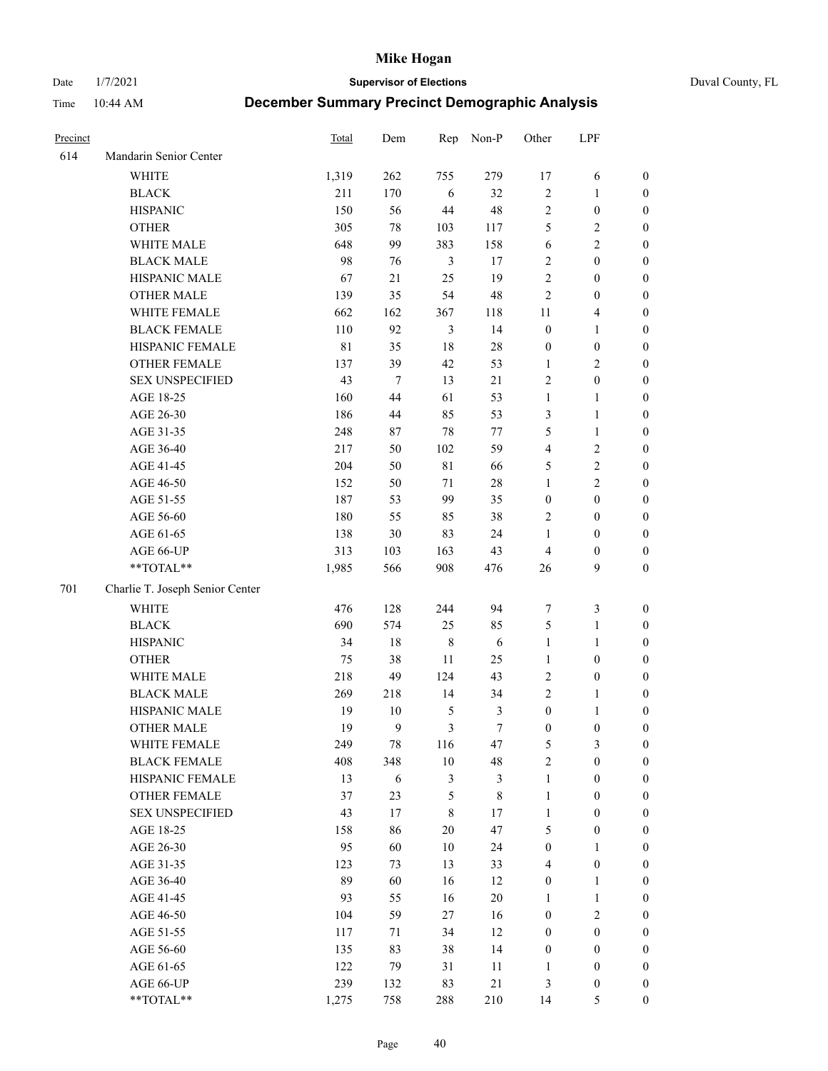# Mike Hogan

Date 1/7/2021 **Supervisor of Elections** Duval County, FL

Time 10:44 AM **December Summary Precinct Demographic Analysis**

| Precinct | | Total | Dem | Rep | Non-P | Other | LPF | |
|---|---|---|---|---|---|---|---|---|
| 614 | Mandarin Senior Center | | | | | | | |
| | WHITE | 1,319 | 262 | 755 | 279 | 17 | 6 | 0 |
| | BLACK | 211 | 170 | 6 | 32 | 2 | 1 | 0 |
| | HISPANIC | 150 | 56 | 44 | 48 | 2 | 0 | 0 |
| | OTHER | 305 | 78 | 103 | 117 | 5 | 2 | 0 |
| | WHITE MALE | 648 | 99 | 383 | 158 | 6 | 2 | 0 |
| | BLACK MALE | 98 | 76 | 3 | 17 | 2 | 0 | 0 |
| | HISPANIC MALE | 67 | 21 | 25 | 19 | 2 | 0 | 0 |
| | OTHER MALE | 139 | 35 | 54 | 48 | 2 | 0 | 0 |
| | WHITE FEMALE | 662 | 162 | 367 | 118 | 11 | 4 | 0 |
| | BLACK FEMALE | 110 | 92 | 3 | 14 | 0 | 1 | 0 |
| | HISPANIC FEMALE | 81 | 35 | 18 | 28 | 0 | 0 | 0 |
| | OTHER FEMALE | 137 | 39 | 42 | 53 | 1 | 2 | 0 |
| | SEX UNSPECIFIED | 43 | 7 | 13 | 21 | 2 | 0 | 0 |
| | AGE 18-25 | 160 | 44 | 61 | 53 | 1 | 1 | 0 |
| | AGE 26-30 | 186 | 44 | 85 | 53 | 3 | 1 | 0 |
| | AGE 31-35 | 248 | 87 | 78 | 77 | 5 | 1 | 0 |
| | AGE 36-40 | 217 | 50 | 102 | 59 | 4 | 2 | 0 |
| | AGE 41-45 | 204 | 50 | 81 | 66 | 5 | 2 | 0 |
| | AGE 46-50 | 152 | 50 | 71 | 28 | 1 | 2 | 0 |
| | AGE 51-55 | 187 | 53 | 99 | 35 | 0 | 0 | 0 |
| | AGE 56-60 | 180 | 55 | 85 | 38 | 2 | 0 | 0 |
| | AGE 61-65 | 138 | 30 | 83 | 24 | 1 | 0 | 0 |
| | AGE 66-UP | 313 | 103 | 163 | 43 | 4 | 0 | 0 |
| | **TOTAL** | 1,985 | 566 | 908 | 476 | 26 | 9 | 0 |
| 701 | Charlie T. Joseph Senior Center | | | | | | | |
| | WHITE | 476 | 128 | 244 | 94 | 7 | 3 | 0 |
| | BLACK | 690 | 574 | 25 | 85 | 5 | 1 | 0 |
| | HISPANIC | 34 | 18 | 8 | 6 | 1 | 1 | 0 |
| | OTHER | 75 | 38 | 11 | 25 | 1 | 0 | 0 |
| | WHITE MALE | 218 | 49 | 124 | 43 | 2 | 0 | 0 |
| | BLACK MALE | 269 | 218 | 14 | 34 | 2 | 1 | 0 |
| | HISPANIC MALE | 19 | 10 | 5 | 3 | 0 | 1 | 0 |
| | OTHER MALE | 19 | 9 | 3 | 7 | 0 | 0 | 0 |
| | WHITE FEMALE | 249 | 78 | 116 | 47 | 5 | 3 | 0 |
| | BLACK FEMALE | 408 | 348 | 10 | 48 | 2 | 0 | 0 |
| | HISPANIC FEMALE | 13 | 6 | 3 | 3 | 1 | 0 | 0 |
| | OTHER FEMALE | 37 | 23 | 5 | 8 | 1 | 0 | 0 |
| | SEX UNSPECIFIED | 43 | 17 | 8 | 17 | 1 | 0 | 0 |
| | AGE 18-25 | 158 | 86 | 20 | 47 | 5 | 0 | 0 |
| | AGE 26-30 | 95 | 60 | 10 | 24 | 0 | 1 | 0 |
| | AGE 31-35 | 123 | 73 | 13 | 33 | 4 | 0 | 0 |
| | AGE 36-40 | 89 | 60 | 16 | 12 | 0 | 1 | 0 |
| | AGE 41-45 | 93 | 55 | 16 | 20 | 1 | 1 | 0 |
| | AGE 46-50 | 104 | 59 | 27 | 16 | 0 | 2 | 0 |
| | AGE 51-55 | 117 | 71 | 34 | 12 | 0 | 0 | 0 |
| | AGE 56-60 | 135 | 83 | 38 | 14 | 0 | 0 | 0 |
| | AGE 61-65 | 122 | 79 | 31 | 11 | 1 | 0 | 0 |
| | AGE 66-UP | 239 | 132 | 83 | 21 | 3 | 0 | 0 |
| | **TOTAL** | 1,275 | 758 | 288 | 210 | 14 | 5 | 0 |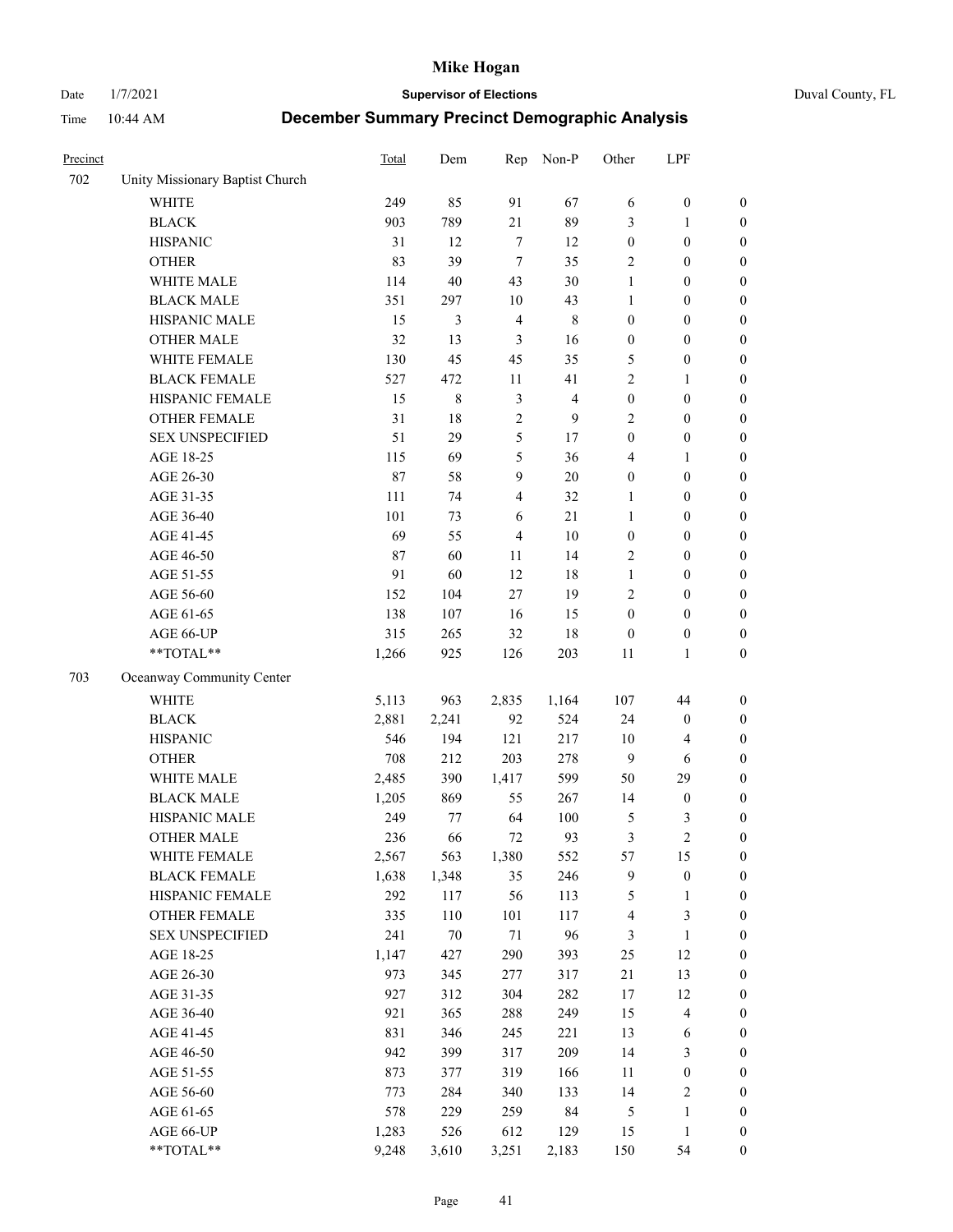# Mike Hogan

Date 1/7/2021 **Supervisor of Elections** Duval County, FL

Time 10:44 AM **December Summary Precinct Demographic Analysis**

| Precinct | | Total | Dem | Rep | Non-P | Other | LPF | |
|---|---|---|---|---|---|---|---|---|
| 702 | Unity Missionary Baptist Church | | | | | | | |
| | WHITE | 249 | 85 | 91 | 67 | 6 | 0 | 0 |
| | BLACK | 903 | 789 | 21 | 89 | 3 | 1 | 0 |
| | HISPANIC | 31 | 12 | 7 | 12 | 0 | 0 | 0 |
| | OTHER | 83 | 39 | 7 | 35 | 2 | 0 | 0 |
| | WHITE MALE | 114 | 40 | 43 | 30 | 1 | 0 | 0 |
| | BLACK MALE | 351 | 297 | 10 | 43 | 1 | 0 | 0 |
| | HISPANIC MALE | 15 | 3 | 4 | 8 | 0 | 0 | 0 |
| | OTHER MALE | 32 | 13 | 3 | 16 | 0 | 0 | 0 |
| | WHITE FEMALE | 130 | 45 | 45 | 35 | 5 | 0 | 0 |
| | BLACK FEMALE | 527 | 472 | 11 | 41 | 2 | 1 | 0 |
| | HISPANIC FEMALE | 15 | 8 | 3 | 4 | 0 | 0 | 0 |
| | OTHER FEMALE | 31 | 18 | 2 | 9 | 2 | 0 | 0 |
| | SEX UNSPECIFIED | 51 | 29 | 5 | 17 | 0 | 0 | 0 |
| | AGE 18-25 | 115 | 69 | 5 | 36 | 4 | 1 | 0 |
| | AGE 26-30 | 87 | 58 | 9 | 20 | 0 | 0 | 0 |
| | AGE 31-35 | 111 | 74 | 4 | 32 | 1 | 0 | 0 |
| | AGE 36-40 | 101 | 73 | 6 | 21 | 1 | 0 | 0 |
| | AGE 41-45 | 69 | 55 | 4 | 10 | 0 | 0 | 0 |
| | AGE 46-50 | 87 | 60 | 11 | 14 | 2 | 0 | 0 |
| | AGE 51-55 | 91 | 60 | 12 | 18 | 1 | 0 | 0 |
| | AGE 56-60 | 152 | 104 | 27 | 19 | 2 | 0 | 0 |
| | AGE 61-65 | 138 | 107 | 16 | 15 | 0 | 0 | 0 |
| | AGE 66-UP | 315 | 265 | 32 | 18 | 0 | 0 | 0 |
| | **TOTAL** | 1,266 | 925 | 126 | 203 | 11 | 1 | 0 |
| 703 | Oceanway Community Center | | | | | | | |
| | WHITE | 5,113 | 963 | 2,835 | 1,164 | 107 | 44 | 0 |
| | BLACK | 2,881 | 2,241 | 92 | 524 | 24 | 0 | 0 |
| | HISPANIC | 546 | 194 | 121 | 217 | 10 | 4 | 0 |
| | OTHER | 708 | 212 | 203 | 278 | 9 | 6 | 0 |
| | WHITE MALE | 2,485 | 390 | 1,417 | 599 | 50 | 29 | 0 |
| | BLACK MALE | 1,205 | 869 | 55 | 267 | 14 | 0 | 0 |
| | HISPANIC MALE | 249 | 77 | 64 | 100 | 5 | 3 | 0 |
| | OTHER MALE | 236 | 66 | 72 | 93 | 3 | 2 | 0 |
| | WHITE FEMALE | 2,567 | 563 | 1,380 | 552 | 57 | 15 | 0 |
| | BLACK FEMALE | 1,638 | 1,348 | 35 | 246 | 9 | 0 | 0 |
| | HISPANIC FEMALE | 292 | 117 | 56 | 113 | 5 | 1 | 0 |
| | OTHER FEMALE | 335 | 110 | 101 | 117 | 4 | 3 | 0 |
| | SEX UNSPECIFIED | 241 | 70 | 71 | 96 | 3 | 1 | 0 |
| | AGE 18-25 | 1,147 | 427 | 290 | 393 | 25 | 12 | 0 |
| | AGE 26-30 | 973 | 345 | 277 | 317 | 21 | 13 | 0 |
| | AGE 31-35 | 927 | 312 | 304 | 282 | 17 | 12 | 0 |
| | AGE 36-40 | 921 | 365 | 288 | 249 | 15 | 4 | 0 |
| | AGE 41-45 | 831 | 346 | 245 | 221 | 13 | 6 | 0 |
| | AGE 46-50 | 942 | 399 | 317 | 209 | 14 | 3 | 0 |
| | AGE 51-55 | 873 | 377 | 319 | 166 | 11 | 0 | 0 |
| | AGE 56-60 | 773 | 284 | 340 | 133 | 14 | 2 | 0 |
| | AGE 61-65 | 578 | 229 | 259 | 84 | 5 | 1 | 0 |
| | AGE 66-UP | 1,283 | 526 | 612 | 129 | 15 | 1 | 0 |
| | **TOTAL** | 9,248 | 3,610 | 3,251 | 2,183 | 150 | 54 | 0 |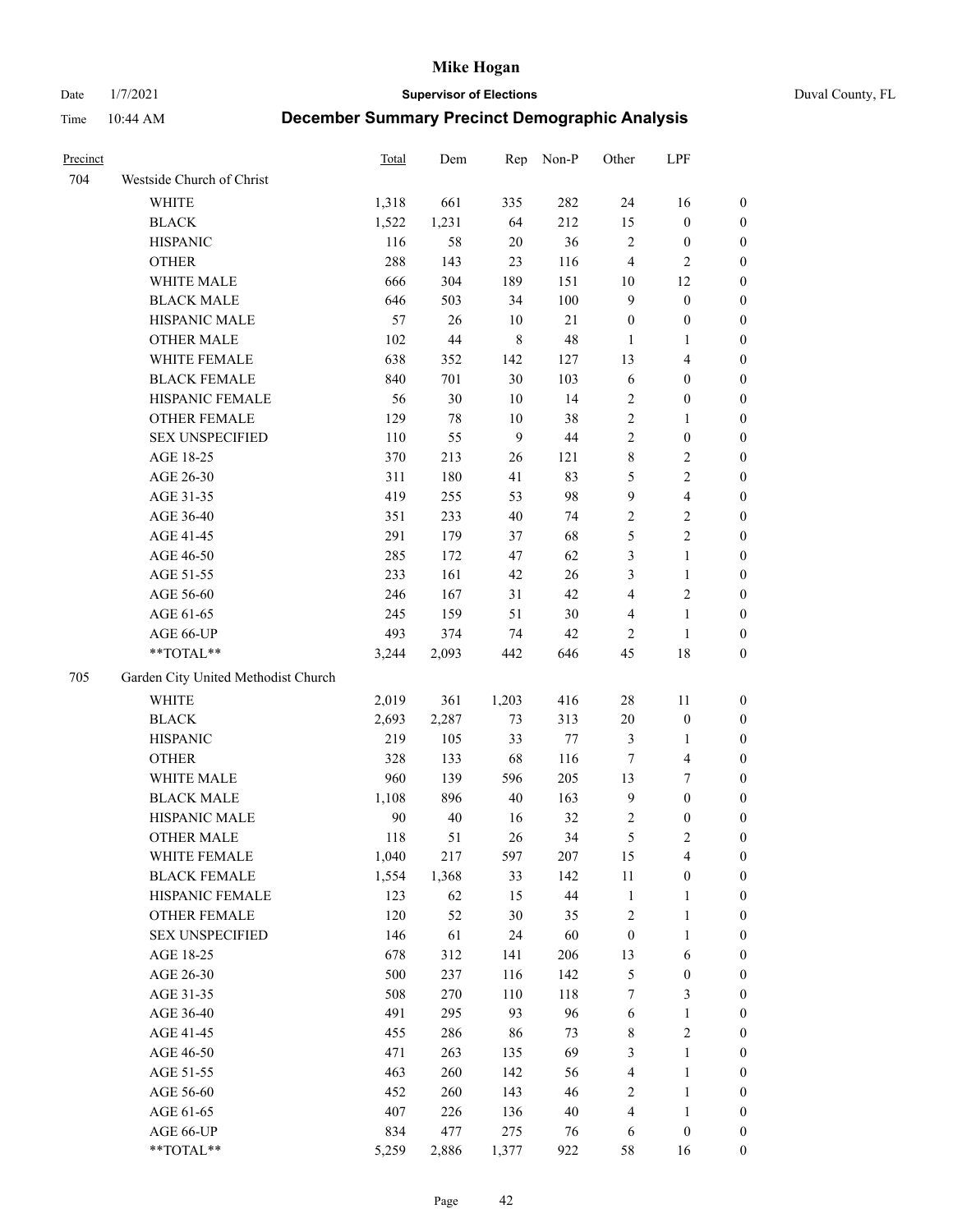# Mike Hogan

Date 1/7/2021 **Supervisor of Elections** Duval County, FL

Time 10:44 AM **December Summary Precinct Demographic Analysis**

| Precinct | | Total | Dem | Rep | Non-P | Other | LPF | |
|---|---|---|---|---|---|---|---|---|
| 704 | Westside Church of Christ | | | | | | | |
| | WHITE | 1,318 | 661 | 335 | 282 | 24 | 16 | 0 |
| | BLACK | 1,522 | 1,231 | 64 | 212 | 15 | 0 | 0 |
| | HISPANIC | 116 | 58 | 20 | 36 | 2 | 0 | 0 |
| | OTHER | 288 | 143 | 23 | 116 | 4 | 2 | 0 |
| | WHITE MALE | 666 | 304 | 189 | 151 | 10 | 12 | 0 |
| | BLACK MALE | 646 | 503 | 34 | 100 | 9 | 0 | 0 |
| | HISPANIC MALE | 57 | 26 | 10 | 21 | 0 | 0 | 0 |
| | OTHER MALE | 102 | 44 | 8 | 48 | 1 | 1 | 0 |
| | WHITE FEMALE | 638 | 352 | 142 | 127 | 13 | 4 | 0 |
| | BLACK FEMALE | 840 | 701 | 30 | 103 | 6 | 0 | 0 |
| | HISPANIC FEMALE | 56 | 30 | 10 | 14 | 2 | 0 | 0 |
| | OTHER FEMALE | 129 | 78 | 10 | 38 | 2 | 1 | 0 |
| | SEX UNSPECIFIED | 110 | 55 | 9 | 44 | 2 | 0 | 0 |
| | AGE 18-25 | 370 | 213 | 26 | 121 | 8 | 2 | 0 |
| | AGE 26-30 | 311 | 180 | 41 | 83 | 5 | 2 | 0 |
| | AGE 31-35 | 419 | 255 | 53 | 98 | 9 | 4 | 0 |
| | AGE 36-40 | 351 | 233 | 40 | 74 | 2 | 2 | 0 |
| | AGE 41-45 | 291 | 179 | 37 | 68 | 5 | 2 | 0 |
| | AGE 46-50 | 285 | 172 | 47 | 62 | 3 | 1 | 0 |
| | AGE 51-55 | 233 | 161 | 42 | 26 | 3 | 1 | 0 |
| | AGE 56-60 | 246 | 167 | 31 | 42 | 4 | 2 | 0 |
| | AGE 61-65 | 245 | 159 | 51 | 30 | 4 | 1 | 0 |
| | AGE 66-UP | 493 | 374 | 74 | 42 | 2 | 1 | 0 |
| | **TOTAL** | 3,244 | 2,093 | 442 | 646 | 45 | 18 | 0 |
| 705 | Garden City United Methodist Church | | | | | | | |
| | WHITE | 2,019 | 361 | 1,203 | 416 | 28 | 11 | 0 |
| | BLACK | 2,693 | 2,287 | 73 | 313 | 20 | 0 | 0 |
| | HISPANIC | 219 | 105 | 33 | 77 | 3 | 1 | 0 |
| | OTHER | 328 | 133 | 68 | 116 | 7 | 4 | 0 |
| | WHITE MALE | 960 | 139 | 596 | 205 | 13 | 7 | 0 |
| | BLACK MALE | 1,108 | 896 | 40 | 163 | 9 | 0 | 0 |
| | HISPANIC MALE | 90 | 40 | 16 | 32 | 2 | 0 | 0 |
| | OTHER MALE | 118 | 51 | 26 | 34 | 5 | 2 | 0 |
| | WHITE FEMALE | 1,040 | 217 | 597 | 207 | 15 | 4 | 0 |
| | BLACK FEMALE | 1,554 | 1,368 | 33 | 142 | 11 | 0 | 0 |
| | HISPANIC FEMALE | 123 | 62 | 15 | 44 | 1 | 1 | 0 |
| | OTHER FEMALE | 120 | 52 | 30 | 35 | 2 | 1 | 0 |
| | SEX UNSPECIFIED | 146 | 61 | 24 | 60 | 0 | 1 | 0 |
| | AGE 18-25 | 678 | 312 | 141 | 206 | 13 | 6 | 0 |
| | AGE 26-30 | 500 | 237 | 116 | 142 | 5 | 0 | 0 |
| | AGE 31-35 | 508 | 270 | 110 | 118 | 7 | 3 | 0 |
| | AGE 36-40 | 491 | 295 | 93 | 96 | 6 | 1 | 0 |
| | AGE 41-45 | 455 | 286 | 86 | 73 | 8 | 2 | 0 |
| | AGE 46-50 | 471 | 263 | 135 | 69 | 3 | 1 | 0 |
| | AGE 51-55 | 463 | 260 | 142 | 56 | 4 | 1 | 0 |
| | AGE 56-60 | 452 | 260 | 143 | 46 | 2 | 1 | 0 |
| | AGE 61-65 | 407 | 226 | 136 | 40 | 4 | 1 | 0 |
| | AGE 66-UP | 834 | 477 | 275 | 76 | 6 | 0 | 0 |
| | **TOTAL** | 5,259 | 2,886 | 1,377 | 922 | 58 | 16 | 0 |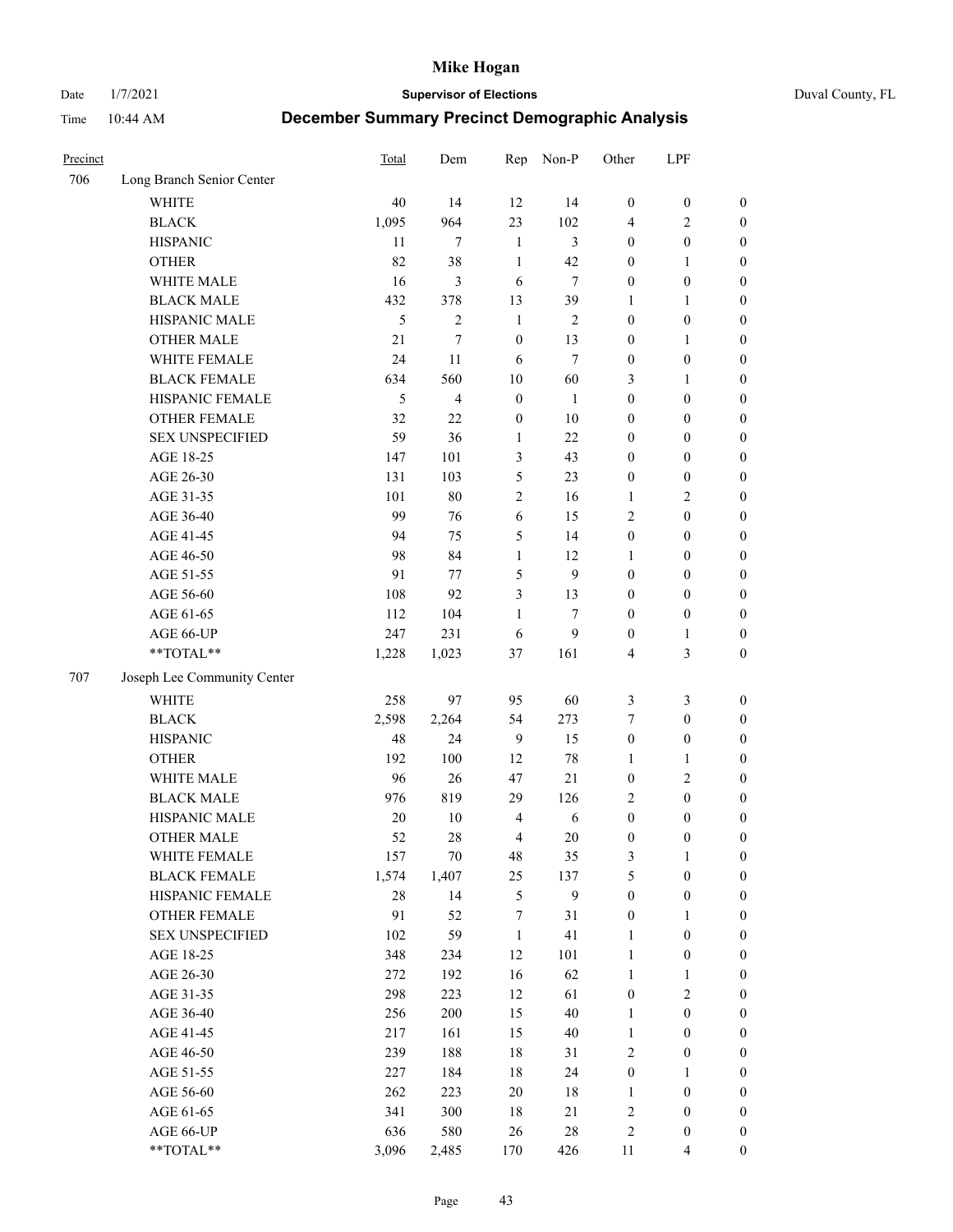# Mike Hogan

Date 1/7/2021 **Supervisor of Elections** Duval County, FL

Time 10:44 AM **December Summary Precinct Demographic Analysis**

| Precinct | | Total | Dem | Rep | Non-P | Other | LPF | |
|---|---|---|---|---|---|---|---|---|
| 706 | Long Branch Senior Center | | | | | | | |
| | WHITE | 40 | 14 | 12 | 14 | 0 | 0 | 0 |
| | BLACK | 1,095 | 964 | 23 | 102 | 4 | 2 | 0 |
| | HISPANIC | 11 | 7 | 1 | 3 | 0 | 0 | 0 |
| | OTHER | 82 | 38 | 1 | 42 | 0 | 1 | 0 |
| | WHITE MALE | 16 | 3 | 6 | 7 | 0 | 0 | 0 |
| | BLACK MALE | 432 | 378 | 13 | 39 | 1 | 1 | 0 |
| | HISPANIC MALE | 5 | 2 | 1 | 2 | 0 | 0 | 0 |
| | OTHER MALE | 21 | 7 | 0 | 13 | 0 | 1 | 0 |
| | WHITE FEMALE | 24 | 11 | 6 | 7 | 0 | 0 | 0 |
| | BLACK FEMALE | 634 | 560 | 10 | 60 | 3 | 1 | 0 |
| | HISPANIC FEMALE | 5 | 4 | 0 | 1 | 0 | 0 | 0 |
| | OTHER FEMALE | 32 | 22 | 0 | 10 | 0 | 0 | 0 |
| | SEX UNSPECIFIED | 59 | 36 | 1 | 22 | 0 | 0 | 0 |
| | AGE 18-25 | 147 | 101 | 3 | 43 | 0 | 0 | 0 |
| | AGE 26-30 | 131 | 103 | 5 | 23 | 0 | 0 | 0 |
| | AGE 31-35 | 101 | 80 | 2 | 16 | 1 | 2 | 0 |
| | AGE 36-40 | 99 | 76 | 6 | 15 | 2 | 0 | 0 |
| | AGE 41-45 | 94 | 75 | 5 | 14 | 0 | 0 | 0 |
| | AGE 46-50 | 98 | 84 | 1 | 12 | 1 | 0 | 0 |
| | AGE 51-55 | 91 | 77 | 5 | 9 | 0 | 0 | 0 |
| | AGE 56-60 | 108 | 92 | 3 | 13 | 0 | 0 | 0 |
| | AGE 61-65 | 112 | 104 | 1 | 7 | 0 | 0 | 0 |
| | AGE 66-UP | 247 | 231 | 6 | 9 | 0 | 1 | 0 |
| | **TOTAL** | 1,228 | 1,023 | 37 | 161 | 4 | 3 | 0 |
| 707 | Joseph Lee Community Center | | | | | | | |
| | WHITE | 258 | 97 | 95 | 60 | 3 | 3 | 0 |
| | BLACK | 2,598 | 2,264 | 54 | 273 | 7 | 0 | 0 |
| | HISPANIC | 48 | 24 | 9 | 15 | 0 | 0 | 0 |
| | OTHER | 192 | 100 | 12 | 78 | 1 | 1 | 0 |
| | WHITE MALE | 96 | 26 | 47 | 21 | 0 | 2 | 0 |
| | BLACK MALE | 976 | 819 | 29 | 126 | 2 | 0 | 0 |
| | HISPANIC MALE | 20 | 10 | 4 | 6 | 0 | 0 | 0 |
| | OTHER MALE | 52 | 28 | 4 | 20 | 0 | 0 | 0 |
| | WHITE FEMALE | 157 | 70 | 48 | 35 | 3 | 1 | 0 |
| | BLACK FEMALE | 1,574 | 1,407 | 25 | 137 | 5 | 0 | 0 |
| | HISPANIC FEMALE | 28 | 14 | 5 | 9 | 0 | 0 | 0 |
| | OTHER FEMALE | 91 | 52 | 7 | 31 | 0 | 1 | 0 |
| | SEX UNSPECIFIED | 102 | 59 | 1 | 41 | 1 | 0 | 0 |
| | AGE 18-25 | 348 | 234 | 12 | 101 | 1 | 0 | 0 |
| | AGE 26-30 | 272 | 192 | 16 | 62 | 1 | 1 | 0 |
| | AGE 31-35 | 298 | 223 | 12 | 61 | 0 | 2 | 0 |
| | AGE 36-40 | 256 | 200 | 15 | 40 | 1 | 0 | 0 |
| | AGE 41-45 | 217 | 161 | 15 | 40 | 1 | 0 | 0 |
| | AGE 46-50 | 239 | 188 | 18 | 31 | 2 | 0 | 0 |
| | AGE 51-55 | 227 | 184 | 18 | 24 | 0 | 1 | 0 |
| | AGE 56-60 | 262 | 223 | 20 | 18 | 1 | 0 | 0 |
| | AGE 61-65 | 341 | 300 | 18 | 21 | 2 | 0 | 0 |
| | AGE 66-UP | 636 | 580 | 26 | 28 | 2 | 0 | 0 |
| | **TOTAL** | 3,096 | 2,485 | 170 | 426 | 11 | 4 | 0 |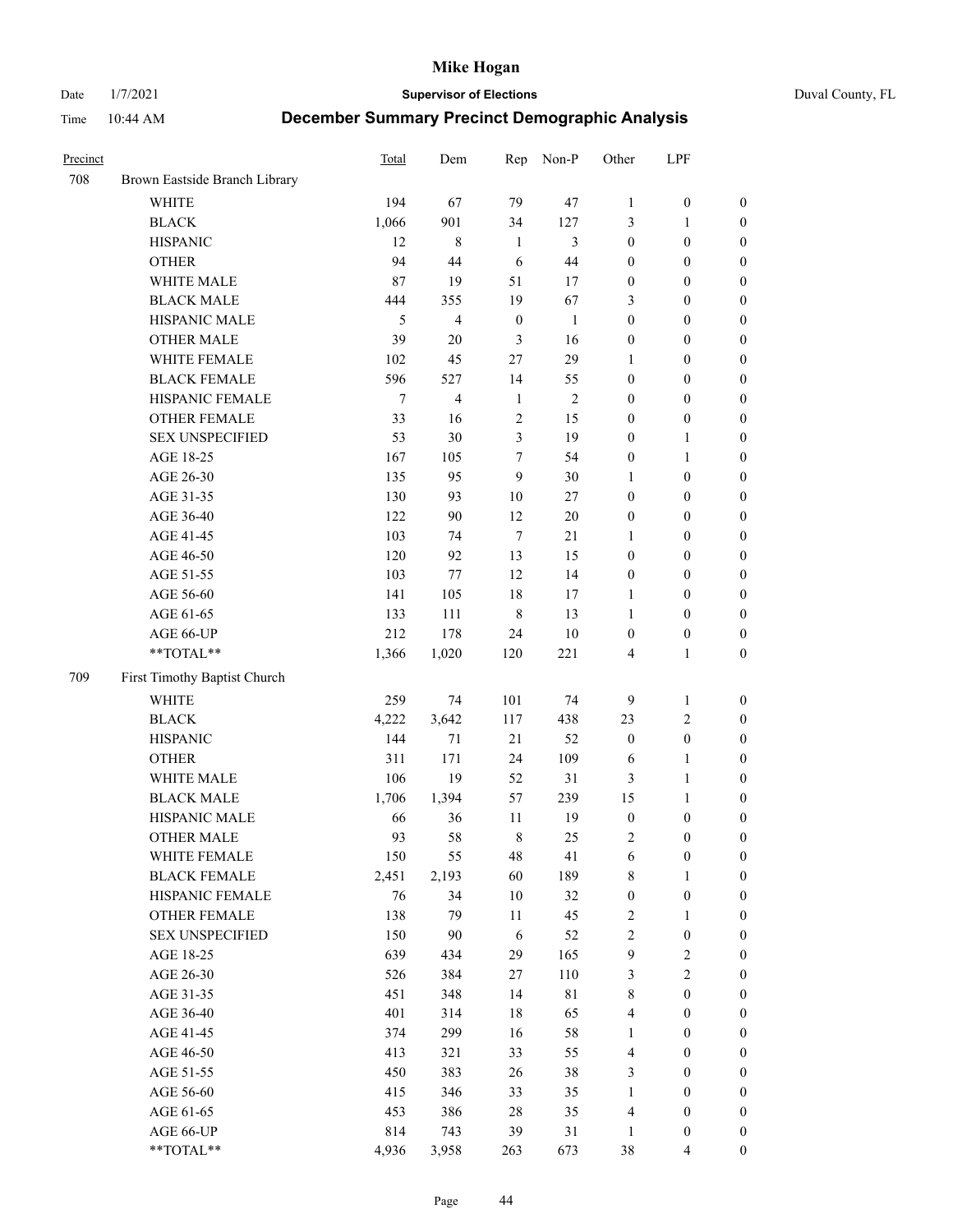# Mike Hogan

Date 1/7/2021 **Supervisor of Elections** Duval County, FL

Time 10:44 AM **December Summary Precinct Demographic Analysis**

| Precinct | | Total | Dem | Rep | Non-P | Other | LPF | |
|---|---|---|---|---|---|---|---|---|
| 708 | Brown Eastside Branch Library | | | | | | | |
| | WHITE | 194 | 67 | 79 | 47 | 1 | 0 | 0 |
| | BLACK | 1,066 | 901 | 34 | 127 | 3 | 1 | 0 |
| | HISPANIC | 12 | 8 | 1 | 3 | 0 | 0 | 0 |
| | OTHER | 94 | 44 | 6 | 44 | 0 | 0 | 0 |
| | WHITE MALE | 87 | 19 | 51 | 17 | 0 | 0 | 0 |
| | BLACK MALE | 444 | 355 | 19 | 67 | 3 | 0 | 0 |
| | HISPANIC MALE | 5 | 4 | 0 | 1 | 0 | 0 | 0 |
| | OTHER MALE | 39 | 20 | 3 | 16 | 0 | 0 | 0 |
| | WHITE FEMALE | 102 | 45 | 27 | 29 | 1 | 0 | 0 |
| | BLACK FEMALE | 596 | 527 | 14 | 55 | 0 | 0 | 0 |
| | HISPANIC FEMALE | 7 | 4 | 1 | 2 | 0 | 0 | 0 |
| | OTHER FEMALE | 33 | 16 | 2 | 15 | 0 | 0 | 0 |
| | SEX UNSPECIFIED | 53 | 30 | 3 | 19 | 0 | 1 | 0 |
| | AGE 18-25 | 167 | 105 | 7 | 54 | 0 | 1 | 0 |
| | AGE 26-30 | 135 | 95 | 9 | 30 | 1 | 0 | 0 |
| | AGE 31-35 | 130 | 93 | 10 | 27 | 0 | 0 | 0 |
| | AGE 36-40 | 122 | 90 | 12 | 20 | 0 | 0 | 0 |
| | AGE 41-45 | 103 | 74 | 7 | 21 | 1 | 0 | 0 |
| | AGE 46-50 | 120 | 92 | 13 | 15 | 0 | 0 | 0 |
| | AGE 51-55 | 103 | 77 | 12 | 14 | 0 | 0 | 0 |
| | AGE 56-60 | 141 | 105 | 18 | 17 | 1 | 0 | 0 |
| | AGE 61-65 | 133 | 111 | 8 | 13 | 1 | 0 | 0 |
| | AGE 66-UP | 212 | 178 | 24 | 10 | 0 | 0 | 0 |
| | **TOTAL** | 1,366 | 1,020 | 120 | 221 | 4 | 1 | 0 |
| 709 | First Timothy Baptist Church | | | | | | | |
| | WHITE | 259 | 74 | 101 | 74 | 9 | 1 | 0 |
| | BLACK | 4,222 | 3,642 | 117 | 438 | 23 | 2 | 0 |
| | HISPANIC | 144 | 71 | 21 | 52 | 0 | 0 | 0 |
| | OTHER | 311 | 171 | 24 | 109 | 6 | 1 | 0 |
| | WHITE MALE | 106 | 19 | 52 | 31 | 3 | 1 | 0 |
| | BLACK MALE | 1,706 | 1,394 | 57 | 239 | 15 | 1 | 0 |
| | HISPANIC MALE | 66 | 36 | 11 | 19 | 0 | 0 | 0 |
| | OTHER MALE | 93 | 58 | 8 | 25 | 2 | 0 | 0 |
| | WHITE FEMALE | 150 | 55 | 48 | 41 | 6 | 0 | 0 |
| | BLACK FEMALE | 2,451 | 2,193 | 60 | 189 | 8 | 1 | 0 |
| | HISPANIC FEMALE | 76 | 34 | 10 | 32 | 0 | 0 | 0 |
| | OTHER FEMALE | 138 | 79 | 11 | 45 | 2 | 1 | 0 |
| | SEX UNSPECIFIED | 150 | 90 | 6 | 52 | 2 | 0 | 0 |
| | AGE 18-25 | 639 | 434 | 29 | 165 | 9 | 2 | 0 |
| | AGE 26-30 | 526 | 384 | 27 | 110 | 3 | 2 | 0 |
| | AGE 31-35 | 451 | 348 | 14 | 81 | 8 | 0 | 0 |
| | AGE 36-40 | 401 | 314 | 18 | 65 | 4 | 0 | 0 |
| | AGE 41-45 | 374 | 299 | 16 | 58 | 1 | 0 | 0 |
| | AGE 46-50 | 413 | 321 | 33 | 55 | 4 | 0 | 0 |
| | AGE 51-55 | 450 | 383 | 26 | 38 | 3 | 0 | 0 |
| | AGE 56-60 | 415 | 346 | 33 | 35 | 1 | 0 | 0 |
| | AGE 61-65 | 453 | 386 | 28 | 35 | 4 | 0 | 0 |
| | AGE 66-UP | 814 | 743 | 39 | 31 | 1 | 0 | 0 |
| | **TOTAL** | 4,936 | 3,958 | 263 | 673 | 38 | 4 | 0 |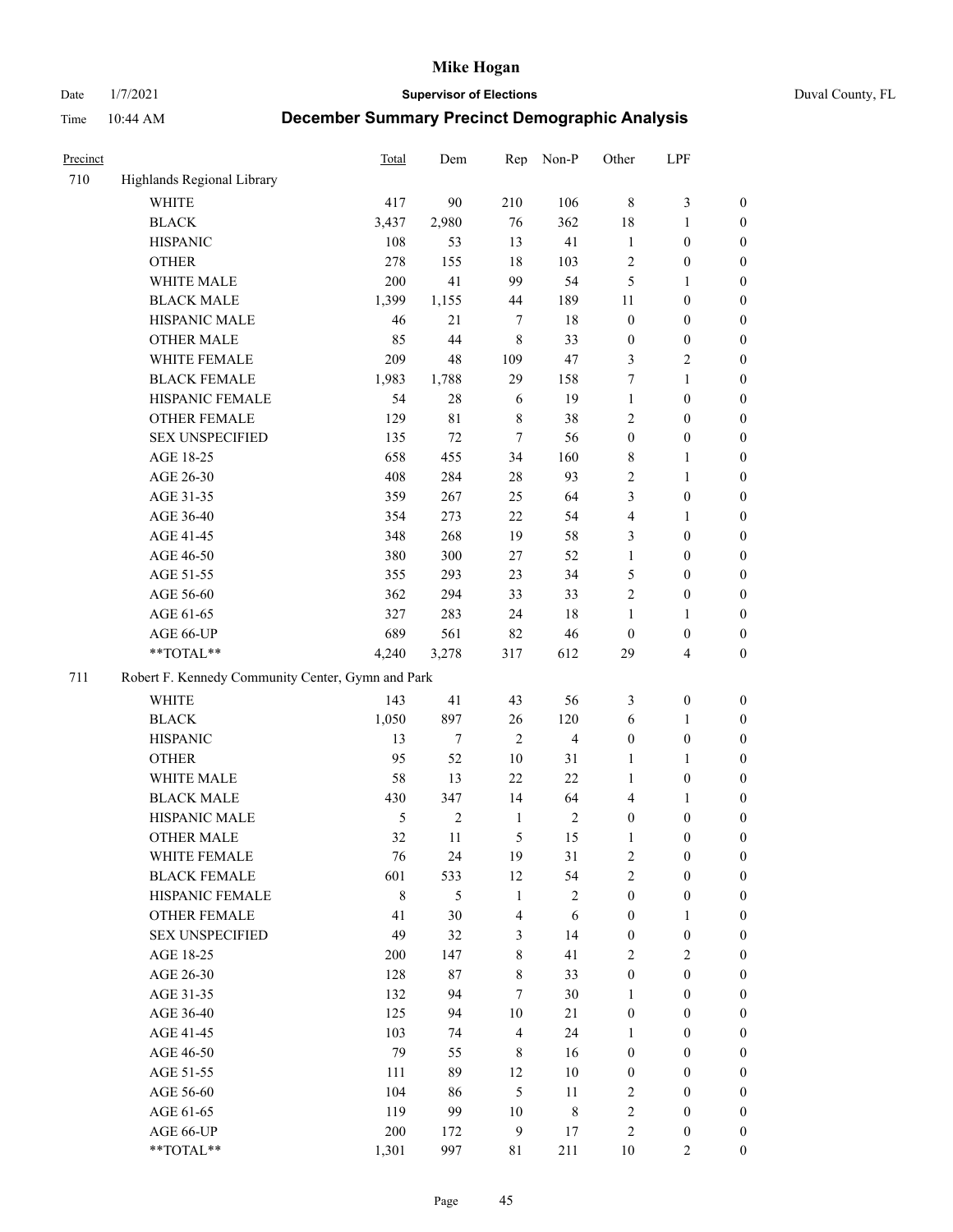# Mike Hogan

Date 1/7/2021 **Supervisor of Elections** Duval County, FL

Time 10:44 AM **December Summary Precinct Demographic Analysis**

| Precinct | | Total | Dem | Rep | Non-P | Other | LPF | |
|---|---|---|---|---|---|---|---|---|
| 710 | Highlands Regional Library | | | | | | | |
| | WHITE | 417 | 90 | 210 | 106 | 8 | 3 | 0 |
| | BLACK | 3,437 | 2,980 | 76 | 362 | 18 | 1 | 0 |
| | HISPANIC | 108 | 53 | 13 | 41 | 1 | 0 | 0 |
| | OTHER | 278 | 155 | 18 | 103 | 2 | 0 | 0 |
| | WHITE MALE | 200 | 41 | 99 | 54 | 5 | 1 | 0 |
| | BLACK MALE | 1,399 | 1,155 | 44 | 189 | 11 | 0 | 0 |
| | HISPANIC MALE | 46 | 21 | 7 | 18 | 0 | 0 | 0 |
| | OTHER MALE | 85 | 44 | 8 | 33 | 0 | 0 | 0 |
| | WHITE FEMALE | 209 | 48 | 109 | 47 | 3 | 2 | 0 |
| | BLACK FEMALE | 1,983 | 1,788 | 29 | 158 | 7 | 1 | 0 |
| | HISPANIC FEMALE | 54 | 28 | 6 | 19 | 1 | 0 | 0 |
| | OTHER FEMALE | 129 | 81 | 8 | 38 | 2 | 0 | 0 |
| | SEX UNSPECIFIED | 135 | 72 | 7 | 56 | 0 | 0 | 0 |
| | AGE 18-25 | 658 | 455 | 34 | 160 | 8 | 1 | 0 |
| | AGE 26-30 | 408 | 284 | 28 | 93 | 2 | 1 | 0 |
| | AGE 31-35 | 359 | 267 | 25 | 64 | 3 | 0 | 0 |
| | AGE 36-40 | 354 | 273 | 22 | 54 | 4 | 1 | 0 |
| | AGE 41-45 | 348 | 268 | 19 | 58 | 3 | 0 | 0 |
| | AGE 46-50 | 380 | 300 | 27 | 52 | 1 | 0 | 0 |
| | AGE 51-55 | 355 | 293 | 23 | 34 | 5 | 0 | 0 |
| | AGE 56-60 | 362 | 294 | 33 | 33 | 2 | 0 | 0 |
| | AGE 61-65 | 327 | 283 | 24 | 18 | 1 | 1 | 0 |
| | AGE 66-UP | 689 | 561 | 82 | 46 | 0 | 0 | 0 |
| | **TOTAL** | 4,240 | 3,278 | 317 | 612 | 29 | 4 | 0 |
| 711 | Robert F. Kennedy Community Center, Gymn and Park | | | | | | | |
| | WHITE | 143 | 41 | 43 | 56 | 3 | 0 | 0 |
| | BLACK | 1,050 | 897 | 26 | 120 | 6 | 1 | 0 |
| | HISPANIC | 13 | 7 | 2 | 4 | 0 | 0 | 0 |
| | OTHER | 95 | 52 | 10 | 31 | 1 | 1 | 0 |
| | WHITE MALE | 58 | 13 | 22 | 22 | 1 | 0 | 0 |
| | BLACK MALE | 430 | 347 | 14 | 64 | 4 | 1 | 0 |
| | HISPANIC MALE | 5 | 2 | 1 | 2 | 0 | 0 | 0 |
| | OTHER MALE | 32 | 11 | 5 | 15 | 1 | 0 | 0 |
| | WHITE FEMALE | 76 | 24 | 19 | 31 | 2 | 0 | 0 |
| | BLACK FEMALE | 601 | 533 | 12 | 54 | 2 | 0 | 0 |
| | HISPANIC FEMALE | 8 | 5 | 1 | 2 | 0 | 0 | 0 |
| | OTHER FEMALE | 41 | 30 | 4 | 6 | 0 | 1 | 0 |
| | SEX UNSPECIFIED | 49 | 32 | 3 | 14 | 0 | 0 | 0 |
| | AGE 18-25 | 200 | 147 | 8 | 41 | 2 | 2 | 0 |
| | AGE 26-30 | 128 | 87 | 8 | 33 | 0 | 0 | 0 |
| | AGE 31-35 | 132 | 94 | 7 | 30 | 1 | 0 | 0 |
| | AGE 36-40 | 125 | 94 | 10 | 21 | 0 | 0 | 0 |
| | AGE 41-45 | 103 | 74 | 4 | 24 | 1 | 0 | 0 |
| | AGE 46-50 | 79 | 55 | 8 | 16 | 0 | 0 | 0 |
| | AGE 51-55 | 111 | 89 | 12 | 10 | 0 | 0 | 0 |
| | AGE 56-60 | 104 | 86 | 5 | 11 | 2 | 0 | 0 |
| | AGE 61-65 | 119 | 99 | 10 | 8 | 2 | 0 | 0 |
| | AGE 66-UP | 200 | 172 | 9 | 17 | 2 | 0 | 0 |
| | **TOTAL** | 1,301 | 997 | 81 | 211 | 10 | 2 | 0 |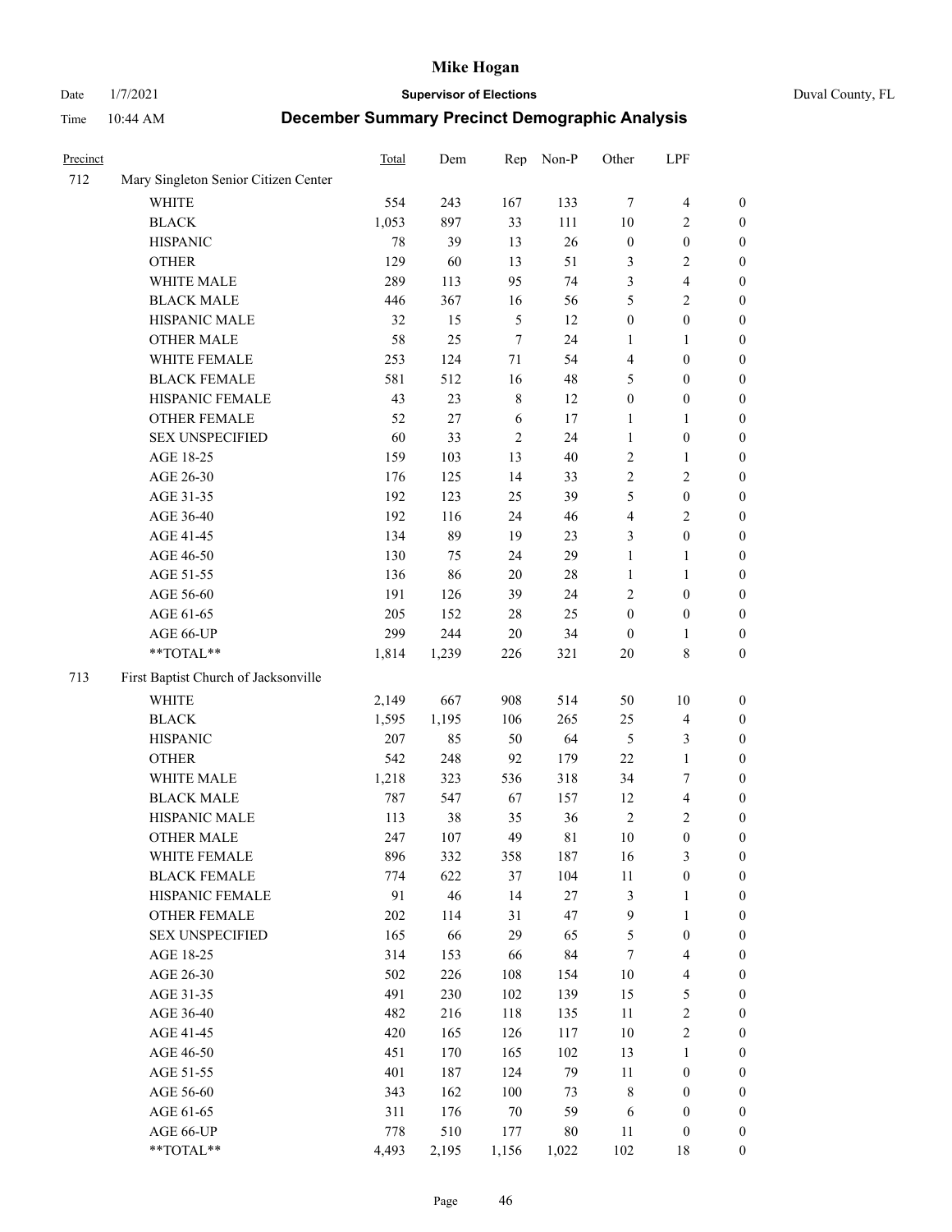# Mike Hogan

Date 1/7/2021 **Supervisor of Elections** Duval County, FL

Time 10:44 AM **December Summary Precinct Demographic Analysis**

| Precinct | | Total | Dem | Rep | Non-P | Other | LPF | |
|---|---|---|---|---|---|---|---|---|
| 712 | Mary Singleton Senior Citizen Center | | | | | | | |
| | WHITE | 554 | 243 | 167 | 133 | 7 | 4 | 0 |
| | BLACK | 1,053 | 897 | 33 | 111 | 10 | 2 | 0 |
| | HISPANIC | 78 | 39 | 13 | 26 | 0 | 0 | 0 |
| | OTHER | 129 | 60 | 13 | 51 | 3 | 2 | 0 |
| | WHITE MALE | 289 | 113 | 95 | 74 | 3 | 4 | 0 |
| | BLACK MALE | 446 | 367 | 16 | 56 | 5 | 2 | 0 |
| | HISPANIC MALE | 32 | 15 | 5 | 12 | 0 | 0 | 0 |
| | OTHER MALE | 58 | 25 | 7 | 24 | 1 | 1 | 0 |
| | WHITE FEMALE | 253 | 124 | 71 | 54 | 4 | 0 | 0 |
| | BLACK FEMALE | 581 | 512 | 16 | 48 | 5 | 0 | 0 |
| | HISPANIC FEMALE | 43 | 23 | 8 | 12 | 0 | 0 | 0 |
| | OTHER FEMALE | 52 | 27 | 6 | 17 | 1 | 1 | 0 |
| | SEX UNSPECIFIED | 60 | 33 | 2 | 24 | 1 | 0 | 0 |
| | AGE 18-25 | 159 | 103 | 13 | 40 | 2 | 1 | 0 |
| | AGE 26-30 | 176 | 125 | 14 | 33 | 2 | 2 | 0 |
| | AGE 31-35 | 192 | 123 | 25 | 39 | 5 | 0 | 0 |
| | AGE 36-40 | 192 | 116 | 24 | 46 | 4 | 2 | 0 |
| | AGE 41-45 | 134 | 89 | 19 | 23 | 3 | 0 | 0 |
| | AGE 46-50 | 130 | 75 | 24 | 29 | 1 | 1 | 0 |
| | AGE 51-55 | 136 | 86 | 20 | 28 | 1 | 1 | 0 |
| | AGE 56-60 | 191 | 126 | 39 | 24 | 2 | 0 | 0 |
| | AGE 61-65 | 205 | 152 | 28 | 25 | 0 | 0 | 0 |
| | AGE 66-UP | 299 | 244 | 20 | 34 | 0 | 1 | 0 |
| | **TOTAL** | 1,814 | 1,239 | 226 | 321 | 20 | 8 | 0 |
| 713 | First Baptist Church of Jacksonville | | | | | | | |
| | WHITE | 2,149 | 667 | 908 | 514 | 50 | 10 | 0 |
| | BLACK | 1,595 | 1,195 | 106 | 265 | 25 | 4 | 0 |
| | HISPANIC | 207 | 85 | 50 | 64 | 5 | 3 | 0 |
| | OTHER | 542 | 248 | 92 | 179 | 22 | 1 | 0 |
| | WHITE MALE | 1,218 | 323 | 536 | 318 | 34 | 7 | 0 |
| | BLACK MALE | 787 | 547 | 67 | 157 | 12 | 4 | 0 |
| | HISPANIC MALE | 113 | 38 | 35 | 36 | 2 | 2 | 0 |
| | OTHER MALE | 247 | 107 | 49 | 81 | 10 | 0 | 0 |
| | WHITE FEMALE | 896 | 332 | 358 | 187 | 16 | 3 | 0 |
| | BLACK FEMALE | 774 | 622 | 37 | 104 | 11 | 0 | 0 |
| | HISPANIC FEMALE | 91 | 46 | 14 | 27 | 3 | 1 | 0 |
| | OTHER FEMALE | 202 | 114 | 31 | 47 | 9 | 1 | 0 |
| | SEX UNSPECIFIED | 165 | 66 | 29 | 65 | 5 | 0 | 0 |
| | AGE 18-25 | 314 | 153 | 66 | 84 | 7 | 4 | 0 |
| | AGE 26-30 | 502 | 226 | 108 | 154 | 10 | 4 | 0 |
| | AGE 31-35 | 491 | 230 | 102 | 139 | 15 | 5 | 0 |
| | AGE 36-40 | 482 | 216 | 118 | 135 | 11 | 2 | 0 |
| | AGE 41-45 | 420 | 165 | 126 | 117 | 10 | 2 | 0 |
| | AGE 46-50 | 451 | 170 | 165 | 102 | 13 | 1 | 0 |
| | AGE 51-55 | 401 | 187 | 124 | 79 | 11 | 0 | 0 |
| | AGE 56-60 | 343 | 162 | 100 | 73 | 8 | 0 | 0 |
| | AGE 61-65 | 311 | 176 | 70 | 59 | 6 | 0 | 0 |
| | AGE 66-UP | 778 | 510 | 177 | 80 | 11 | 0 | 0 |
| | **TOTAL** | 4,493 | 2,195 | 1,156 | 1,022 | 102 | 18 | 0 |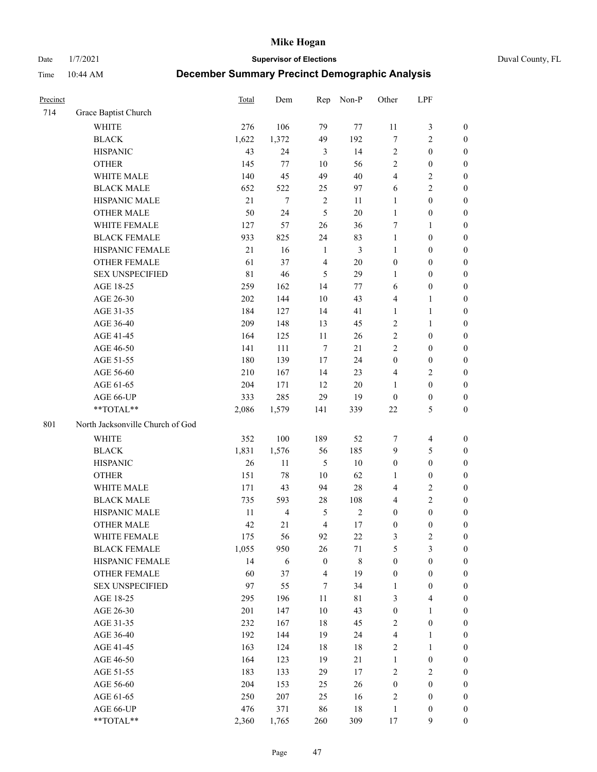# Mike Hogan

Date 1/7/2021 **Supervisor of Elections** Duval County, FL

Time 10:44 AM **December Summary Precinct Demographic Analysis**

| Precinct | | Total | Dem | Rep | Non-P | Other | LPF | |
|---|---|---|---|---|---|---|---|---|
| 714 | Grace Baptist Church | | | | | | | |
| | WHITE | 276 | 106 | 79 | 77 | 11 | 3 | 0 |
| | BLACK | 1,622 | 1,372 | 49 | 192 | 7 | 2 | 0 |
| | HISPANIC | 43 | 24 | 3 | 14 | 2 | 0 | 0 |
| | OTHER | 145 | 77 | 10 | 56 | 2 | 0 | 0 |
| | WHITE MALE | 140 | 45 | 49 | 40 | 4 | 2 | 0 |
| | BLACK MALE | 652 | 522 | 25 | 97 | 6 | 2 | 0 |
| | HISPANIC MALE | 21 | 7 | 2 | 11 | 1 | 0 | 0 |
| | OTHER MALE | 50 | 24 | 5 | 20 | 1 | 0 | 0 |
| | WHITE FEMALE | 127 | 57 | 26 | 36 | 7 | 1 | 0 |
| | BLACK FEMALE | 933 | 825 | 24 | 83 | 1 | 0 | 0 |
| | HISPANIC FEMALE | 21 | 16 | 1 | 3 | 1 | 0 | 0 |
| | OTHER FEMALE | 61 | 37 | 4 | 20 | 0 | 0 | 0 |
| | SEX UNSPECIFIED | 81 | 46 | 5 | 29 | 1 | 0 | 0 |
| | AGE 18-25 | 259 | 162 | 14 | 77 | 6 | 0 | 0 |
| | AGE 26-30 | 202 | 144 | 10 | 43 | 4 | 1 | 0 |
| | AGE 31-35 | 184 | 127 | 14 | 41 | 1 | 1 | 0 |
| | AGE 36-40 | 209 | 148 | 13 | 45 | 2 | 1 | 0 |
| | AGE 41-45 | 164 | 125 | 11 | 26 | 2 | 0 | 0 |
| | AGE 46-50 | 141 | 111 | 7 | 21 | 2 | 0 | 0 |
| | AGE 51-55 | 180 | 139 | 17 | 24 | 0 | 0 | 0 |
| | AGE 56-60 | 210 | 167 | 14 | 23 | 4 | 2 | 0 |
| | AGE 61-65 | 204 | 171 | 12 | 20 | 1 | 0 | 0 |
| | AGE 66-UP | 333 | 285 | 29 | 19 | 0 | 0 | 0 |
| | **TOTAL** | 2,086 | 1,579 | 141 | 339 | 22 | 5 | 0 |
| 801 | North Jacksonville Church of God | | | | | | | |
| | WHITE | 352 | 100 | 189 | 52 | 7 | 4 | 0 |
| | BLACK | 1,831 | 1,576 | 56 | 185 | 9 | 5 | 0 |
| | HISPANIC | 26 | 11 | 5 | 10 | 0 | 0 | 0 |
| | OTHER | 151 | 78 | 10 | 62 | 1 | 0 | 0 |
| | WHITE MALE | 171 | 43 | 94 | 28 | 4 | 2 | 0 |
| | BLACK MALE | 735 | 593 | 28 | 108 | 4 | 2 | 0 |
| | HISPANIC MALE | 11 | 4 | 5 | 2 | 0 | 0 | 0 |
| | OTHER MALE | 42 | 21 | 4 | 17 | 0 | 0 | 0 |
| | WHITE FEMALE | 175 | 56 | 92 | 22 | 3 | 2 | 0 |
| | BLACK FEMALE | 1,055 | 950 | 26 | 71 | 5 | 3 | 0 |
| | HISPANIC FEMALE | 14 | 6 | 0 | 8 | 0 | 0 | 0 |
| | OTHER FEMALE | 60 | 37 | 4 | 19 | 0 | 0 | 0 |
| | SEX UNSPECIFIED | 97 | 55 | 7 | 34 | 1 | 0 | 0 |
| | AGE 18-25 | 295 | 196 | 11 | 81 | 3 | 4 | 0 |
| | AGE 26-30 | 201 | 147 | 10 | 43 | 0 | 1 | 0 |
| | AGE 31-35 | 232 | 167 | 18 | 45 | 2 | 0 | 0 |
| | AGE 36-40 | 192 | 144 | 19 | 24 | 4 | 1 | 0 |
| | AGE 41-45 | 163 | 124 | 18 | 18 | 2 | 1 | 0 |
| | AGE 46-50 | 164 | 123 | 19 | 21 | 1 | 0 | 0 |
| | AGE 51-55 | 183 | 133 | 29 | 17 | 2 | 2 | 0 |
| | AGE 56-60 | 204 | 153 | 25 | 26 | 0 | 0 | 0 |
| | AGE 61-65 | 250 | 207 | 25 | 16 | 2 | 0 | 0 |
| | AGE 66-UP | 476 | 371 | 86 | 18 | 1 | 0 | 0 |
| | **TOTAL** | 2,360 | 1,765 | 260 | 309 | 17 | 9 | 0 |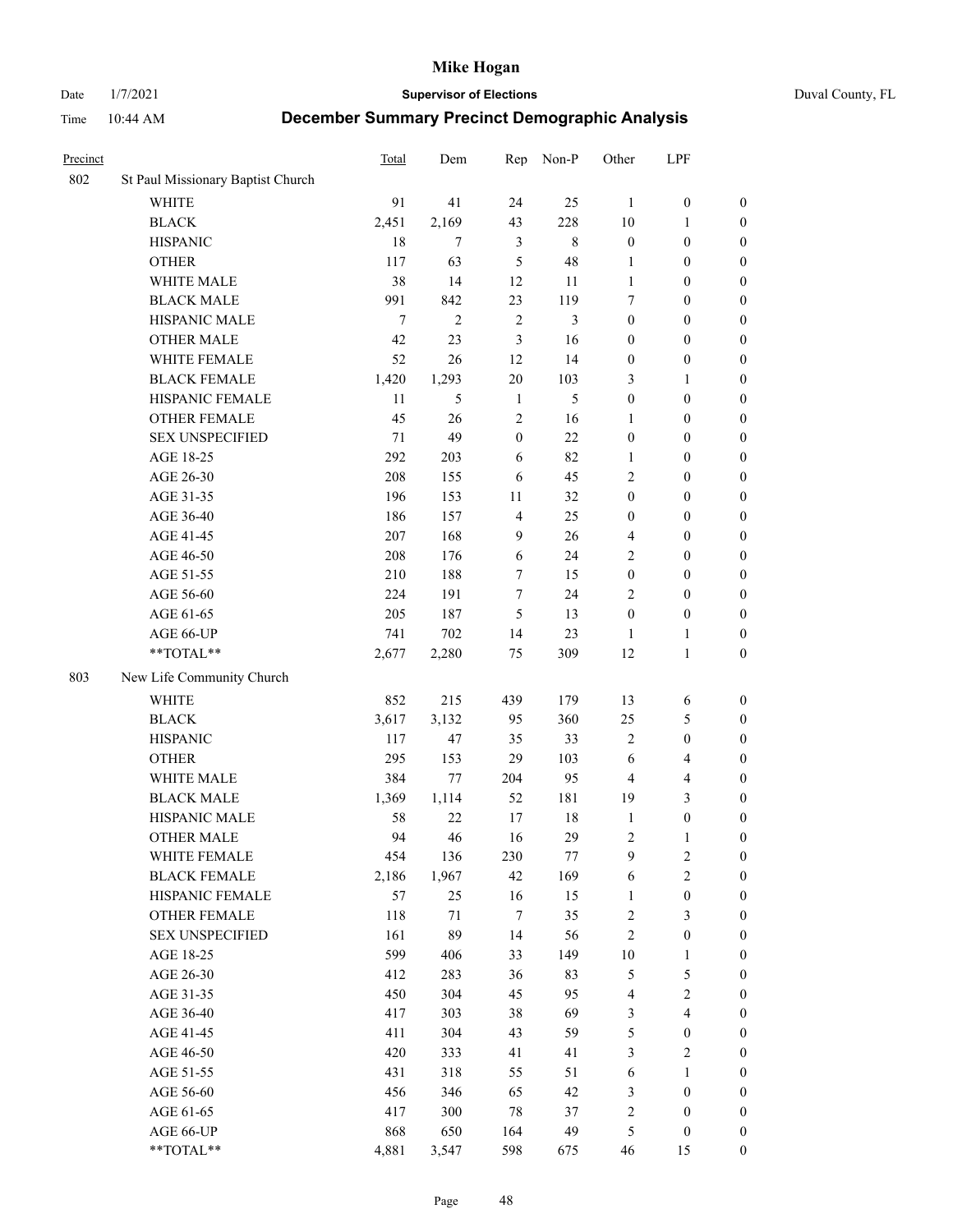# Mike Hogan

Date 1/7/2021 **Supervisor of Elections** Duval County, FL

Time 10:44 AM **December Summary Precinct Demographic Analysis**

| Precinct | | Total | Dem | Rep | Non-P | Other | LPF | |
|---|---|---|---|---|---|---|---|---|
| 802 | St Paul Missionary Baptist Church | | | | | | | |
| | WHITE | 91 | 41 | 24 | 25 | 1 | 0 | 0 |
| | BLACK | 2,451 | 2,169 | 43 | 228 | 10 | 1 | 0 |
| | HISPANIC | 18 | 7 | 3 | 8 | 0 | 0 | 0 |
| | OTHER | 117 | 63 | 5 | 48 | 1 | 0 | 0 |
| | WHITE MALE | 38 | 14 | 12 | 11 | 1 | 0 | 0 |
| | BLACK MALE | 991 | 842 | 23 | 119 | 7 | 0 | 0 |
| | HISPANIC MALE | 7 | 2 | 2 | 3 | 0 | 0 | 0 |
| | OTHER MALE | 42 | 23 | 3 | 16 | 0 | 0 | 0 |
| | WHITE FEMALE | 52 | 26 | 12 | 14 | 0 | 0 | 0 |
| | BLACK FEMALE | 1,420 | 1,293 | 20 | 103 | 3 | 1 | 0 |
| | HISPANIC FEMALE | 11 | 5 | 1 | 5 | 0 | 0 | 0 |
| | OTHER FEMALE | 45 | 26 | 2 | 16 | 1 | 0 | 0 |
| | SEX UNSPECIFIED | 71 | 49 | 0 | 22 | 0 | 0 | 0 |
| | AGE 18-25 | 292 | 203 | 6 | 82 | 1 | 0 | 0 |
| | AGE 26-30 | 208 | 155 | 6 | 45 | 2 | 0 | 0 |
| | AGE 31-35 | 196 | 153 | 11 | 32 | 0 | 0 | 0 |
| | AGE 36-40 | 186 | 157 | 4 | 25 | 0 | 0 | 0 |
| | AGE 41-45 | 207 | 168 | 9 | 26 | 4 | 0 | 0 |
| | AGE 46-50 | 208 | 176 | 6 | 24 | 2 | 0 | 0 |
| | AGE 51-55 | 210 | 188 | 7 | 15 | 0 | 0 | 0 |
| | AGE 56-60 | 224 | 191 | 7 | 24 | 2 | 0 | 0 |
| | AGE 61-65 | 205 | 187 | 5 | 13 | 0 | 0 | 0 |
| | AGE 66-UP | 741 | 702 | 14 | 23 | 1 | 1 | 0 |
| | **TOTAL** | 2,677 | 2,280 | 75 | 309 | 12 | 1 | 0 |
| 803 | New Life Community Church | | | | | | | |
| | WHITE | 852 | 215 | 439 | 179 | 13 | 6 | 0 |
| | BLACK | 3,617 | 3,132 | 95 | 360 | 25 | 5 | 0 |
| | HISPANIC | 117 | 47 | 35 | 33 | 2 | 0 | 0 |
| | OTHER | 295 | 153 | 29 | 103 | 6 | 4 | 0 |
| | WHITE MALE | 384 | 77 | 204 | 95 | 4 | 4 | 0 |
| | BLACK MALE | 1,369 | 1,114 | 52 | 181 | 19 | 3 | 0 |
| | HISPANIC MALE | 58 | 22 | 17 | 18 | 1 | 0 | 0 |
| | OTHER MALE | 94 | 46 | 16 | 29 | 2 | 1 | 0 |
| | WHITE FEMALE | 454 | 136 | 230 | 77 | 9 | 2 | 0 |
| | BLACK FEMALE | 2,186 | 1,967 | 42 | 169 | 6 | 2 | 0 |
| | HISPANIC FEMALE | 57 | 25 | 16 | 15 | 1 | 0 | 0 |
| | OTHER FEMALE | 118 | 71 | 7 | 35 | 2 | 3 | 0 |
| | SEX UNSPECIFIED | 161 | 89 | 14 | 56 | 2 | 0 | 0 |
| | AGE 18-25 | 599 | 406 | 33 | 149 | 10 | 1 | 0 |
| | AGE 26-30 | 412 | 283 | 36 | 83 | 5 | 5 | 0 |
| | AGE 31-35 | 450 | 304 | 45 | 95 | 4 | 2 | 0 |
| | AGE 36-40 | 417 | 303 | 38 | 69 | 3 | 4 | 0 |
| | AGE 41-45 | 411 | 304 | 43 | 59 | 5 | 0 | 0 |
| | AGE 46-50 | 420 | 333 | 41 | 41 | 3 | 2 | 0 |
| | AGE 51-55 | 431 | 318 | 55 | 51 | 6 | 1 | 0 |
| | AGE 56-60 | 456 | 346 | 65 | 42 | 3 | 0 | 0 |
| | AGE 61-65 | 417 | 300 | 78 | 37 | 2 | 0 | 0 |
| | AGE 66-UP | 868 | 650 | 164 | 49 | 5 | 0 | 0 |
| | **TOTAL** | 4,881 | 3,547 | 598 | 675 | 46 | 15 | 0 |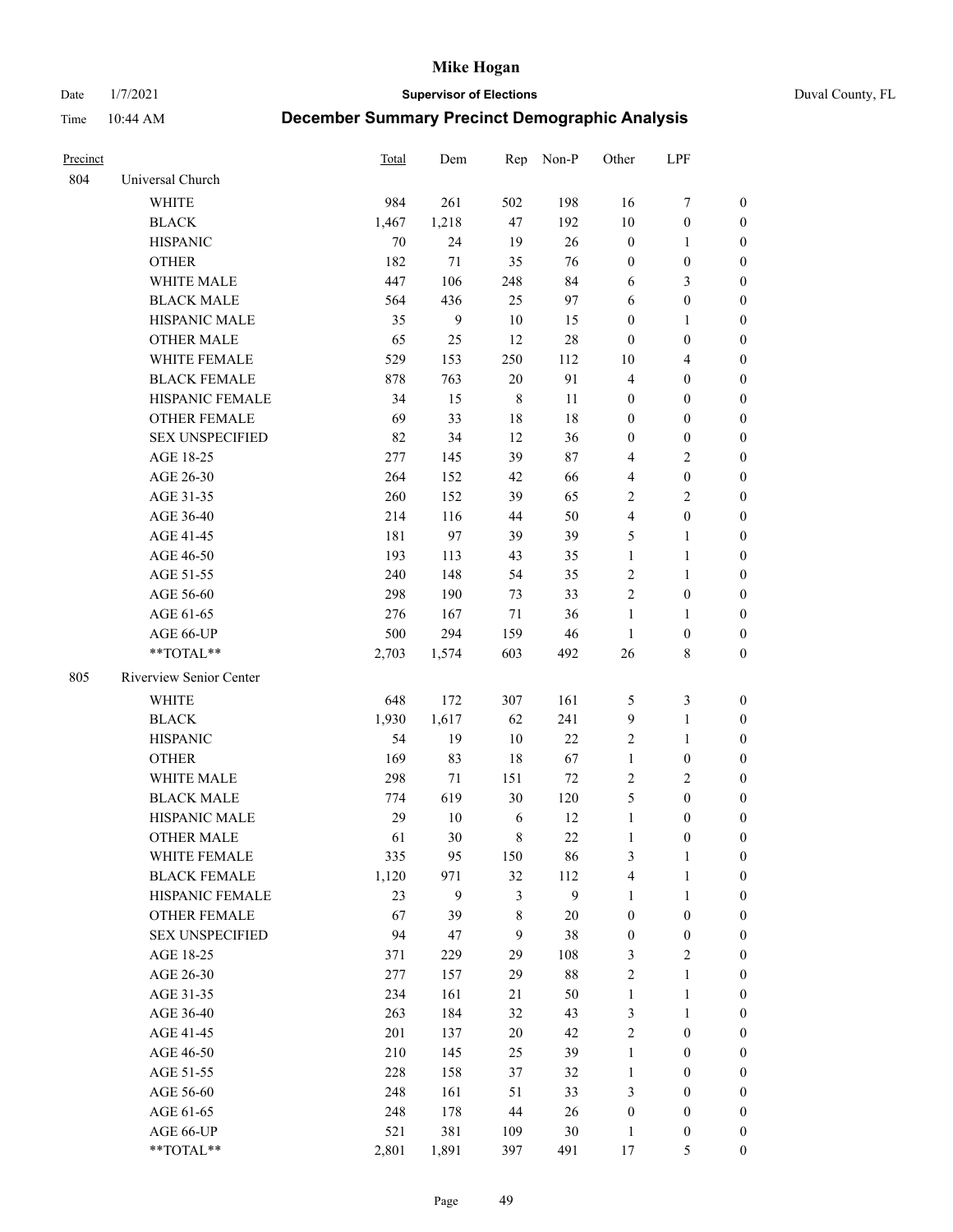# Mike Hogan

Date 1/7/2021 **Supervisor of Elections** Duval County, FL

Time 10:44 AM **December Summary Precinct Demographic Analysis**

| Precinct | | Total | Dem | Rep | Non-P | Other | LPF | |
|---|---|---|---|---|---|---|---|---|
| 804 | Universal Church | | | | | | | |
| | WHITE | 984 | 261 | 502 | 198 | 16 | 7 | 0 |
| | BLACK | 1,467 | 1,218 | 47 | 192 | 10 | 0 | 0 |
| | HISPANIC | 70 | 24 | 19 | 26 | 0 | 1 | 0 |
| | OTHER | 182 | 71 | 35 | 76 | 0 | 0 | 0 |
| | WHITE MALE | 447 | 106 | 248 | 84 | 6 | 3 | 0 |
| | BLACK MALE | 564 | 436 | 25 | 97 | 6 | 0 | 0 |
| | HISPANIC MALE | 35 | 9 | 10 | 15 | 0 | 1 | 0 |
| | OTHER MALE | 65 | 25 | 12 | 28 | 0 | 0 | 0 |
| | WHITE FEMALE | 529 | 153 | 250 | 112 | 10 | 4 | 0 |
| | BLACK FEMALE | 878 | 763 | 20 | 91 | 4 | 0 | 0 |
| | HISPANIC FEMALE | 34 | 15 | 8 | 11 | 0 | 0 | 0 |
| | OTHER FEMALE | 69 | 33 | 18 | 18 | 0 | 0 | 0 |
| | SEX UNSPECIFIED | 82 | 34 | 12 | 36 | 0 | 0 | 0 |
| | AGE 18-25 | 277 | 145 | 39 | 87 | 4 | 2 | 0 |
| | AGE 26-30 | 264 | 152 | 42 | 66 | 4 | 0 | 0 |
| | AGE 31-35 | 260 | 152 | 39 | 65 | 2 | 2 | 0 |
| | AGE 36-40 | 214 | 116 | 44 | 50 | 4 | 0 | 0 |
| | AGE 41-45 | 181 | 97 | 39 | 39 | 5 | 1 | 0 |
| | AGE 46-50 | 193 | 113 | 43 | 35 | 1 | 1 | 0 |
| | AGE 51-55 | 240 | 148 | 54 | 35 | 2 | 1 | 0 |
| | AGE 56-60 | 298 | 190 | 73 | 33 | 2 | 0 | 0 |
| | AGE 61-65 | 276 | 167 | 71 | 36 | 1 | 1 | 0 |
| | AGE 66-UP | 500 | 294 | 159 | 46 | 1 | 0 | 0 |
| | **TOTAL** | 2,703 | 1,574 | 603 | 492 | 26 | 8 | 0 |
| 805 | Riverview Senior Center | | | | | | | |
| | WHITE | 648 | 172 | 307 | 161 | 5 | 3 | 0 |
| | BLACK | 1,930 | 1,617 | 62 | 241 | 9 | 1 | 0 |
| | HISPANIC | 54 | 19 | 10 | 22 | 2 | 1 | 0 |
| | OTHER | 169 | 83 | 18 | 67 | 1 | 0 | 0 |
| | WHITE MALE | 298 | 71 | 151 | 72 | 2 | 2 | 0 |
| | BLACK MALE | 774 | 619 | 30 | 120 | 5 | 0 | 0 |
| | HISPANIC MALE | 29 | 10 | 6 | 12 | 1 | 0 | 0 |
| | OTHER MALE | 61 | 30 | 8 | 22 | 1 | 0 | 0 |
| | WHITE FEMALE | 335 | 95 | 150 | 86 | 3 | 1 | 0 |
| | BLACK FEMALE | 1,120 | 971 | 32 | 112 | 4 | 1 | 0 |
| | HISPANIC FEMALE | 23 | 9 | 3 | 9 | 1 | 1 | 0 |
| | OTHER FEMALE | 67 | 39 | 8 | 20 | 0 | 0 | 0 |
| | SEX UNSPECIFIED | 94 | 47 | 9 | 38 | 0 | 0 | 0 |
| | AGE 18-25 | 371 | 229 | 29 | 108 | 3 | 2 | 0 |
| | AGE 26-30 | 277 | 157 | 29 | 88 | 2 | 1 | 0 |
| | AGE 31-35 | 234 | 161 | 21 | 50 | 1 | 1 | 0 |
| | AGE 36-40 | 263 | 184 | 32 | 43 | 3 | 1 | 0 |
| | AGE 41-45 | 201 | 137 | 20 | 42 | 2 | 0 | 0 |
| | AGE 46-50 | 210 | 145 | 25 | 39 | 1 | 0 | 0 |
| | AGE 51-55 | 228 | 158 | 37 | 32 | 1 | 0 | 0 |
| | AGE 56-60 | 248 | 161 | 51 | 33 | 3 | 0 | 0 |
| | AGE 61-65 | 248 | 178 | 44 | 26 | 0 | 0 | 0 |
| | AGE 66-UP | 521 | 381 | 109 | 30 | 1 | 0 | 0 |
| | **TOTAL** | 2,801 | 1,891 | 397 | 491 | 17 | 5 | 0 |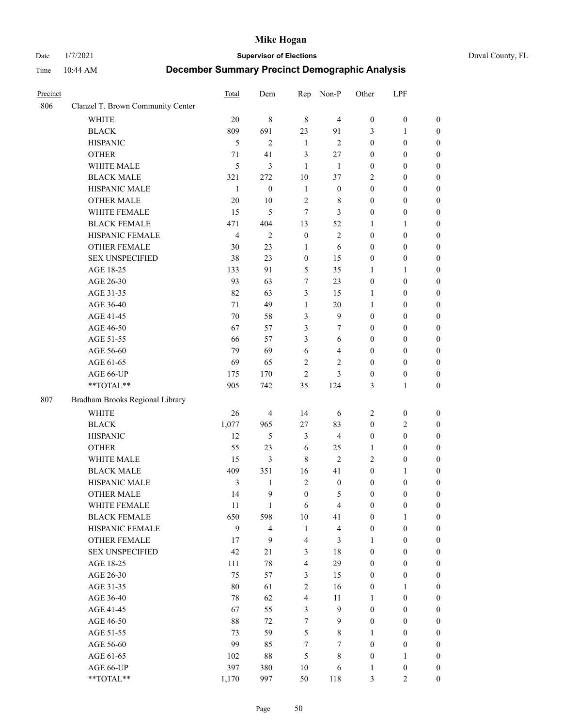# December Summary Precinct Demographic Analysis

| Precinct | | Total | Dem | Rep | Non-P | Other | LPF | |
|---|---|---|---|---|---|---|---|---|
| 806 | Clanzel T. Brown Community Center | | | | | | | |
| | WHITE | 20 | 8 | 8 | 4 | 0 | 0 | 0 |
| | BLACK | 809 | 691 | 23 | 91 | 3 | 1 | 0 |
| | HISPANIC | 5 | 2 | 1 | 2 | 0 | 0 | 0 |
| | OTHER | 71 | 41 | 3 | 27 | 0 | 0 | 0 |
| | WHITE MALE | 5 | 3 | 1 | 1 | 0 | 0 | 0 |
| | BLACK MALE | 321 | 272 | 10 | 37 | 2 | 0 | 0 |
| | HISPANIC MALE | 1 | 0 | 1 | 0 | 0 | 0 | 0 |
| | OTHER MALE | 20 | 10 | 2 | 8 | 0 | 0 | 0 |
| | WHITE FEMALE | 15 | 5 | 7 | 3 | 0 | 0 | 0 |
| | BLACK FEMALE | 471 | 404 | 13 | 52 | 1 | 1 | 0 |
| | HISPANIC FEMALE | 4 | 2 | 0 | 2 | 0 | 0 | 0 |
| | OTHER FEMALE | 30 | 23 | 1 | 6 | 0 | 0 | 0 |
| | SEX UNSPECIFIED | 38 | 23 | 0 | 15 | 0 | 0 | 0 |
| | AGE 18-25 | 133 | 91 | 5 | 35 | 1 | 1 | 0 |
| | AGE 26-30 | 93 | 63 | 7 | 23 | 0 | 0 | 0 |
| | AGE 31-35 | 82 | 63 | 3 | 15 | 1 | 0 | 0 |
| | AGE 36-40 | 71 | 49 | 1 | 20 | 1 | 0 | 0 |
| | AGE 41-45 | 70 | 58 | 3 | 9 | 0 | 0 | 0 |
| | AGE 46-50 | 67 | 57 | 3 | 7 | 0 | 0 | 0 |
| | AGE 51-55 | 66 | 57 | 3 | 6 | 0 | 0 | 0 |
| | AGE 56-60 | 79 | 69 | 6 | 4 | 0 | 0 | 0 |
| | AGE 61-65 | 69 | 65 | 2 | 2 | 0 | 0 | 0 |
| | AGE 66-UP | 175 | 170 | 2 | 3 | 0 | 0 | 0 |
| | **TOTAL** | 905 | 742 | 35 | 124 | 3 | 1 | 0 |
| 807 | Bradham Brooks Regional Library | | | | | | | |
| | WHITE | 26 | 4 | 14 | 6 | 2 | 0 | 0 |
| | BLACK | 1,077 | 965 | 27 | 83 | 0 | 2 | 0 |
| | HISPANIC | 12 | 5 | 3 | 4 | 0 | 0 | 0 |
| | OTHER | 55 | 23 | 6 | 25 | 1 | 0 | 0 |
| | WHITE MALE | 15 | 3 | 8 | 2 | 2 | 0 | 0 |
| | BLACK MALE | 409 | 351 | 16 | 41 | 0 | 1 | 0 |
| | HISPANIC MALE | 3 | 1 | 2 | 0 | 0 | 0 | 0 |
| | OTHER MALE | 14 | 9 | 0 | 5 | 0 | 0 | 0 |
| | WHITE FEMALE | 11 | 1 | 6 | 4 | 0 | 0 | 0 |
| | BLACK FEMALE | 650 | 598 | 10 | 41 | 0 | 1 | 0 |
| | HISPANIC FEMALE | 9 | 4 | 1 | 4 | 0 | 0 | 0 |
| | OTHER FEMALE | 17 | 9 | 4 | 3 | 1 | 0 | 0 |
| | SEX UNSPECIFIED | 42 | 21 | 3 | 18 | 0 | 0 | 0 |
| | AGE 18-25 | 111 | 78 | 4 | 29 | 0 | 0 | 0 |
| | AGE 26-30 | 75 | 57 | 3 | 15 | 0 | 0 | 0 |
| | AGE 31-35 | 80 | 61 | 2 | 16 | 0 | 1 | 0 |
| | AGE 36-40 | 78 | 62 | 4 | 11 | 1 | 0 | 0 |
| | AGE 41-45 | 67 | 55 | 3 | 9 | 0 | 0 | 0 |
| | AGE 46-50 | 88 | 72 | 7 | 9 | 0 | 0 | 0 |
| | AGE 51-55 | 73 | 59 | 5 | 8 | 1 | 0 | 0 |
| | AGE 56-60 | 99 | 85 | 7 | 7 | 0 | 0 | 0 |
| | AGE 61-65 | 102 | 88 | 5 | 8 | 0 | 1 | 0 |
| | AGE 66-UP | 397 | 380 | 10 | 6 | 1 | 0 | 0 |
| | **TOTAL** | 1,170 | 997 | 50 | 118 | 3 | 2 | 0 |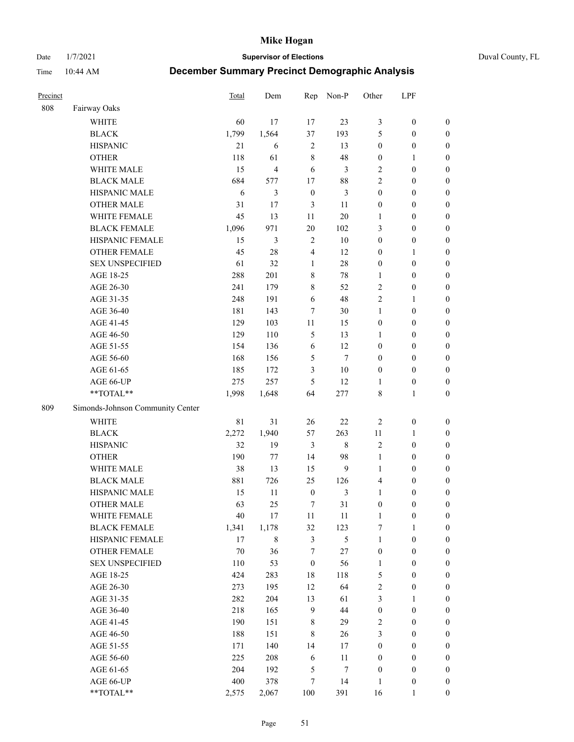# Mike Hogan

Date 1/7/2021 **Supervisor of Elections** Duval County, FL

Time 10:44 AM **December Summary Precinct Demographic Analysis**

| Precinct | | Total | Dem | Rep | Non-P | Other | LPF | |
|---|---|---|---|---|---|---|---|---|
| 808 | Fairway Oaks | | | | | | | |
| | WHITE | 60 | 17 | 17 | 23 | 3 | 0 | 0 |
| | BLACK | 1,799 | 1,564 | 37 | 193 | 5 | 0 | 0 |
| | HISPANIC | 21 | 6 | 2 | 13 | 0 | 0 | 0 |
| | OTHER | 118 | 61 | 8 | 48 | 0 | 1 | 0 |
| | WHITE MALE | 15 | 4 | 6 | 3 | 2 | 0 | 0 |
| | BLACK MALE | 684 | 577 | 17 | 88 | 2 | 0 | 0 |
| | HISPANIC MALE | 6 | 3 | 0 | 3 | 0 | 0 | 0 |
| | OTHER MALE | 31 | 17 | 3 | 11 | 0 | 0 | 0 |
| | WHITE FEMALE | 45 | 13 | 11 | 20 | 1 | 0 | 0 |
| | BLACK FEMALE | 1,096 | 971 | 20 | 102 | 3 | 0 | 0 |
| | HISPANIC FEMALE | 15 | 3 | 2 | 10 | 0 | 0 | 0 |
| | OTHER FEMALE | 45 | 28 | 4 | 12 | 0 | 1 | 0 |
| | SEX UNSPECIFIED | 61 | 32 | 1 | 28 | 0 | 0 | 0 |
| | AGE 18-25 | 288 | 201 | 8 | 78 | 1 | 0 | 0 |
| | AGE 26-30 | 241 | 179 | 8 | 52 | 2 | 0 | 0 |
| | AGE 31-35 | 248 | 191 | 6 | 48 | 2 | 1 | 0 |
| | AGE 36-40 | 181 | 143 | 7 | 30 | 1 | 0 | 0 |
| | AGE 41-45 | 129 | 103 | 11 | 15 | 0 | 0 | 0 |
| | AGE 46-50 | 129 | 110 | 5 | 13 | 1 | 0 | 0 |
| | AGE 51-55 | 154 | 136 | 6 | 12 | 0 | 0 | 0 |
| | AGE 56-60 | 168 | 156 | 5 | 7 | 0 | 0 | 0 |
| | AGE 61-65 | 185 | 172 | 3 | 10 | 0 | 0 | 0 |
| | AGE 66-UP | 275 | 257 | 5 | 12 | 1 | 0 | 0 |
| | **TOTAL** | 1,998 | 1,648 | 64 | 277 | 8 | 1 | 0 |
| 809 | Simonds-Johnson Community Center | | | | | | | |
| | WHITE | 81 | 31 | 26 | 22 | 2 | 0 | 0 |
| | BLACK | 2,272 | 1,940 | 57 | 263 | 11 | 1 | 0 |
| | HISPANIC | 32 | 19 | 3 | 8 | 2 | 0 | 0 |
| | OTHER | 190 | 77 | 14 | 98 | 1 | 0 | 0 |
| | WHITE MALE | 38 | 13 | 15 | 9 | 1 | 0 | 0 |
| | BLACK MALE | 881 | 726 | 25 | 126 | 4 | 0 | 0 |
| | HISPANIC MALE | 15 | 11 | 0 | 3 | 1 | 0 | 0 |
| | OTHER MALE | 63 | 25 | 7 | 31 | 0 | 0 | 0 |
| | WHITE FEMALE | 40 | 17 | 11 | 11 | 1 | 0 | 0 |
| | BLACK FEMALE | 1,341 | 1,178 | 32 | 123 | 7 | 1 | 0 |
| | HISPANIC FEMALE | 17 | 8 | 3 | 5 | 1 | 0 | 0 |
| | OTHER FEMALE | 70 | 36 | 7 | 27 | 0 | 0 | 0 |
| | SEX UNSPECIFIED | 110 | 53 | 0 | 56 | 1 | 0 | 0 |
| | AGE 18-25 | 424 | 283 | 18 | 118 | 5 | 0 | 0 |
| | AGE 26-30 | 273 | 195 | 12 | 64 | 2 | 0 | 0 |
| | AGE 31-35 | 282 | 204 | 13 | 61 | 3 | 1 | 0 |
| | AGE 36-40 | 218 | 165 | 9 | 44 | 0 | 0 | 0 |
| | AGE 41-45 | 190 | 151 | 8 | 29 | 2 | 0 | 0 |
| | AGE 46-50 | 188 | 151 | 8 | 26 | 3 | 0 | 0 |
| | AGE 51-55 | 171 | 140 | 14 | 17 | 0 | 0 | 0 |
| | AGE 56-60 | 225 | 208 | 6 | 11 | 0 | 0 | 0 |
| | AGE 61-65 | 204 | 192 | 5 | 7 | 0 | 0 | 0 |
| | AGE 66-UP | 400 | 378 | 7 | 14 | 1 | 0 | 0 |
| | **TOTAL** | 2,575 | 2,067 | 100 | 391 | 16 | 1 | 0 |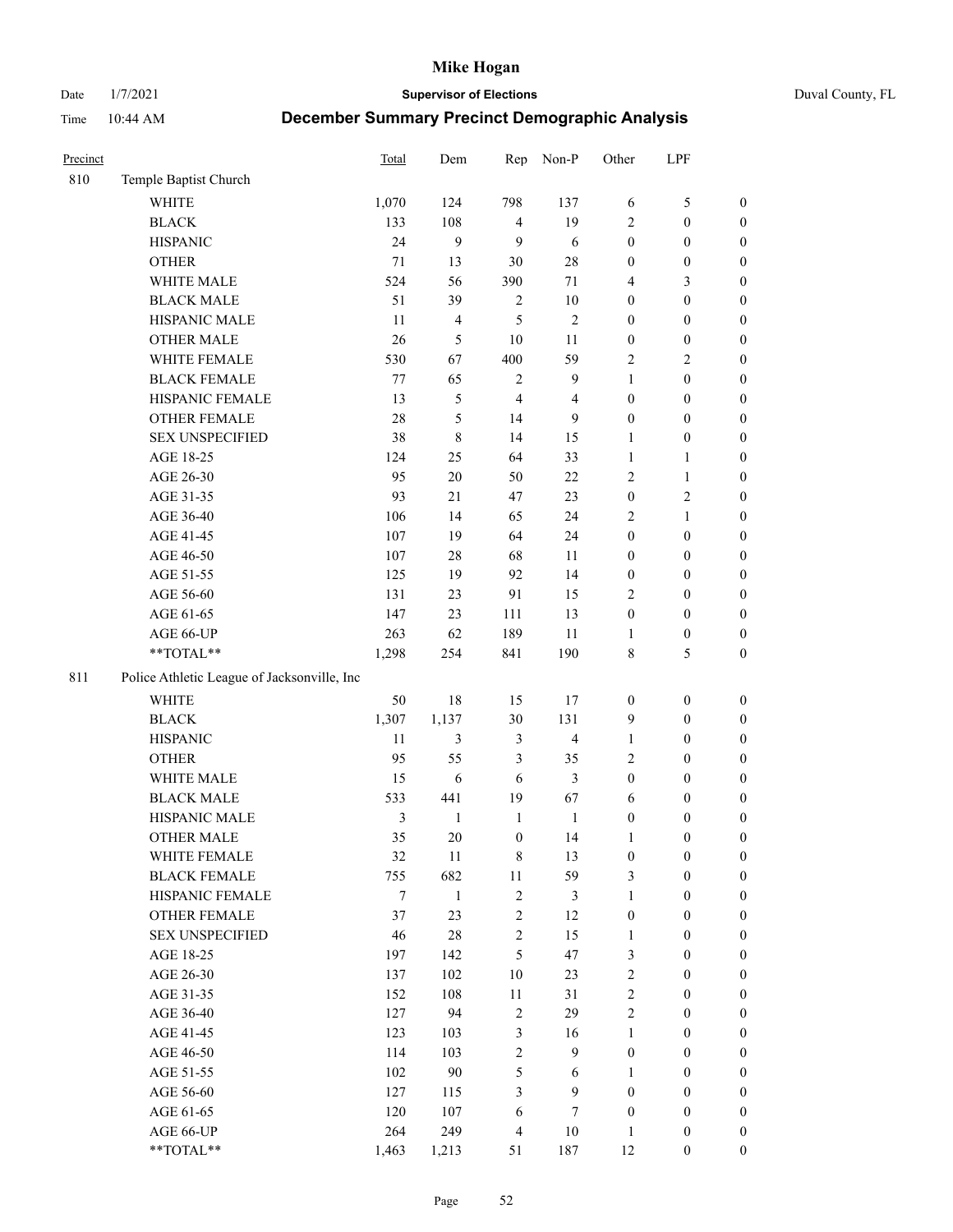# Mike Hogan

Date 1/7/2021 **Supervisor of Elections** Duval County, FL

Time 10:44 AM **December Summary Precinct Demographic Analysis**

| Precinct | | Total | Dem | Rep | Non-P | Other | LPF | |
|---|---|---|---|---|---|---|---|---|
| 810 | Temple Baptist Church | | | | | | | |
| | WHITE | 1,070 | 124 | 798 | 137 | 6 | 5 | 0 |
| | BLACK | 133 | 108 | 4 | 19 | 2 | 0 | 0 |
| | HISPANIC | 24 | 9 | 9 | 6 | 0 | 0 | 0 |
| | OTHER | 71 | 13 | 30 | 28 | 0 | 0 | 0 |
| | WHITE MALE | 524 | 56 | 390 | 71 | 4 | 3 | 0 |
| | BLACK MALE | 51 | 39 | 2 | 10 | 0 | 0 | 0 |
| | HISPANIC MALE | 11 | 4 | 5 | 2 | 0 | 0 | 0 |
| | OTHER MALE | 26 | 5 | 10 | 11 | 0 | 0 | 0 |
| | WHITE FEMALE | 530 | 67 | 400 | 59 | 2 | 2 | 0 |
| | BLACK FEMALE | 77 | 65 | 2 | 9 | 1 | 0 | 0 |
| | HISPANIC FEMALE | 13 | 5 | 4 | 4 | 0 | 0 | 0 |
| | OTHER FEMALE | 28 | 5 | 14 | 9 | 0 | 0 | 0 |
| | SEX UNSPECIFIED | 38 | 8 | 14 | 15 | 1 | 0 | 0 |
| | AGE 18-25 | 124 | 25 | 64 | 33 | 1 | 1 | 0 |
| | AGE 26-30 | 95 | 20 | 50 | 22 | 2 | 1 | 0 |
| | AGE 31-35 | 93 | 21 | 47 | 23 | 0 | 2 | 0 |
| | AGE 36-40 | 106 | 14 | 65 | 24 | 2 | 1 | 0 |
| | AGE 41-45 | 107 | 19 | 64 | 24 | 0 | 0 | 0 |
| | AGE 46-50 | 107 | 28 | 68 | 11 | 0 | 0 | 0 |
| | AGE 51-55 | 125 | 19 | 92 | 14 | 0 | 0 | 0 |
| | AGE 56-60 | 131 | 23 | 91 | 15 | 2 | 0 | 0 |
| | AGE 61-65 | 147 | 23 | 111 | 13 | 0 | 0 | 0 |
| | AGE 66-UP | 263 | 62 | 189 | 11 | 1 | 0 | 0 |
| | **TOTAL** | 1,298 | 254 | 841 | 190 | 8 | 5 | 0 |
| 811 | Police Athletic League of Jacksonville, Inc | | | | | | | |
| | WHITE | 50 | 18 | 15 | 17 | 0 | 0 | 0 |
| | BLACK | 1,307 | 1,137 | 30 | 131 | 9 | 0 | 0 |
| | HISPANIC | 11 | 3 | 3 | 4 | 1 | 0 | 0 |
| | OTHER | 95 | 55 | 3 | 35 | 2 | 0 | 0 |
| | WHITE MALE | 15 | 6 | 6 | 3 | 0 | 0 | 0 |
| | BLACK MALE | 533 | 441 | 19 | 67 | 6 | 0 | 0 |
| | HISPANIC MALE | 3 | 1 | 1 | 1 | 0 | 0 | 0 |
| | OTHER MALE | 35 | 20 | 0 | 14 | 1 | 0 | 0 |
| | WHITE FEMALE | 32 | 11 | 8 | 13 | 0 | 0 | 0 |
| | BLACK FEMALE | 755 | 682 | 11 | 59 | 3 | 0 | 0 |
| | HISPANIC FEMALE | 7 | 1 | 2 | 3 | 1 | 0 | 0 |
| | OTHER FEMALE | 37 | 23 | 2 | 12 | 0 | 0 | 0 |
| | SEX UNSPECIFIED | 46 | 28 | 2 | 15 | 1 | 0 | 0 |
| | AGE 18-25 | 197 | 142 | 5 | 47 | 3 | 0 | 0 |
| | AGE 26-30 | 137 | 102 | 10 | 23 | 2 | 0 | 0 |
| | AGE 31-35 | 152 | 108 | 11 | 31 | 2 | 0 | 0 |
| | AGE 36-40 | 127 | 94 | 2 | 29 | 2 | 0 | 0 |
| | AGE 41-45 | 123 | 103 | 3 | 16 | 1 | 0 | 0 |
| | AGE 46-50 | 114 | 103 | 2 | 9 | 0 | 0 | 0 |
| | AGE 51-55 | 102 | 90 | 5 | 6 | 1 | 0 | 0 |
| | AGE 56-60 | 127 | 115 | 3 | 9 | 0 | 0 | 0 |
| | AGE 61-65 | 120 | 107 | 6 | 7 | 0 | 0 | 0 |
| | AGE 66-UP | 264 | 249 | 4 | 10 | 1 | 0 | 0 |
| | **TOTAL** | 1,463 | 1,213 | 51 | 187 | 12 | 0 | 0 |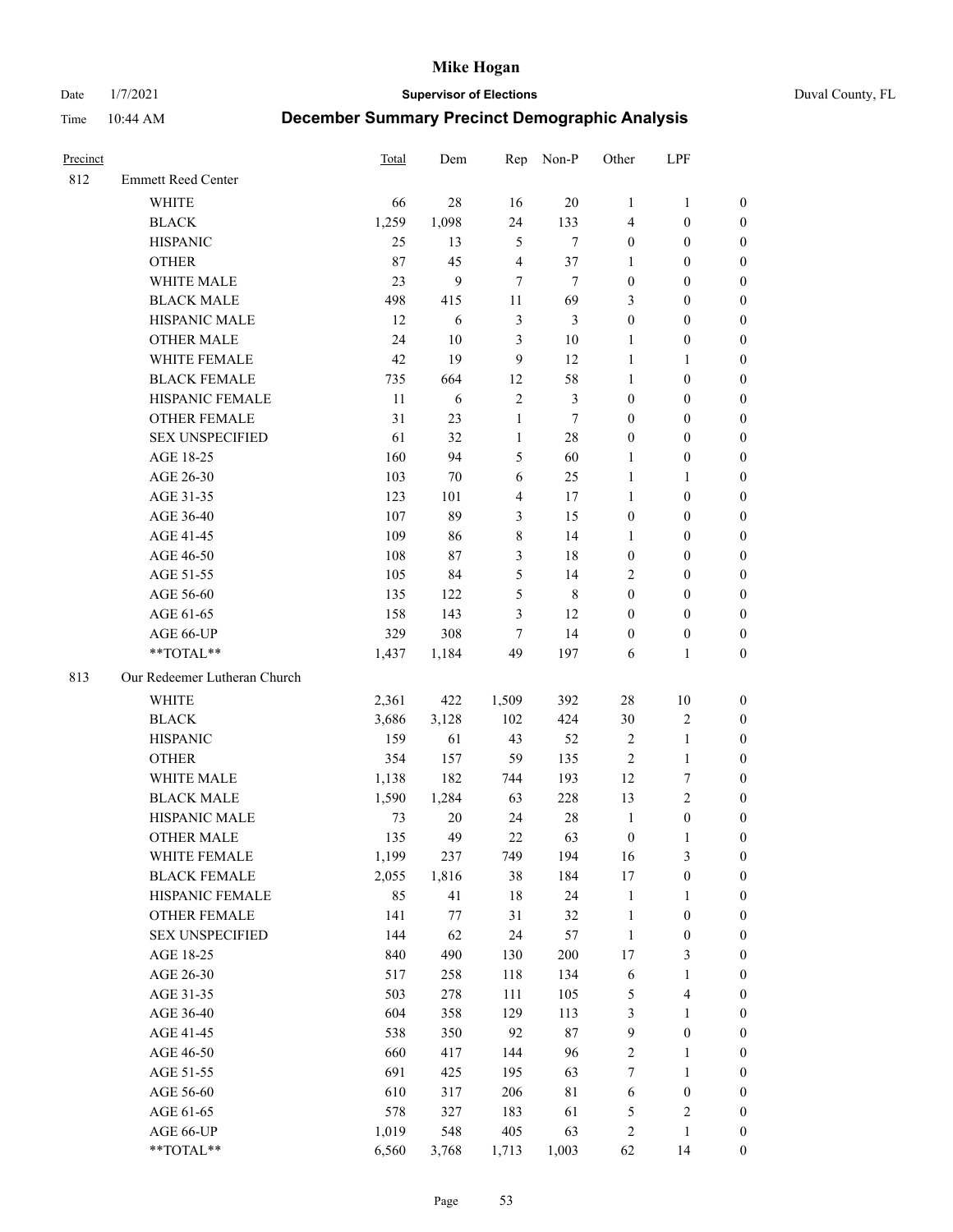# Mike Hogan

Date 1/7/2021 **Supervisor of Elections** Duval County, FL

Time 10:44 AM **December Summary Precinct Demographic Analysis**

| Precinct | | Total | Dem | Rep | Non-P | Other | LPF | |
|---|---|---|---|---|---|---|---|---|
| 812 | Emmett Reed Center | | | | | | | |
| | WHITE | 66 | 28 | 16 | 20 | 1 | 1 | 0 |
| | BLACK | 1,259 | 1,098 | 24 | 133 | 4 | 0 | 0 |
| | HISPANIC | 25 | 13 | 5 | 7 | 0 | 0 | 0 |
| | OTHER | 87 | 45 | 4 | 37 | 1 | 0 | 0 |
| | WHITE MALE | 23 | 9 | 7 | 7 | 0 | 0 | 0 |
| | BLACK MALE | 498 | 415 | 11 | 69 | 3 | 0 | 0 |
| | HISPANIC MALE | 12 | 6 | 3 | 3 | 0 | 0 | 0 |
| | OTHER MALE | 24 | 10 | 3 | 10 | 1 | 0 | 0 |
| | WHITE FEMALE | 42 | 19 | 9 | 12 | 1 | 1 | 0 |
| | BLACK FEMALE | 735 | 664 | 12 | 58 | 1 | 0 | 0 |
| | HISPANIC FEMALE | 11 | 6 | 2 | 3 | 0 | 0 | 0 |
| | OTHER FEMALE | 31 | 23 | 1 | 7 | 0 | 0 | 0 |
| | SEX UNSPECIFIED | 61 | 32 | 1 | 28 | 0 | 0 | 0 |
| | AGE 18-25 | 160 | 94 | 5 | 60 | 1 | 0 | 0 |
| | AGE 26-30 | 103 | 70 | 6 | 25 | 1 | 1 | 0 |
| | AGE 31-35 | 123 | 101 | 4 | 17 | 1 | 0 | 0 |
| | AGE 36-40 | 107 | 89 | 3 | 15 | 0 | 0 | 0 |
| | AGE 41-45 | 109 | 86 | 8 | 14 | 1 | 0 | 0 |
| | AGE 46-50 | 108 | 87 | 3 | 18 | 0 | 0 | 0 |
| | AGE 51-55 | 105 | 84 | 5 | 14 | 2 | 0 | 0 |
| | AGE 56-60 | 135 | 122 | 5 | 8 | 0 | 0 | 0 |
| | AGE 61-65 | 158 | 143 | 3 | 12 | 0 | 0 | 0 |
| | AGE 66-UP | 329 | 308 | 7 | 14 | 0 | 0 | 0 |
| | **TOTAL** | 1,437 | 1,184 | 49 | 197 | 6 | 1 | 0 |
| 813 | Our Redeemer Lutheran Church | | | | | | | |
| | WHITE | 2,361 | 422 | 1,509 | 392 | 28 | 10 | 0 |
| | BLACK | 3,686 | 3,128 | 102 | 424 | 30 | 2 | 0 |
| | HISPANIC | 159 | 61 | 43 | 52 | 2 | 1 | 0 |
| | OTHER | 354 | 157 | 59 | 135 | 2 | 1 | 0 |
| | WHITE MALE | 1,138 | 182 | 744 | 193 | 12 | 7 | 0 |
| | BLACK MALE | 1,590 | 1,284 | 63 | 228 | 13 | 2 | 0 |
| | HISPANIC MALE | 73 | 20 | 24 | 28 | 1 | 0 | 0 |
| | OTHER MALE | 135 | 49 | 22 | 63 | 0 | 1 | 0 |
| | WHITE FEMALE | 1,199 | 237 | 749 | 194 | 16 | 3 | 0 |
| | BLACK FEMALE | 2,055 | 1,816 | 38 | 184 | 17 | 0 | 0 |
| | HISPANIC FEMALE | 85 | 41 | 18 | 24 | 1 | 1 | 0 |
| | OTHER FEMALE | 141 | 77 | 31 | 32 | 1 | 0 | 0 |
| | SEX UNSPECIFIED | 144 | 62 | 24 | 57 | 1 | 0 | 0 |
| | AGE 18-25 | 840 | 490 | 130 | 200 | 17 | 3 | 0 |
| | AGE 26-30 | 517 | 258 | 118 | 134 | 6 | 1 | 0 |
| | AGE 31-35 | 503 | 278 | 111 | 105 | 5 | 4 | 0 |
| | AGE 36-40 | 604 | 358 | 129 | 113 | 3 | 1 | 0 |
| | AGE 41-45 | 538 | 350 | 92 | 87 | 9 | 0 | 0 |
| | AGE 46-50 | 660 | 417 | 144 | 96 | 2 | 1 | 0 |
| | AGE 51-55 | 691 | 425 | 195 | 63 | 7 | 1 | 0 |
| | AGE 56-60 | 610 | 317 | 206 | 81 | 6 | 0 | 0 |
| | AGE 61-65 | 578 | 327 | 183 | 61 | 5 | 2 | 0 |
| | AGE 66-UP | 1,019 | 548 | 405 | 63 | 2 | 1 | 0 |
| | **TOTAL** | 6,560 | 3,768 | 1,713 | 1,003 | 62 | 14 | 0 |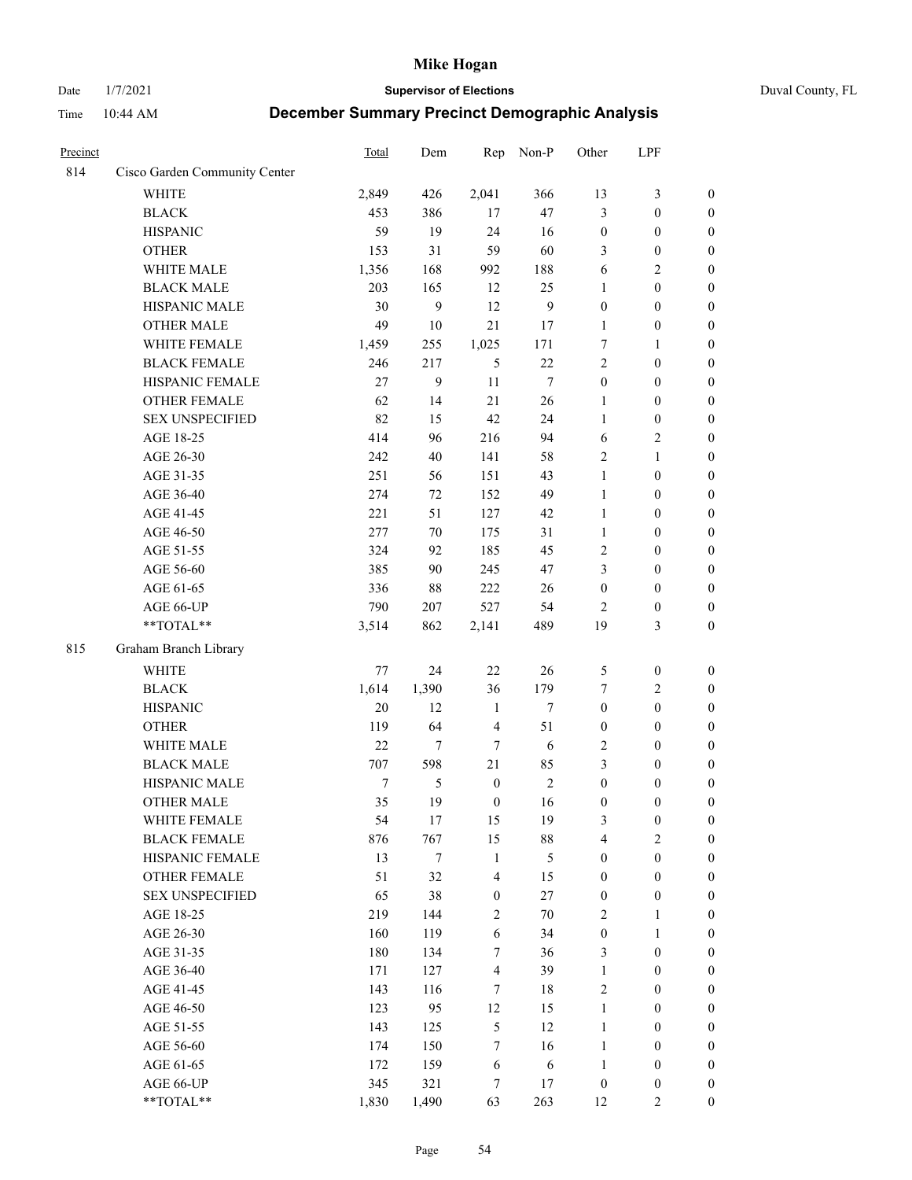# Mike Hogan

Date 1/7/2021 **Supervisor of Elections** Duval County, FL

Time 10:44 AM **December Summary Precinct Demographic Analysis**

| Precinct | | Total | Dem | Rep | Non-P | Other | LPF | |
|---|---|---|---|---|---|---|---|---|
| 814 | Cisco Garden Community Center | | | | | | | |
| | WHITE | 2,849 | 426 | 2,041 | 366 | 13 | 3 | 0 |
| | BLACK | 453 | 386 | 17 | 47 | 3 | 0 | 0 |
| | HISPANIC | 59 | 19 | 24 | 16 | 0 | 0 | 0 |
| | OTHER | 153 | 31 | 59 | 60 | 3 | 0 | 0 |
| | WHITE MALE | 1,356 | 168 | 992 | 188 | 6 | 2 | 0 |
| | BLACK MALE | 203 | 165 | 12 | 25 | 1 | 0 | 0 |
| | HISPANIC MALE | 30 | 9 | 12 | 9 | 0 | 0 | 0 |
| | OTHER MALE | 49 | 10 | 21 | 17 | 1 | 0 | 0 |
| | WHITE FEMALE | 1,459 | 255 | 1,025 | 171 | 7 | 1 | 0 |
| | BLACK FEMALE | 246 | 217 | 5 | 22 | 2 | 0 | 0 |
| | HISPANIC FEMALE | 27 | 9 | 11 | 7 | 0 | 0 | 0 |
| | OTHER FEMALE | 62 | 14 | 21 | 26 | 1 | 0 | 0 |
| | SEX UNSPECIFIED | 82 | 15 | 42 | 24 | 1 | 0 | 0 |
| | AGE 18-25 | 414 | 96 | 216 | 94 | 6 | 2 | 0 |
| | AGE 26-30 | 242 | 40 | 141 | 58 | 2 | 1 | 0 |
| | AGE 31-35 | 251 | 56 | 151 | 43 | 1 | 0 | 0 |
| | AGE 36-40 | 274 | 72 | 152 | 49 | 1 | 0 | 0 |
| | AGE 41-45 | 221 | 51 | 127 | 42 | 1 | 0 | 0 |
| | AGE 46-50 | 277 | 70 | 175 | 31 | 1 | 0 | 0 |
| | AGE 51-55 | 324 | 92 | 185 | 45 | 2 | 0 | 0 |
| | AGE 56-60 | 385 | 90 | 245 | 47 | 3 | 0 | 0 |
| | AGE 61-65 | 336 | 88 | 222 | 26 | 0 | 0 | 0 |
| | AGE 66-UP | 790 | 207 | 527 | 54 | 2 | 0 | 0 |
| | **TOTAL** | 3,514 | 862 | 2,141 | 489 | 19 | 3 | 0 |
| 815 | Graham Branch Library | | | | | | | |
| | WHITE | 77 | 24 | 22 | 26 | 5 | 0 | 0 |
| | BLACK | 1,614 | 1,390 | 36 | 179 | 7 | 2 | 0 |
| | HISPANIC | 20 | 12 | 1 | 7 | 0 | 0 | 0 |
| | OTHER | 119 | 64 | 4 | 51 | 0 | 0 | 0 |
| | WHITE MALE | 22 | 7 | 7 | 6 | 2 | 0 | 0 |
| | BLACK MALE | 707 | 598 | 21 | 85 | 3 | 0 | 0 |
| | HISPANIC MALE | 7 | 5 | 0 | 2 | 0 | 0 | 0 |
| | OTHER MALE | 35 | 19 | 0 | 16 | 0 | 0 | 0 |
| | WHITE FEMALE | 54 | 17 | 15 | 19 | 3 | 0 | 0 |
| | BLACK FEMALE | 876 | 767 | 15 | 88 | 4 | 2 | 0 |
| | HISPANIC FEMALE | 13 | 7 | 1 | 5 | 0 | 0 | 0 |
| | OTHER FEMALE | 51 | 32 | 4 | 15 | 0 | 0 | 0 |
| | SEX UNSPECIFIED | 65 | 38 | 0 | 27 | 0 | 0 | 0 |
| | AGE 18-25 | 219 | 144 | 2 | 70 | 2 | 1 | 0 |
| | AGE 26-30 | 160 | 119 | 6 | 34 | 0 | 1 | 0 |
| | AGE 31-35 | 180 | 134 | 7 | 36 | 3 | 0 | 0 |
| | AGE 36-40 | 171 | 127 | 4 | 39 | 1 | 0 | 0 |
| | AGE 41-45 | 143 | 116 | 7 | 18 | 2 | 0 | 0 |
| | AGE 46-50 | 123 | 95 | 12 | 15 | 1 | 0 | 0 |
| | AGE 51-55 | 143 | 125 | 5 | 12 | 1 | 0 | 0 |
| | AGE 56-60 | 174 | 150 | 7 | 16 | 1 | 0 | 0 |
| | AGE 61-65 | 172 | 159 | 6 | 6 | 1 | 0 | 0 |
| | AGE 66-UP | 345 | 321 | 7 | 17 | 0 | 0 | 0 |
| | **TOTAL** | 1,830 | 1,490 | 63 | 263 | 12 | 2 | 0 |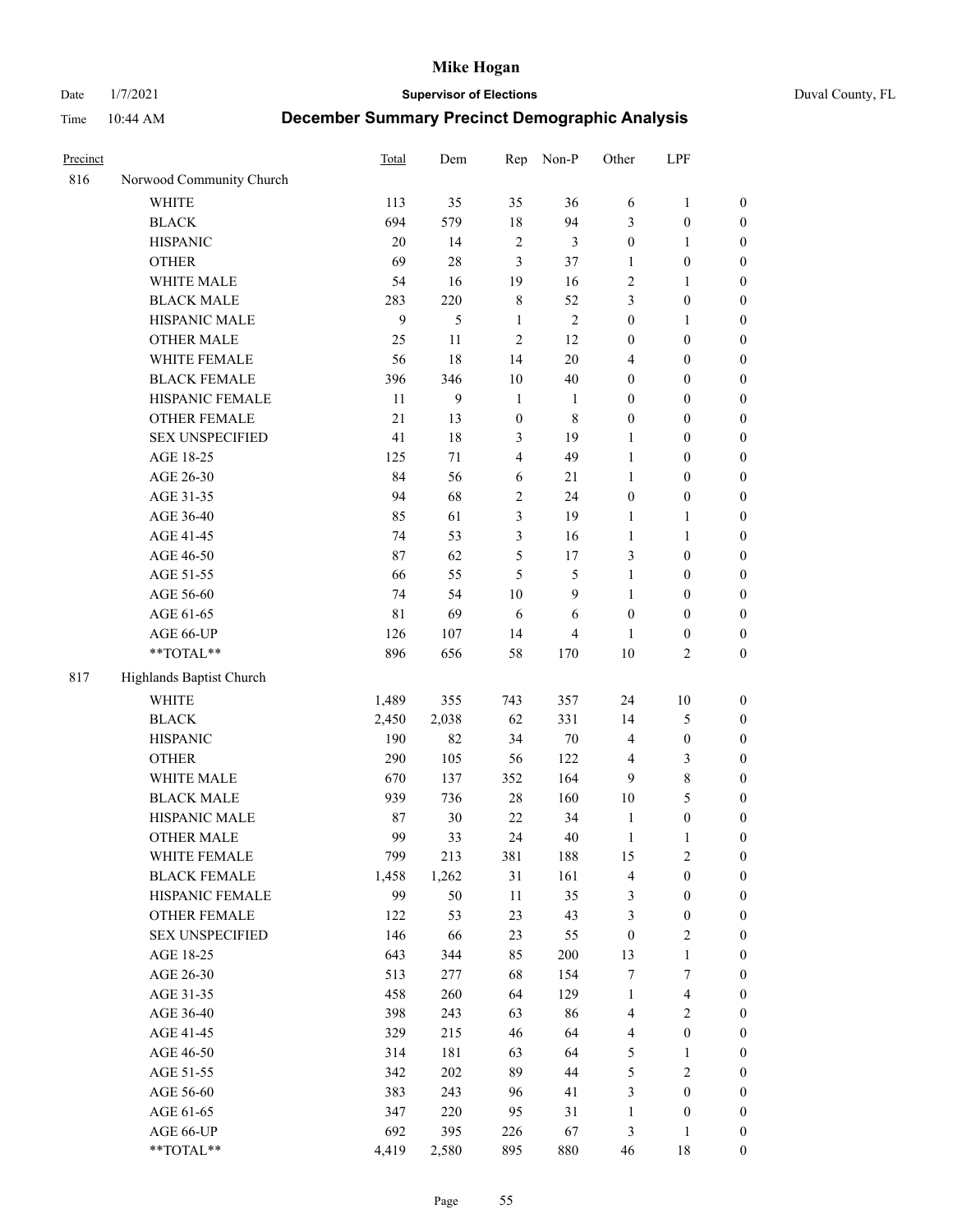# December Summary Precinct Demographic Analysis

| Precinct | | Total | Dem | Rep | Non-P | Other | LPF | |
|---|---|---|---|---|---|---|---|---|
| 816 | Norwood Community Church | | | | | | | |
| | WHITE | 113 | 35 | 35 | 36 | 6 | 1 | 0 |
| | BLACK | 694 | 579 | 18 | 94 | 3 | 0 | 0 |
| | HISPANIC | 20 | 14 | 2 | 3 | 0 | 1 | 0 |
| | OTHER | 69 | 28 | 3 | 37 | 1 | 0 | 0 |
| | WHITE MALE | 54 | 16 | 19 | 16 | 2 | 1 | 0 |
| | BLACK MALE | 283 | 220 | 8 | 52 | 3 | 0 | 0 |
| | HISPANIC MALE | 9 | 5 | 1 | 2 | 0 | 1 | 0 |
| | OTHER MALE | 25 | 11 | 2 | 12 | 0 | 0 | 0 |
| | WHITE FEMALE | 56 | 18 | 14 | 20 | 4 | 0 | 0 |
| | BLACK FEMALE | 396 | 346 | 10 | 40 | 0 | 0 | 0 |
| | HISPANIC FEMALE | 11 | 9 | 1 | 1 | 0 | 0 | 0 |
| | OTHER FEMALE | 21 | 13 | 0 | 8 | 0 | 0 | 0 |
| | SEX UNSPECIFIED | 41 | 18 | 3 | 19 | 1 | 0 | 0 |
| | AGE 18-25 | 125 | 71 | 4 | 49 | 1 | 0 | 0 |
| | AGE 26-30 | 84 | 56 | 6 | 21 | 1 | 0 | 0 |
| | AGE 31-35 | 94 | 68 | 2 | 24 | 0 | 0 | 0 |
| | AGE 36-40 | 85 | 61 | 3 | 19 | 1 | 1 | 0 |
| | AGE 41-45 | 74 | 53 | 3 | 16 | 1 | 1 | 0 |
| | AGE 46-50 | 87 | 62 | 5 | 17 | 3 | 0 | 0 |
| | AGE 51-55 | 66 | 55 | 5 | 5 | 1 | 0 | 0 |
| | AGE 56-60 | 74 | 54 | 10 | 9 | 1 | 0 | 0 |
| | AGE 61-65 | 81 | 69 | 6 | 6 | 0 | 0 | 0 |
| | AGE 66-UP | 126 | 107 | 14 | 4 | 1 | 0 | 0 |
| | **TOTAL** | 896 | 656 | 58 | 170 | 10 | 2 | 0 |
| 817 | Highlands Baptist Church | | | | | | | |
| | WHITE | 1,489 | 355 | 743 | 357 | 24 | 10 | 0 |
| | BLACK | 2,450 | 2,038 | 62 | 331 | 14 | 5 | 0 |
| | HISPANIC | 190 | 82 | 34 | 70 | 4 | 0 | 0 |
| | OTHER | 290 | 105 | 56 | 122 | 4 | 3 | 0 |
| | WHITE MALE | 670 | 137 | 352 | 164 | 9 | 8 | 0 |
| | BLACK MALE | 939 | 736 | 28 | 160 | 10 | 5 | 0 |
| | HISPANIC MALE | 87 | 30 | 22 | 34 | 1 | 0 | 0 |
| | OTHER MALE | 99 | 33 | 24 | 40 | 1 | 1 | 0 |
| | WHITE FEMALE | 799 | 213 | 381 | 188 | 15 | 2 | 0 |
| | BLACK FEMALE | 1,458 | 1,262 | 31 | 161 | 4 | 0 | 0 |
| | HISPANIC FEMALE | 99 | 50 | 11 | 35 | 3 | 0 | 0 |
| | OTHER FEMALE | 122 | 53 | 23 | 43 | 3 | 0 | 0 |
| | SEX UNSPECIFIED | 146 | 66 | 23 | 55 | 0 | 2 | 0 |
| | AGE 18-25 | 643 | 344 | 85 | 200 | 13 | 1 | 0 |
| | AGE 26-30 | 513 | 277 | 68 | 154 | 7 | 7 | 0 |
| | AGE 31-35 | 458 | 260 | 64 | 129 | 1 | 4 | 0 |
| | AGE 36-40 | 398 | 243 | 63 | 86 | 4 | 2 | 0 |
| | AGE 41-45 | 329 | 215 | 46 | 64 | 4 | 0 | 0 |
| | AGE 46-50 | 314 | 181 | 63 | 64 | 5 | 1 | 0 |
| | AGE 51-55 | 342 | 202 | 89 | 44 | 5 | 2 | 0 |
| | AGE 56-60 | 383 | 243 | 96 | 41 | 3 | 0 | 0 |
| | AGE 61-65 | 347 | 220 | 95 | 31 | 1 | 0 | 0 |
| | AGE 66-UP | 692 | 395 | 226 | 67 | 3 | 1 | 0 |
| | **TOTAL** | 4,419 | 2,580 | 895 | 880 | 46 | 18 | 0 |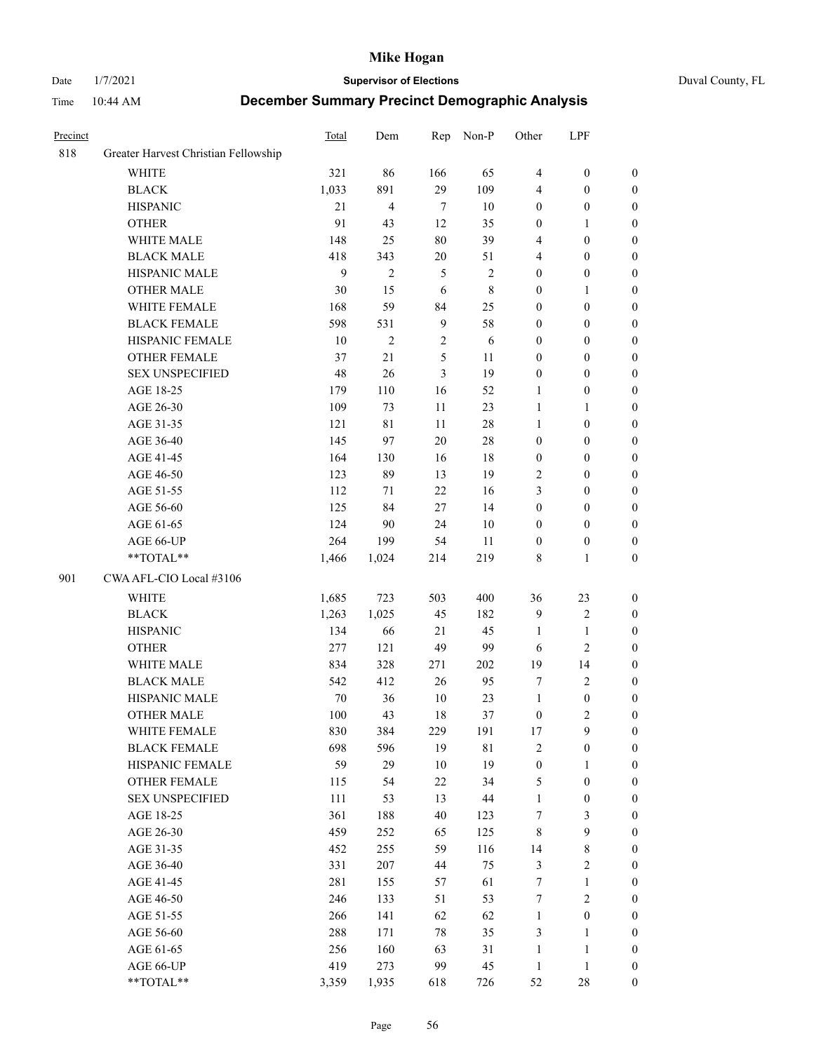| Precinct | | Total | Dem | Rep | Non-P | Other | LPF | |
|---|---|---|---|---|---|---|---|---|
| 818 | Greater Harvest Christian Fellowship | | | | | | | |
| | WHITE | 321 | 86 | 166 | 65 | 4 | 0 | 0 |
| | BLACK | 1,033 | 891 | 29 | 109 | 4 | 0 | 0 |
| | HISPANIC | 21 | 4 | 7 | 10 | 0 | 0 | 0 |
| | OTHER | 91 | 43 | 12 | 35 | 0 | 1 | 0 |
| | WHITE MALE | 148 | 25 | 80 | 39 | 4 | 0 | 0 |
| | BLACK MALE | 418 | 343 | 20 | 51 | 4 | 0 | 0 |
| | HISPANIC MALE | 9 | 2 | 5 | 2 | 0 | 0 | 0 |
| | OTHER MALE | 30 | 15 | 6 | 8 | 0 | 1 | 0 |
| | WHITE FEMALE | 168 | 59 | 84 | 25 | 0 | 0 | 0 |
| | BLACK FEMALE | 598 | 531 | 9 | 58 | 0 | 0 | 0 |
| | HISPANIC FEMALE | 10 | 2 | 2 | 6 | 0 | 0 | 0 |
| | OTHER FEMALE | 37 | 21 | 5 | 11 | 0 | 0 | 0 |
| | SEX UNSPECIFIED | 48 | 26 | 3 | 19 | 0 | 0 | 0 |
| | AGE 18-25 | 179 | 110 | 16 | 52 | 1 | 0 | 0 |
| | AGE 26-30 | 109 | 73 | 11 | 23 | 1 | 1 | 0 |
| | AGE 31-35 | 121 | 81 | 11 | 28 | 1 | 0 | 0 |
| | AGE 36-40 | 145 | 97 | 20 | 28 | 0 | 0 | 0 |
| | AGE 41-45 | 164 | 130 | 16 | 18 | 0 | 0 | 0 |
| | AGE 46-50 | 123 | 89 | 13 | 19 | 2 | 0 | 0 |
| | AGE 51-55 | 112 | 71 | 22 | 16 | 3 | 0 | 0 |
| | AGE 56-60 | 125 | 84 | 27 | 14 | 0 | 0 | 0 |
| | AGE 61-65 | 124 | 90 | 24 | 10 | 0 | 0 | 0 |
| | AGE 66-UP | 264 | 199 | 54 | 11 | 0 | 0 | 0 |
| | **TOTAL** | 1,466 | 1,024 | 214 | 219 | 8 | 1 | 0 |
| 901 | CWA AFL-CIO Local #3106 | | | | | | | |
| | WHITE | 1,685 | 723 | 503 | 400 | 36 | 23 | 0 |
| | BLACK | 1,263 | 1,025 | 45 | 182 | 9 | 2 | 0 |
| | HISPANIC | 134 | 66 | 21 | 45 | 1 | 1 | 0 |
| | OTHER | 277 | 121 | 49 | 99 | 6 | 2 | 0 |
| | WHITE MALE | 834 | 328 | 271 | 202 | 19 | 14 | 0 |
| | BLACK MALE | 542 | 412 | 26 | 95 | 7 | 2 | 0 |
| | HISPANIC MALE | 70 | 36 | 10 | 23 | 1 | 0 | 0 |
| | OTHER MALE | 100 | 43 | 18 | 37 | 0 | 2 | 0 |
| | WHITE FEMALE | 830 | 384 | 229 | 191 | 17 | 9 | 0 |
| | BLACK FEMALE | 698 | 596 | 19 | 81 | 2 | 0 | 0 |
| | HISPANIC FEMALE | 59 | 29 | 10 | 19 | 0 | 1 | 0 |
| | OTHER FEMALE | 115 | 54 | 22 | 34 | 5 | 0 | 0 |
| | SEX UNSPECIFIED | 111 | 53 | 13 | 44 | 1 | 0 | 0 |
| | AGE 18-25 | 361 | 188 | 40 | 123 | 7 | 3 | 0 |
| | AGE 26-30 | 459 | 252 | 65 | 125 | 8 | 9 | 0 |
| | AGE 31-35 | 452 | 255 | 59 | 116 | 14 | 8 | 0 |
| | AGE 36-40 | 331 | 207 | 44 | 75 | 3 | 2 | 0 |
| | AGE 41-45 | 281 | 155 | 57 | 61 | 7 | 1 | 0 |
| | AGE 46-50 | 246 | 133 | 51 | 53 | 7 | 2 | 0 |
| | AGE 51-55 | 266 | 141 | 62 | 62 | 1 | 0 | 0 |
| | AGE 56-60 | 288 | 171 | 78 | 35 | 3 | 1 | 0 |
| | AGE 61-65 | 256 | 160 | 63 | 31 | 1 | 1 | 0 |
| | AGE 66-UP | 419 | 273 | 99 | 45 | 1 | 1 | 0 |
| | **TOTAL** | 3,359 | 1,935 | 618 | 726 | 52 | 28 | 0 |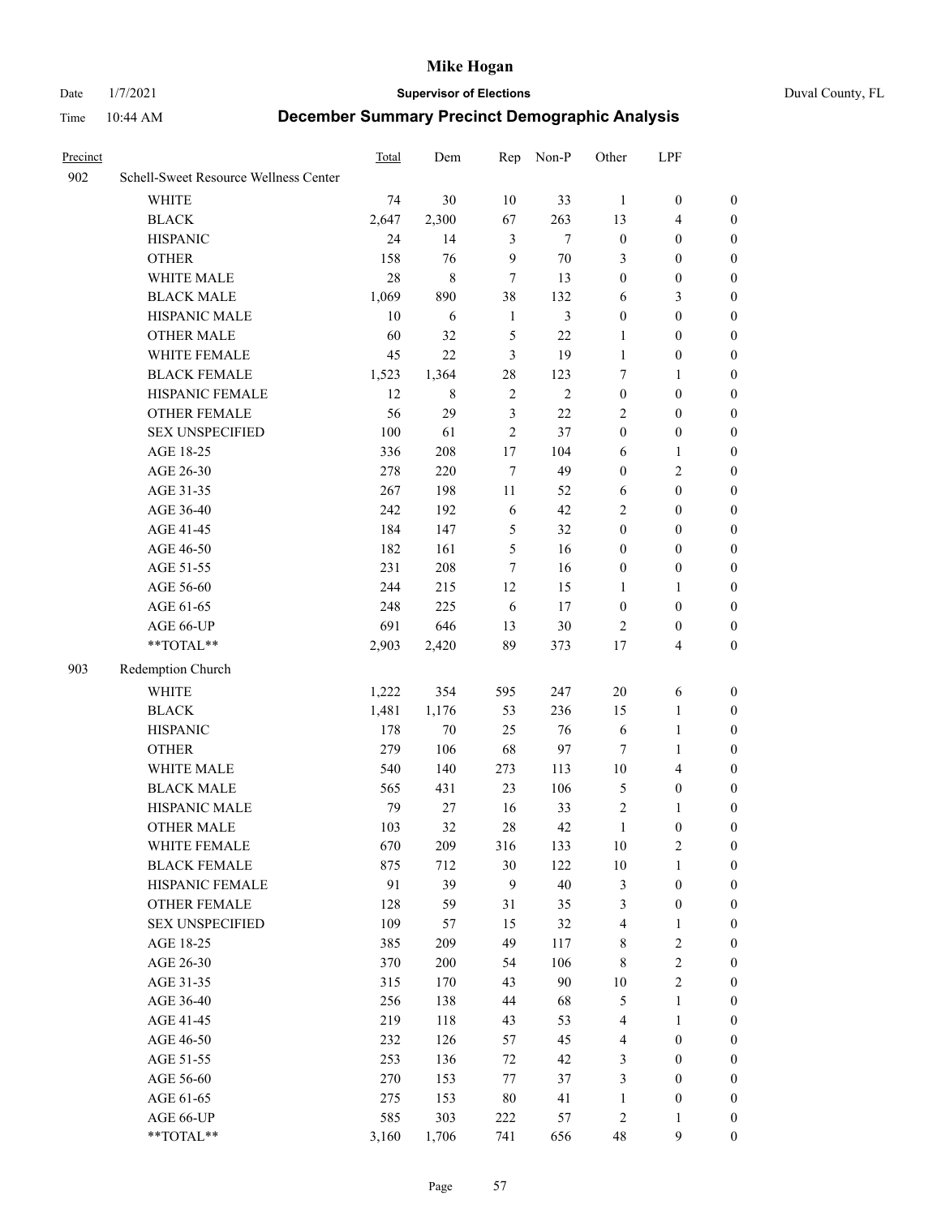# Mike Hogan

Date 1/7/2021 **Supervisor of Elections** Duval County, FL

Time 10:44 AM **December Summary Precinct Demographic Analysis**

| Precinct | | Total | Dem | Rep | Non-P | Other | LPF | |
|---|---|---|---|---|---|---|---|---|
| 902 | Schell-Sweet Resource Wellness Center | | | | | | | |
| | WHITE | 74 | 30 | 10 | 33 | 1 | 0 | 0 |
| | BLACK | 2,647 | 2,300 | 67 | 263 | 13 | 4 | 0 |
| | HISPANIC | 24 | 14 | 3 | 7 | 0 | 0 | 0 |
| | OTHER | 158 | 76 | 9 | 70 | 3 | 0 | 0 |
| | WHITE MALE | 28 | 8 | 7 | 13 | 0 | 0 | 0 |
| | BLACK MALE | 1,069 | 890 | 38 | 132 | 6 | 3 | 0 |
| | HISPANIC MALE | 10 | 6 | 1 | 3 | 0 | 0 | 0 |
| | OTHER MALE | 60 | 32 | 5 | 22 | 1 | 0 | 0 |
| | WHITE FEMALE | 45 | 22 | 3 | 19 | 1 | 0 | 0 |
| | BLACK FEMALE | 1,523 | 1,364 | 28 | 123 | 7 | 1 | 0 |
| | HISPANIC FEMALE | 12 | 8 | 2 | 2 | 0 | 0 | 0 |
| | OTHER FEMALE | 56 | 29 | 3 | 22 | 2 | 0 | 0 |
| | SEX UNSPECIFIED | 100 | 61 | 2 | 37 | 0 | 0 | 0 |
| | AGE 18-25 | 336 | 208 | 17 | 104 | 6 | 1 | 0 |
| | AGE 26-30 | 278 | 220 | 7 | 49 | 0 | 2 | 0 |
| | AGE 31-35 | 267 | 198 | 11 | 52 | 6 | 0 | 0 |
| | AGE 36-40 | 242 | 192 | 6 | 42 | 2 | 0 | 0 |
| | AGE 41-45 | 184 | 147 | 5 | 32 | 0 | 0 | 0 |
| | AGE 46-50 | 182 | 161 | 5 | 16 | 0 | 0 | 0 |
| | AGE 51-55 | 231 | 208 | 7 | 16 | 0 | 0 | 0 |
| | AGE 56-60 | 244 | 215 | 12 | 15 | 1 | 1 | 0 |
| | AGE 61-65 | 248 | 225 | 6 | 17 | 0 | 0 | 0 |
| | AGE 66-UP | 691 | 646 | 13 | 30 | 2 | 0 | 0 |
| | **TOTAL** | 2,903 | 2,420 | 89 | 373 | 17 | 4 | 0 |
| 903 | Redemption Church | | | | | | | |
| | WHITE | 1,222 | 354 | 595 | 247 | 20 | 6 | 0 |
| | BLACK | 1,481 | 1,176 | 53 | 236 | 15 | 1 | 0 |
| | HISPANIC | 178 | 70 | 25 | 76 | 6 | 1 | 0 |
| | OTHER | 279 | 106 | 68 | 97 | 7 | 1 | 0 |
| | WHITE MALE | 540 | 140 | 273 | 113 | 10 | 4 | 0 |
| | BLACK MALE | 565 | 431 | 23 | 106 | 5 | 0 | 0 |
| | HISPANIC MALE | 79 | 27 | 16 | 33 | 2 | 1 | 0 |
| | OTHER MALE | 103 | 32 | 28 | 42 | 1 | 0 | 0 |
| | WHITE FEMALE | 670 | 209 | 316 | 133 | 10 | 2 | 0 |
| | BLACK FEMALE | 875 | 712 | 30 | 122 | 10 | 1 | 0 |
| | HISPANIC FEMALE | 91 | 39 | 9 | 40 | 3 | 0 | 0 |
| | OTHER FEMALE | 128 | 59 | 31 | 35 | 3 | 0 | 0 |
| | SEX UNSPECIFIED | 109 | 57 | 15 | 32 | 4 | 1 | 0 |
| | AGE 18-25 | 385 | 209 | 49 | 117 | 8 | 2 | 0 |
| | AGE 26-30 | 370 | 200 | 54 | 106 | 8 | 2 | 0 |
| | AGE 31-35 | 315 | 170 | 43 | 90 | 10 | 2 | 0 |
| | AGE 36-40 | 256 | 138 | 44 | 68 | 5 | 1 | 0 |
| | AGE 41-45 | 219 | 118 | 43 | 53 | 4 | 1 | 0 |
| | AGE 46-50 | 232 | 126 | 57 | 45 | 4 | 0 | 0 |
| | AGE 51-55 | 253 | 136 | 72 | 42 | 3 | 0 | 0 |
| | AGE 56-60 | 270 | 153 | 77 | 37 | 3 | 0 | 0 |
| | AGE 61-65 | 275 | 153 | 80 | 41 | 1 | 0 | 0 |
| | AGE 66-UP | 585 | 303 | 222 | 57 | 2 | 1 | 0 |
| | **TOTAL** | 3,160 | 1,706 | 741 | 656 | 48 | 9 | 0 |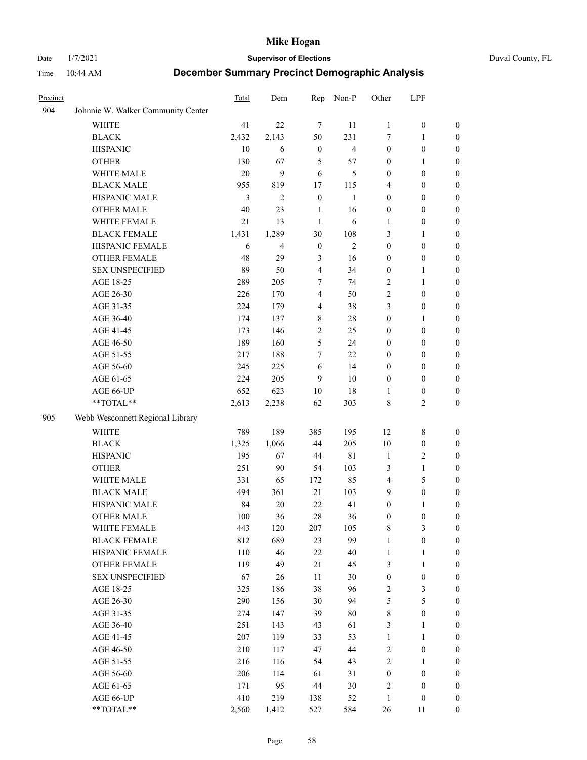# Mike Hogan

Date 1/7/2021 **Supervisor of Elections** Duval County, FL

Time 10:44 AM **December Summary Precinct Demographic Analysis**

| Precinct | | Total | Dem | Rep | Non-P | Other | LPF | |
|---|---|---|---|---|---|---|---|---|
| 904 | Johnnie W. Walker Community Center | | | | | | | |
| | WHITE | 41 | 22 | 7 | 11 | 1 | 0 | 0 |
| | BLACK | 2,432 | 2,143 | 50 | 231 | 7 | 1 | 0 |
| | HISPANIC | 10 | 6 | 0 | 4 | 0 | 0 | 0 |
| | OTHER | 130 | 67 | 5 | 57 | 0 | 1 | 0 |
| | WHITE MALE | 20 | 9 | 6 | 5 | 0 | 0 | 0 |
| | BLACK MALE | 955 | 819 | 17 | 115 | 4 | 0 | 0 |
| | HISPANIC MALE | 3 | 2 | 0 | 1 | 0 | 0 | 0 |
| | OTHER MALE | 40 | 23 | 1 | 16 | 0 | 0 | 0 |
| | WHITE FEMALE | 21 | 13 | 1 | 6 | 1 | 0 | 0 |
| | BLACK FEMALE | 1,431 | 1,289 | 30 | 108 | 3 | 1 | 0 |
| | HISPANIC FEMALE | 6 | 4 | 0 | 2 | 0 | 0 | 0 |
| | OTHER FEMALE | 48 | 29 | 3 | 16 | 0 | 0 | 0 |
| | SEX UNSPECIFIED | 89 | 50 | 4 | 34 | 0 | 1 | 0 |
| | AGE 18-25 | 289 | 205 | 7 | 74 | 2 | 1 | 0 |
| | AGE 26-30 | 226 | 170 | 4 | 50 | 2 | 0 | 0 |
| | AGE 31-35 | 224 | 179 | 4 | 38 | 3 | 0 | 0 |
| | AGE 36-40 | 174 | 137 | 8 | 28 | 0 | 1 | 0 |
| | AGE 41-45 | 173 | 146 | 2 | 25 | 0 | 0 | 0 |
| | AGE 46-50 | 189 | 160 | 5 | 24 | 0 | 0 | 0 |
| | AGE 51-55 | 217 | 188 | 7 | 22 | 0 | 0 | 0 |
| | AGE 56-60 | 245 | 225 | 6 | 14 | 0 | 0 | 0 |
| | AGE 61-65 | 224 | 205 | 9 | 10 | 0 | 0 | 0 |
| | AGE 66-UP | 652 | 623 | 10 | 18 | 1 | 0 | 0 |
| | **TOTAL** | 2,613 | 2,238 | 62 | 303 | 8 | 2 | 0 |
| 905 | Webb Wesconnett Regional Library | | | | | | | |
| | WHITE | 789 | 189 | 385 | 195 | 12 | 8 | 0 |
| | BLACK | 1,325 | 1,066 | 44 | 205 | 10 | 0 | 0 |
| | HISPANIC | 195 | 67 | 44 | 81 | 1 | 2 | 0 |
| | OTHER | 251 | 90 | 54 | 103 | 3 | 1 | 0 |
| | WHITE MALE | 331 | 65 | 172 | 85 | 4 | 5 | 0 |
| | BLACK MALE | 494 | 361 | 21 | 103 | 9 | 0 | 0 |
| | HISPANIC MALE | 84 | 20 | 22 | 41 | 0 | 1 | 0 |
| | OTHER MALE | 100 | 36 | 28 | 36 | 0 | 0 | 0 |
| | WHITE FEMALE | 443 | 120 | 207 | 105 | 8 | 3 | 0 |
| | BLACK FEMALE | 812 | 689 | 23 | 99 | 1 | 0 | 0 |
| | HISPANIC FEMALE | 110 | 46 | 22 | 40 | 1 | 1 | 0 |
| | OTHER FEMALE | 119 | 49 | 21 | 45 | 3 | 1 | 0 |
| | SEX UNSPECIFIED | 67 | 26 | 11 | 30 | 0 | 0 | 0 |
| | AGE 18-25 | 325 | 186 | 38 | 96 | 2 | 3 | 0 |
| | AGE 26-30 | 290 | 156 | 30 | 94 | 5 | 5 | 0 |
| | AGE 31-35 | 274 | 147 | 39 | 80 | 8 | 0 | 0 |
| | AGE 36-40 | 251 | 143 | 43 | 61 | 3 | 1 | 0 |
| | AGE 41-45 | 207 | 119 | 33 | 53 | 1 | 1 | 0 |
| | AGE 46-50 | 210 | 117 | 47 | 44 | 2 | 0 | 0 |
| | AGE 51-55 | 216 | 116 | 54 | 43 | 2 | 1 | 0 |
| | AGE 56-60 | 206 | 114 | 61 | 31 | 0 | 0 | 0 |
| | AGE 61-65 | 171 | 95 | 44 | 30 | 2 | 0 | 0 |
| | AGE 66-UP | 410 | 219 | 138 | 52 | 1 | 0 | 0 |
| | **TOTAL** | 2,560 | 1,412 | 527 | 584 | 26 | 11 | 0 |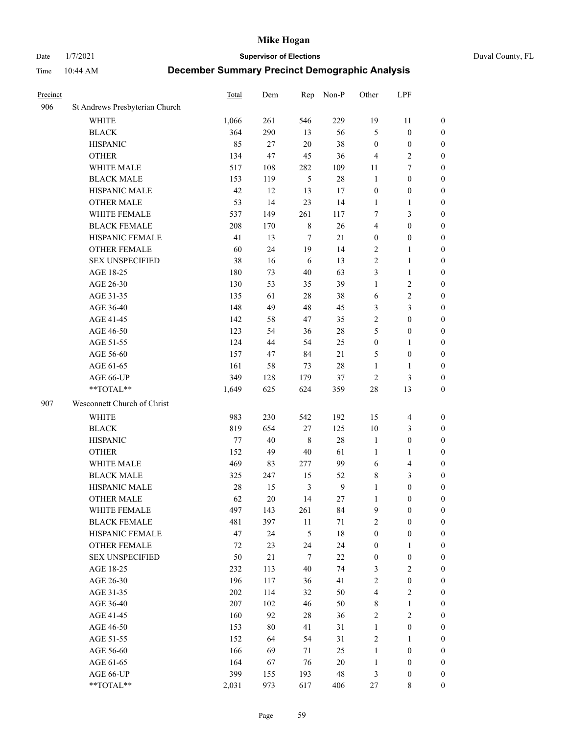# Mike Hogan

Date 1/7/2021 **Supervisor of Elections** Duval County, FL

Time 10:44 AM **December Summary Precinct Demographic Analysis**

| Precinct | | Total | Dem | Rep | Non-P | Other | LPF | |
|---|---|---|---|---|---|---|---|---|
| 906 | St Andrews Presbyterian Church | | | | | | | |
| | WHITE | 1,066 | 261 | 546 | 229 | 19 | 11 | 0 |
| | BLACK | 364 | 290 | 13 | 56 | 5 | 0 | 0 |
| | HISPANIC | 85 | 27 | 20 | 38 | 0 | 0 | 0 |
| | OTHER | 134 | 47 | 45 | 36 | 4 | 2 | 0 |
| | WHITE MALE | 517 | 108 | 282 | 109 | 11 | 7 | 0 |
| | BLACK MALE | 153 | 119 | 5 | 28 | 1 | 0 | 0 |
| | HISPANIC MALE | 42 | 12 | 13 | 17 | 0 | 0 | 0 |
| | OTHER MALE | 53 | 14 | 23 | 14 | 1 | 1 | 0 |
| | WHITE FEMALE | 537 | 149 | 261 | 117 | 7 | 3 | 0 |
| | BLACK FEMALE | 208 | 170 | 8 | 26 | 4 | 0 | 0 |
| | HISPANIC FEMALE | 41 | 13 | 7 | 21 | 0 | 0 | 0 |
| | OTHER FEMALE | 60 | 24 | 19 | 14 | 2 | 1 | 0 |
| | SEX UNSPECIFIED | 38 | 16 | 6 | 13 | 2 | 1 | 0 |
| | AGE 18-25 | 180 | 73 | 40 | 63 | 3 | 1 | 0 |
| | AGE 26-30 | 130 | 53 | 35 | 39 | 1 | 2 | 0 |
| | AGE 31-35 | 135 | 61 | 28 | 38 | 6 | 2 | 0 |
| | AGE 36-40 | 148 | 49 | 48 | 45 | 3 | 3 | 0 |
| | AGE 41-45 | 142 | 58 | 47 | 35 | 2 | 0 | 0 |
| | AGE 46-50 | 123 | 54 | 36 | 28 | 5 | 0 | 0 |
| | AGE 51-55 | 124 | 44 | 54 | 25 | 0 | 1 | 0 |
| | AGE 56-60 | 157 | 47 | 84 | 21 | 5 | 0 | 0 |
| | AGE 61-65 | 161 | 58 | 73 | 28 | 1 | 1 | 0 |
| | AGE 66-UP | 349 | 128 | 179 | 37 | 2 | 3 | 0 |
| | **TOTAL** | 1,649 | 625 | 624 | 359 | 28 | 13 | 0 |
| 907 | Wesconnett Church of Christ | | | | | | | |
| | WHITE | 983 | 230 | 542 | 192 | 15 | 4 | 0 |
| | BLACK | 819 | 654 | 27 | 125 | 10 | 3 | 0 |
| | HISPANIC | 77 | 40 | 8 | 28 | 1 | 0 | 0 |
| | OTHER | 152 | 49 | 40 | 61 | 1 | 1 | 0 |
| | WHITE MALE | 469 | 83 | 277 | 99 | 6 | 4 | 0 |
| | BLACK MALE | 325 | 247 | 15 | 52 | 8 | 3 | 0 |
| | HISPANIC MALE | 28 | 15 | 3 | 9 | 1 | 0 | 0 |
| | OTHER MALE | 62 | 20 | 14 | 27 | 1 | 0 | 0 |
| | WHITE FEMALE | 497 | 143 | 261 | 84 | 9 | 0 | 0 |
| | BLACK FEMALE | 481 | 397 | 11 | 71 | 2 | 0 | 0 |
| | HISPANIC FEMALE | 47 | 24 | 5 | 18 | 0 | 0 | 0 |
| | OTHER FEMALE | 72 | 23 | 24 | 24 | 0 | 1 | 0 |
| | SEX UNSPECIFIED | 50 | 21 | 7 | 22 | 0 | 0 | 0 |
| | AGE 18-25 | 232 | 113 | 40 | 74 | 3 | 2 | 0 |
| | AGE 26-30 | 196 | 117 | 36 | 41 | 2 | 0 | 0 |
| | AGE 31-35 | 202 | 114 | 32 | 50 | 4 | 2 | 0 |
| | AGE 36-40 | 207 | 102 | 46 | 50 | 8 | 1 | 0 |
| | AGE 41-45 | 160 | 92 | 28 | 36 | 2 | 2 | 0 |
| | AGE 46-50 | 153 | 80 | 41 | 31 | 1 | 0 | 0 |
| | AGE 51-55 | 152 | 64 | 54 | 31 | 2 | 1 | 0 |
| | AGE 56-60 | 166 | 69 | 71 | 25 | 1 | 0 | 0 |
| | AGE 61-65 | 164 | 67 | 76 | 20 | 1 | 0 | 0 |
| | AGE 66-UP | 399 | 155 | 193 | 48 | 3 | 0 | 0 |
| | **TOTAL** | 2,031 | 973 | 617 | 406 | 27 | 8 | 0 |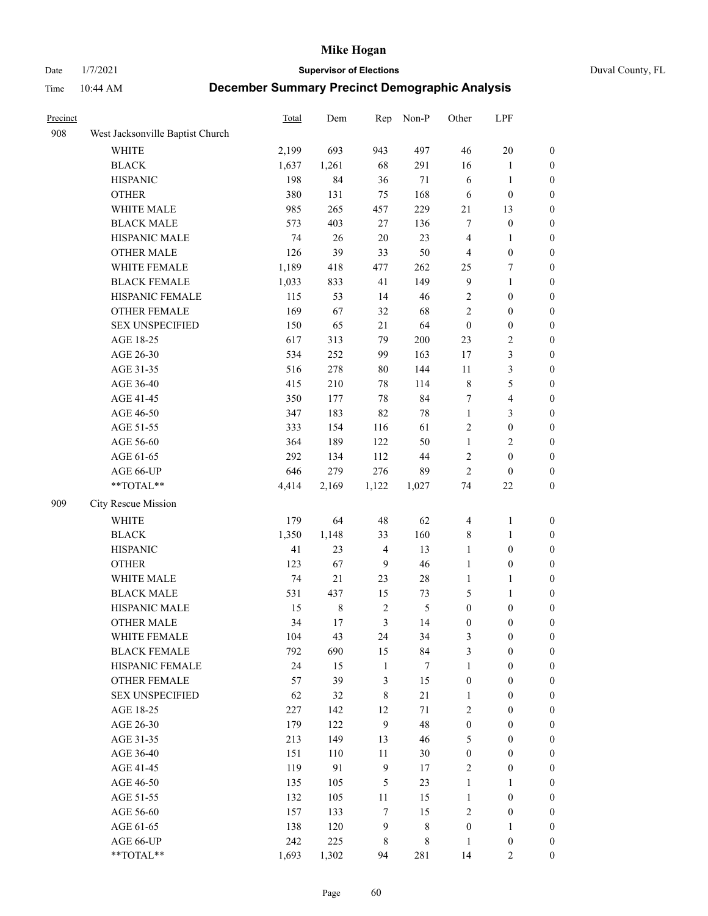# Mike Hogan

Date 1/7/2021 **Supervisor of Elections** Duval County, FL

Time 10:44 AM **December Summary Precinct Demographic Analysis**

| Precinct | | Total | Dem | Rep | Non-P | Other | LPF | |
|---|---|---|---|---|---|---|---|---|
| 908 | West Jacksonville Baptist Church | | | | | | | |
| | WHITE | 2,199 | 693 | 943 | 497 | 46 | 20 | 0 |
| | BLACK | 1,637 | 1,261 | 68 | 291 | 16 | 1 | 0 |
| | HISPANIC | 198 | 84 | 36 | 71 | 6 | 1 | 0 |
| | OTHER | 380 | 131 | 75 | 168 | 6 | 0 | 0 |
| | WHITE MALE | 985 | 265 | 457 | 229 | 21 | 13 | 0 |
| | BLACK MALE | 573 | 403 | 27 | 136 | 7 | 0 | 0 |
| | HISPANIC MALE | 74 | 26 | 20 | 23 | 4 | 1 | 0 |
| | OTHER MALE | 126 | 39 | 33 | 50 | 4 | 0 | 0 |
| | WHITE FEMALE | 1,189 | 418 | 477 | 262 | 25 | 7 | 0 |
| | BLACK FEMALE | 1,033 | 833 | 41 | 149 | 9 | 1 | 0 |
| | HISPANIC FEMALE | 115 | 53 | 14 | 46 | 2 | 0 | 0 |
| | OTHER FEMALE | 169 | 67 | 32 | 68 | 2 | 0 | 0 |
| | SEX UNSPECIFIED | 150 | 65 | 21 | 64 | 0 | 0 | 0 |
| | AGE 18-25 | 617 | 313 | 79 | 200 | 23 | 2 | 0 |
| | AGE 26-30 | 534 | 252 | 99 | 163 | 17 | 3 | 0 |
| | AGE 31-35 | 516 | 278 | 80 | 144 | 11 | 3 | 0 |
| | AGE 36-40 | 415 | 210 | 78 | 114 | 8 | 5 | 0 |
| | AGE 41-45 | 350 | 177 | 78 | 84 | 7 | 4 | 0 |
| | AGE 46-50 | 347 | 183 | 82 | 78 | 1 | 3 | 0 |
| | AGE 51-55 | 333 | 154 | 116 | 61 | 2 | 0 | 0 |
| | AGE 56-60 | 364 | 189 | 122 | 50 | 1 | 2 | 0 |
| | AGE 61-65 | 292 | 134 | 112 | 44 | 2 | 0 | 0 |
| | AGE 66-UP | 646 | 279 | 276 | 89 | 2 | 0 | 0 |
| | **TOTAL** | 4,414 | 2,169 | 1,122 | 1,027 | 74 | 22 | 0 |
| 909 | City Rescue Mission | | | | | | | |
| | WHITE | 179 | 64 | 48 | 62 | 4 | 1 | 0 |
| | BLACK | 1,350 | 1,148 | 33 | 160 | 8 | 1 | 0 |
| | HISPANIC | 41 | 23 | 4 | 13 | 1 | 0 | 0 |
| | OTHER | 123 | 67 | 9 | 46 | 1 | 0 | 0 |
| | WHITE MALE | 74 | 21 | 23 | 28 | 1 | 1 | 0 |
| | BLACK MALE | 531 | 437 | 15 | 73 | 5 | 1 | 0 |
| | HISPANIC MALE | 15 | 8 | 2 | 5 | 0 | 0 | 0 |
| | OTHER MALE | 34 | 17 | 3 | 14 | 0 | 0 | 0 |
| | WHITE FEMALE | 104 | 43 | 24 | 34 | 3 | 0 | 0 |
| | BLACK FEMALE | 792 | 690 | 15 | 84 | 3 | 0 | 0 |
| | HISPANIC FEMALE | 24 | 15 | 1 | 7 | 1 | 0 | 0 |
| | OTHER FEMALE | 57 | 39 | 3 | 15 | 0 | 0 | 0 |
| | SEX UNSPECIFIED | 62 | 32 | 8 | 21 | 1 | 0 | 0 |
| | AGE 18-25 | 227 | 142 | 12 | 71 | 2 | 0 | 0 |
| | AGE 26-30 | 179 | 122 | 9 | 48 | 0 | 0 | 0 |
| | AGE 31-35 | 213 | 149 | 13 | 46 | 5 | 0 | 0 |
| | AGE 36-40 | 151 | 110 | 11 | 30 | 0 | 0 | 0 |
| | AGE 41-45 | 119 | 91 | 9 | 17 | 2 | 0 | 0 |
| | AGE 46-50 | 135 | 105 | 5 | 23 | 1 | 1 | 0 |
| | AGE 51-55 | 132 | 105 | 11 | 15 | 1 | 0 | 0 |
| | AGE 56-60 | 157 | 133 | 7 | 15 | 2 | 0 | 0 |
| | AGE 61-65 | 138 | 120 | 9 | 8 | 0 | 1 | 0 |
| | AGE 66-UP | 242 | 225 | 8 | 8 | 1 | 0 | 0 |
| | **TOTAL** | 1,693 | 1,302 | 94 | 281 | 14 | 2 | 0 |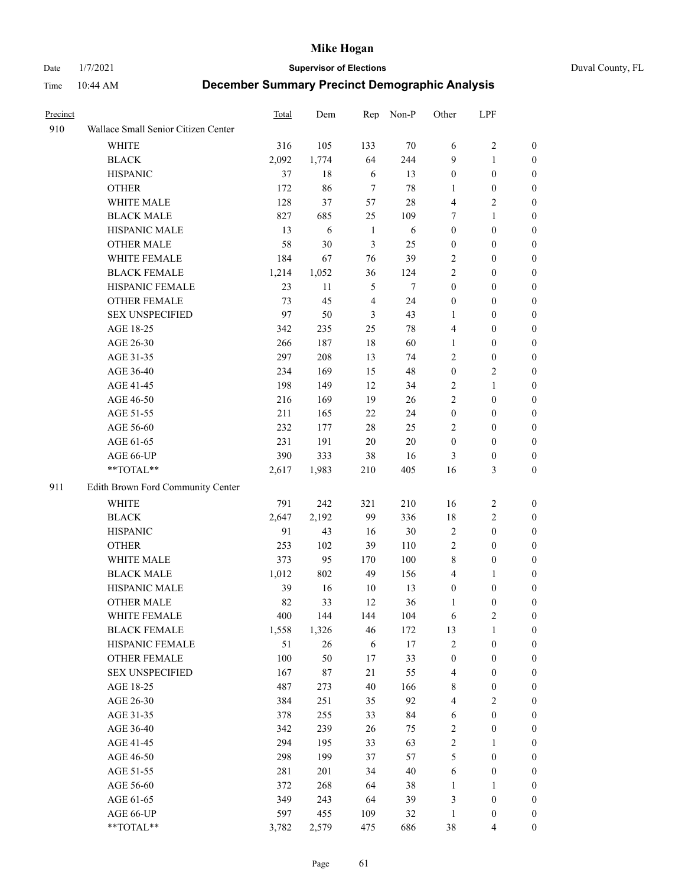# Mike Hogan

Date 1/7/2021 **Supervisor of Elections** Duval County, FL

Time 10:44 AM **December Summary Precinct Demographic Analysis**

| Precinct | | Total | Dem | Rep | Non-P | Other | LPF | |
|---|---|---|---|---|---|---|---|---|
| 910 | Wallace Small Senior Citizen Center | | | | | | | |
| | WHITE | 316 | 105 | 133 | 70 | 6 | 2 | 0 |
| | BLACK | 2,092 | 1,774 | 64 | 244 | 9 | 1 | 0 |
| | HISPANIC | 37 | 18 | 6 | 13 | 0 | 0 | 0 |
| | OTHER | 172 | 86 | 7 | 78 | 1 | 0 | 0 |
| | WHITE MALE | 128 | 37 | 57 | 28 | 4 | 2 | 0 |
| | BLACK MALE | 827 | 685 | 25 | 109 | 7 | 1 | 0 |
| | HISPANIC MALE | 13 | 6 | 1 | 6 | 0 | 0 | 0 |
| | OTHER MALE | 58 | 30 | 3 | 25 | 0 | 0 | 0 |
| | WHITE FEMALE | 184 | 67 | 76 | 39 | 2 | 0 | 0 |
| | BLACK FEMALE | 1,214 | 1,052 | 36 | 124 | 2 | 0 | 0 |
| | HISPANIC FEMALE | 23 | 11 | 5 | 7 | 0 | 0 | 0 |
| | OTHER FEMALE | 73 | 45 | 4 | 24 | 0 | 0 | 0 |
| | SEX UNSPECIFIED | 97 | 50 | 3 | 43 | 1 | 0 | 0 |
| | AGE 18-25 | 342 | 235 | 25 | 78 | 4 | 0 | 0 |
| | AGE 26-30 | 266 | 187 | 18 | 60 | 1 | 0 | 0 |
| | AGE 31-35 | 297 | 208 | 13 | 74 | 2 | 0 | 0 |
| | AGE 36-40 | 234 | 169 | 15 | 48 | 0 | 2 | 0 |
| | AGE 41-45 | 198 | 149 | 12 | 34 | 2 | 1 | 0 |
| | AGE 46-50 | 216 | 169 | 19 | 26 | 2 | 0 | 0 |
| | AGE 51-55 | 211 | 165 | 22 | 24 | 0 | 0 | 0 |
| | AGE 56-60 | 232 | 177 | 28 | 25 | 2 | 0 | 0 |
| | AGE 61-65 | 231 | 191 | 20 | 20 | 0 | 0 | 0 |
| | AGE 66-UP | 390 | 333 | 38 | 16 | 3 | 0 | 0 |
| | **TOTAL** | 2,617 | 1,983 | 210 | 405 | 16 | 3 | 0 |
| 911 | Edith Brown Ford Community Center | | | | | | | |
| | WHITE | 791 | 242 | 321 | 210 | 16 | 2 | 0 |
| | BLACK | 2,647 | 2,192 | 99 | 336 | 18 | 2 | 0 |
| | HISPANIC | 91 | 43 | 16 | 30 | 2 | 0 | 0 |
| | OTHER | 253 | 102 | 39 | 110 | 2 | 0 | 0 |
| | WHITE MALE | 373 | 95 | 170 | 100 | 8 | 0 | 0 |
| | BLACK MALE | 1,012 | 802 | 49 | 156 | 4 | 1 | 0 |
| | HISPANIC MALE | 39 | 16 | 10 | 13 | 0 | 0 | 0 |
| | OTHER MALE | 82 | 33 | 12 | 36 | 1 | 0 | 0 |
| | WHITE FEMALE | 400 | 144 | 144 | 104 | 6 | 2 | 0 |
| | BLACK FEMALE | 1,558 | 1,326 | 46 | 172 | 13 | 1 | 0 |
| | HISPANIC FEMALE | 51 | 26 | 6 | 17 | 2 | 0 | 0 |
| | OTHER FEMALE | 100 | 50 | 17 | 33 | 0 | 0 | 0 |
| | SEX UNSPECIFIED | 167 | 87 | 21 | 55 | 4 | 0 | 0 |
| | AGE 18-25 | 487 | 273 | 40 | 166 | 8 | 0 | 0 |
| | AGE 26-30 | 384 | 251 | 35 | 92 | 4 | 2 | 0 |
| | AGE 31-35 | 378 | 255 | 33 | 84 | 6 | 0 | 0 |
| | AGE 36-40 | 342 | 239 | 26 | 75 | 2 | 0 | 0 |
| | AGE 41-45 | 294 | 195 | 33 | 63 | 2 | 1 | 0 |
| | AGE 46-50 | 298 | 199 | 37 | 57 | 5 | 0 | 0 |
| | AGE 51-55 | 281 | 201 | 34 | 40 | 6 | 0 | 0 |
| | AGE 56-60 | 372 | 268 | 64 | 38 | 1 | 1 | 0 |
| | AGE 61-65 | 349 | 243 | 64 | 39 | 3 | 0 | 0 |
| | AGE 66-UP | 597 | 455 | 109 | 32 | 1 | 0 | 0 |
| | **TOTAL** | 3,782 | 2,579 | 475 | 686 | 38 | 4 | 0 |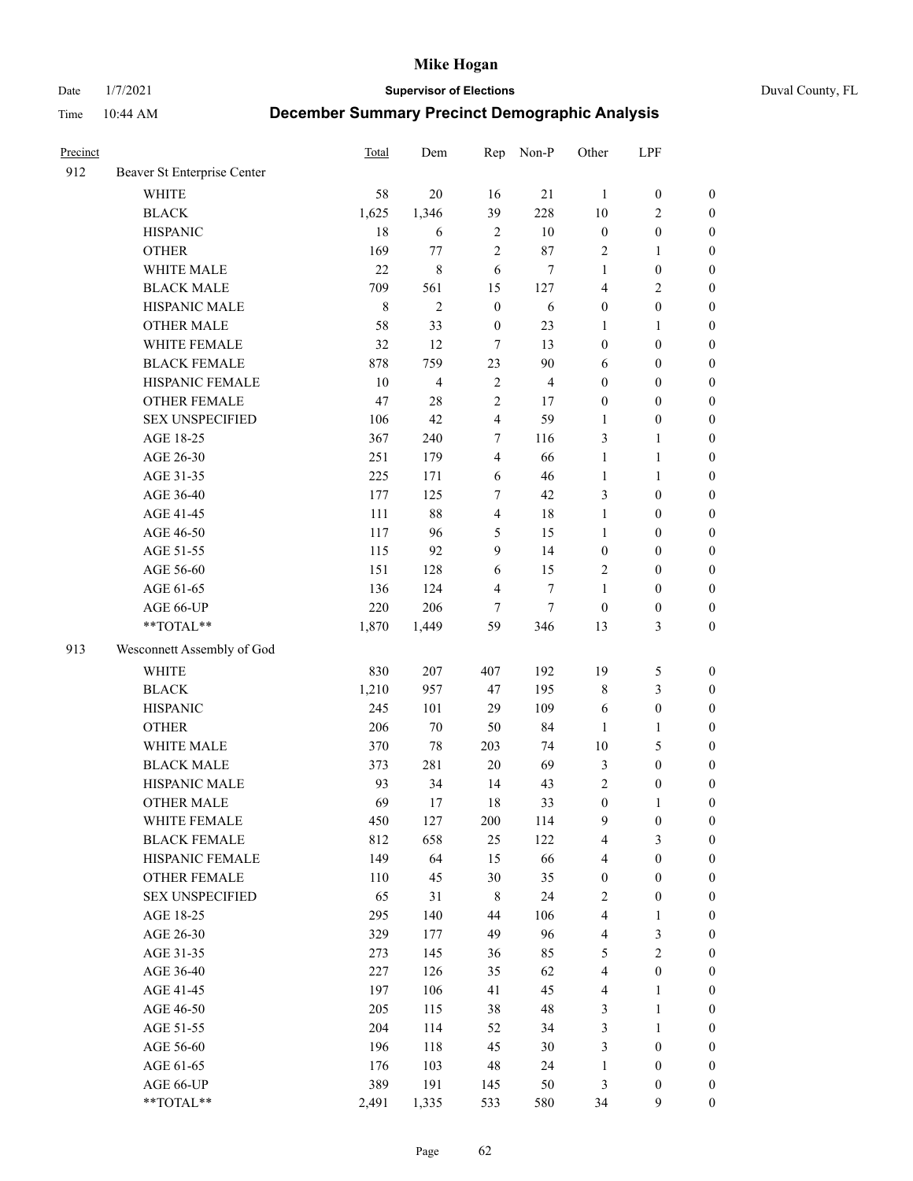# Mike Hogan

Date 1/7/2021 **Supervisor of Elections** Duval County, FL

Time 10:44 AM **December Summary Precinct Demographic Analysis**

| Precinct | | Total | Dem | Rep | Non-P | Other | LPF | |
|---|---|---|---|---|---|---|---|---|
| 912 | Beaver St Enterprise Center | | | | | | | |
| | WHITE | 58 | 20 | 16 | 21 | 1 | 0 | 0 |
| | BLACK | 1,625 | 1,346 | 39 | 228 | 10 | 2 | 0 |
| | HISPANIC | 18 | 6 | 2 | 10 | 0 | 0 | 0 |
| | OTHER | 169 | 77 | 2 | 87 | 2 | 1 | 0 |
| | WHITE MALE | 22 | 8 | 6 | 7 | 1 | 0 | 0 |
| | BLACK MALE | 709 | 561 | 15 | 127 | 4 | 2 | 0 |
| | HISPANIC MALE | 8 | 2 | 0 | 6 | 0 | 0 | 0 |
| | OTHER MALE | 58 | 33 | 0 | 23 | 1 | 1 | 0 |
| | WHITE FEMALE | 32 | 12 | 7 | 13 | 0 | 0 | 0 |
| | BLACK FEMALE | 878 | 759 | 23 | 90 | 6 | 0 | 0 |
| | HISPANIC FEMALE | 10 | 4 | 2 | 4 | 0 | 0 | 0 |
| | OTHER FEMALE | 47 | 28 | 2 | 17 | 0 | 0 | 0 |
| | SEX UNSPECIFIED | 106 | 42 | 4 | 59 | 1 | 0 | 0 |
| | AGE 18-25 | 367 | 240 | 7 | 116 | 3 | 1 | 0 |
| | AGE 26-30 | 251 | 179 | 4 | 66 | 1 | 1 | 0 |
| | AGE 31-35 | 225 | 171 | 6 | 46 | 1 | 1 | 0 |
| | AGE 36-40 | 177 | 125 | 7 | 42 | 3 | 0 | 0 |
| | AGE 41-45 | 111 | 88 | 4 | 18 | 1 | 0 | 0 |
| | AGE 46-50 | 117 | 96 | 5 | 15 | 1 | 0 | 0 |
| | AGE 51-55 | 115 | 92 | 9 | 14 | 0 | 0 | 0 |
| | AGE 56-60 | 151 | 128 | 6 | 15 | 2 | 0 | 0 |
| | AGE 61-65 | 136 | 124 | 4 | 7 | 1 | 0 | 0 |
| | AGE 66-UP | 220 | 206 | 7 | 7 | 0 | 0 | 0 |
| | **TOTAL** | 1,870 | 1,449 | 59 | 346 | 13 | 3 | 0 |
| 913 | Wesconnett Assembly of God | | | | | | | |
| | WHITE | 830 | 207 | 407 | 192 | 19 | 5 | 0 |
| | BLACK | 1,210 | 957 | 47 | 195 | 8 | 3 | 0 |
| | HISPANIC | 245 | 101 | 29 | 109 | 6 | 0 | 0 |
| | OTHER | 206 | 70 | 50 | 84 | 1 | 1 | 0 |
| | WHITE MALE | 370 | 78 | 203 | 74 | 10 | 5 | 0 |
| | BLACK MALE | 373 | 281 | 20 | 69 | 3 | 0 | 0 |
| | HISPANIC MALE | 93 | 34 | 14 | 43 | 2 | 0 | 0 |
| | OTHER MALE | 69 | 17 | 18 | 33 | 0 | 1 | 0 |
| | WHITE FEMALE | 450 | 127 | 200 | 114 | 9 | 0 | 0 |
| | BLACK FEMALE | 812 | 658 | 25 | 122 | 4 | 3 | 0 |
| | HISPANIC FEMALE | 149 | 64 | 15 | 66 | 4 | 0 | 0 |
| | OTHER FEMALE | 110 | 45 | 30 | 35 | 0 | 0 | 0 |
| | SEX UNSPECIFIED | 65 | 31 | 8 | 24 | 2 | 0 | 0 |
| | AGE 18-25 | 295 | 140 | 44 | 106 | 4 | 1 | 0 |
| | AGE 26-30 | 329 | 177 | 49 | 96 | 4 | 3 | 0 |
| | AGE 31-35 | 273 | 145 | 36 | 85 | 5 | 2 | 0 |
| | AGE 36-40 | 227 | 126 | 35 | 62 | 4 | 0 | 0 |
| | AGE 41-45 | 197 | 106 | 41 | 45 | 4 | 1 | 0 |
| | AGE 46-50 | 205 | 115 | 38 | 48 | 3 | 1 | 0 |
| | AGE 51-55 | 204 | 114 | 52 | 34 | 3 | 1 | 0 |
| | AGE 56-60 | 196 | 118 | 45 | 30 | 3 | 0 | 0 |
| | AGE 61-65 | 176 | 103 | 48 | 24 | 1 | 0 | 0 |
| | AGE 66-UP | 389 | 191 | 145 | 50 | 3 | 0 | 0 |
| | **TOTAL** | 2,491 | 1,335 | 533 | 580 | 34 | 9 | 0 |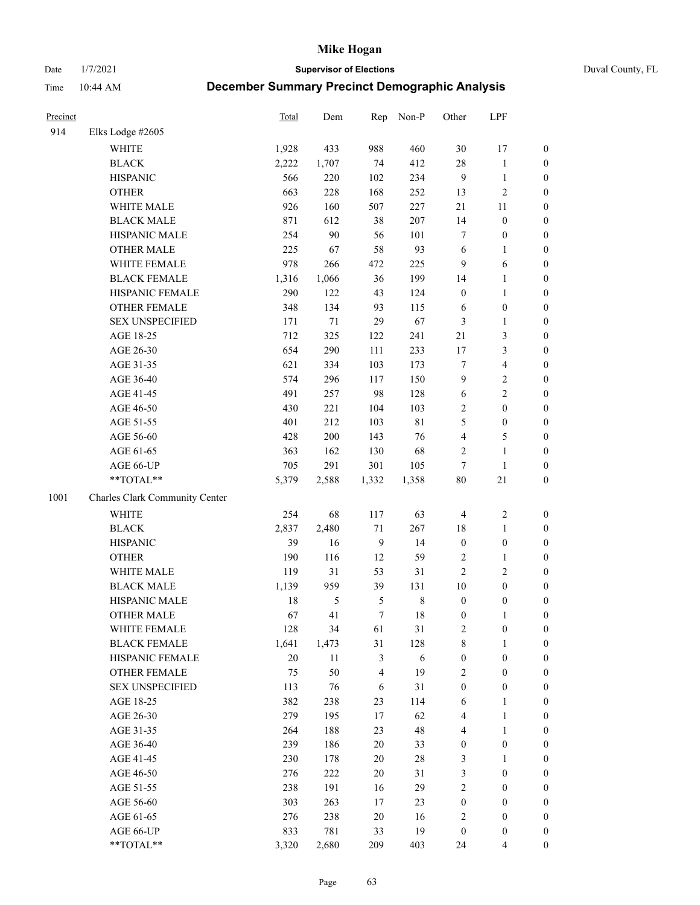| Precinct | | Total | Dem | Rep | Non-P | Other | LPF | |
|---|---|---|---|---|---|---|---|---|
| 914 | Elks Lodge #2605 | | | | | | | |
| | WHITE | 1,928 | 433 | 988 | 460 | 30 | 17 | 0 |
| | BLACK | 2,222 | 1,707 | 74 | 412 | 28 | 1 | 0 |
| | HISPANIC | 566 | 220 | 102 | 234 | 9 | 1 | 0 |
| | OTHER | 663 | 228 | 168 | 252 | 13 | 2 | 0 |
| | WHITE MALE | 926 | 160 | 507 | 227 | 21 | 11 | 0 |
| | BLACK MALE | 871 | 612 | 38 | 207 | 14 | 0 | 0 |
| | HISPANIC MALE | 254 | 90 | 56 | 101 | 7 | 0 | 0 |
| | OTHER MALE | 225 | 67 | 58 | 93 | 6 | 1 | 0 |
| | WHITE FEMALE | 978 | 266 | 472 | 225 | 9 | 6 | 0 |
| | BLACK FEMALE | 1,316 | 1,066 | 36 | 199 | 14 | 1 | 0 |
| | HISPANIC FEMALE | 290 | 122 | 43 | 124 | 0 | 1 | 0 |
| | OTHER FEMALE | 348 | 134 | 93 | 115 | 6 | 0 | 0 |
| | SEX UNSPECIFIED | 171 | 71 | 29 | 67 | 3 | 1 | 0 |
| | AGE 18-25 | 712 | 325 | 122 | 241 | 21 | 3 | 0 |
| | AGE 26-30 | 654 | 290 | 111 | 233 | 17 | 3 | 0 |
| | AGE 31-35 | 621 | 334 | 103 | 173 | 7 | 4 | 0 |
| | AGE 36-40 | 574 | 296 | 117 | 150 | 9 | 2 | 0 |
| | AGE 41-45 | 491 | 257 | 98 | 128 | 6 | 2 | 0 |
| | AGE 46-50 | 430 | 221 | 104 | 103 | 2 | 0 | 0 |
| | AGE 51-55 | 401 | 212 | 103 | 81 | 5 | 0 | 0 |
| | AGE 56-60 | 428 | 200 | 143 | 76 | 4 | 5 | 0 |
| | AGE 61-65 | 363 | 162 | 130 | 68 | 2 | 1 | 0 |
| | AGE 66-UP | 705 | 291 | 301 | 105 | 7 | 1 | 0 |
| | **TOTAL** | 5,379 | 2,588 | 1,332 | 1,358 | 80 | 21 | 0 |
| 1001 | Charles Clark Community Center | | | | | | | |
| | WHITE | 254 | 68 | 117 | 63 | 4 | 2 | 0 |
| | BLACK | 2,837 | 2,480 | 71 | 267 | 18 | 1 | 0 |
| | HISPANIC | 39 | 16 | 9 | 14 | 0 | 0 | 0 |
| | OTHER | 190 | 116 | 12 | 59 | 2 | 1 | 0 |
| | WHITE MALE | 119 | 31 | 53 | 31 | 2 | 2 | 0 |
| | BLACK MALE | 1,139 | 959 | 39 | 131 | 10 | 0 | 0 |
| | HISPANIC MALE | 18 | 5 | 5 | 8 | 0 | 0 | 0 |
| | OTHER MALE | 67 | 41 | 7 | 18 | 0 | 1 | 0 |
| | WHITE FEMALE | 128 | 34 | 61 | 31 | 2 | 0 | 0 |
| | BLACK FEMALE | 1,641 | 1,473 | 31 | 128 | 8 | 1 | 0 |
| | HISPANIC FEMALE | 20 | 11 | 3 | 6 | 0 | 0 | 0 |
| | OTHER FEMALE | 75 | 50 | 4 | 19 | 2 | 0 | 0 |
| | SEX UNSPECIFIED | 113 | 76 | 6 | 31 | 0 | 0 | 0 |
| | AGE 18-25 | 382 | 238 | 23 | 114 | 6 | 1 | 0 |
| | AGE 26-30 | 279 | 195 | 17 | 62 | 4 | 1 | 0 |
| | AGE 31-35 | 264 | 188 | 23 | 48 | 4 | 1 | 0 |
| | AGE 36-40 | 239 | 186 | 20 | 33 | 0 | 0 | 0 |
| | AGE 41-45 | 230 | 178 | 20 | 28 | 3 | 1 | 0 |
| | AGE 46-50 | 276 | 222 | 20 | 31 | 3 | 0 | 0 |
| | AGE 51-55 | 238 | 191 | 16 | 29 | 2 | 0 | 0 |
| | AGE 56-60 | 303 | 263 | 17 | 23 | 0 | 0 | 0 |
| | AGE 61-65 | 276 | 238 | 20 | 16 | 2 | 0 | 0 |
| | AGE 66-UP | 833 | 781 | 33 | 19 | 0 | 0 | 0 |
| | **TOTAL** | 3,320 | 2,680 | 209 | 403 | 24 | 4 | 0 |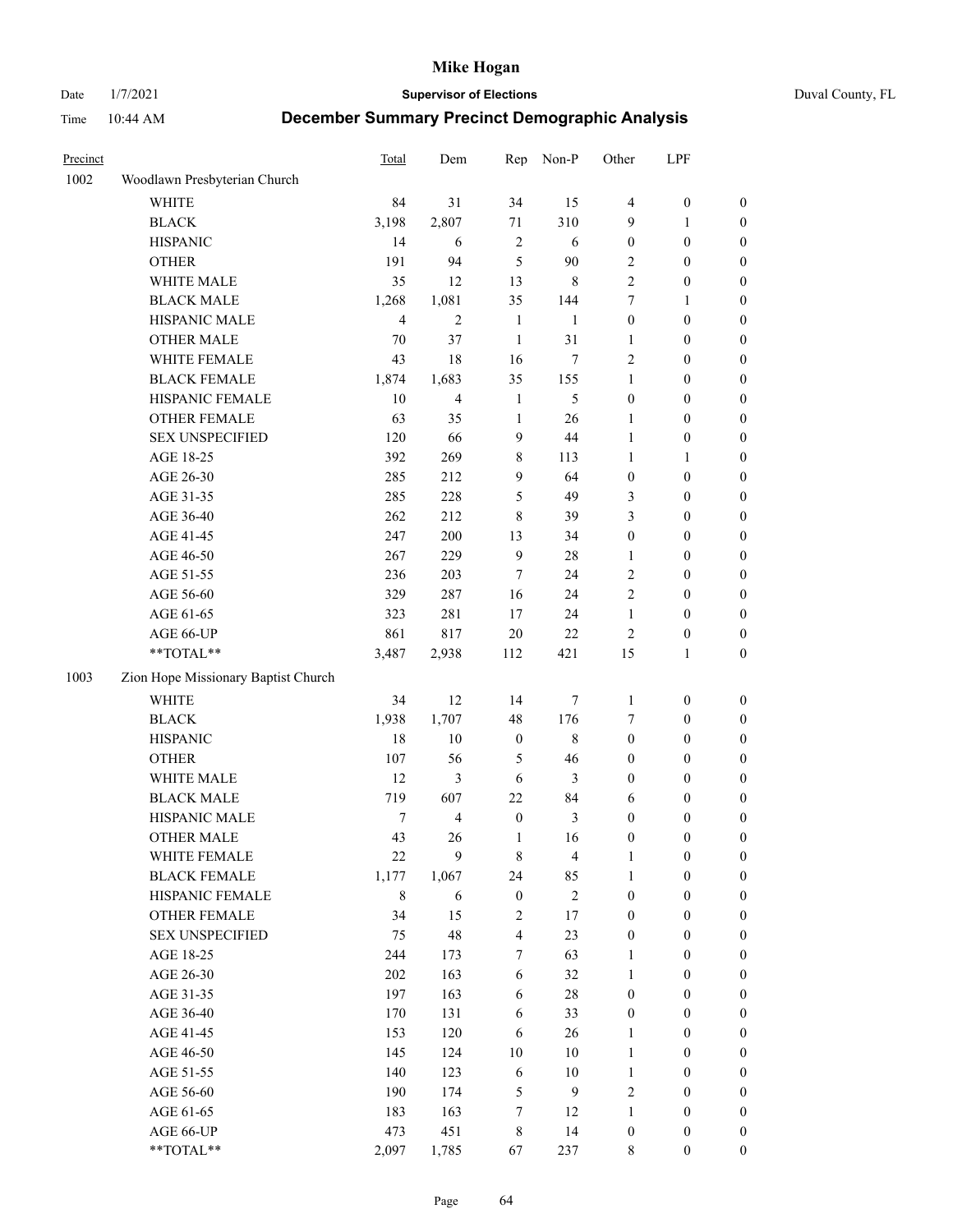# Mike Hogan

Date 1/7/2021 **Supervisor of Elections** Duval County, FL

Time 10:44 AM **December Summary Precinct Demographic Analysis**

| Precinct | | Total | Dem | Rep | Non-P | Other | LPF | |
|---|---|---|---|---|---|---|---|---|
| 1002 | Woodlawn Presbyterian Church | | | | | | | |
| | WHITE | 84 | 31 | 34 | 15 | 4 | 0 | 0 |
| | BLACK | 3,198 | 2,807 | 71 | 310 | 9 | 1 | 0 |
| | HISPANIC | 14 | 6 | 2 | 6 | 0 | 0 | 0 |
| | OTHER | 191 | 94 | 5 | 90 | 2 | 0 | 0 |
| | WHITE MALE | 35 | 12 | 13 | 8 | 2 | 0 | 0 |
| | BLACK MALE | 1,268 | 1,081 | 35 | 144 | 7 | 1 | 0 |
| | HISPANIC MALE | 4 | 2 | 1 | 1 | 0 | 0 | 0 |
| | OTHER MALE | 70 | 37 | 1 | 31 | 1 | 0 | 0 |
| | WHITE FEMALE | 43 | 18 | 16 | 7 | 2 | 0 | 0 |
| | BLACK FEMALE | 1,874 | 1,683 | 35 | 155 | 1 | 0 | 0 |
| | HISPANIC FEMALE | 10 | 4 | 1 | 5 | 0 | 0 | 0 |
| | OTHER FEMALE | 63 | 35 | 1 | 26 | 1 | 0 | 0 |
| | SEX UNSPECIFIED | 120 | 66 | 9 | 44 | 1 | 0 | 0 |
| | AGE 18-25 | 392 | 269 | 8 | 113 | 1 | 1 | 0 |
| | AGE 26-30 | 285 | 212 | 9 | 64 | 0 | 0 | 0 |
| | AGE 31-35 | 285 | 228 | 5 | 49 | 3 | 0 | 0 |
| | AGE 36-40 | 262 | 212 | 8 | 39 | 3 | 0 | 0 |
| | AGE 41-45 | 247 | 200 | 13 | 34 | 0 | 0 | 0 |
| | AGE 46-50 | 267 | 229 | 9 | 28 | 1 | 0 | 0 |
| | AGE 51-55 | 236 | 203 | 7 | 24 | 2 | 0 | 0 |
| | AGE 56-60 | 329 | 287 | 16 | 24 | 2 | 0 | 0 |
| | AGE 61-65 | 323 | 281 | 17 | 24 | 1 | 0 | 0 |
| | AGE 66-UP | 861 | 817 | 20 | 22 | 2 | 0 | 0 |
| | **TOTAL** | 3,487 | 2,938 | 112 | 421 | 15 | 1 | 0 |
| 1003 | Zion Hope Missionary Baptist Church | | | | | | | |
| | WHITE | 34 | 12 | 14 | 7 | 1 | 0 | 0 |
| | BLACK | 1,938 | 1,707 | 48 | 176 | 7 | 0 | 0 |
| | HISPANIC | 18 | 10 | 0 | 8 | 0 | 0 | 0 |
| | OTHER | 107 | 56 | 5 | 46 | 0 | 0 | 0 |
| | WHITE MALE | 12 | 3 | 6 | 3 | 0 | 0 | 0 |
| | BLACK MALE | 719 | 607 | 22 | 84 | 6 | 0 | 0 |
| | HISPANIC MALE | 7 | 4 | 0 | 3 | 0 | 0 | 0 |
| | OTHER MALE | 43 | 26 | 1 | 16 | 0 | 0 | 0 |
| | WHITE FEMALE | 22 | 9 | 8 | 4 | 1 | 0 | 0 |
| | BLACK FEMALE | 1,177 | 1,067 | 24 | 85 | 1 | 0 | 0 |
| | HISPANIC FEMALE | 8 | 6 | 0 | 2 | 0 | 0 | 0 |
| | OTHER FEMALE | 34 | 15 | 2 | 17 | 0 | 0 | 0 |
| | SEX UNSPECIFIED | 75 | 48 | 4 | 23 | 0 | 0 | 0 |
| | AGE 18-25 | 244 | 173 | 7 | 63 | 1 | 0 | 0 |
| | AGE 26-30 | 202 | 163 | 6 | 32 | 1 | 0 | 0 |
| | AGE 31-35 | 197 | 163 | 6 | 28 | 0 | 0 | 0 |
| | AGE 36-40 | 170 | 131 | 6 | 33 | 0 | 0 | 0 |
| | AGE 41-45 | 153 | 120 | 6 | 26 | 1 | 0 | 0 |
| | AGE 46-50 | 145 | 124 | 10 | 10 | 1 | 0 | 0 |
| | AGE 51-55 | 140 | 123 | 6 | 10 | 1 | 0 | 0 |
| | AGE 56-60 | 190 | 174 | 5 | 9 | 2 | 0 | 0 |
| | AGE 61-65 | 183 | 163 | 7 | 12 | 1 | 0 | 0 |
| | AGE 66-UP | 473 | 451 | 8 | 14 | 0 | 0 | 0 |
| | **TOTAL** | 2,097 | 1,785 | 67 | 237 | 8 | 0 | 0 |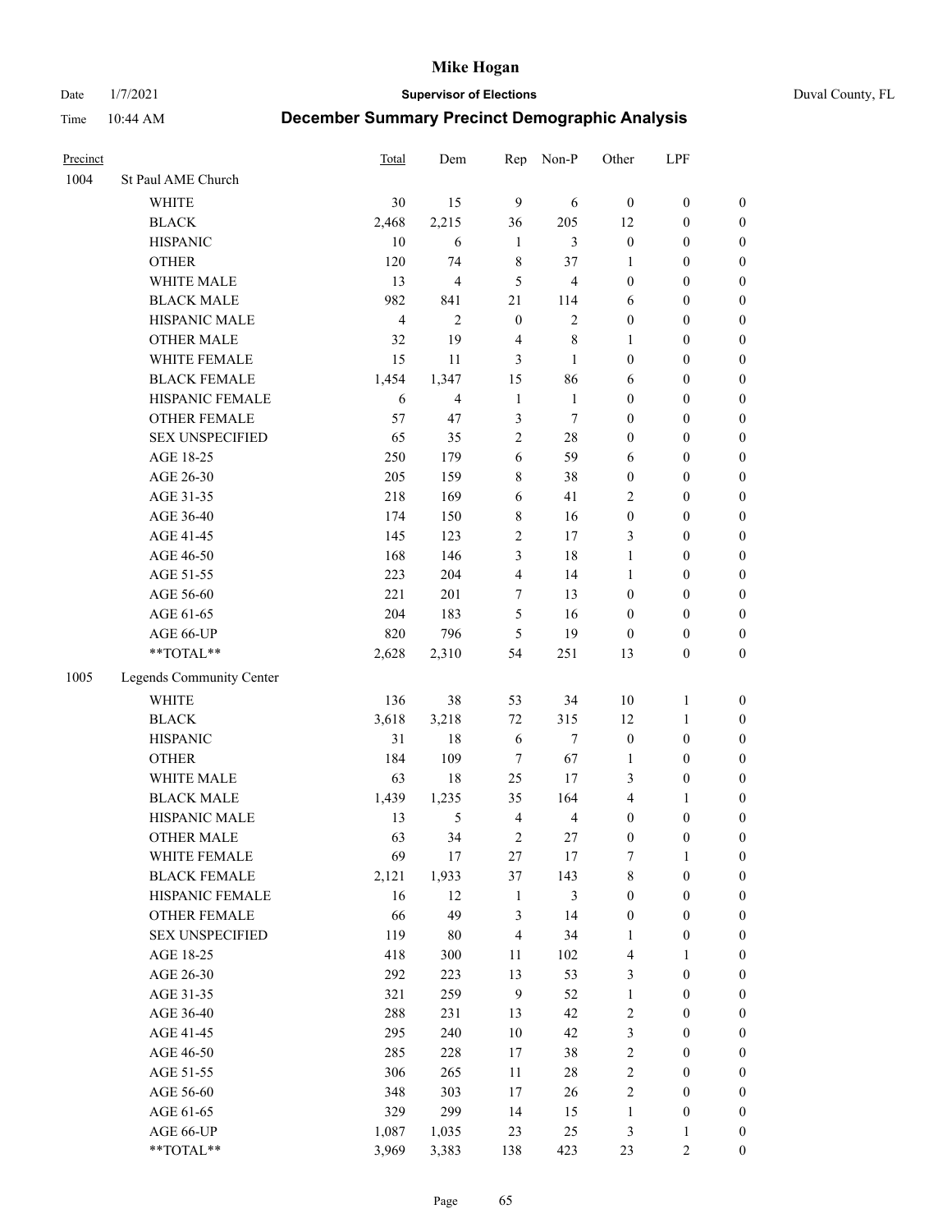# Mike Hogan

Date 1/7/2021 **Supervisor of Elections** Duval County, FL

Time 10:44 AM **December Summary Precinct Demographic Analysis**

| Precinct | | Total | Dem | Rep | Non-P | Other | LPF | |
|---|---|---|---|---|---|---|---|---|
| 1004 | St Paul AME Church | | | | | | | |
| | WHITE | 30 | 15 | 9 | 6 | 0 | 0 | 0 |
| | BLACK | 2,468 | 2,215 | 36 | 205 | 12 | 0 | 0 |
| | HISPANIC | 10 | 6 | 1 | 3 | 0 | 0 | 0 |
| | OTHER | 120 | 74 | 8 | 37 | 1 | 0 | 0 |
| | WHITE MALE | 13 | 4 | 5 | 4 | 0 | 0 | 0 |
| | BLACK MALE | 982 | 841 | 21 | 114 | 6 | 0 | 0 |
| | HISPANIC MALE | 4 | 2 | 0 | 2 | 0 | 0 | 0 |
| | OTHER MALE | 32 | 19 | 4 | 8 | 1 | 0 | 0 |
| | WHITE FEMALE | 15 | 11 | 3 | 1 | 0 | 0 | 0 |
| | BLACK FEMALE | 1,454 | 1,347 | 15 | 86 | 6 | 0 | 0 |
| | HISPANIC FEMALE | 6 | 4 | 1 | 1 | 0 | 0 | 0 |
| | OTHER FEMALE | 57 | 47 | 3 | 7 | 0 | 0 | 0 |
| | SEX UNSPECIFIED | 65 | 35 | 2 | 28 | 0 | 0 | 0 |
| | AGE 18-25 | 250 | 179 | 6 | 59 | 6 | 0 | 0 |
| | AGE 26-30 | 205 | 159 | 8 | 38 | 0 | 0 | 0 |
| | AGE 31-35 | 218 | 169 | 6 | 41 | 2 | 0 | 0 |
| | AGE 36-40 | 174 | 150 | 8 | 16 | 0 | 0 | 0 |
| | AGE 41-45 | 145 | 123 | 2 | 17 | 3 | 0 | 0 |
| | AGE 46-50 | 168 | 146 | 3 | 18 | 1 | 0 | 0 |
| | AGE 51-55 | 223 | 204 | 4 | 14 | 1 | 0 | 0 |
| | AGE 56-60 | 221 | 201 | 7 | 13 | 0 | 0 | 0 |
| | AGE 61-65 | 204 | 183 | 5 | 16 | 0 | 0 | 0 |
| | AGE 66-UP | 820 | 796 | 5 | 19 | 0 | 0 | 0 |
| | **TOTAL** | 2,628 | 2,310 | 54 | 251 | 13 | 0 | 0 |
| 1005 | Legends Community Center | | | | | | | |
| | WHITE | 136 | 38 | 53 | 34 | 10 | 1 | 0 |
| | BLACK | 3,618 | 3,218 | 72 | 315 | 12 | 1 | 0 |
| | HISPANIC | 31 | 18 | 6 | 7 | 0 | 0 | 0 |
| | OTHER | 184 | 109 | 7 | 67 | 1 | 0 | 0 |
| | WHITE MALE | 63 | 18 | 25 | 17 | 3 | 0 | 0 |
| | BLACK MALE | 1,439 | 1,235 | 35 | 164 | 4 | 1 | 0 |
| | HISPANIC MALE | 13 | 5 | 4 | 4 | 0 | 0 | 0 |
| | OTHER MALE | 63 | 34 | 2 | 27 | 0 | 0 | 0 |
| | WHITE FEMALE | 69 | 17 | 27 | 17 | 7 | 1 | 0 |
| | BLACK FEMALE | 2,121 | 1,933 | 37 | 143 | 8 | 0 | 0 |
| | HISPANIC FEMALE | 16 | 12 | 1 | 3 | 0 | 0 | 0 |
| | OTHER FEMALE | 66 | 49 | 3 | 14 | 0 | 0 | 0 |
| | SEX UNSPECIFIED | 119 | 80 | 4 | 34 | 1 | 0 | 0 |
| | AGE 18-25 | 418 | 300 | 11 | 102 | 4 | 1 | 0 |
| | AGE 26-30 | 292 | 223 | 13 | 53 | 3 | 0 | 0 |
| | AGE 31-35 | 321 | 259 | 9 | 52 | 1 | 0 | 0 |
| | AGE 36-40 | 288 | 231 | 13 | 42 | 2 | 0 | 0 |
| | AGE 41-45 | 295 | 240 | 10 | 42 | 3 | 0 | 0 |
| | AGE 46-50 | 285 | 228 | 17 | 38 | 2 | 0 | 0 |
| | AGE 51-55 | 306 | 265 | 11 | 28 | 2 | 0 | 0 |
| | AGE 56-60 | 348 | 303 | 17 | 26 | 2 | 0 | 0 |
| | AGE 61-65 | 329 | 299 | 14 | 15 | 1 | 0 | 0 |
| | AGE 66-UP | 1,087 | 1,035 | 23 | 25 | 3 | 1 | 0 |
| | **TOTAL** | 3,969 | 3,383 | 138 | 423 | 23 | 2 | 0 |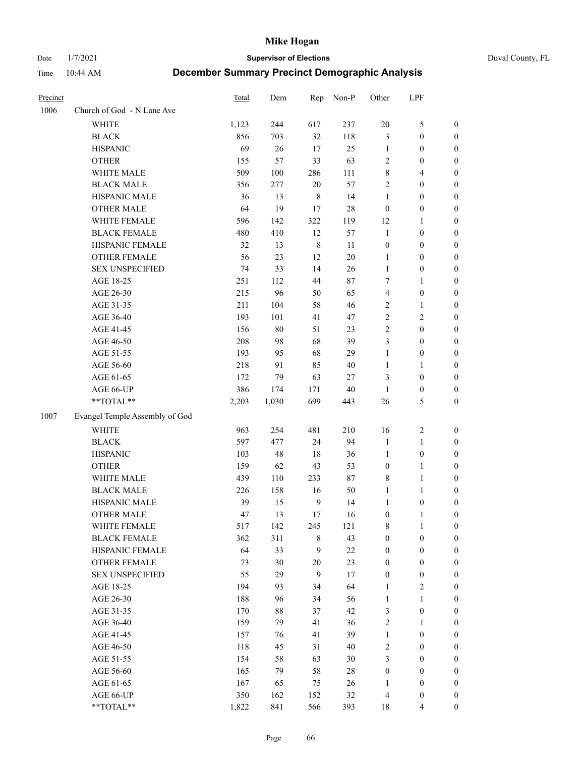# Mike Hogan

Date 1/7/2021 **Supervisor of Elections** Duval County, FL

Time 10:44 AM **December Summary Precinct Demographic Analysis**

| Precinct | | Total | Dem | Rep | Non-P | Other | LPF | |
|---|---|---|---|---|---|---|---|---|
| 1006 | Church of God - N Lane Ave | | | | | | | |
| | WHITE | 1,123 | 244 | 617 | 237 | 20 | 5 | 0 |
| | BLACK | 856 | 703 | 32 | 118 | 3 | 0 | 0 |
| | HISPANIC | 69 | 26 | 17 | 25 | 1 | 0 | 0 |
| | OTHER | 155 | 57 | 33 | 63 | 2 | 0 | 0 |
| | WHITE MALE | 509 | 100 | 286 | 111 | 8 | 4 | 0 |
| | BLACK MALE | 356 | 277 | 20 | 57 | 2 | 0 | 0 |
| | HISPANIC MALE | 36 | 13 | 8 | 14 | 1 | 0 | 0 |
| | OTHER MALE | 64 | 19 | 17 | 28 | 0 | 0 | 0 |
| | WHITE FEMALE | 596 | 142 | 322 | 119 | 12 | 1 | 0 |
| | BLACK FEMALE | 480 | 410 | 12 | 57 | 1 | 0 | 0 |
| | HISPANIC FEMALE | 32 | 13 | 8 | 11 | 0 | 0 | 0 |
| | OTHER FEMALE | 56 | 23 | 12 | 20 | 1 | 0 | 0 |
| | SEX UNSPECIFIED | 74 | 33 | 14 | 26 | 1 | 0 | 0 |
| | AGE 18-25 | 251 | 112 | 44 | 87 | 7 | 1 | 0 |
| | AGE 26-30 | 215 | 96 | 50 | 65 | 4 | 0 | 0 |
| | AGE 31-35 | 211 | 104 | 58 | 46 | 2 | 1 | 0 |
| | AGE 36-40 | 193 | 101 | 41 | 47 | 2 | 2 | 0 |
| | AGE 41-45 | 156 | 80 | 51 | 23 | 2 | 0 | 0 |
| | AGE 46-50 | 208 | 98 | 68 | 39 | 3 | 0 | 0 |
| | AGE 51-55 | 193 | 95 | 68 | 29 | 1 | 0 | 0 |
| | AGE 56-60 | 218 | 91 | 85 | 40 | 1 | 1 | 0 |
| | AGE 61-65 | 172 | 79 | 63 | 27 | 3 | 0 | 0 |
| | AGE 66-UP | 386 | 174 | 171 | 40 | 1 | 0 | 0 |
| | **TOTAL** | 2,203 | 1,030 | 699 | 443 | 26 | 5 | 0 |
| 1007 | Evangel Temple Assembly of God | | | | | | | |
| | WHITE | 963 | 254 | 481 | 210 | 16 | 2 | 0 |
| | BLACK | 597 | 477 | 24 | 94 | 1 | 1 | 0 |
| | HISPANIC | 103 | 48 | 18 | 36 | 1 | 0 | 0 |
| | OTHER | 159 | 62 | 43 | 53 | 0 | 1 | 0 |
| | WHITE MALE | 439 | 110 | 233 | 87 | 8 | 1 | 0 |
| | BLACK MALE | 226 | 158 | 16 | 50 | 1 | 1 | 0 |
| | HISPANIC MALE | 39 | 15 | 9 | 14 | 1 | 0 | 0 |
| | OTHER MALE | 47 | 13 | 17 | 16 | 0 | 1 | 0 |
| | WHITE FEMALE | 517 | 142 | 245 | 121 | 8 | 1 | 0 |
| | BLACK FEMALE | 362 | 311 | 8 | 43 | 0 | 0 | 0 |
| | HISPANIC FEMALE | 64 | 33 | 9 | 22 | 0 | 0 | 0 |
| | OTHER FEMALE | 73 | 30 | 20 | 23 | 0 | 0 | 0 |
| | SEX UNSPECIFIED | 55 | 29 | 9 | 17 | 0 | 0 | 0 |
| | AGE 18-25 | 194 | 93 | 34 | 64 | 1 | 2 | 0 |
| | AGE 26-30 | 188 | 96 | 34 | 56 | 1 | 1 | 0 |
| | AGE 31-35 | 170 | 88 | 37 | 42 | 3 | 0 | 0 |
| | AGE 36-40 | 159 | 79 | 41 | 36 | 2 | 1 | 0 |
| | AGE 41-45 | 157 | 76 | 41 | 39 | 1 | 0 | 0 |
| | AGE 46-50 | 118 | 45 | 31 | 40 | 2 | 0 | 0 |
| | AGE 51-55 | 154 | 58 | 63 | 30 | 3 | 0 | 0 |
| | AGE 56-60 | 165 | 79 | 58 | 28 | 0 | 0 | 0 |
| | AGE 61-65 | 167 | 65 | 75 | 26 | 1 | 0 | 0 |
| | AGE 66-UP | 350 | 162 | 152 | 32 | 4 | 0 | 0 |
| | **TOTAL** | 1,822 | 841 | 566 | 393 | 18 | 4 | 0 |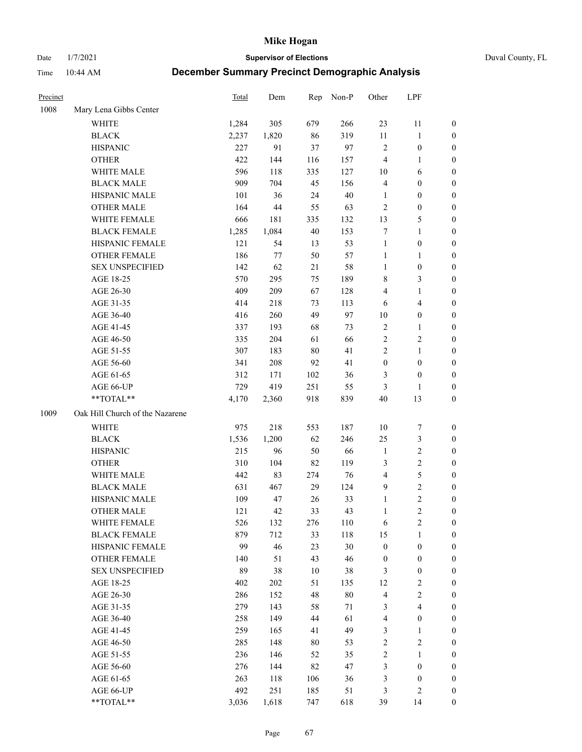# Mike Hogan

Date 1/7/2021 **Supervisor of Elections** Duval County, FL

Time 10:44 AM **December Summary Precinct Demographic Analysis**

| Precinct | | Total | Dem | Rep | Non-P | Other | LPF | |
|---|---|---|---|---|---|---|---|---|
| 1008 | Mary Lena Gibbs Center | | | | | | | |
| | WHITE | 1,284 | 305 | 679 | 266 | 23 | 11 | 0 |
| | BLACK | 2,237 | 1,820 | 86 | 319 | 11 | 1 | 0 |
| | HISPANIC | 227 | 91 | 37 | 97 | 2 | 0 | 0 |
| | OTHER | 422 | 144 | 116 | 157 | 4 | 1 | 0 |
| | WHITE MALE | 596 | 118 | 335 | 127 | 10 | 6 | 0 |
| | BLACK MALE | 909 | 704 | 45 | 156 | 4 | 0 | 0 |
| | HISPANIC MALE | 101 | 36 | 24 | 40 | 1 | 0 | 0 |
| | OTHER MALE | 164 | 44 | 55 | 63 | 2 | 0 | 0 |
| | WHITE FEMALE | 666 | 181 | 335 | 132 | 13 | 5 | 0 |
| | BLACK FEMALE | 1,285 | 1,084 | 40 | 153 | 7 | 1 | 0 |
| | HISPANIC FEMALE | 121 | 54 | 13 | 53 | 1 | 0 | 0 |
| | OTHER FEMALE | 186 | 77 | 50 | 57 | 1 | 1 | 0 |
| | SEX UNSPECIFIED | 142 | 62 | 21 | 58 | 1 | 0 | 0 |
| | AGE 18-25 | 570 | 295 | 75 | 189 | 8 | 3 | 0 |
| | AGE 26-30 | 409 | 209 | 67 | 128 | 4 | 1 | 0 |
| | AGE 31-35 | 414 | 218 | 73 | 113 | 6 | 4 | 0 |
| | AGE 36-40 | 416 | 260 | 49 | 97 | 10 | 0 | 0 |
| | AGE 41-45 | 337 | 193 | 68 | 73 | 2 | 1 | 0 |
| | AGE 46-50 | 335 | 204 | 61 | 66 | 2 | 2 | 0 |
| | AGE 51-55 | 307 | 183 | 80 | 41 | 2 | 1 | 0 |
| | AGE 56-60 | 341 | 208 | 92 | 41 | 0 | 0 | 0 |
| | AGE 61-65 | 312 | 171 | 102 | 36 | 3 | 0 | 0 |
| | AGE 66-UP | 729 | 419 | 251 | 55 | 3 | 1 | 0 |
| | **TOTAL** | 4,170 | 2,360 | 918 | 839 | 40 | 13 | 0 |
| 1009 | Oak Hill Church of the Nazarene | | | | | | | |
| | WHITE | 975 | 218 | 553 | 187 | 10 | 7 | 0 |
| | BLACK | 1,536 | 1,200 | 62 | 246 | 25 | 3 | 0 |
| | HISPANIC | 215 | 96 | 50 | 66 | 1 | 2 | 0 |
| | OTHER | 310 | 104 | 82 | 119 | 3 | 2 | 0 |
| | WHITE MALE | 442 | 83 | 274 | 76 | 4 | 5 | 0 |
| | BLACK MALE | 631 | 467 | 29 | 124 | 9 | 2 | 0 |
| | HISPANIC MALE | 109 | 47 | 26 | 33 | 1 | 2 | 0 |
| | OTHER MALE | 121 | 42 | 33 | 43 | 1 | 2 | 0 |
| | WHITE FEMALE | 526 | 132 | 276 | 110 | 6 | 2 | 0 |
| | BLACK FEMALE | 879 | 712 | 33 | 118 | 15 | 1 | 0 |
| | HISPANIC FEMALE | 99 | 46 | 23 | 30 | 0 | 0 | 0 |
| | OTHER FEMALE | 140 | 51 | 43 | 46 | 0 | 0 | 0 |
| | SEX UNSPECIFIED | 89 | 38 | 10 | 38 | 3 | 0 | 0 |
| | AGE 18-25 | 402 | 202 | 51 | 135 | 12 | 2 | 0 |
| | AGE 26-30 | 286 | 152 | 48 | 80 | 4 | 2 | 0 |
| | AGE 31-35 | 279 | 143 | 58 | 71 | 3 | 4 | 0 |
| | AGE 36-40 | 258 | 149 | 44 | 61 | 4 | 0 | 0 |
| | AGE 41-45 | 259 | 165 | 41 | 49 | 3 | 1 | 0 |
| | AGE 46-50 | 285 | 148 | 80 | 53 | 2 | 2 | 0 |
| | AGE 51-55 | 236 | 146 | 52 | 35 | 2 | 1 | 0 |
| | AGE 56-60 | 276 | 144 | 82 | 47 | 3 | 0 | 0 |
| | AGE 61-65 | 263 | 118 | 106 | 36 | 3 | 0 | 0 |
| | AGE 66-UP | 492 | 251 | 185 | 51 | 3 | 2 | 0 |
| | **TOTAL** | 3,036 | 1,618 | 747 | 618 | 39 | 14 | 0 |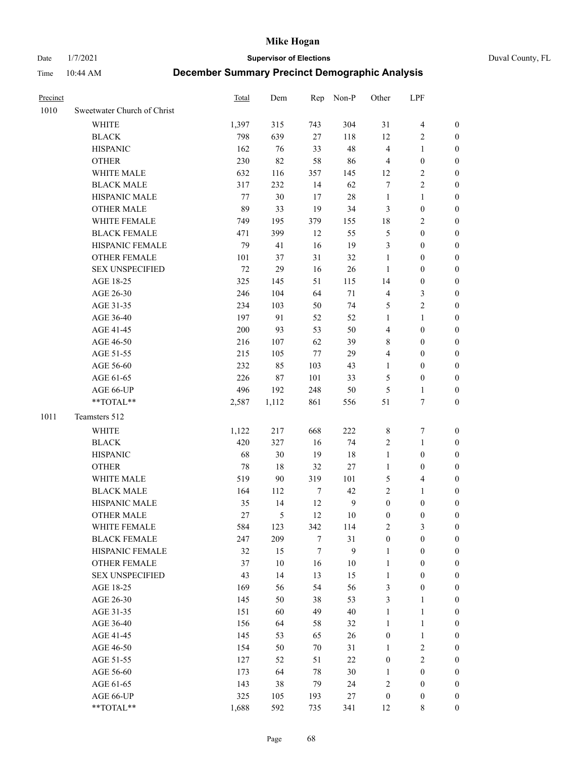| Precinct | | Total | Dem | Rep | Non-P | Other | LPF | |
|---|---|---|---|---|---|---|---|---|
| 1010 | Sweetwater Church of Christ | | | | | | | |
| | WHITE | 1,397 | 315 | 743 | 304 | 31 | 4 | 0 |
| | BLACK | 798 | 639 | 27 | 118 | 12 | 2 | 0 |
| | HISPANIC | 162 | 76 | 33 | 48 | 4 | 1 | 0 |
| | OTHER | 230 | 82 | 58 | 86 | 4 | 0 | 0 |
| | WHITE MALE | 632 | 116 | 357 | 145 | 12 | 2 | 0 |
| | BLACK MALE | 317 | 232 | 14 | 62 | 7 | 2 | 0 |
| | HISPANIC MALE | 77 | 30 | 17 | 28 | 1 | 1 | 0 |
| | OTHER MALE | 89 | 33 | 19 | 34 | 3 | 0 | 0 |
| | WHITE FEMALE | 749 | 195 | 379 | 155 | 18 | 2 | 0 |
| | BLACK FEMALE | 471 | 399 | 12 | 55 | 5 | 0 | 0 |
| | HISPANIC FEMALE | 79 | 41 | 16 | 19 | 3 | 0 | 0 |
| | OTHER FEMALE | 101 | 37 | 31 | 32 | 1 | 0 | 0 |
| | SEX UNSPECIFIED | 72 | 29 | 16 | 26 | 1 | 0 | 0 |
| | AGE 18-25 | 325 | 145 | 51 | 115 | 14 | 0 | 0 |
| | AGE 26-30 | 246 | 104 | 64 | 71 | 4 | 3 | 0 |
| | AGE 31-35 | 234 | 103 | 50 | 74 | 5 | 2 | 0 |
| | AGE 36-40 | 197 | 91 | 52 | 52 | 1 | 1 | 0 |
| | AGE 41-45 | 200 | 93 | 53 | 50 | 4 | 0 | 0 |
| | AGE 46-50 | 216 | 107 | 62 | 39 | 8 | 0 | 0 |
| | AGE 51-55 | 215 | 105 | 77 | 29 | 4 | 0 | 0 |
| | AGE 56-60 | 232 | 85 | 103 | 43 | 1 | 0 | 0 |
| | AGE 61-65 | 226 | 87 | 101 | 33 | 5 | 0 | 0 |
| | AGE 66-UP | 496 | 192 | 248 | 50 | 5 | 1 | 0 |
| | **TOTAL** | 2,587 | 1,112 | 861 | 556 | 51 | 7 | 0 |
| 1011 | Teamsters 512 | | | | | | | |
| | WHITE | 1,122 | 217 | 668 | 222 | 8 | 7 | 0 |
| | BLACK | 420 | 327 | 16 | 74 | 2 | 1 | 0 |
| | HISPANIC | 68 | 30 | 19 | 18 | 1 | 0 | 0 |
| | OTHER | 78 | 18 | 32 | 27 | 1 | 0 | 0 |
| | WHITE MALE | 519 | 90 | 319 | 101 | 5 | 4 | 0 |
| | BLACK MALE | 164 | 112 | 7 | 42 | 2 | 1 | 0 |
| | HISPANIC MALE | 35 | 14 | 12 | 9 | 0 | 0 | 0 |
| | OTHER MALE | 27 | 5 | 12 | 10 | 0 | 0 | 0 |
| | WHITE FEMALE | 584 | 123 | 342 | 114 | 2 | 3 | 0 |
| | BLACK FEMALE | 247 | 209 | 7 | 31 | 0 | 0 | 0 |
| | HISPANIC FEMALE | 32 | 15 | 7 | 9 | 1 | 0 | 0 |
| | OTHER FEMALE | 37 | 10 | 16 | 10 | 1 | 0 | 0 |
| | SEX UNSPECIFIED | 43 | 14 | 13 | 15 | 1 | 0 | 0 |
| | AGE 18-25 | 169 | 56 | 54 | 56 | 3 | 0 | 0 |
| | AGE 26-30 | 145 | 50 | 38 | 53 | 3 | 1 | 0 |
| | AGE 31-35 | 151 | 60 | 49 | 40 | 1 | 1 | 0 |
| | AGE 36-40 | 156 | 64 | 58 | 32 | 1 | 1 | 0 |
| | AGE 41-45 | 145 | 53 | 65 | 26 | 0 | 1 | 0 |
| | AGE 46-50 | 154 | 50 | 70 | 31 | 1 | 2 | 0 |
| | AGE 51-55 | 127 | 52 | 51 | 22 | 0 | 2 | 0 |
| | AGE 56-60 | 173 | 64 | 78 | 30 | 1 | 0 | 0 |
| | AGE 61-65 | 143 | 38 | 79 | 24 | 2 | 0 | 0 |
| | AGE 66-UP | 325 | 105 | 193 | 27 | 0 | 0 | 0 |
| | **TOTAL** | 1,688 | 592 | 735 | 341 | 12 | 8 | 0 |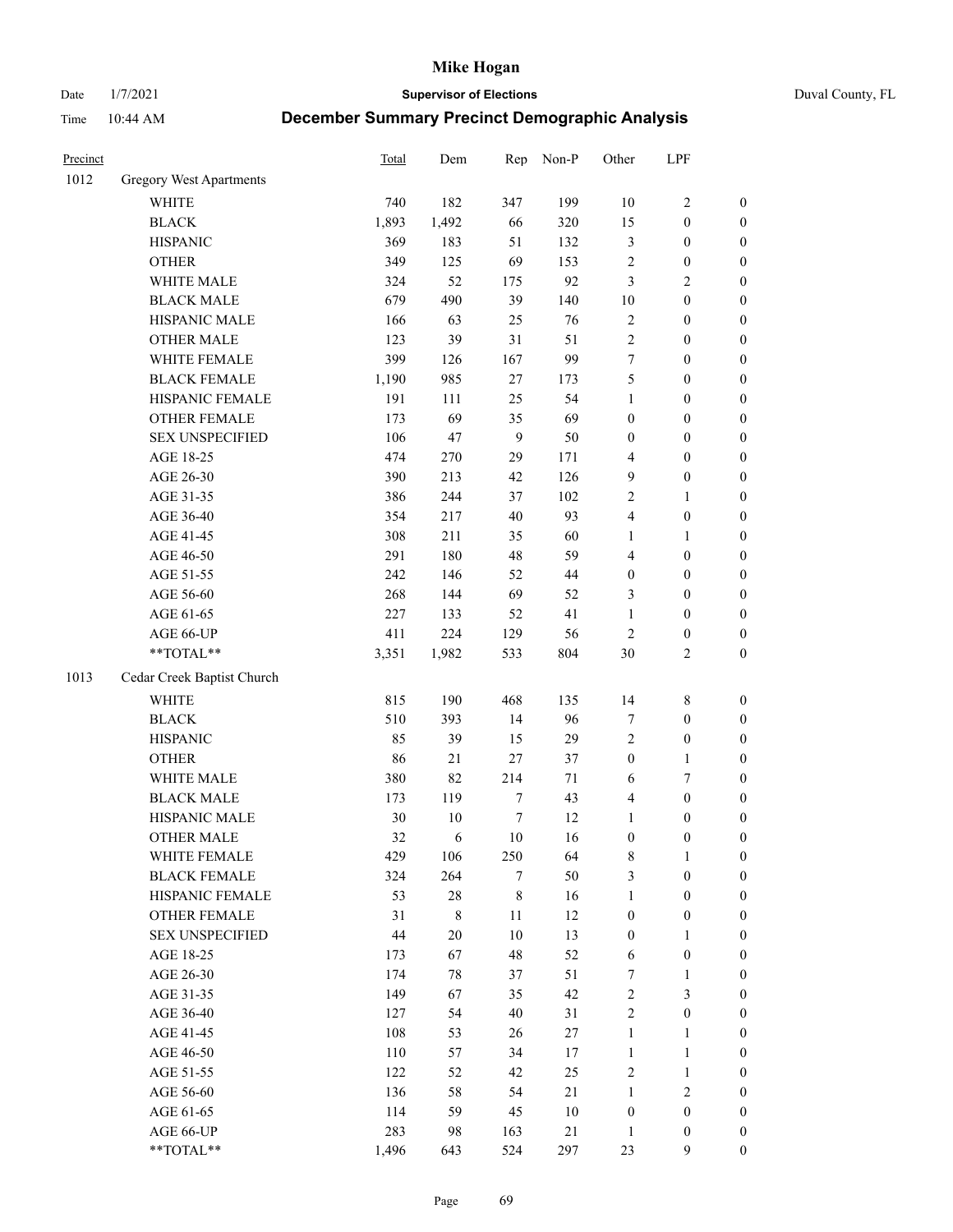| Precinct | | Total | Dem | Rep | Non-P | Other | LPF | |
|---|---|---|---|---|---|---|---|---|
| 1012 | Gregory West Apartments | | | | | | | |
| | WHITE | 740 | 182 | 347 | 199 | 10 | 2 | 0 |
| | BLACK | 1,893 | 1,492 | 66 | 320 | 15 | 0 | 0 |
| | HISPANIC | 369 | 183 | 51 | 132 | 3 | 0 | 0 |
| | OTHER | 349 | 125 | 69 | 153 | 2 | 0 | 0 |
| | WHITE MALE | 324 | 52 | 175 | 92 | 3 | 2 | 0 |
| | BLACK MALE | 679 | 490 | 39 | 140 | 10 | 0 | 0 |
| | HISPANIC MALE | 166 | 63 | 25 | 76 | 2 | 0 | 0 |
| | OTHER MALE | 123 | 39 | 31 | 51 | 2 | 0 | 0 |
| | WHITE FEMALE | 399 | 126 | 167 | 99 | 7 | 0 | 0 |
| | BLACK FEMALE | 1,190 | 985 | 27 | 173 | 5 | 0 | 0 |
| | HISPANIC FEMALE | 191 | 111 | 25 | 54 | 1 | 0 | 0 |
| | OTHER FEMALE | 173 | 69 | 35 | 69 | 0 | 0 | 0 |
| | SEX UNSPECIFIED | 106 | 47 | 9 | 50 | 0 | 0 | 0 |
| | AGE 18-25 | 474 | 270 | 29 | 171 | 4 | 0 | 0 |
| | AGE 26-30 | 390 | 213 | 42 | 126 | 9 | 0 | 0 |
| | AGE 31-35 | 386 | 244 | 37 | 102 | 2 | 1 | 0 |
| | AGE 36-40 | 354 | 217 | 40 | 93 | 4 | 0 | 0 |
| | AGE 41-45 | 308 | 211 | 35 | 60 | 1 | 1 | 0 |
| | AGE 46-50 | 291 | 180 | 48 | 59 | 4 | 0 | 0 |
| | AGE 51-55 | 242 | 146 | 52 | 44 | 0 | 0 | 0 |
| | AGE 56-60 | 268 | 144 | 69 | 52 | 3 | 0 | 0 |
| | AGE 61-65 | 227 | 133 | 52 | 41 | 1 | 0 | 0 |
| | AGE 66-UP | 411 | 224 | 129 | 56 | 2 | 0 | 0 |
| | **TOTAL** | 3,351 | 1,982 | 533 | 804 | 30 | 2 | 0 |
| 1013 | Cedar Creek Baptist Church | | | | | | | |
| | WHITE | 815 | 190 | 468 | 135 | 14 | 8 | 0 |
| | BLACK | 510 | 393 | 14 | 96 | 7 | 0 | 0 |
| | HISPANIC | 85 | 39 | 15 | 29 | 2 | 0 | 0 |
| | OTHER | 86 | 21 | 27 | 37 | 0 | 1 | 0 |
| | WHITE MALE | 380 | 82 | 214 | 71 | 6 | 7 | 0 |
| | BLACK MALE | 173 | 119 | 7 | 43 | 4 | 0 | 0 |
| | HISPANIC MALE | 30 | 10 | 7 | 12 | 1 | 0 | 0 |
| | OTHER MALE | 32 | 6 | 10 | 16 | 0 | 0 | 0 |
| | WHITE FEMALE | 429 | 106 | 250 | 64 | 8 | 1 | 0 |
| | BLACK FEMALE | 324 | 264 | 7 | 50 | 3 | 0 | 0 |
| | HISPANIC FEMALE | 53 | 28 | 8 | 16 | 1 | 0 | 0 |
| | OTHER FEMALE | 31 | 8 | 11 | 12 | 0 | 0 | 0 |
| | SEX UNSPECIFIED | 44 | 20 | 10 | 13 | 0 | 1 | 0 |
| | AGE 18-25 | 173 | 67 | 48 | 52 | 6 | 0 | 0 |
| | AGE 26-30 | 174 | 78 | 37 | 51 | 7 | 1 | 0 |
| | AGE 31-35 | 149 | 67 | 35 | 42 | 2 | 3 | 0 |
| | AGE 36-40 | 127 | 54 | 40 | 31 | 2 | 0 | 0 |
| | AGE 41-45 | 108 | 53 | 26 | 27 | 1 | 1 | 0 |
| | AGE 46-50 | 110 | 57 | 34 | 17 | 1 | 1 | 0 |
| | AGE 51-55 | 122 | 52 | 42 | 25 | 2 | 1 | 0 |
| | AGE 56-60 | 136 | 58 | 54 | 21 | 1 | 2 | 0 |
| | AGE 61-65 | 114 | 59 | 45 | 10 | 0 | 0 | 0 |
| | AGE 66-UP | 283 | 98 | 163 | 21 | 1 | 0 | 0 |
| | **TOTAL** | 1,496 | 643 | 524 | 297 | 23 | 9 | 0 |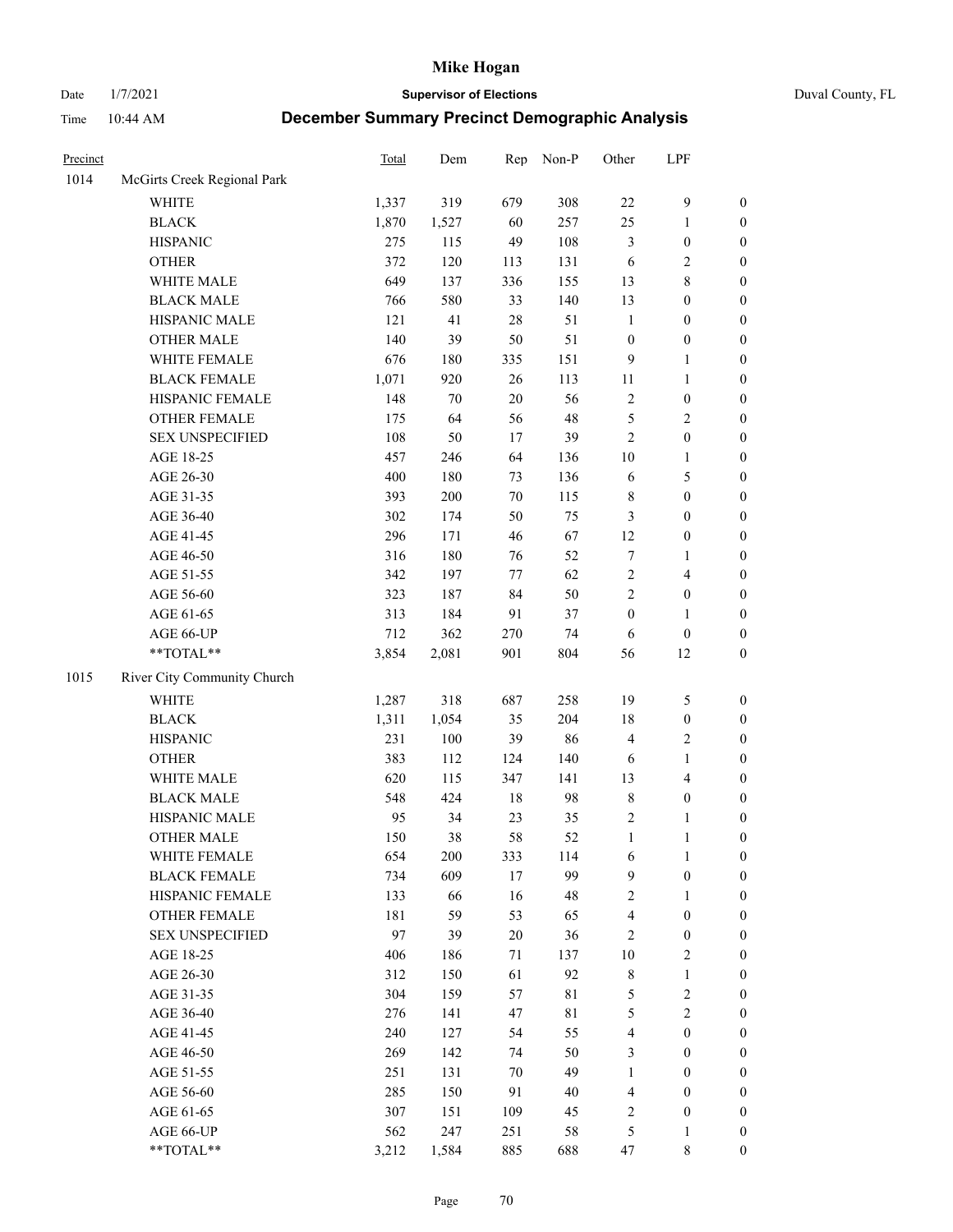# Mike Hogan

Date 1/7/2021 **Supervisor of Elections** Duval County, FL

Time 10:44 AM **December Summary Precinct Demographic Analysis**

| Precinct | | Total | Dem | Rep | Non-P | Other | LPF | |
|---|---|---|---|---|---|---|---|---|
| 1014 | McGirts Creek Regional Park | | | | | | | |
| | WHITE | 1,337 | 319 | 679 | 308 | 22 | 9 | 0 |
| | BLACK | 1,870 | 1,527 | 60 | 257 | 25 | 1 | 0 |
| | HISPANIC | 275 | 115 | 49 | 108 | 3 | 0 | 0 |
| | OTHER | 372 | 120 | 113 | 131 | 6 | 2 | 0 |
| | WHITE MALE | 649 | 137 | 336 | 155 | 13 | 8 | 0 |
| | BLACK MALE | 766 | 580 | 33 | 140 | 13 | 0 | 0 |
| | HISPANIC MALE | 121 | 41 | 28 | 51 | 1 | 0 | 0 |
| | OTHER MALE | 140 | 39 | 50 | 51 | 0 | 0 | 0 |
| | WHITE FEMALE | 676 | 180 | 335 | 151 | 9 | 1 | 0 |
| | BLACK FEMALE | 1,071 | 920 | 26 | 113 | 11 | 1 | 0 |
| | HISPANIC FEMALE | 148 | 70 | 20 | 56 | 2 | 0 | 0 |
| | OTHER FEMALE | 175 | 64 | 56 | 48 | 5 | 2 | 0 |
| | SEX UNSPECIFIED | 108 | 50 | 17 | 39 | 2 | 0 | 0 |
| | AGE 18-25 | 457 | 246 | 64 | 136 | 10 | 1 | 0 |
| | AGE 26-30 | 400 | 180 | 73 | 136 | 6 | 5 | 0 |
| | AGE 31-35 | 393 | 200 | 70 | 115 | 8 | 0 | 0 |
| | AGE 36-40 | 302 | 174 | 50 | 75 | 3 | 0 | 0 |
| | AGE 41-45 | 296 | 171 | 46 | 67 | 12 | 0 | 0 |
| | AGE 46-50 | 316 | 180 | 76 | 52 | 7 | 1 | 0 |
| | AGE 51-55 | 342 | 197 | 77 | 62 | 2 | 4 | 0 |
| | AGE 56-60 | 323 | 187 | 84 | 50 | 2 | 0 | 0 |
| | AGE 61-65 | 313 | 184 | 91 | 37 | 0 | 1 | 0 |
| | AGE 66-UP | 712 | 362 | 270 | 74 | 6 | 0 | 0 |
| | **TOTAL** | 3,854 | 2,081 | 901 | 804 | 56 | 12 | 0 |
| 1015 | River City Community Church | | | | | | | |
| | WHITE | 1,287 | 318 | 687 | 258 | 19 | 5 | 0 |
| | BLACK | 1,311 | 1,054 | 35 | 204 | 18 | 0 | 0 |
| | HISPANIC | 231 | 100 | 39 | 86 | 4 | 2 | 0 |
| | OTHER | 383 | 112 | 124 | 140 | 6 | 1 | 0 |
| | WHITE MALE | 620 | 115 | 347 | 141 | 13 | 4 | 0 |
| | BLACK MALE | 548 | 424 | 18 | 98 | 8 | 0 | 0 |
| | HISPANIC MALE | 95 | 34 | 23 | 35 | 2 | 1 | 0 |
| | OTHER MALE | 150 | 38 | 58 | 52 | 1 | 1 | 0 |
| | WHITE FEMALE | 654 | 200 | 333 | 114 | 6 | 1 | 0 |
| | BLACK FEMALE | 734 | 609 | 17 | 99 | 9 | 0 | 0 |
| | HISPANIC FEMALE | 133 | 66 | 16 | 48 | 2 | 1 | 0 |
| | OTHER FEMALE | 181 | 59 | 53 | 65 | 4 | 0 | 0 |
| | SEX UNSPECIFIED | 97 | 39 | 20 | 36 | 2 | 0 | 0 |
| | AGE 18-25 | 406 | 186 | 71 | 137 | 10 | 2 | 0 |
| | AGE 26-30 | 312 | 150 | 61 | 92 | 8 | 1 | 0 |
| | AGE 31-35 | 304 | 159 | 57 | 81 | 5 | 2 | 0 |
| | AGE 36-40 | 276 | 141 | 47 | 81 | 5 | 2 | 0 |
| | AGE 41-45 | 240 | 127 | 54 | 55 | 4 | 0 | 0 |
| | AGE 46-50 | 269 | 142 | 74 | 50 | 3 | 0 | 0 |
| | AGE 51-55 | 251 | 131 | 70 | 49 | 1 | 0 | 0 |
| | AGE 56-60 | 285 | 150 | 91 | 40 | 4 | 0 | 0 |
| | AGE 61-65 | 307 | 151 | 109 | 45 | 2 | 0 | 0 |
| | AGE 66-UP | 562 | 247 | 251 | 58 | 5 | 1 | 0 |
| | **TOTAL** | 3,212 | 1,584 | 885 | 688 | 47 | 8 | 0 |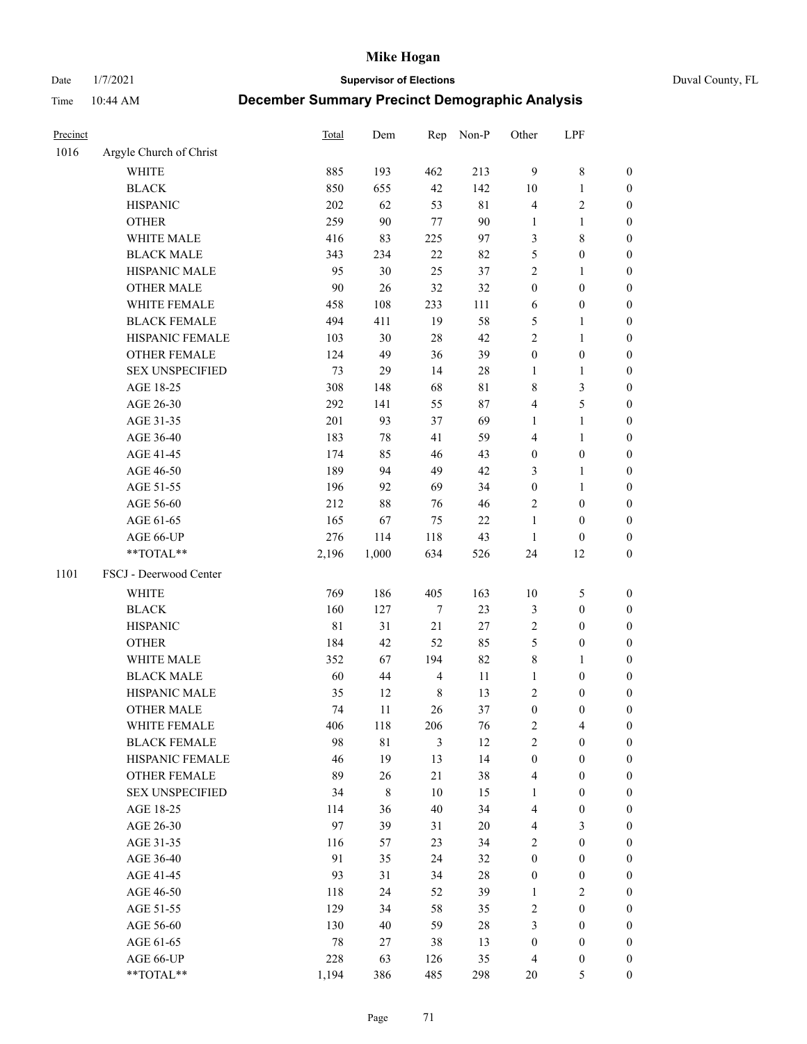# Mike Hogan

Date 1/7/2021 **Supervisor of Elections** Duval County, FL

Time 10:44 AM **December Summary Precinct Demographic Analysis**

| Precinct | | Total | Dem | Rep | Non-P | Other | LPF | |
|---|---|---|---|---|---|---|---|---|
| 1016 | Argyle Church of Christ | | | | | | | |
| | WHITE | 885 | 193 | 462 | 213 | 9 | 8 | 0 |
| | BLACK | 850 | 655 | 42 | 142 | 10 | 1 | 0 |
| | HISPANIC | 202 | 62 | 53 | 81 | 4 | 2 | 0 |
| | OTHER | 259 | 90 | 77 | 90 | 1 | 1 | 0 |
| | WHITE MALE | 416 | 83 | 225 | 97 | 3 | 8 | 0 |
| | BLACK MALE | 343 | 234 | 22 | 82 | 5 | 0 | 0 |
| | HISPANIC MALE | 95 | 30 | 25 | 37 | 2 | 1 | 0 |
| | OTHER MALE | 90 | 26 | 32 | 32 | 0 | 0 | 0 |
| | WHITE FEMALE | 458 | 108 | 233 | 111 | 6 | 0 | 0 |
| | BLACK FEMALE | 494 | 411 | 19 | 58 | 5 | 1 | 0 |
| | HISPANIC FEMALE | 103 | 30 | 28 | 42 | 2 | 1 | 0 |
| | OTHER FEMALE | 124 | 49 | 36 | 39 | 0 | 0 | 0 |
| | SEX UNSPECIFIED | 73 | 29 | 14 | 28 | 1 | 1 | 0 |
| | AGE 18-25 | 308 | 148 | 68 | 81 | 8 | 3 | 0 |
| | AGE 26-30 | 292 | 141 | 55 | 87 | 4 | 5 | 0 |
| | AGE 31-35 | 201 | 93 | 37 | 69 | 1 | 1 | 0 |
| | AGE 36-40 | 183 | 78 | 41 | 59 | 4 | 1 | 0 |
| | AGE 41-45 | 174 | 85 | 46 | 43 | 0 | 0 | 0 |
| | AGE 46-50 | 189 | 94 | 49 | 42 | 3 | 1 | 0 |
| | AGE 51-55 | 196 | 92 | 69 | 34 | 0 | 1 | 0 |
| | AGE 56-60 | 212 | 88 | 76 | 46 | 2 | 0 | 0 |
| | AGE 61-65 | 165 | 67 | 75 | 22 | 1 | 0 | 0 |
| | AGE 66-UP | 276 | 114 | 118 | 43 | 1 | 0 | 0 |
| | **TOTAL** | 2,196 | 1,000 | 634 | 526 | 24 | 12 | 0 |
| 1101 | FSCJ - Deerwood Center | | | | | | | |
| | WHITE | 769 | 186 | 405 | 163 | 10 | 5 | 0 |
| | BLACK | 160 | 127 | 7 | 23 | 3 | 0 | 0 |
| | HISPANIC | 81 | 31 | 21 | 27 | 2 | 0 | 0 |
| | OTHER | 184 | 42 | 52 | 85 | 5 | 0 | 0 |
| | WHITE MALE | 352 | 67 | 194 | 82 | 8 | 1 | 0 |
| | BLACK MALE | 60 | 44 | 4 | 11 | 1 | 0 | 0 |
| | HISPANIC MALE | 35 | 12 | 8 | 13 | 2 | 0 | 0 |
| | OTHER MALE | 74 | 11 | 26 | 37 | 0 | 0 | 0 |
| | WHITE FEMALE | 406 | 118 | 206 | 76 | 2 | 4 | 0 |
| | BLACK FEMALE | 98 | 81 | 3 | 12 | 2 | 0 | 0 |
| | HISPANIC FEMALE | 46 | 19 | 13 | 14 | 0 | 0 | 0 |
| | OTHER FEMALE | 89 | 26 | 21 | 38 | 4 | 0 | 0 |
| | SEX UNSPECIFIED | 34 | 8 | 10 | 15 | 1 | 0 | 0 |
| | AGE 18-25 | 114 | 36 | 40 | 34 | 4 | 0 | 0 |
| | AGE 26-30 | 97 | 39 | 31 | 20 | 4 | 3 | 0 |
| | AGE 31-35 | 116 | 57 | 23 | 34 | 2 | 0 | 0 |
| | AGE 36-40 | 91 | 35 | 24 | 32 | 0 | 0 | 0 |
| | AGE 41-45 | 93 | 31 | 34 | 28 | 0 | 0 | 0 |
| | AGE 46-50 | 118 | 24 | 52 | 39 | 1 | 2 | 0 |
| | AGE 51-55 | 129 | 34 | 58 | 35 | 2 | 0 | 0 |
| | AGE 56-60 | 130 | 40 | 59 | 28 | 3 | 0 | 0 |
| | AGE 61-65 | 78 | 27 | 38 | 13 | 0 | 0 | 0 |
| | AGE 66-UP | 228 | 63 | 126 | 35 | 4 | 0 | 0 |
| | **TOTAL** | 1,194 | 386 | 485 | 298 | 20 | 5 | 0 |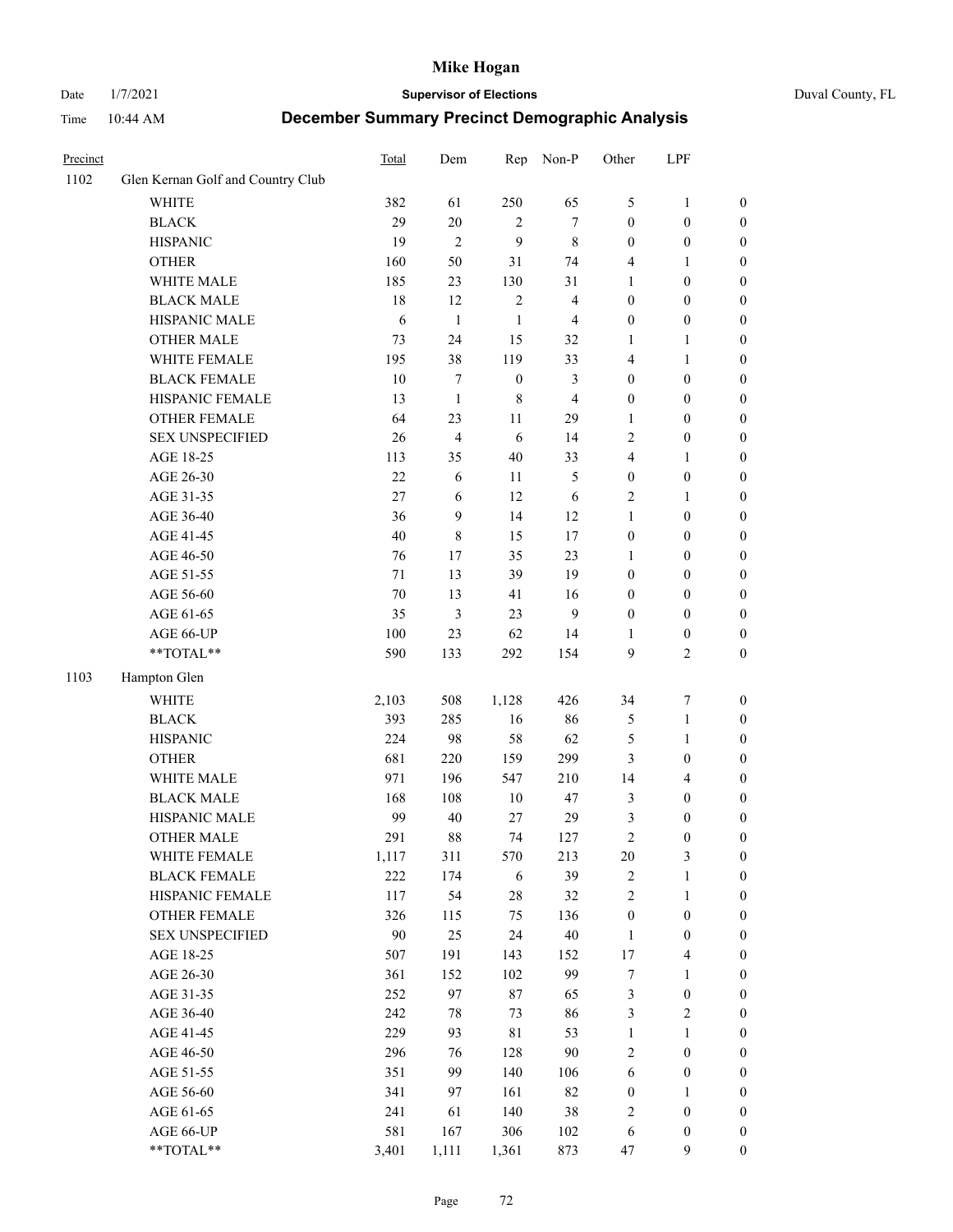# Mike Hogan

Date 1/7/2021 **Supervisor of Elections** Duval County, FL

Time 10:44 AM **December Summary Precinct Demographic Analysis**

| Precinct | | Total | Dem | Rep | Non-P | Other | LPF | |
|---|---|---|---|---|---|---|---|---|
| 1102 | Glen Kernan Golf and Country Club | | | | | | | |
| | WHITE | 382 | 61 | 250 | 65 | 5 | 1 | 0 |
| | BLACK | 29 | 20 | 2 | 7 | 0 | 0 | 0 |
| | HISPANIC | 19 | 2 | 9 | 8 | 0 | 0 | 0 |
| | OTHER | 160 | 50 | 31 | 74 | 4 | 1 | 0 |
| | WHITE MALE | 185 | 23 | 130 | 31 | 1 | 0 | 0 |
| | BLACK MALE | 18 | 12 | 2 | 4 | 0 | 0 | 0 |
| | HISPANIC MALE | 6 | 1 | 1 | 4 | 0 | 0 | 0 |
| | OTHER MALE | 73 | 24 | 15 | 32 | 1 | 1 | 0 |
| | WHITE FEMALE | 195 | 38 | 119 | 33 | 4 | 1 | 0 |
| | BLACK FEMALE | 10 | 7 | 0 | 3 | 0 | 0 | 0 |
| | HISPANIC FEMALE | 13 | 1 | 8 | 4 | 0 | 0 | 0 |
| | OTHER FEMALE | 64 | 23 | 11 | 29 | 1 | 0 | 0 |
| | SEX UNSPECIFIED | 26 | 4 | 6 | 14 | 2 | 0 | 0 |
| | AGE 18-25 | 113 | 35 | 40 | 33 | 4 | 1 | 0 |
| | AGE 26-30 | 22 | 6 | 11 | 5 | 0 | 0 | 0 |
| | AGE 31-35 | 27 | 6 | 12 | 6 | 2 | 1 | 0 |
| | AGE 36-40 | 36 | 9 | 14 | 12 | 1 | 0 | 0 |
| | AGE 41-45 | 40 | 8 | 15 | 17 | 0 | 0 | 0 |
| | AGE 46-50 | 76 | 17 | 35 | 23 | 1 | 0 | 0 |
| | AGE 51-55 | 71 | 13 | 39 | 19 | 0 | 0 | 0 |
| | AGE 56-60 | 70 | 13 | 41 | 16 | 0 | 0 | 0 |
| | AGE 61-65 | 35 | 3 | 23 | 9 | 0 | 0 | 0 |
| | AGE 66-UP | 100 | 23 | 62 | 14 | 1 | 0 | 0 |
| | **TOTAL** | 590 | 133 | 292 | 154 | 9 | 2 | 0 |
| 1103 | Hampton Glen | | | | | | | |
| | WHITE | 2,103 | 508 | 1,128 | 426 | 34 | 7 | 0 |
| | BLACK | 393 | 285 | 16 | 86 | 5 | 1 | 0 |
| | HISPANIC | 224 | 98 | 58 | 62 | 5 | 1 | 0 |
| | OTHER | 681 | 220 | 159 | 299 | 3 | 0 | 0 |
| | WHITE MALE | 971 | 196 | 547 | 210 | 14 | 4 | 0 |
| | BLACK MALE | 168 | 108 | 10 | 47 | 3 | 0 | 0 |
| | HISPANIC MALE | 99 | 40 | 27 | 29 | 3 | 0 | 0 |
| | OTHER MALE | 291 | 88 | 74 | 127 | 2 | 0 | 0 |
| | WHITE FEMALE | 1,117 | 311 | 570 | 213 | 20 | 3 | 0 |
| | BLACK FEMALE | 222 | 174 | 6 | 39 | 2 | 1 | 0 |
| | HISPANIC FEMALE | 117 | 54 | 28 | 32 | 2 | 1 | 0 |
| | OTHER FEMALE | 326 | 115 | 75 | 136 | 0 | 0 | 0 |
| | SEX UNSPECIFIED | 90 | 25 | 24 | 40 | 1 | 0 | 0 |
| | AGE 18-25 | 507 | 191 | 143 | 152 | 17 | 4 | 0 |
| | AGE 26-30 | 361 | 152 | 102 | 99 | 7 | 1 | 0 |
| | AGE 31-35 | 252 | 97 | 87 | 65 | 3 | 0 | 0 |
| | AGE 36-40 | 242 | 78 | 73 | 86 | 3 | 2 | 0 |
| | AGE 41-45 | 229 | 93 | 81 | 53 | 1 | 1 | 0 |
| | AGE 46-50 | 296 | 76 | 128 | 90 | 2 | 0 | 0 |
| | AGE 51-55 | 351 | 99 | 140 | 106 | 6 | 0 | 0 |
| | AGE 56-60 | 341 | 97 | 161 | 82 | 0 | 1 | 0 |
| | AGE 61-65 | 241 | 61 | 140 | 38 | 2 | 0 | 0 |
| | AGE 66-UP | 581 | 167 | 306 | 102 | 6 | 0 | 0 |
| | **TOTAL** | 3,401 | 1,111 | 1,361 | 873 | 47 | 9 | 0 |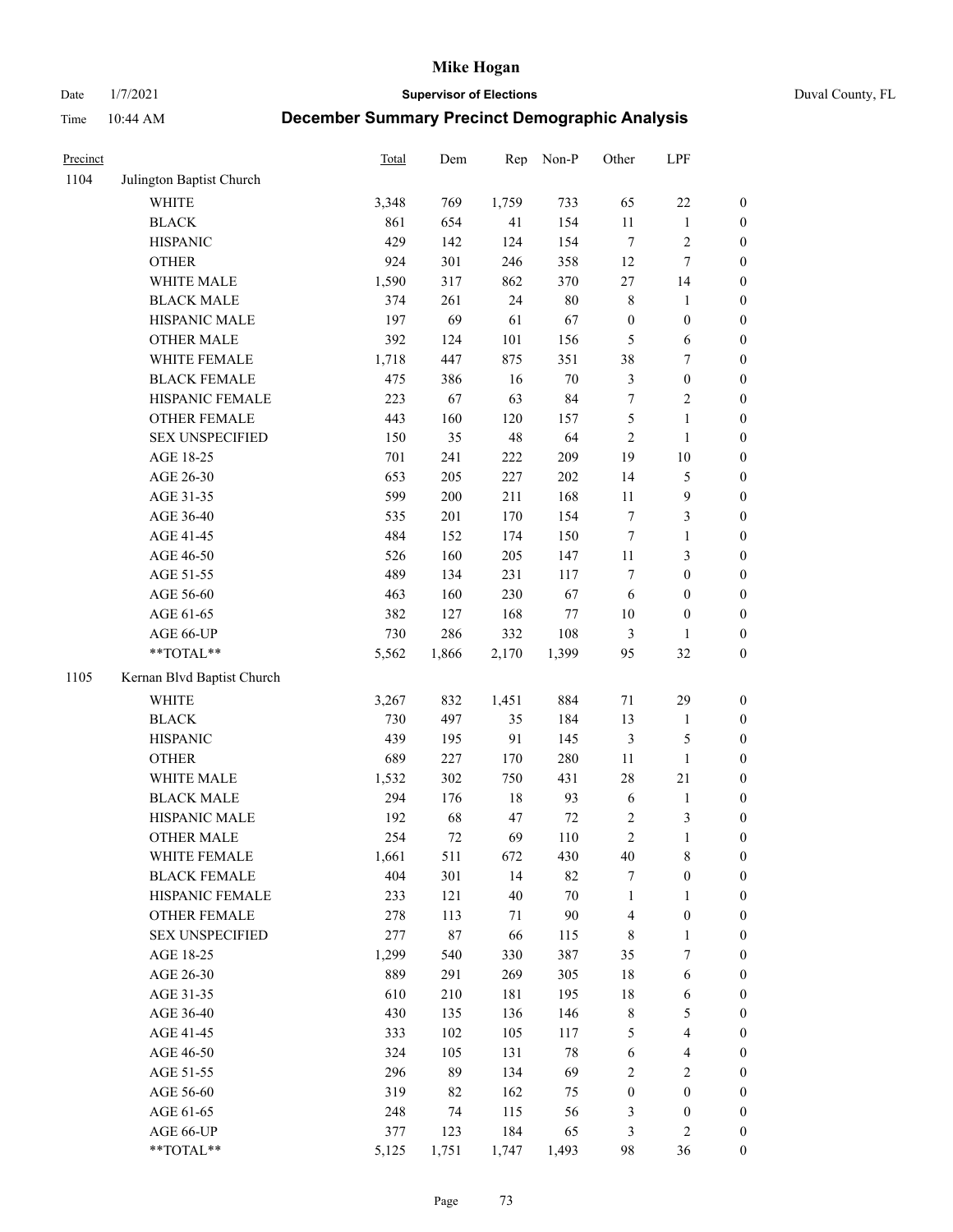# Mike Hogan

Date 1/7/2021 **Supervisor of Elections** Duval County, FL

Time 10:44 AM **December Summary Precinct Demographic Analysis**

| Precinct | | Total | Dem | Rep | Non-P | Other | LPF | |
|---|---|---|---|---|---|---|---|---|
| 1104 | Julington Baptist Church | | | | | | | |
| | WHITE | 3,348 | 769 | 1,759 | 733 | 65 | 22 | 0 |
| | BLACK | 861 | 654 | 41 | 154 | 11 | 1 | 0 |
| | HISPANIC | 429 | 142 | 124 | 154 | 7 | 2 | 0 |
| | OTHER | 924 | 301 | 246 | 358 | 12 | 7 | 0 |
| | WHITE MALE | 1,590 | 317 | 862 | 370 | 27 | 14 | 0 |
| | BLACK MALE | 374 | 261 | 24 | 80 | 8 | 1 | 0 |
| | HISPANIC MALE | 197 | 69 | 61 | 67 | 0 | 0 | 0 |
| | OTHER MALE | 392 | 124 | 101 | 156 | 5 | 6 | 0 |
| | WHITE FEMALE | 1,718 | 447 | 875 | 351 | 38 | 7 | 0 |
| | BLACK FEMALE | 475 | 386 | 16 | 70 | 3 | 0 | 0 |
| | HISPANIC FEMALE | 223 | 67 | 63 | 84 | 7 | 2 | 0 |
| | OTHER FEMALE | 443 | 160 | 120 | 157 | 5 | 1 | 0 |
| | SEX UNSPECIFIED | 150 | 35 | 48 | 64 | 2 | 1 | 0 |
| | AGE 18-25 | 701 | 241 | 222 | 209 | 19 | 10 | 0 |
| | AGE 26-30 | 653 | 205 | 227 | 202 | 14 | 5 | 0 |
| | AGE 31-35 | 599 | 200 | 211 | 168 | 11 | 9 | 0 |
| | AGE 36-40 | 535 | 201 | 170 | 154 | 7 | 3 | 0 |
| | AGE 41-45 | 484 | 152 | 174 | 150 | 7 | 1 | 0 |
| | AGE 46-50 | 526 | 160 | 205 | 147 | 11 | 3 | 0 |
| | AGE 51-55 | 489 | 134 | 231 | 117 | 7 | 0 | 0 |
| | AGE 56-60 | 463 | 160 | 230 | 67 | 6 | 0 | 0 |
| | AGE 61-65 | 382 | 127 | 168 | 77 | 10 | 0 | 0 |
| | AGE 66-UP | 730 | 286 | 332 | 108 | 3 | 1 | 0 |
| | **TOTAL** | 5,562 | 1,866 | 2,170 | 1,399 | 95 | 32 | 0 |
| 1105 | Kernan Blvd Baptist Church | | | | | | | |
| | WHITE | 3,267 | 832 | 1,451 | 884 | 71 | 29 | 0 |
| | BLACK | 730 | 497 | 35 | 184 | 13 | 1 | 0 |
| | HISPANIC | 439 | 195 | 91 | 145 | 3 | 5 | 0 |
| | OTHER | 689 | 227 | 170 | 280 | 11 | 1 | 0 |
| | WHITE MALE | 1,532 | 302 | 750 | 431 | 28 | 21 | 0 |
| | BLACK MALE | 294 | 176 | 18 | 93 | 6 | 1 | 0 |
| | HISPANIC MALE | 192 | 68 | 47 | 72 | 2 | 3 | 0 |
| | OTHER MALE | 254 | 72 | 69 | 110 | 2 | 1 | 0 |
| | WHITE FEMALE | 1,661 | 511 | 672 | 430 | 40 | 8 | 0 |
| | BLACK FEMALE | 404 | 301 | 14 | 82 | 7 | 0 | 0 |
| | HISPANIC FEMALE | 233 | 121 | 40 | 70 | 1 | 1 | 0 |
| | OTHER FEMALE | 278 | 113 | 71 | 90 | 4 | 0 | 0 |
| | SEX UNSPECIFIED | 277 | 87 | 66 | 115 | 8 | 1 | 0 |
| | AGE 18-25 | 1,299 | 540 | 330 | 387 | 35 | 7 | 0 |
| | AGE 26-30 | 889 | 291 | 269 | 305 | 18 | 6 | 0 |
| | AGE 31-35 | 610 | 210 | 181 | 195 | 18 | 6 | 0 |
| | AGE 36-40 | 430 | 135 | 136 | 146 | 8 | 5 | 0 |
| | AGE 41-45 | 333 | 102 | 105 | 117 | 5 | 4 | 0 |
| | AGE 46-50 | 324 | 105 | 131 | 78 | 6 | 4 | 0 |
| | AGE 51-55 | 296 | 89 | 134 | 69 | 2 | 2 | 0 |
| | AGE 56-60 | 319 | 82 | 162 | 75 | 0 | 0 | 0 |
| | AGE 61-65 | 248 | 74 | 115 | 56 | 3 | 0 | 0 |
| | AGE 66-UP | 377 | 123 | 184 | 65 | 3 | 2 | 0 |
| | **TOTAL** | 5,125 | 1,751 | 1,747 | 1,493 | 98 | 36 | 0 |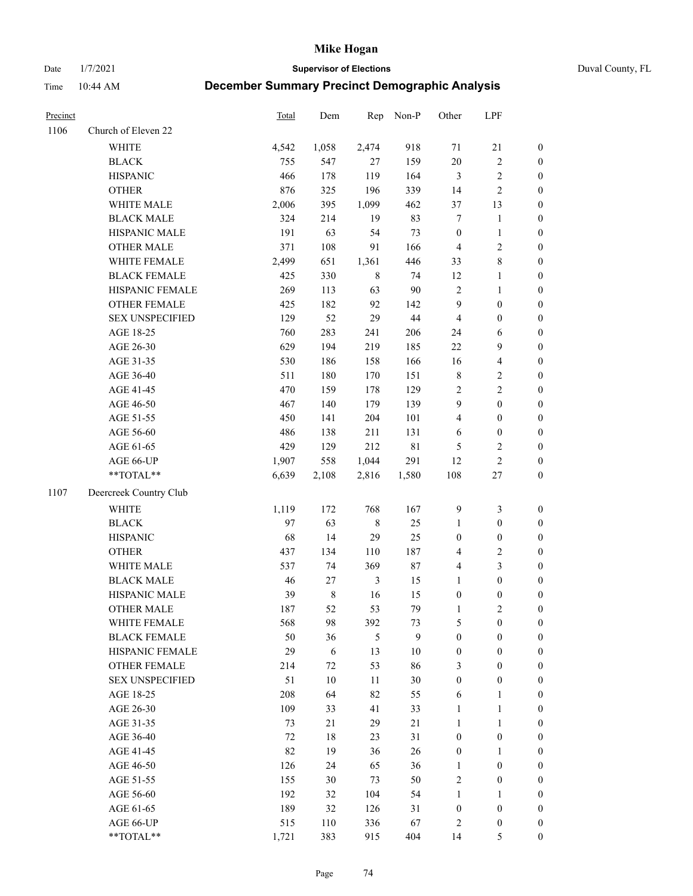# Mike Hogan

Date 1/7/2021 **Supervisor of Elections** Duval County, FL

Time 10:44 AM **December Summary Precinct Demographic Analysis**

| Precinct | | Total | Dem | Rep | Non-P | Other | LPF | |
|---|---|---|---|---|---|---|---|---|
| 1106 | Church of Eleven 22 | | | | | | | |
| | WHITE | 4,542 | 1,058 | 2,474 | 918 | 71 | 21 | 0 |
| | BLACK | 755 | 547 | 27 | 159 | 20 | 2 | 0 |
| | HISPANIC | 466 | 178 | 119 | 164 | 3 | 2 | 0 |
| | OTHER | 876 | 325 | 196 | 339 | 14 | 2 | 0 |
| | WHITE MALE | 2,006 | 395 | 1,099 | 462 | 37 | 13 | 0 |
| | BLACK MALE | 324 | 214 | 19 | 83 | 7 | 1 | 0 |
| | HISPANIC MALE | 191 | 63 | 54 | 73 | 0 | 1 | 0 |
| | OTHER MALE | 371 | 108 | 91 | 166 | 4 | 2 | 0 |
| | WHITE FEMALE | 2,499 | 651 | 1,361 | 446 | 33 | 8 | 0 |
| | BLACK FEMALE | 425 | 330 | 8 | 74 | 12 | 1 | 0 |
| | HISPANIC FEMALE | 269 | 113 | 63 | 90 | 2 | 1 | 0 |
| | OTHER FEMALE | 425 | 182 | 92 | 142 | 9 | 0 | 0 |
| | SEX UNSPECIFIED | 129 | 52 | 29 | 44 | 4 | 0 | 0 |
| | AGE 18-25 | 760 | 283 | 241 | 206 | 24 | 6 | 0 |
| | AGE 26-30 | 629 | 194 | 219 | 185 | 22 | 9 | 0 |
| | AGE 31-35 | 530 | 186 | 158 | 166 | 16 | 4 | 0 |
| | AGE 36-40 | 511 | 180 | 170 | 151 | 8 | 2 | 0 |
| | AGE 41-45 | 470 | 159 | 178 | 129 | 2 | 2 | 0 |
| | AGE 46-50 | 467 | 140 | 179 | 139 | 9 | 0 | 0 |
| | AGE 51-55 | 450 | 141 | 204 | 101 | 4 | 0 | 0 |
| | AGE 56-60 | 486 | 138 | 211 | 131 | 6 | 0 | 0 |
| | AGE 61-65 | 429 | 129 | 212 | 81 | 5 | 2 | 0 |
| | AGE 66-UP | 1,907 | 558 | 1,044 | 291 | 12 | 2 | 0 |
| | **TOTAL** | 6,639 | 2,108 | 2,816 | 1,580 | 108 | 27 | 0 |
| 1107 | Deercreek Country Club | | | | | | | |
| | WHITE | 1,119 | 172 | 768 | 167 | 9 | 3 | 0 |
| | BLACK | 97 | 63 | 8 | 25 | 1 | 0 | 0 |
| | HISPANIC | 68 | 14 | 29 | 25 | 0 | 0 | 0 |
| | OTHER | 437 | 134 | 110 | 187 | 4 | 2 | 0 |
| | WHITE MALE | 537 | 74 | 369 | 87 | 4 | 3 | 0 |
| | BLACK MALE | 46 | 27 | 3 | 15 | 1 | 0 | 0 |
| | HISPANIC MALE | 39 | 8 | 16 | 15 | 0 | 0 | 0 |
| | OTHER MALE | 187 | 52 | 53 | 79 | 1 | 2 | 0 |
| | WHITE FEMALE | 568 | 98 | 392 | 73 | 5 | 0 | 0 |
| | BLACK FEMALE | 50 | 36 | 5 | 9 | 0 | 0 | 0 |
| | HISPANIC FEMALE | 29 | 6 | 13 | 10 | 0 | 0 | 0 |
| | OTHER FEMALE | 214 | 72 | 53 | 86 | 3 | 0 | 0 |
| | SEX UNSPECIFIED | 51 | 10 | 11 | 30 | 0 | 0 | 0 |
| | AGE 18-25 | 208 | 64 | 82 | 55 | 6 | 1 | 0 |
| | AGE 26-30 | 109 | 33 | 41 | 33 | 1 | 1 | 0 |
| | AGE 31-35 | 73 | 21 | 29 | 21 | 1 | 1 | 0 |
| | AGE 36-40 | 72 | 18 | 23 | 31 | 0 | 0 | 0 |
| | AGE 41-45 | 82 | 19 | 36 | 26 | 0 | 1 | 0 |
| | AGE 46-50 | 126 | 24 | 65 | 36 | 1 | 0 | 0 |
| | AGE 51-55 | 155 | 30 | 73 | 50 | 2 | 0 | 0 |
| | AGE 56-60 | 192 | 32 | 104 | 54 | 1 | 1 | 0 |
| | AGE 61-65 | 189 | 32 | 126 | 31 | 0 | 0 | 0 |
| | AGE 66-UP | 515 | 110 | 336 | 67 | 2 | 0 | 0 |
| | **TOTAL** | 1,721 | 383 | 915 | 404 | 14 | 5 | 0 |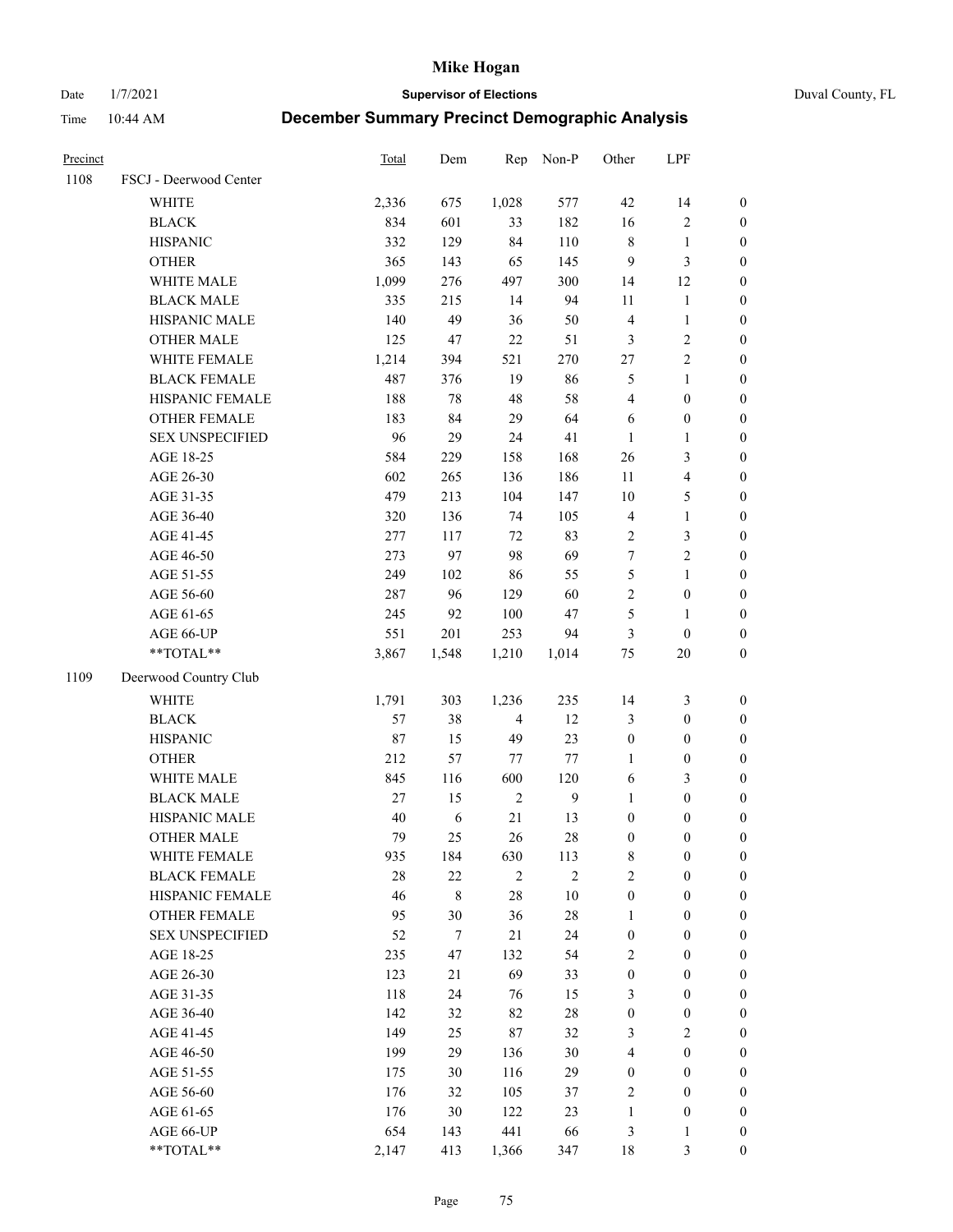# Mike Hogan

Date 1/7/2021 **Supervisor of Elections** Duval County, FL

Time 10:44 AM **December Summary Precinct Demographic Analysis**

| Precinct | | Total | Dem | Rep | Non-P | Other | LPF | |
|---|---|---|---|---|---|---|---|---|
| 1108 | FSCJ - Deerwood Center | | | | | | | |
| | WHITE | 2,336 | 675 | 1,028 | 577 | 42 | 14 | 0 |
| | BLACK | 834 | 601 | 33 | 182 | 16 | 2 | 0 |
| | HISPANIC | 332 | 129 | 84 | 110 | 8 | 1 | 0 |
| | OTHER | 365 | 143 | 65 | 145 | 9 | 3 | 0 |
| | WHITE MALE | 1,099 | 276 | 497 | 300 | 14 | 12 | 0 |
| | BLACK MALE | 335 | 215 | 14 | 94 | 11 | 1 | 0 |
| | HISPANIC MALE | 140 | 49 | 36 | 50 | 4 | 1 | 0 |
| | OTHER MALE | 125 | 47 | 22 | 51 | 3 | 2 | 0 |
| | WHITE FEMALE | 1,214 | 394 | 521 | 270 | 27 | 2 | 0 |
| | BLACK FEMALE | 487 | 376 | 19 | 86 | 5 | 1 | 0 |
| | HISPANIC FEMALE | 188 | 78 | 48 | 58 | 4 | 0 | 0 |
| | OTHER FEMALE | 183 | 84 | 29 | 64 | 6 | 0 | 0 |
| | SEX UNSPECIFIED | 96 | 29 | 24 | 41 | 1 | 1 | 0 |
| | AGE 18-25 | 584 | 229 | 158 | 168 | 26 | 3 | 0 |
| | AGE 26-30 | 602 | 265 | 136 | 186 | 11 | 4 | 0 |
| | AGE 31-35 | 479 | 213 | 104 | 147 | 10 | 5 | 0 |
| | AGE 36-40 | 320 | 136 | 74 | 105 | 4 | 1 | 0 |
| | AGE 41-45 | 277 | 117 | 72 | 83 | 2 | 3 | 0 |
| | AGE 46-50 | 273 | 97 | 98 | 69 | 7 | 2 | 0 |
| | AGE 51-55 | 249 | 102 | 86 | 55 | 5 | 1 | 0 |
| | AGE 56-60 | 287 | 96 | 129 | 60 | 2 | 0 | 0 |
| | AGE 61-65 | 245 | 92 | 100 | 47 | 5 | 1 | 0 |
| | AGE 66-UP | 551 | 201 | 253 | 94 | 3 | 0 | 0 |
| | **TOTAL** | 3,867 | 1,548 | 1,210 | 1,014 | 75 | 20 | 0 |
| 1109 | Deerwood Country Club | | | | | | | |
| | WHITE | 1,791 | 303 | 1,236 | 235 | 14 | 3 | 0 |
| | BLACK | 57 | 38 | 4 | 12 | 3 | 0 | 0 |
| | HISPANIC | 87 | 15 | 49 | 23 | 0 | 0 | 0 |
| | OTHER | 212 | 57 | 77 | 77 | 1 | 0 | 0 |
| | WHITE MALE | 845 | 116 | 600 | 120 | 6 | 3 | 0 |
| | BLACK MALE | 27 | 15 | 2 | 9 | 1 | 0 | 0 |
| | HISPANIC MALE | 40 | 6 | 21 | 13 | 0 | 0 | 0 |
| | OTHER MALE | 79 | 25 | 26 | 28 | 0 | 0 | 0 |
| | WHITE FEMALE | 935 | 184 | 630 | 113 | 8 | 0 | 0 |
| | BLACK FEMALE | 28 | 22 | 2 | 2 | 2 | 0 | 0 |
| | HISPANIC FEMALE | 46 | 8 | 28 | 10 | 0 | 0 | 0 |
| | OTHER FEMALE | 95 | 30 | 36 | 28 | 1 | 0 | 0 |
| | SEX UNSPECIFIED | 52 | 7 | 21 | 24 | 0 | 0 | 0 |
| | AGE 18-25 | 235 | 47 | 132 | 54 | 2 | 0 | 0 |
| | AGE 26-30 | 123 | 21 | 69 | 33 | 0 | 0 | 0 |
| | AGE 31-35 | 118 | 24 | 76 | 15 | 3 | 0 | 0 |
| | AGE 36-40 | 142 | 32 | 82 | 28 | 0 | 0 | 0 |
| | AGE 41-45 | 149 | 25 | 87 | 32 | 3 | 2 | 0 |
| | AGE 46-50 | 199 | 29 | 136 | 30 | 4 | 0 | 0 |
| | AGE 51-55 | 175 | 30 | 116 | 29 | 0 | 0 | 0 |
| | AGE 56-60 | 176 | 32 | 105 | 37 | 2 | 0 | 0 |
| | AGE 61-65 | 176 | 30 | 122 | 23 | 1 | 0 | 0 |
| | AGE 66-UP | 654 | 143 | 441 | 66 | 3 | 1 | 0 |
| | **TOTAL** | 2,147 | 413 | 1,366 | 347 | 18 | 3 | 0 |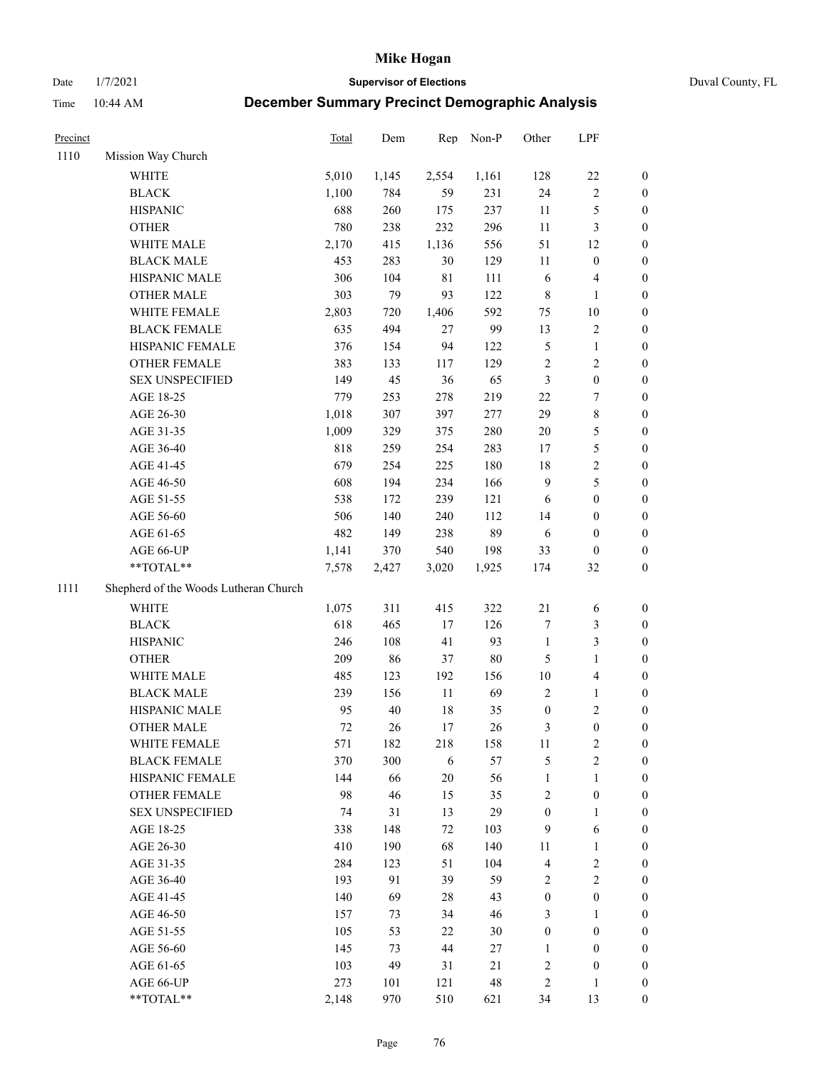# Mike Hogan

Date 1/7/2021 **Supervisor of Elections** Duval County, FL

Time 10:44 AM **December Summary Precinct Demographic Analysis**

| Precinct | | Total | Dem | Rep | Non-P | Other | LPF | |
|---|---|---|---|---|---|---|---|---|
| 1110 | Mission Way Church | | | | | | | |
| | WHITE | 5,010 | 1,145 | 2,554 | 1,161 | 128 | 22 | 0 |
| | BLACK | 1,100 | 784 | 59 | 231 | 24 | 2 | 0 |
| | HISPANIC | 688 | 260 | 175 | 237 | 11 | 5 | 0 |
| | OTHER | 780 | 238 | 232 | 296 | 11 | 3 | 0 |
| | WHITE MALE | 2,170 | 415 | 1,136 | 556 | 51 | 12 | 0 |
| | BLACK MALE | 453 | 283 | 30 | 129 | 11 | 0 | 0 |
| | HISPANIC MALE | 306 | 104 | 81 | 111 | 6 | 4 | 0 |
| | OTHER MALE | 303 | 79 | 93 | 122 | 8 | 1 | 0 |
| | WHITE FEMALE | 2,803 | 720 | 1,406 | 592 | 75 | 10 | 0 |
| | BLACK FEMALE | 635 | 494 | 27 | 99 | 13 | 2 | 0 |
| | HISPANIC FEMALE | 376 | 154 | 94 | 122 | 5 | 1 | 0 |
| | OTHER FEMALE | 383 | 133 | 117 | 129 | 2 | 2 | 0 |
| | SEX UNSPECIFIED | 149 | 45 | 36 | 65 | 3 | 0 | 0 |
| | AGE 18-25 | 779 | 253 | 278 | 219 | 22 | 7 | 0 |
| | AGE 26-30 | 1,018 | 307 | 397 | 277 | 29 | 8 | 0 |
| | AGE 31-35 | 1,009 | 329 | 375 | 280 | 20 | 5 | 0 |
| | AGE 36-40 | 818 | 259 | 254 | 283 | 17 | 5 | 0 |
| | AGE 41-45 | 679 | 254 | 225 | 180 | 18 | 2 | 0 |
| | AGE 46-50 | 608 | 194 | 234 | 166 | 9 | 5 | 0 |
| | AGE 51-55 | 538 | 172 | 239 | 121 | 6 | 0 | 0 |
| | AGE 56-60 | 506 | 140 | 240 | 112 | 14 | 0 | 0 |
| | AGE 61-65 | 482 | 149 | 238 | 89 | 6 | 0 | 0 |
| | AGE 66-UP | 1,141 | 370 | 540 | 198 | 33 | 0 | 0 |
| | **TOTAL** | 7,578 | 2,427 | 3,020 | 1,925 | 174 | 32 | 0 |
| 1111 | Shepherd of the Woods Lutheran Church | | | | | | | |
| | WHITE | 1,075 | 311 | 415 | 322 | 21 | 6 | 0 |
| | BLACK | 618 | 465 | 17 | 126 | 7 | 3 | 0 |
| | HISPANIC | 246 | 108 | 41 | 93 | 1 | 3 | 0 |
| | OTHER | 209 | 86 | 37 | 80 | 5 | 1 | 0 |
| | WHITE MALE | 485 | 123 | 192 | 156 | 10 | 4 | 0 |
| | BLACK MALE | 239 | 156 | 11 | 69 | 2 | 1 | 0 |
| | HISPANIC MALE | 95 | 40 | 18 | 35 | 0 | 2 | 0 |
| | OTHER MALE | 72 | 26 | 17 | 26 | 3 | 0 | 0 |
| | WHITE FEMALE | 571 | 182 | 218 | 158 | 11 | 2 | 0 |
| | BLACK FEMALE | 370 | 300 | 6 | 57 | 5 | 2 | 0 |
| | HISPANIC FEMALE | 144 | 66 | 20 | 56 | 1 | 1 | 0 |
| | OTHER FEMALE | 98 | 46 | 15 | 35 | 2 | 0 | 0 |
| | SEX UNSPECIFIED | 74 | 31 | 13 | 29 | 0 | 1 | 0 |
| | AGE 18-25 | 338 | 148 | 72 | 103 | 9 | 6 | 0 |
| | AGE 26-30 | 410 | 190 | 68 | 140 | 11 | 1 | 0 |
| | AGE 31-35 | 284 | 123 | 51 | 104 | 4 | 2 | 0 |
| | AGE 36-40 | 193 | 91 | 39 | 59 | 2 | 2 | 0 |
| | AGE 41-45 | 140 | 69 | 28 | 43 | 0 | 0 | 0 |
| | AGE 46-50 | 157 | 73 | 34 | 46 | 3 | 1 | 0 |
| | AGE 51-55 | 105 | 53 | 22 | 30 | 0 | 0 | 0 |
| | AGE 56-60 | 145 | 73 | 44 | 27 | 1 | 0 | 0 |
| | AGE 61-65 | 103 | 49 | 31 | 21 | 2 | 0 | 0 |
| | AGE 66-UP | 273 | 101 | 121 | 48 | 2 | 1 | 0 |
| | **TOTAL** | 2,148 | 970 | 510 | 621 | 34 | 13 | 0 |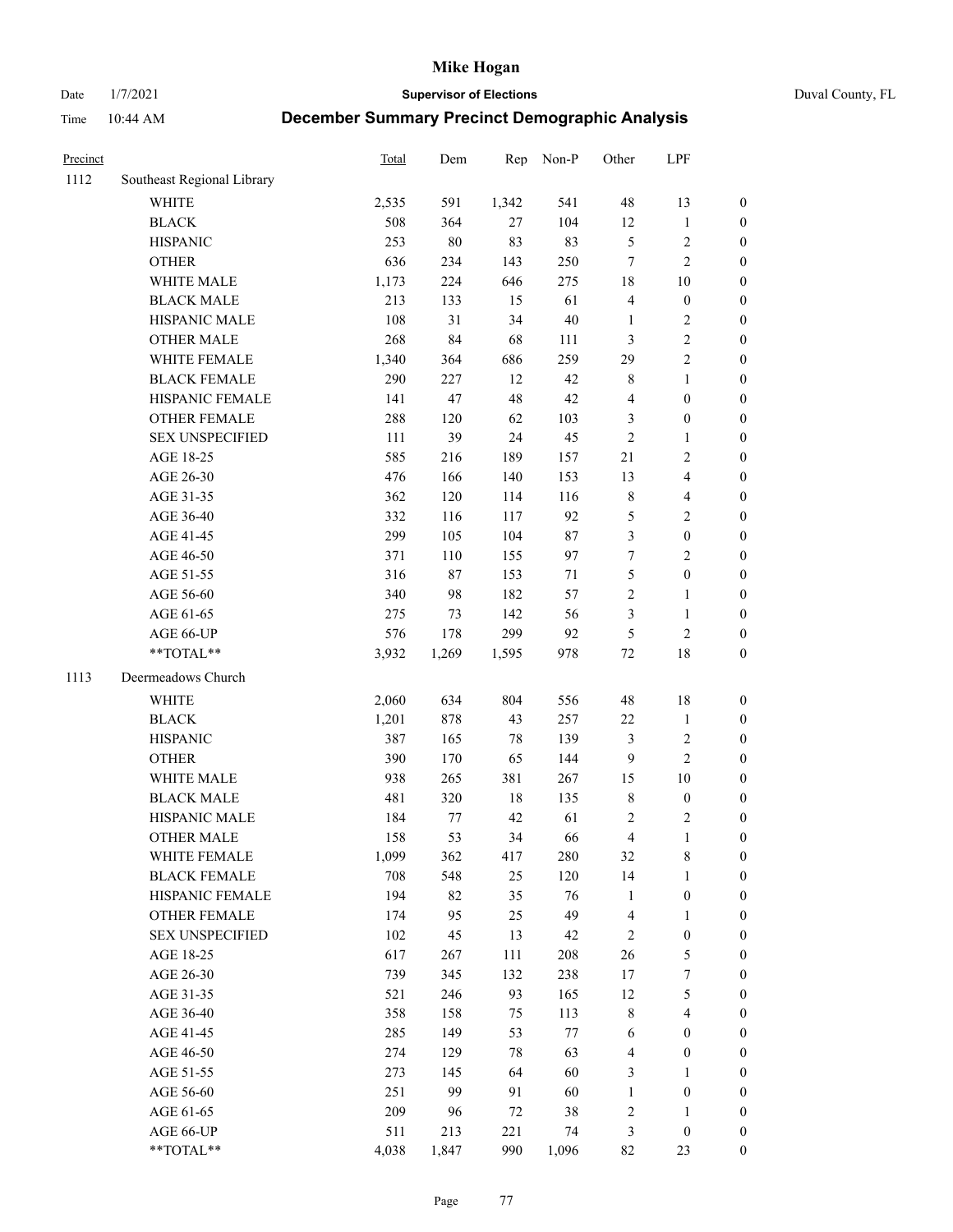# Mike Hogan

Date 1/7/2021 **Supervisor of Elections** Duval County, FL

Time 10:44 AM **December Summary Precinct Demographic Analysis**

| Precinct | | Total | Dem | Rep | Non-P | Other | LPF | |
|---|---|---|---|---|---|---|---|---|
| 1112 | Southeast Regional Library | | | | | | | |
| | WHITE | 2,535 | 591 | 1,342 | 541 | 48 | 13 | 0 |
| | BLACK | 508 | 364 | 27 | 104 | 12 | 1 | 0 |
| | HISPANIC | 253 | 80 | 83 | 83 | 5 | 2 | 0 |
| | OTHER | 636 | 234 | 143 | 250 | 7 | 2 | 0 |
| | WHITE MALE | 1,173 | 224 | 646 | 275 | 18 | 10 | 0 |
| | BLACK MALE | 213 | 133 | 15 | 61 | 4 | 0 | 0 |
| | HISPANIC MALE | 108 | 31 | 34 | 40 | 1 | 2 | 0 |
| | OTHER MALE | 268 | 84 | 68 | 111 | 3 | 2 | 0 |
| | WHITE FEMALE | 1,340 | 364 | 686 | 259 | 29 | 2 | 0 |
| | BLACK FEMALE | 290 | 227 | 12 | 42 | 8 | 1 | 0 |
| | HISPANIC FEMALE | 141 | 47 | 48 | 42 | 4 | 0 | 0 |
| | OTHER FEMALE | 288 | 120 | 62 | 103 | 3 | 0 | 0 |
| | SEX UNSPECIFIED | 111 | 39 | 24 | 45 | 2 | 1 | 0 |
| | AGE 18-25 | 585 | 216 | 189 | 157 | 21 | 2 | 0 |
| | AGE 26-30 | 476 | 166 | 140 | 153 | 13 | 4 | 0 |
| | AGE 31-35 | 362 | 120 | 114 | 116 | 8 | 4 | 0 |
| | AGE 36-40 | 332 | 116 | 117 | 92 | 5 | 2 | 0 |
| | AGE 41-45 | 299 | 105 | 104 | 87 | 3 | 0 | 0 |
| | AGE 46-50 | 371 | 110 | 155 | 97 | 7 | 2 | 0 |
| | AGE 51-55 | 316 | 87 | 153 | 71 | 5 | 0 | 0 |
| | AGE 56-60 | 340 | 98 | 182 | 57 | 2 | 1 | 0 |
| | AGE 61-65 | 275 | 73 | 142 | 56 | 3 | 1 | 0 |
| | AGE 66-UP | 576 | 178 | 299 | 92 | 5 | 2 | 0 |
| | **TOTAL** | 3,932 | 1,269 | 1,595 | 978 | 72 | 18 | 0 |
| 1113 | Deermeadows Church | | | | | | | |
| | WHITE | 2,060 | 634 | 804 | 556 | 48 | 18 | 0 |
| | BLACK | 1,201 | 878 | 43 | 257 | 22 | 1 | 0 |
| | HISPANIC | 387 | 165 | 78 | 139 | 3 | 2 | 0 |
| | OTHER | 390 | 170 | 65 | 144 | 9 | 2 | 0 |
| | WHITE MALE | 938 | 265 | 381 | 267 | 15 | 10 | 0 |
| | BLACK MALE | 481 | 320 | 18 | 135 | 8 | 0 | 0 |
| | HISPANIC MALE | 184 | 77 | 42 | 61 | 2 | 2 | 0 |
| | OTHER MALE | 158 | 53 | 34 | 66 | 4 | 1 | 0 |
| | WHITE FEMALE | 1,099 | 362 | 417 | 280 | 32 | 8 | 0 |
| | BLACK FEMALE | 708 | 548 | 25 | 120 | 14 | 1 | 0 |
| | HISPANIC FEMALE | 194 | 82 | 35 | 76 | 1 | 0 | 0 |
| | OTHER FEMALE | 174 | 95 | 25 | 49 | 4 | 1 | 0 |
| | SEX UNSPECIFIED | 102 | 45 | 13 | 42 | 2 | 0 | 0 |
| | AGE 18-25 | 617 | 267 | 111 | 208 | 26 | 5 | 0 |
| | AGE 26-30 | 739 | 345 | 132 | 238 | 17 | 7 | 0 |
| | AGE 31-35 | 521 | 246 | 93 | 165 | 12 | 5 | 0 |
| | AGE 36-40 | 358 | 158 | 75 | 113 | 8 | 4 | 0 |
| | AGE 41-45 | 285 | 149 | 53 | 77 | 6 | 0 | 0 |
| | AGE 46-50 | 274 | 129 | 78 | 63 | 4 | 0 | 0 |
| | AGE 51-55 | 273 | 145 | 64 | 60 | 3 | 1 | 0 |
| | AGE 56-60 | 251 | 99 | 91 | 60 | 1 | 0 | 0 |
| | AGE 61-65 | 209 | 96 | 72 | 38 | 2 | 1 | 0 |
| | AGE 66-UP | 511 | 213 | 221 | 74 | 3 | 0 | 0 |
| | **TOTAL** | 4,038 | 1,847 | 990 | 1,096 | 82 | 23 | 0 |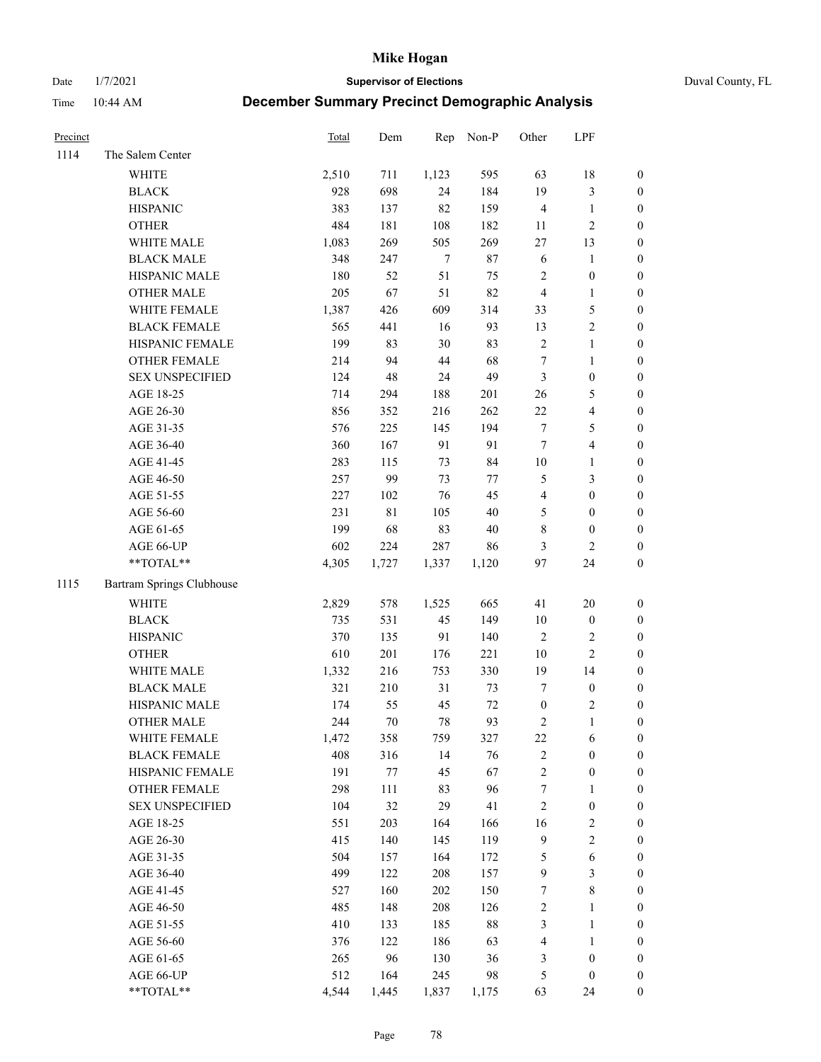# Mike Hogan

Date 1/7/2021 **Supervisor of Elections** Duval County, FL

Time 10:44 AM **December Summary Precinct Demographic Analysis**

| Precinct | | Total | Dem | Rep | Non-P | Other | LPF | |
|---|---|---|---|---|---|---|---|---|
| 1114 | The Salem Center | | | | | | | |
| | WHITE | 2,510 | 711 | 1,123 | 595 | 63 | 18 | 0 |
| | BLACK | 928 | 698 | 24 | 184 | 19 | 3 | 0 |
| | HISPANIC | 383 | 137 | 82 | 159 | 4 | 1 | 0 |
| | OTHER | 484 | 181 | 108 | 182 | 11 | 2 | 0 |
| | WHITE MALE | 1,083 | 269 | 505 | 269 | 27 | 13 | 0 |
| | BLACK MALE | 348 | 247 | 7 | 87 | 6 | 1 | 0 |
| | HISPANIC MALE | 180 | 52 | 51 | 75 | 2 | 0 | 0 |
| | OTHER MALE | 205 | 67 | 51 | 82 | 4 | 1 | 0 |
| | WHITE FEMALE | 1,387 | 426 | 609 | 314 | 33 | 5 | 0 |
| | BLACK FEMALE | 565 | 441 | 16 | 93 | 13 | 2 | 0 |
| | HISPANIC FEMALE | 199 | 83 | 30 | 83 | 2 | 1 | 0 |
| | OTHER FEMALE | 214 | 94 | 44 | 68 | 7 | 1 | 0 |
| | SEX UNSPECIFIED | 124 | 48 | 24 | 49 | 3 | 0 | 0 |
| | AGE 18-25 | 714 | 294 | 188 | 201 | 26 | 5 | 0 |
| | AGE 26-30 | 856 | 352 | 216 | 262 | 22 | 4 | 0 |
| | AGE 31-35 | 576 | 225 | 145 | 194 | 7 | 5 | 0 |
| | AGE 36-40 | 360 | 167 | 91 | 91 | 7 | 4 | 0 |
| | AGE 41-45 | 283 | 115 | 73 | 84 | 10 | 1 | 0 |
| | AGE 46-50 | 257 | 99 | 73 | 77 | 5 | 3 | 0 |
| | AGE 51-55 | 227 | 102 | 76 | 45 | 4 | 0 | 0 |
| | AGE 56-60 | 231 | 81 | 105 | 40 | 5 | 0 | 0 |
| | AGE 61-65 | 199 | 68 | 83 | 40 | 8 | 0 | 0 |
| | AGE 66-UP | 602 | 224 | 287 | 86 | 3 | 2 | 0 |
| | **TOTAL** | 4,305 | 1,727 | 1,337 | 1,120 | 97 | 24 | 0 |
| 1115 | Bartram Springs Clubhouse | | | | | | | |
| | WHITE | 2,829 | 578 | 1,525 | 665 | 41 | 20 | 0 |
| | BLACK | 735 | 531 | 45 | 149 | 10 | 0 | 0 |
| | HISPANIC | 370 | 135 | 91 | 140 | 2 | 2 | 0 |
| | OTHER | 610 | 201 | 176 | 221 | 10 | 2 | 0 |
| | WHITE MALE | 1,332 | 216 | 753 | 330 | 19 | 14 | 0 |
| | BLACK MALE | 321 | 210 | 31 | 73 | 7 | 0 | 0 |
| | HISPANIC MALE | 174 | 55 | 45 | 72 | 0 | 2 | 0 |
| | OTHER MALE | 244 | 70 | 78 | 93 | 2 | 1 | 0 |
| | WHITE FEMALE | 1,472 | 358 | 759 | 327 | 22 | 6 | 0 |
| | BLACK FEMALE | 408 | 316 | 14 | 76 | 2 | 0 | 0 |
| | HISPANIC FEMALE | 191 | 77 | 45 | 67 | 2 | 0 | 0 |
| | OTHER FEMALE | 298 | 111 | 83 | 96 | 7 | 1 | 0 |
| | SEX UNSPECIFIED | 104 | 32 | 29 | 41 | 2 | 0 | 0 |
| | AGE 18-25 | 551 | 203 | 164 | 166 | 16 | 2 | 0 |
| | AGE 26-30 | 415 | 140 | 145 | 119 | 9 | 2 | 0 |
| | AGE 31-35 | 504 | 157 | 164 | 172 | 5 | 6 | 0 |
| | AGE 36-40 | 499 | 122 | 208 | 157 | 9 | 3 | 0 |
| | AGE 41-45 | 527 | 160 | 202 | 150 | 7 | 8 | 0 |
| | AGE 46-50 | 485 | 148 | 208 | 126 | 2 | 1 | 0 |
| | AGE 51-55 | 410 | 133 | 185 | 88 | 3 | 1 | 0 |
| | AGE 56-60 | 376 | 122 | 186 | 63 | 4 | 1 | 0 |
| | AGE 61-65 | 265 | 96 | 130 | 36 | 3 | 0 | 0 |
| | AGE 66-UP | 512 | 164 | 245 | 98 | 5 | 0 | 0 |
| | **TOTAL** | 4,544 | 1,445 | 1,837 | 1,175 | 63 | 24 | 0 |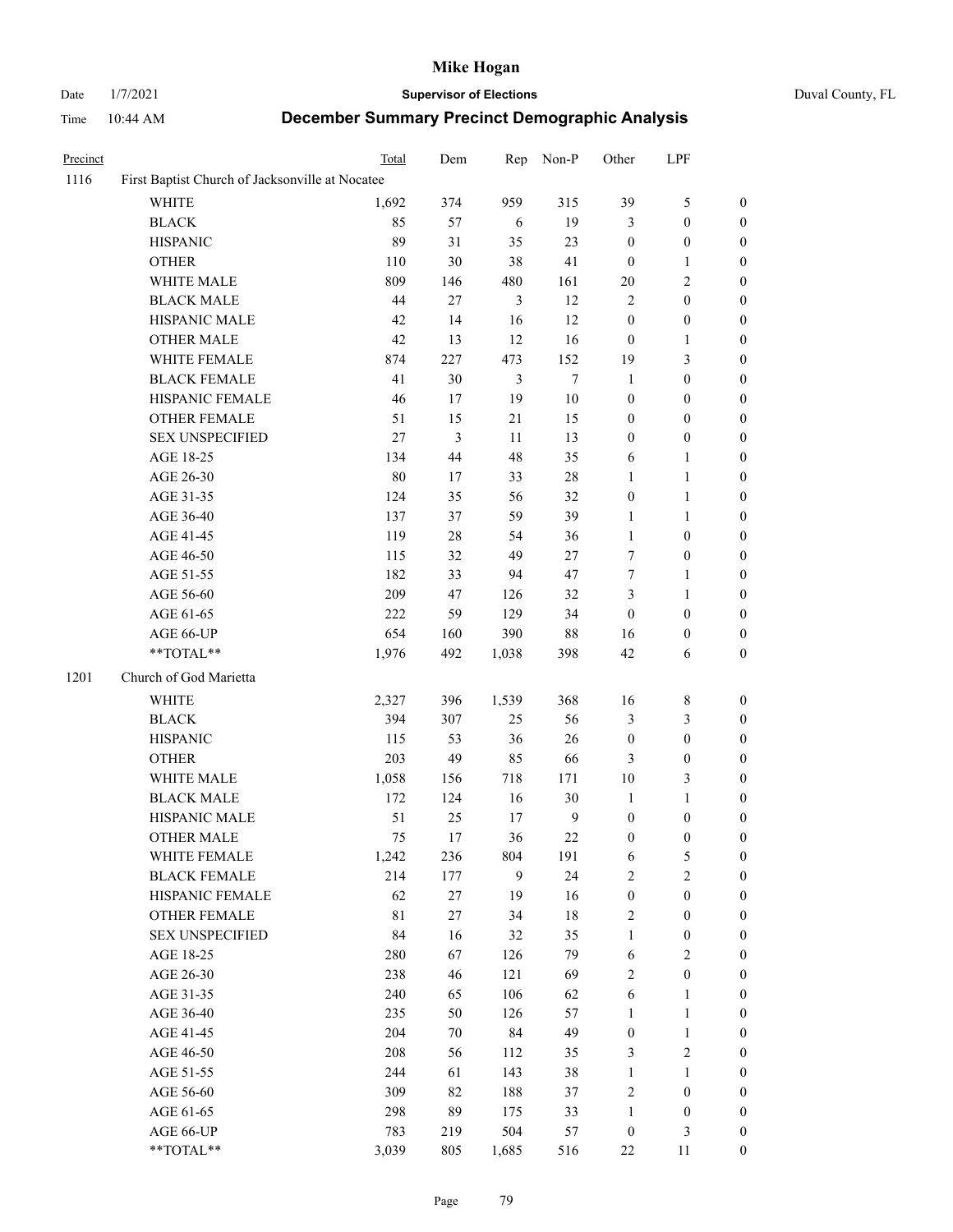# Mike Hogan

Date 1/7/2021 **Supervisor of Elections** Duval County, FL

Time 10:44 AM **December Summary Precinct Demographic Analysis**

| Precinct | | Total | Dem | Rep | Non-P | Other | LPF | |
|---|---|---|---|---|---|---|---|---|
| 1116 | First Baptist Church of Jacksonville at Nocatee | | | | | | | |
| | WHITE | 1,692 | 374 | 959 | 315 | 39 | 5 | 0 |
| | BLACK | 85 | 57 | 6 | 19 | 3 | 0 | 0 |
| | HISPANIC | 89 | 31 | 35 | 23 | 0 | 0 | 0 |
| | OTHER | 110 | 30 | 38 | 41 | 0 | 1 | 0 |
| | WHITE MALE | 809 | 146 | 480 | 161 | 20 | 2 | 0 |
| | BLACK MALE | 44 | 27 | 3 | 12 | 2 | 0 | 0 |
| | HISPANIC MALE | 42 | 14 | 16 | 12 | 0 | 0 | 0 |
| | OTHER MALE | 42 | 13 | 12 | 16 | 0 | 1 | 0 |
| | WHITE FEMALE | 874 | 227 | 473 | 152 | 19 | 3 | 0 |
| | BLACK FEMALE | 41 | 30 | 3 | 7 | 1 | 0 | 0 |
| | HISPANIC FEMALE | 46 | 17 | 19 | 10 | 0 | 0 | 0 |
| | OTHER FEMALE | 51 | 15 | 21 | 15 | 0 | 0 | 0 |
| | SEX UNSPECIFIED | 27 | 3 | 11 | 13 | 0 | 0 | 0 |
| | AGE 18-25 | 134 | 44 | 48 | 35 | 6 | 1 | 0 |
| | AGE 26-30 | 80 | 17 | 33 | 28 | 1 | 1 | 0 |
| | AGE 31-35 | 124 | 35 | 56 | 32 | 0 | 1 | 0 |
| | AGE 36-40 | 137 | 37 | 59 | 39 | 1 | 1 | 0 |
| | AGE 41-45 | 119 | 28 | 54 | 36 | 1 | 0 | 0 |
| | AGE 46-50 | 115 | 32 | 49 | 27 | 7 | 0 | 0 |
| | AGE 51-55 | 182 | 33 | 94 | 47 | 7 | 1 | 0 |
| | AGE 56-60 | 209 | 47 | 126 | 32 | 3 | 1 | 0 |
| | AGE 61-65 | 222 | 59 | 129 | 34 | 0 | 0 | 0 |
| | AGE 66-UP | 654 | 160 | 390 | 88 | 16 | 0 | 0 |
| | **TOTAL** | 1,976 | 492 | 1,038 | 398 | 42 | 6 | 0 |
| 1201 | Church of God Marietta | | | | | | | |
| | WHITE | 2,327 | 396 | 1,539 | 368 | 16 | 8 | 0 |
| | BLACK | 394 | 307 | 25 | 56 | 3 | 3 | 0 |
| | HISPANIC | 115 | 53 | 36 | 26 | 0 | 0 | 0 |
| | OTHER | 203 | 49 | 85 | 66 | 3 | 0 | 0 |
| | WHITE MALE | 1,058 | 156 | 718 | 171 | 10 | 3 | 0 |
| | BLACK MALE | 172 | 124 | 16 | 30 | 1 | 1 | 0 |
| | HISPANIC MALE | 51 | 25 | 17 | 9 | 0 | 0 | 0 |
| | OTHER MALE | 75 | 17 | 36 | 22 | 0 | 0 | 0 |
| | WHITE FEMALE | 1,242 | 236 | 804 | 191 | 6 | 5 | 0 |
| | BLACK FEMALE | 214 | 177 | 9 | 24 | 2 | 2 | 0 |
| | HISPANIC FEMALE | 62 | 27 | 19 | 16 | 0 | 0 | 0 |
| | OTHER FEMALE | 81 | 27 | 34 | 18 | 2 | 0 | 0 |
| | SEX UNSPECIFIED | 84 | 16 | 32 | 35 | 1 | 0 | 0 |
| | AGE 18-25 | 280 | 67 | 126 | 79 | 6 | 2 | 0 |
| | AGE 26-30 | 238 | 46 | 121 | 69 | 2 | 0 | 0 |
| | AGE 31-35 | 240 | 65 | 106 | 62 | 6 | 1 | 0 |
| | AGE 36-40 | 235 | 50 | 126 | 57 | 1 | 1 | 0 |
| | AGE 41-45 | 204 | 70 | 84 | 49 | 0 | 1 | 0 |
| | AGE 46-50 | 208 | 56 | 112 | 35 | 3 | 2 | 0 |
| | AGE 51-55 | 244 | 61 | 143 | 38 | 1 | 1 | 0 |
| | AGE 56-60 | 309 | 82 | 188 | 37 | 2 | 0 | 0 |
| | AGE 61-65 | 298 | 89 | 175 | 33 | 1 | 0 | 0 |
| | AGE 66-UP | 783 | 219 | 504 | 57 | 0 | 3 | 0 |
| | **TOTAL** | 3,039 | 805 | 1,685 | 516 | 22 | 11 | 0 |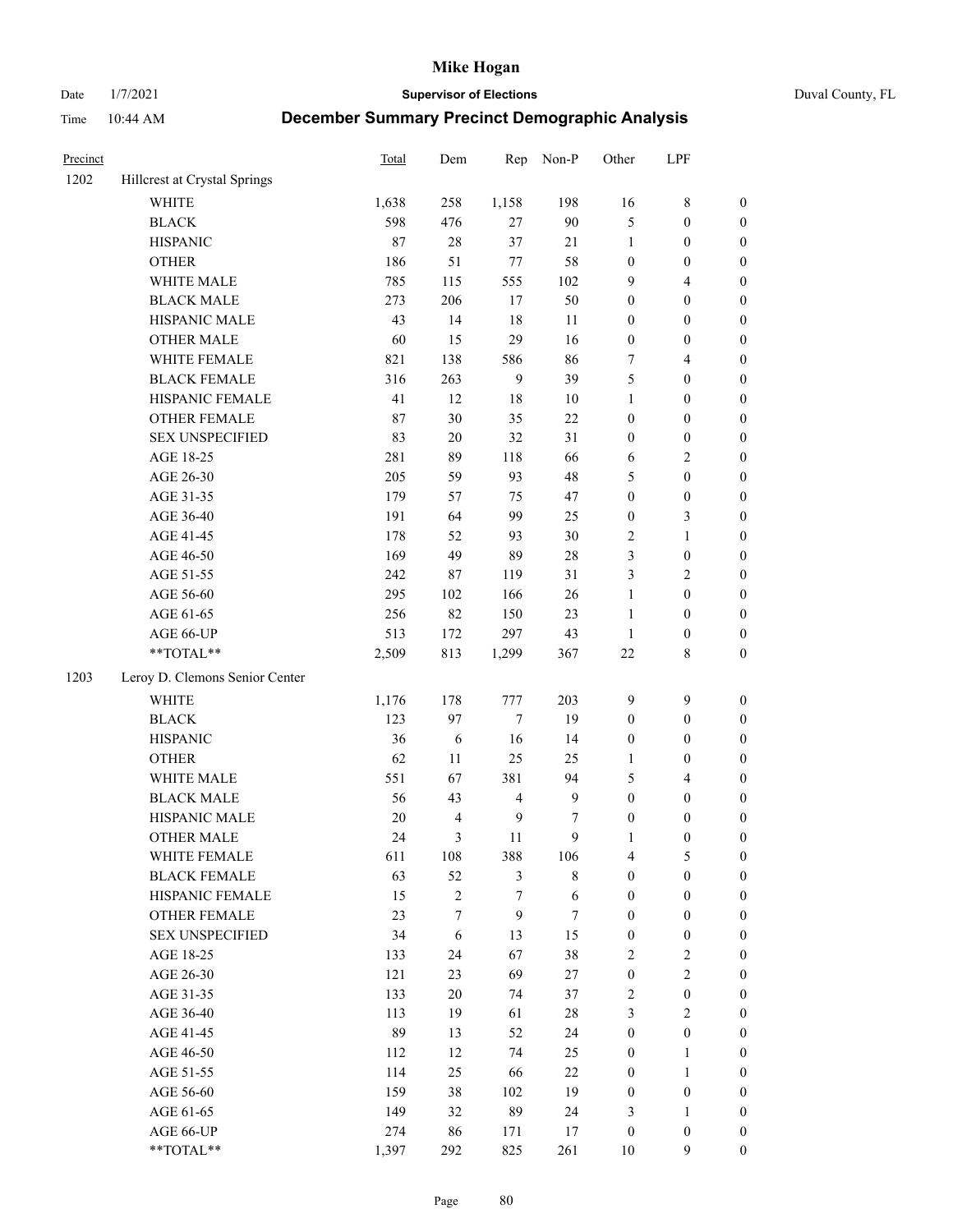# Mike Hogan

Date 1/7/2021 **Supervisor of Elections** Duval County, FL

Time 10:44 AM **December Summary Precinct Demographic Analysis**

| Precinct | | Total | Dem | Rep | Non-P | Other | LPF | |
|---|---|---|---|---|---|---|---|---|
| 1202 | Hillcrest at Crystal Springs | | | | | | | |
| | WHITE | 1,638 | 258 | 1,158 | 198 | 16 | 8 | 0 |
| | BLACK | 598 | 476 | 27 | 90 | 5 | 0 | 0 |
| | HISPANIC | 87 | 28 | 37 | 21 | 1 | 0 | 0 |
| | OTHER | 186 | 51 | 77 | 58 | 0 | 0 | 0 |
| | WHITE MALE | 785 | 115 | 555 | 102 | 9 | 4 | 0 |
| | BLACK MALE | 273 | 206 | 17 | 50 | 0 | 0 | 0 |
| | HISPANIC MALE | 43 | 14 | 18 | 11 | 0 | 0 | 0 |
| | OTHER MALE | 60 | 15 | 29 | 16 | 0 | 0 | 0 |
| | WHITE FEMALE | 821 | 138 | 586 | 86 | 7 | 4 | 0 |
| | BLACK FEMALE | 316 | 263 | 9 | 39 | 5 | 0 | 0 |
| | HISPANIC FEMALE | 41 | 12 | 18 | 10 | 1 | 0 | 0 |
| | OTHER FEMALE | 87 | 30 | 35 | 22 | 0 | 0 | 0 |
| | SEX UNSPECIFIED | 83 | 20 | 32 | 31 | 0 | 0 | 0 |
| | AGE 18-25 | 281 | 89 | 118 | 66 | 6 | 2 | 0 |
| | AGE 26-30 | 205 | 59 | 93 | 48 | 5 | 0 | 0 |
| | AGE 31-35 | 179 | 57 | 75 | 47 | 0 | 0 | 0 |
| | AGE 36-40 | 191 | 64 | 99 | 25 | 0 | 3 | 0 |
| | AGE 41-45 | 178 | 52 | 93 | 30 | 2 | 1 | 0 |
| | AGE 46-50 | 169 | 49 | 89 | 28 | 3 | 0 | 0 |
| | AGE 51-55 | 242 | 87 | 119 | 31 | 3 | 2 | 0 |
| | AGE 56-60 | 295 | 102 | 166 | 26 | 1 | 0 | 0 |
| | AGE 61-65 | 256 | 82 | 150 | 23 | 1 | 0 | 0 |
| | AGE 66-UP | 513 | 172 | 297 | 43 | 1 | 0 | 0 |
| | **TOTAL** | 2,509 | 813 | 1,299 | 367 | 22 | 8 | 0 |
| 1203 | Leroy D. Clemons Senior Center | | | | | | | |
| | WHITE | 1,176 | 178 | 777 | 203 | 9 | 9 | 0 |
| | BLACK | 123 | 97 | 7 | 19 | 0 | 0 | 0 |
| | HISPANIC | 36 | 6 | 16 | 14 | 0 | 0 | 0 |
| | OTHER | 62 | 11 | 25 | 25 | 1 | 0 | 0 |
| | WHITE MALE | 551 | 67 | 381 | 94 | 5 | 4 | 0 |
| | BLACK MALE | 56 | 43 | 4 | 9 | 0 | 0 | 0 |
| | HISPANIC MALE | 20 | 4 | 9 | 7 | 0 | 0 | 0 |
| | OTHER MALE | 24 | 3 | 11 | 9 | 1 | 0 | 0 |
| | WHITE FEMALE | 611 | 108 | 388 | 106 | 4 | 5 | 0 |
| | BLACK FEMALE | 63 | 52 | 3 | 8 | 0 | 0 | 0 |
| | HISPANIC FEMALE | 15 | 2 | 7 | 6 | 0 | 0 | 0 |
| | OTHER FEMALE | 23 | 7 | 9 | 7 | 0 | 0 | 0 |
| | SEX UNSPECIFIED | 34 | 6 | 13 | 15 | 0 | 0 | 0 |
| | AGE 18-25 | 133 | 24 | 67 | 38 | 2 | 2 | 0 |
| | AGE 26-30 | 121 | 23 | 69 | 27 | 0 | 2 | 0 |
| | AGE 31-35 | 133 | 20 | 74 | 37 | 2 | 0 | 0 |
| | AGE 36-40 | 113 | 19 | 61 | 28 | 3 | 2 | 0 |
| | AGE 41-45 | 89 | 13 | 52 | 24 | 0 | 0 | 0 |
| | AGE 46-50 | 112 | 12 | 74 | 25 | 0 | 1 | 0 |
| | AGE 51-55 | 114 | 25 | 66 | 22 | 0 | 1 | 0 |
| | AGE 56-60 | 159 | 38 | 102 | 19 | 0 | 0 | 0 |
| | AGE 61-65 | 149 | 32 | 89 | 24 | 3 | 1 | 0 |
| | AGE 66-UP | 274 | 86 | 171 | 17 | 0 | 0 | 0 |
| | **TOTAL** | 1,397 | 292 | 825 | 261 | 10 | 9 | 0 |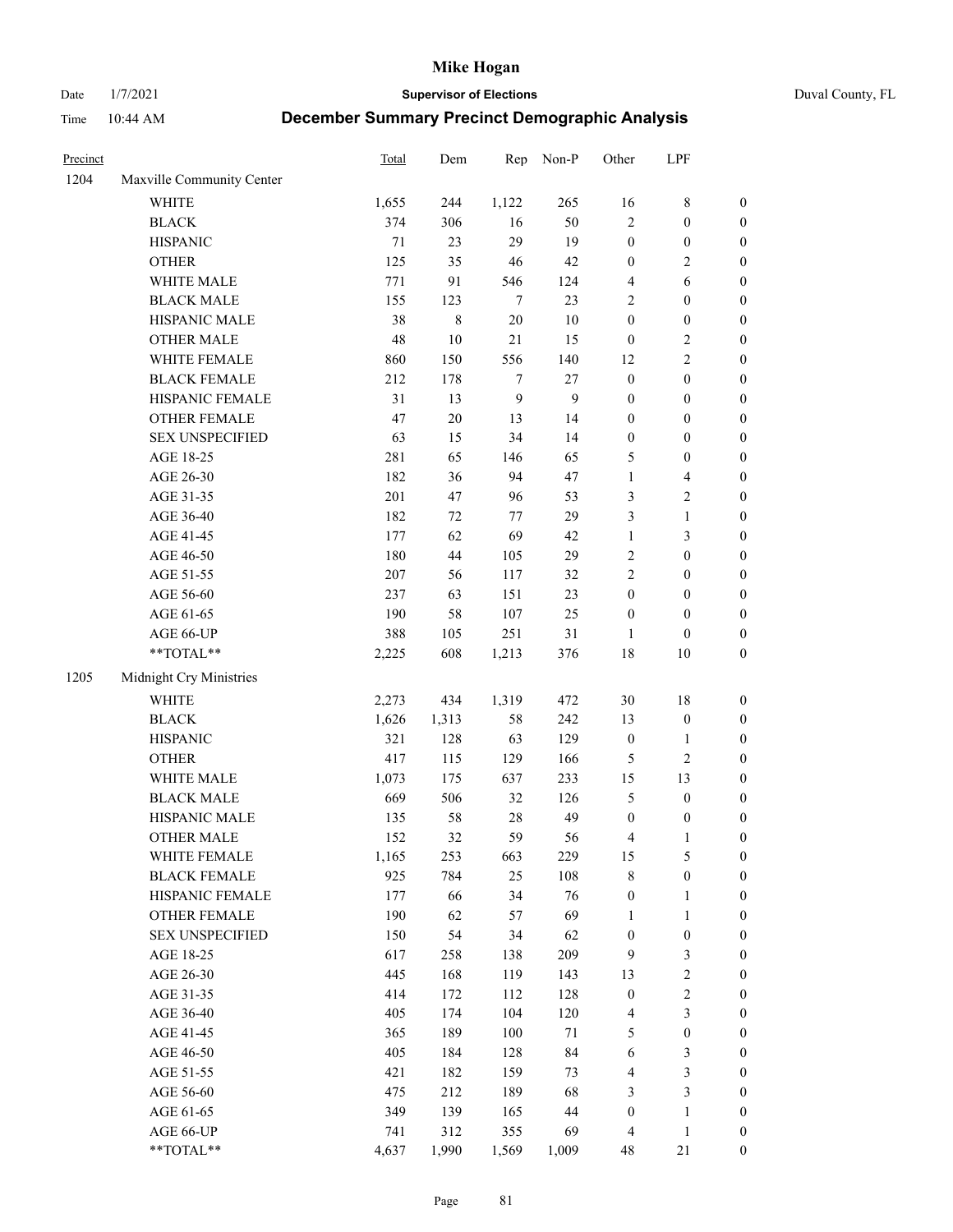# Mike Hogan

Date 1/7/2021 **Supervisor of Elections** Duval County, FL

Time 10:44 AM **December Summary Precinct Demographic Analysis**

| Precinct | | Total | Dem | Rep | Non-P | Other | LPF | |
|---|---|---|---|---|---|---|---|---|
| 1204 | Maxville Community Center | | | | | | | |
| | WHITE | 1,655 | 244 | 1,122 | 265 | 16 | 8 | 0 |
| | BLACK | 374 | 306 | 16 | 50 | 2 | 0 | 0 |
| | HISPANIC | 71 | 23 | 29 | 19 | 0 | 0 | 0 |
| | OTHER | 125 | 35 | 46 | 42 | 0 | 2 | 0 |
| | WHITE MALE | 771 | 91 | 546 | 124 | 4 | 6 | 0 |
| | BLACK MALE | 155 | 123 | 7 | 23 | 2 | 0 | 0 |
| | HISPANIC MALE | 38 | 8 | 20 | 10 | 0 | 0 | 0 |
| | OTHER MALE | 48 | 10 | 21 | 15 | 0 | 2 | 0 |
| | WHITE FEMALE | 860 | 150 | 556 | 140 | 12 | 2 | 0 |
| | BLACK FEMALE | 212 | 178 | 7 | 27 | 0 | 0 | 0 |
| | HISPANIC FEMALE | 31 | 13 | 9 | 9 | 0 | 0 | 0 |
| | OTHER FEMALE | 47 | 20 | 13 | 14 | 0 | 0 | 0 |
| | SEX UNSPECIFIED | 63 | 15 | 34 | 14 | 0 | 0 | 0 |
| | AGE 18-25 | 281 | 65 | 146 | 65 | 5 | 0 | 0 |
| | AGE 26-30 | 182 | 36 | 94 | 47 | 1 | 4 | 0 |
| | AGE 31-35 | 201 | 47 | 96 | 53 | 3 | 2 | 0 |
| | AGE 36-40 | 182 | 72 | 77 | 29 | 3 | 1 | 0 |
| | AGE 41-45 | 177 | 62 | 69 | 42 | 1 | 3 | 0 |
| | AGE 46-50 | 180 | 44 | 105 | 29 | 2 | 0 | 0 |
| | AGE 51-55 | 207 | 56 | 117 | 32 | 2 | 0 | 0 |
| | AGE 56-60 | 237 | 63 | 151 | 23 | 0 | 0 | 0 |
| | AGE 61-65 | 190 | 58 | 107 | 25 | 0 | 0 | 0 |
| | AGE 66-UP | 388 | 105 | 251 | 31 | 1 | 0 | 0 |
| | **TOTAL** | 2,225 | 608 | 1,213 | 376 | 18 | 10 | 0 |
| 1205 | Midnight Cry Ministries | | | | | | | |
| | WHITE | 2,273 | 434 | 1,319 | 472 | 30 | 18 | 0 |
| | BLACK | 1,626 | 1,313 | 58 | 242 | 13 | 0 | 0 |
| | HISPANIC | 321 | 128 | 63 | 129 | 0 | 1 | 0 |
| | OTHER | 417 | 115 | 129 | 166 | 5 | 2 | 0 |
| | WHITE MALE | 1,073 | 175 | 637 | 233 | 15 | 13 | 0 |
| | BLACK MALE | 669 | 506 | 32 | 126 | 5 | 0 | 0 |
| | HISPANIC MALE | 135 | 58 | 28 | 49 | 0 | 0 | 0 |
| | OTHER MALE | 152 | 32 | 59 | 56 | 4 | 1 | 0 |
| | WHITE FEMALE | 1,165 | 253 | 663 | 229 | 15 | 5 | 0 |
| | BLACK FEMALE | 925 | 784 | 25 | 108 | 8 | 0 | 0 |
| | HISPANIC FEMALE | 177 | 66 | 34 | 76 | 0 | 1 | 0 |
| | OTHER FEMALE | 190 | 62 | 57 | 69 | 1 | 1 | 0 |
| | SEX UNSPECIFIED | 150 | 54 | 34 | 62 | 0 | 0 | 0 |
| | AGE 18-25 | 617 | 258 | 138 | 209 | 9 | 3 | 0 |
| | AGE 26-30 | 445 | 168 | 119 | 143 | 13 | 2 | 0 |
| | AGE 31-35 | 414 | 172 | 112 | 128 | 0 | 2 | 0 |
| | AGE 36-40 | 405 | 174 | 104 | 120 | 4 | 3 | 0 |
| | AGE 41-45 | 365 | 189 | 100 | 71 | 5 | 0 | 0 |
| | AGE 46-50 | 405 | 184 | 128 | 84 | 6 | 3 | 0 |
| | AGE 51-55 | 421 | 182 | 159 | 73 | 4 | 3 | 0 |
| | AGE 56-60 | 475 | 212 | 189 | 68 | 3 | 3 | 0 |
| | AGE 61-65 | 349 | 139 | 165 | 44 | 0 | 1 | 0 |
| | AGE 66-UP | 741 | 312 | 355 | 69 | 4 | 1 | 0 |
| | **TOTAL** | 4,637 | 1,990 | 1,569 | 1,009 | 48 | 21 | 0 |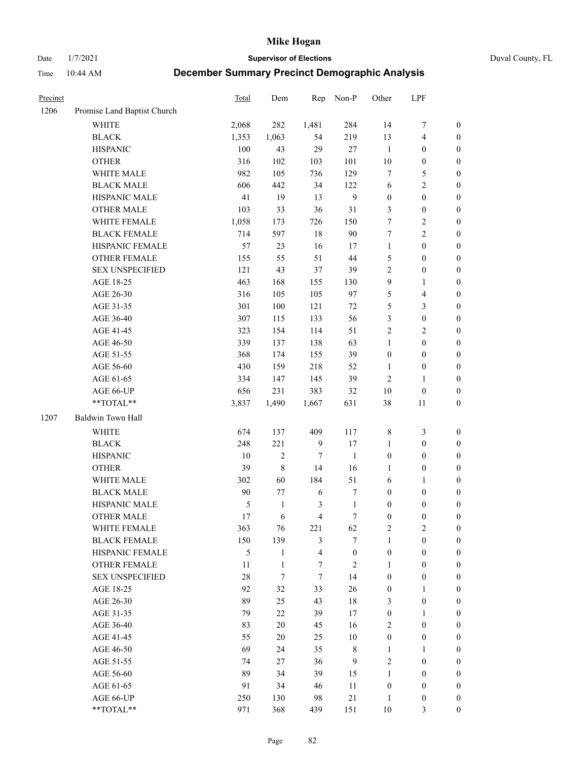# Mike Hogan

Date 1/7/2021 **Supervisor of Elections** Duval County, FL

Time 10:44 AM **December Summary Precinct Demographic Analysis**

| Precinct | | Total | Dem | Rep | Non-P | Other | LPF | |
|---|---|---|---|---|---|---|---|---|
| 1206 | Promise Land Baptist Church | | | | | | | |
| | WHITE | 2,068 | 282 | 1,481 | 284 | 14 | 7 | 0 |
| | BLACK | 1,353 | 1,063 | 54 | 219 | 13 | 4 | 0 |
| | HISPANIC | 100 | 43 | 29 | 27 | 1 | 0 | 0 |
| | OTHER | 316 | 102 | 103 | 101 | 10 | 0 | 0 |
| | WHITE MALE | 982 | 105 | 736 | 129 | 7 | 5 | 0 |
| | BLACK MALE | 606 | 442 | 34 | 122 | 6 | 2 | 0 |
| | HISPANIC MALE | 41 | 19 | 13 | 9 | 0 | 0 | 0 |
| | OTHER MALE | 103 | 33 | 36 | 31 | 3 | 0 | 0 |
| | WHITE FEMALE | 1,058 | 173 | 726 | 150 | 7 | 2 | 0 |
| | BLACK FEMALE | 714 | 597 | 18 | 90 | 7 | 2 | 0 |
| | HISPANIC FEMALE | 57 | 23 | 16 | 17 | 1 | 0 | 0 |
| | OTHER FEMALE | 155 | 55 | 51 | 44 | 5 | 0 | 0 |
| | SEX UNSPECIFIED | 121 | 43 | 37 | 39 | 2 | 0 | 0 |
| | AGE 18-25 | 463 | 168 | 155 | 130 | 9 | 1 | 0 |
| | AGE 26-30 | 316 | 105 | 105 | 97 | 5 | 4 | 0 |
| | AGE 31-35 | 301 | 100 | 121 | 72 | 5 | 3 | 0 |
| | AGE 36-40 | 307 | 115 | 133 | 56 | 3 | 0 | 0 |
| | AGE 41-45 | 323 | 154 | 114 | 51 | 2 | 2 | 0 |
| | AGE 46-50 | 339 | 137 | 138 | 63 | 1 | 0 | 0 |
| | AGE 51-55 | 368 | 174 | 155 | 39 | 0 | 0 | 0 |
| | AGE 56-60 | 430 | 159 | 218 | 52 | 1 | 0 | 0 |
| | AGE 61-65 | 334 | 147 | 145 | 39 | 2 | 1 | 0 |
| | AGE 66-UP | 656 | 231 | 383 | 32 | 10 | 0 | 0 |
| | **TOTAL** | 3,837 | 1,490 | 1,667 | 631 | 38 | 11 | 0 |
| 1207 | Baldwin Town Hall | | | | | | | |
| | WHITE | 674 | 137 | 409 | 117 | 8 | 3 | 0 |
| | BLACK | 248 | 221 | 9 | 17 | 1 | 0 | 0 |
| | HISPANIC | 10 | 2 | 7 | 1 | 0 | 0 | 0 |
| | OTHER | 39 | 8 | 14 | 16 | 1 | 0 | 0 |
| | WHITE MALE | 302 | 60 | 184 | 51 | 6 | 1 | 0 |
| | BLACK MALE | 90 | 77 | 6 | 7 | 0 | 0 | 0 |
| | HISPANIC MALE | 5 | 1 | 3 | 1 | 0 | 0 | 0 |
| | OTHER MALE | 17 | 6 | 4 | 7 | 0 | 0 | 0 |
| | WHITE FEMALE | 363 | 76 | 221 | 62 | 2 | 2 | 0 |
| | BLACK FEMALE | 150 | 139 | 3 | 7 | 1 | 0 | 0 |
| | HISPANIC FEMALE | 5 | 1 | 4 | 0 | 0 | 0 | 0 |
| | OTHER FEMALE | 11 | 1 | 7 | 2 | 1 | 0 | 0 |
| | SEX UNSPECIFIED | 28 | 7 | 7 | 14 | 0 | 0 | 0 |
| | AGE 18-25 | 92 | 32 | 33 | 26 | 0 | 1 | 0 |
| | AGE 26-30 | 89 | 25 | 43 | 18 | 3 | 0 | 0 |
| | AGE 31-35 | 79 | 22 | 39 | 17 | 0 | 1 | 0 |
| | AGE 36-40 | 83 | 20 | 45 | 16 | 2 | 0 | 0 |
| | AGE 41-45 | 55 | 20 | 25 | 10 | 0 | 0 | 0 |
| | AGE 46-50 | 69 | 24 | 35 | 8 | 1 | 1 | 0 |
| | AGE 51-55 | 74 | 27 | 36 | 9 | 2 | 0 | 0 |
| | AGE 56-60 | 89 | 34 | 39 | 15 | 1 | 0 | 0 |
| | AGE 61-65 | 91 | 34 | 46 | 11 | 0 | 0 | 0 |
| | AGE 66-UP | 250 | 130 | 98 | 21 | 1 | 0 | 0 |
| | **TOTAL** | 971 | 368 | 439 | 151 | 10 | 3 | 0 |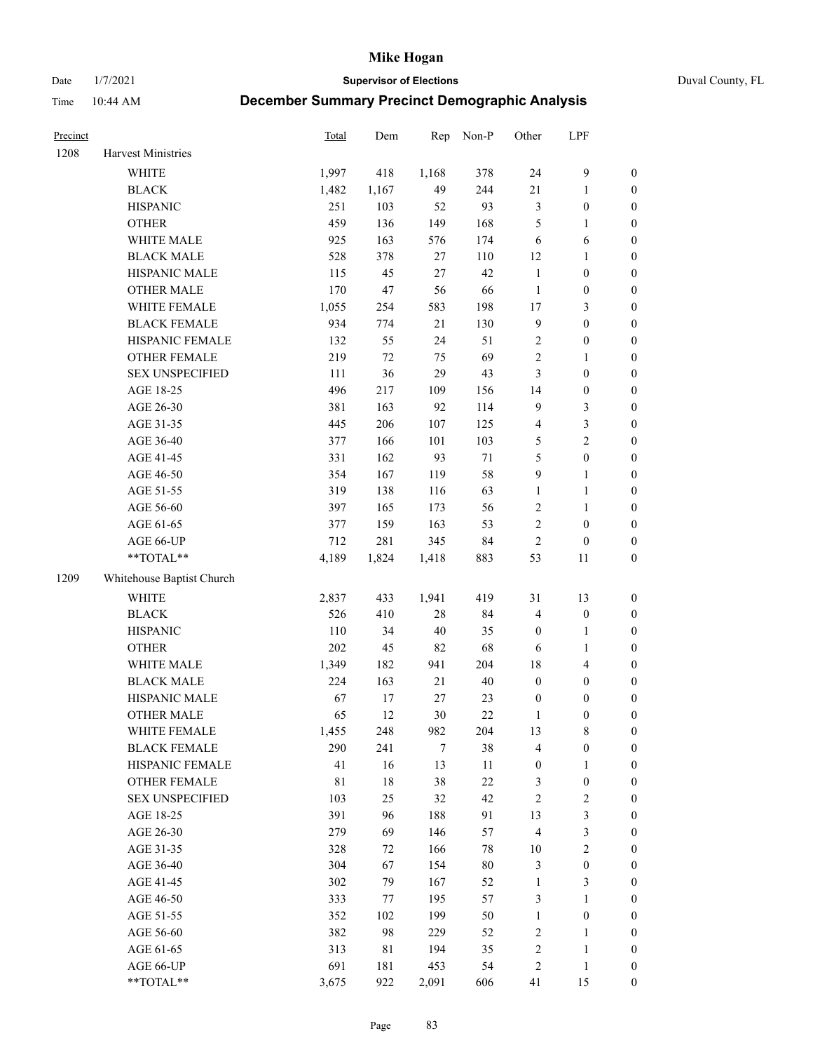# Mike Hogan

Date 1/7/2021 | **Supervisor of Elections** | Duval County, FL

Time 10:44 AM | **December Summary Precinct Demographic Analysis**

| Precinct | | Total | Dem | Rep | Non-P | Other | LPF | |
|---|---|---|---|---|---|---|---|---|
| 1208 | Harvest Ministries | | | | | | | |
| | WHITE | 1,997 | 418 | 1,168 | 378 | 24 | 9 | 0 |
| | BLACK | 1,482 | 1,167 | 49 | 244 | 21 | 1 | 0 |
| | HISPANIC | 251 | 103 | 52 | 93 | 3 | 0 | 0 |
| | OTHER | 459 | 136 | 149 | 168 | 5 | 1 | 0 |
| | WHITE MALE | 925 | 163 | 576 | 174 | 6 | 6 | 0 |
| | BLACK MALE | 528 | 378 | 27 | 110 | 12 | 1 | 0 |
| | HISPANIC MALE | 115 | 45 | 27 | 42 | 1 | 0 | 0 |
| | OTHER MALE | 170 | 47 | 56 | 66 | 1 | 0 | 0 |
| | WHITE FEMALE | 1,055 | 254 | 583 | 198 | 17 | 3 | 0 |
| | BLACK FEMALE | 934 | 774 | 21 | 130 | 9 | 0 | 0 |
| | HISPANIC FEMALE | 132 | 55 | 24 | 51 | 2 | 0 | 0 |
| | OTHER FEMALE | 219 | 72 | 75 | 69 | 2 | 1 | 0 |
| | SEX UNSPECIFIED | 111 | 36 | 29 | 43 | 3 | 0 | 0 |
| | AGE 18-25 | 496 | 217 | 109 | 156 | 14 | 0 | 0 |
| | AGE 26-30 | 381 | 163 | 92 | 114 | 9 | 3 | 0 |
| | AGE 31-35 | 445 | 206 | 107 | 125 | 4 | 3 | 0 |
| | AGE 36-40 | 377 | 166 | 101 | 103 | 5 | 2 | 0 |
| | AGE 41-45 | 331 | 162 | 93 | 71 | 5 | 0 | 0 |
| | AGE 46-50 | 354 | 167 | 119 | 58 | 9 | 1 | 0 |
| | AGE 51-55 | 319 | 138 | 116 | 63 | 1 | 1 | 0 |
| | AGE 56-60 | 397 | 165 | 173 | 56 | 2 | 1 | 0 |
| | AGE 61-65 | 377 | 159 | 163 | 53 | 2 | 0 | 0 |
| | AGE 66-UP | 712 | 281 | 345 | 84 | 2 | 0 | 0 |
| | **TOTAL** | 4,189 | 1,824 | 1,418 | 883 | 53 | 11 | 0 |
| 1209 | Whitehouse Baptist Church | | | | | | | |
| | WHITE | 2,837 | 433 | 1,941 | 419 | 31 | 13 | 0 |
| | BLACK | 526 | 410 | 28 | 84 | 4 | 0 | 0 |
| | HISPANIC | 110 | 34 | 40 | 35 | 0 | 1 | 0 |
| | OTHER | 202 | 45 | 82 | 68 | 6 | 1 | 0 |
| | WHITE MALE | 1,349 | 182 | 941 | 204 | 18 | 4 | 0 |
| | BLACK MALE | 224 | 163 | 21 | 40 | 0 | 0 | 0 |
| | HISPANIC MALE | 67 | 17 | 27 | 23 | 0 | 0 | 0 |
| | OTHER MALE | 65 | 12 | 30 | 22 | 1 | 0 | 0 |
| | WHITE FEMALE | 1,455 | 248 | 982 | 204 | 13 | 8 | 0 |
| | BLACK FEMALE | 290 | 241 | 7 | 38 | 4 | 0 | 0 |
| | HISPANIC FEMALE | 41 | 16 | 13 | 11 | 0 | 1 | 0 |
| | OTHER FEMALE | 81 | 18 | 38 | 22 | 3 | 0 | 0 |
| | SEX UNSPECIFIED | 103 | 25 | 32 | 42 | 2 | 2 | 0 |
| | AGE 18-25 | 391 | 96 | 188 | 91 | 13 | 3 | 0 |
| | AGE 26-30 | 279 | 69 | 146 | 57 | 4 | 3 | 0 |
| | AGE 31-35 | 328 | 72 | 166 | 78 | 10 | 2 | 0 |
| | AGE 36-40 | 304 | 67 | 154 | 80 | 3 | 0 | 0 |
| | AGE 41-45 | 302 | 79 | 167 | 52 | 1 | 3 | 0 |
| | AGE 46-50 | 333 | 77 | 195 | 57 | 3 | 1 | 0 |
| | AGE 51-55 | 352 | 102 | 199 | 50 | 1 | 0 | 0 |
| | AGE 56-60 | 382 | 98 | 229 | 52 | 2 | 1 | 0 |
| | AGE 61-65 | 313 | 81 | 194 | 35 | 2 | 1 | 0 |
| | AGE 66-UP | 691 | 181 | 453 | 54 | 2 | 1 | 0 |
| | **TOTAL** | 3,675 | 922 | 2,091 | 606 | 41 | 15 | 0 |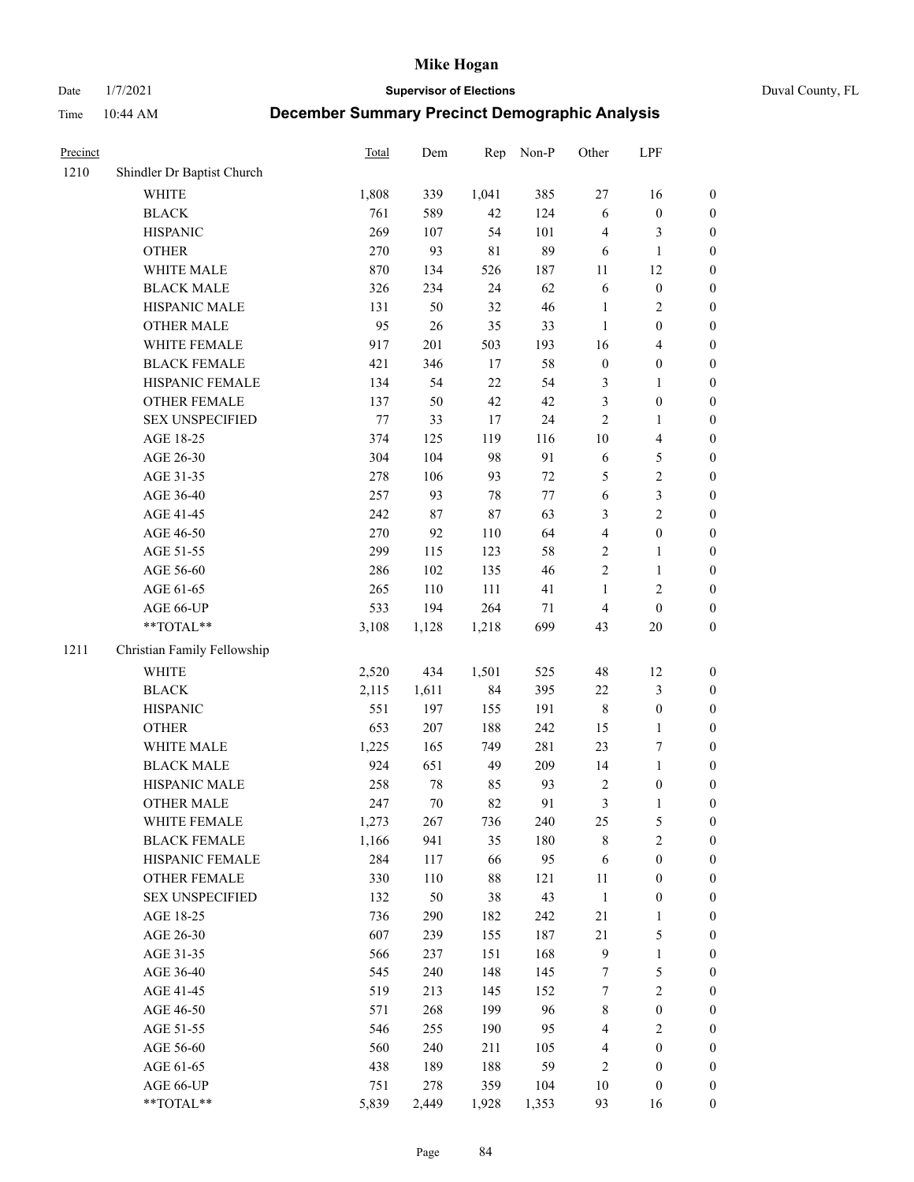# Mike Hogan

Date 1/7/2021 **Supervisor of Elections** Duval County, FL

Time 10:44 AM **December Summary Precinct Demographic Analysis**

| Precinct | | Total | Dem | Rep | Non-P | Other | LPF | |
|---|---|---|---|---|---|---|---|---|
| 1210 | Shindler Dr Baptist Church | | | | | | | |
| | WHITE | 1,808 | 339 | 1,041 | 385 | 27 | 16 | 0 |
| | BLACK | 761 | 589 | 42 | 124 | 6 | 0 | 0 |
| | HISPANIC | 269 | 107 | 54 | 101 | 4 | 3 | 0 |
| | OTHER | 270 | 93 | 81 | 89 | 6 | 1 | 0 |
| | WHITE MALE | 870 | 134 | 526 | 187 | 11 | 12 | 0 |
| | BLACK MALE | 326 | 234 | 24 | 62 | 6 | 0 | 0 |
| | HISPANIC MALE | 131 | 50 | 32 | 46 | 1 | 2 | 0 |
| | OTHER MALE | 95 | 26 | 35 | 33 | 1 | 0 | 0 |
| | WHITE FEMALE | 917 | 201 | 503 | 193 | 16 | 4 | 0 |
| | BLACK FEMALE | 421 | 346 | 17 | 58 | 0 | 0 | 0 |
| | HISPANIC FEMALE | 134 | 54 | 22 | 54 | 3 | 1 | 0 |
| | OTHER FEMALE | 137 | 50 | 42 | 42 | 3 | 0 | 0 |
| | SEX UNSPECIFIED | 77 | 33 | 17 | 24 | 2 | 1 | 0 |
| | AGE 18-25 | 374 | 125 | 119 | 116 | 10 | 4 | 0 |
| | AGE 26-30 | 304 | 104 | 98 | 91 | 6 | 5 | 0 |
| | AGE 31-35 | 278 | 106 | 93 | 72 | 5 | 2 | 0 |
| | AGE 36-40 | 257 | 93 | 78 | 77 | 6 | 3 | 0 |
| | AGE 41-45 | 242 | 87 | 87 | 63 | 3 | 2 | 0 |
| | AGE 46-50 | 270 | 92 | 110 | 64 | 4 | 0 | 0 |
| | AGE 51-55 | 299 | 115 | 123 | 58 | 2 | 1 | 0 |
| | AGE 56-60 | 286 | 102 | 135 | 46 | 2 | 1 | 0 |
| | AGE 61-65 | 265 | 110 | 111 | 41 | 1 | 2 | 0 |
| | AGE 66-UP | 533 | 194 | 264 | 71 | 4 | 0 | 0 |
| | **TOTAL** | 3,108 | 1,128 | 1,218 | 699 | 43 | 20 | 0 |
| 1211 | Christian Family Fellowship | | | | | | | |
| | WHITE | 2,520 | 434 | 1,501 | 525 | 48 | 12 | 0 |
| | BLACK | 2,115 | 1,611 | 84 | 395 | 22 | 3 | 0 |
| | HISPANIC | 551 | 197 | 155 | 191 | 8 | 0 | 0 |
| | OTHER | 653 | 207 | 188 | 242 | 15 | 1 | 0 |
| | WHITE MALE | 1,225 | 165 | 749 | 281 | 23 | 7 | 0 |
| | BLACK MALE | 924 | 651 | 49 | 209 | 14 | 1 | 0 |
| | HISPANIC MALE | 258 | 78 | 85 | 93 | 2 | 0 | 0 |
| | OTHER MALE | 247 | 70 | 82 | 91 | 3 | 1 | 0 |
| | WHITE FEMALE | 1,273 | 267 | 736 | 240 | 25 | 5 | 0 |
| | BLACK FEMALE | 1,166 | 941 | 35 | 180 | 8 | 2 | 0 |
| | HISPANIC FEMALE | 284 | 117 | 66 | 95 | 6 | 0 | 0 |
| | OTHER FEMALE | 330 | 110 | 88 | 121 | 11 | 0 | 0 |
| | SEX UNSPECIFIED | 132 | 50 | 38 | 43 | 1 | 0 | 0 |
| | AGE 18-25 | 736 | 290 | 182 | 242 | 21 | 1 | 0 |
| | AGE 26-30 | 607 | 239 | 155 | 187 | 21 | 5 | 0 |
| | AGE 31-35 | 566 | 237 | 151 | 168 | 9 | 1 | 0 |
| | AGE 36-40 | 545 | 240 | 148 | 145 | 7 | 5 | 0 |
| | AGE 41-45 | 519 | 213 | 145 | 152 | 7 | 2 | 0 |
| | AGE 46-50 | 571 | 268 | 199 | 96 | 8 | 0 | 0 |
| | AGE 51-55 | 546 | 255 | 190 | 95 | 4 | 2 | 0 |
| | AGE 56-60 | 560 | 240 | 211 | 105 | 4 | 0 | 0 |
| | AGE 61-65 | 438 | 189 | 188 | 59 | 2 | 0 | 0 |
| | AGE 66-UP | 751 | 278 | 359 | 104 | 10 | 0 | 0 |
| | **TOTAL** | 5,839 | 2,449 | 1,928 | 1,353 | 93 | 16 | 0 |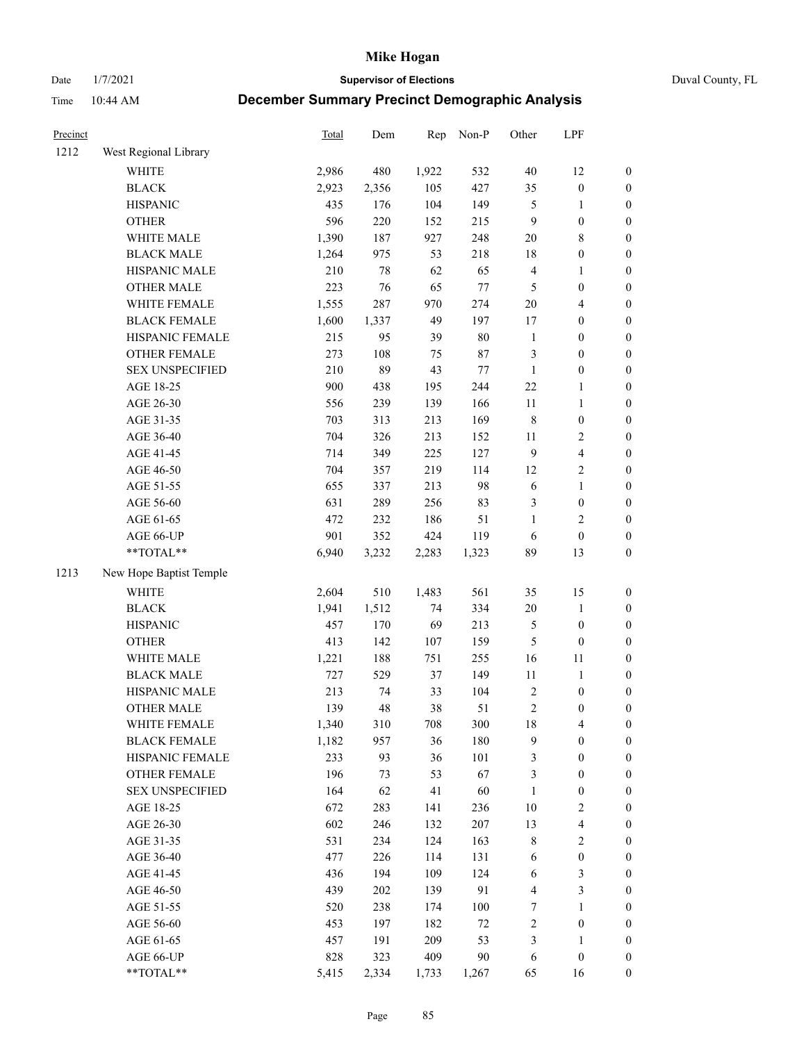# Mike Hogan

Date 1/7/2021 **Supervisor of Elections** Duval County, FL

Time 10:44 AM **December Summary Precinct Demographic Analysis**

| Precinct | | Total | Dem | Rep | Non-P | Other | LPF | |
|---|---|---|---|---|---|---|---|---|
| 1212 | West Regional Library | | | | | | | |
| | WHITE | 2,986 | 480 | 1,922 | 532 | 40 | 12 | 0 |
| | BLACK | 2,923 | 2,356 | 105 | 427 | 35 | 0 | 0 |
| | HISPANIC | 435 | 176 | 104 | 149 | 5 | 1 | 0 |
| | OTHER | 596 | 220 | 152 | 215 | 9 | 0 | 0 |
| | WHITE MALE | 1,390 | 187 | 927 | 248 | 20 | 8 | 0 |
| | BLACK MALE | 1,264 | 975 | 53 | 218 | 18 | 0 | 0 |
| | HISPANIC MALE | 210 | 78 | 62 | 65 | 4 | 1 | 0 |
| | OTHER MALE | 223 | 76 | 65 | 77 | 5 | 0 | 0 |
| | WHITE FEMALE | 1,555 | 287 | 970 | 274 | 20 | 4 | 0 |
| | BLACK FEMALE | 1,600 | 1,337 | 49 | 197 | 17 | 0 | 0 |
| | HISPANIC FEMALE | 215 | 95 | 39 | 80 | 1 | 0 | 0 |
| | OTHER FEMALE | 273 | 108 | 75 | 87 | 3 | 0 | 0 |
| | SEX UNSPECIFIED | 210 | 89 | 43 | 77 | 1 | 0 | 0 |
| | AGE 18-25 | 900 | 438 | 195 | 244 | 22 | 1 | 0 |
| | AGE 26-30 | 556 | 239 | 139 | 166 | 11 | 1 | 0 |
| | AGE 31-35 | 703 | 313 | 213 | 169 | 8 | 0 | 0 |
| | AGE 36-40 | 704 | 326 | 213 | 152 | 11 | 2 | 0 |
| | AGE 41-45 | 714 | 349 | 225 | 127 | 9 | 4 | 0 |
| | AGE 46-50 | 704 | 357 | 219 | 114 | 12 | 2 | 0 |
| | AGE 51-55 | 655 | 337 | 213 | 98 | 6 | 1 | 0 |
| | AGE 56-60 | 631 | 289 | 256 | 83 | 3 | 0 | 0 |
| | AGE 61-65 | 472 | 232 | 186 | 51 | 1 | 2 | 0 |
| | AGE 66-UP | 901 | 352 | 424 | 119 | 6 | 0 | 0 |
| | **TOTAL** | 6,940 | 3,232 | 2,283 | 1,323 | 89 | 13 | 0 |
| 1213 | New Hope Baptist Temple | | | | | | | |
| | WHITE | 2,604 | 510 | 1,483 | 561 | 35 | 15 | 0 |
| | BLACK | 1,941 | 1,512 | 74 | 334 | 20 | 1 | 0 |
| | HISPANIC | 457 | 170 | 69 | 213 | 5 | 0 | 0 |
| | OTHER | 413 | 142 | 107 | 159 | 5 | 0 | 0 |
| | WHITE MALE | 1,221 | 188 | 751 | 255 | 16 | 11 | 0 |
| | BLACK MALE | 727 | 529 | 37 | 149 | 11 | 1 | 0 |
| | HISPANIC MALE | 213 | 74 | 33 | 104 | 2 | 0 | 0 |
| | OTHER MALE | 139 | 48 | 38 | 51 | 2 | 0 | 0 |
| | WHITE FEMALE | 1,340 | 310 | 708 | 300 | 18 | 4 | 0 |
| | BLACK FEMALE | 1,182 | 957 | 36 | 180 | 9 | 0 | 0 |
| | HISPANIC FEMALE | 233 | 93 | 36 | 101 | 3 | 0 | 0 |
| | OTHER FEMALE | 196 | 73 | 53 | 67 | 3 | 0 | 0 |
| | SEX UNSPECIFIED | 164 | 62 | 41 | 60 | 1 | 0 | 0 |
| | AGE 18-25 | 672 | 283 | 141 | 236 | 10 | 2 | 0 |
| | AGE 26-30 | 602 | 246 | 132 | 207 | 13 | 4 | 0 |
| | AGE 31-35 | 531 | 234 | 124 | 163 | 8 | 2 | 0 |
| | AGE 36-40 | 477 | 226 | 114 | 131 | 6 | 0 | 0 |
| | AGE 41-45 | 436 | 194 | 109 | 124 | 6 | 3 | 0 |
| | AGE 46-50 | 439 | 202 | 139 | 91 | 4 | 3 | 0 |
| | AGE 51-55 | 520 | 238 | 174 | 100 | 7 | 1 | 0 |
| | AGE 56-60 | 453 | 197 | 182 | 72 | 2 | 0 | 0 |
| | AGE 61-65 | 457 | 191 | 209 | 53 | 3 | 1 | 0 |
| | AGE 66-UP | 828 | 323 | 409 | 90 | 6 | 0 | 0 |
| | **TOTAL** | 5,415 | 2,334 | 1,733 | 1,267 | 65 | 16 | 0 |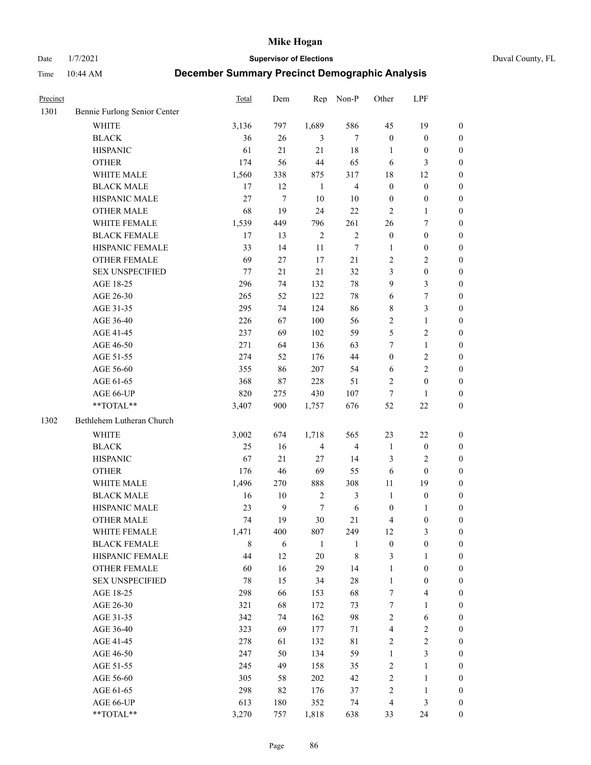# Mike Hogan

Date 1/7/2021 **Supervisor of Elections** Duval County, FL

Time 10:44 AM **December Summary Precinct Demographic Analysis**

| Precinct | | Total | Dem | Rep | Non-P | Other | LPF | |
|---|---|---|---|---|---|---|---|---|
| 1301 | Bennie Furlong Senior Center | | | | | | | |
| | WHITE | 3,136 | 797 | 1,689 | 586 | 45 | 19 | 0 |
| | BLACK | 36 | 26 | 3 | 7 | 0 | 0 | 0 |
| | HISPANIC | 61 | 21 | 21 | 18 | 1 | 0 | 0 |
| | OTHER | 174 | 56 | 44 | 65 | 6 | 3 | 0 |
| | WHITE MALE | 1,560 | 338 | 875 | 317 | 18 | 12 | 0 |
| | BLACK MALE | 17 | 12 | 1 | 4 | 0 | 0 | 0 |
| | HISPANIC MALE | 27 | 7 | 10 | 10 | 0 | 0 | 0 |
| | OTHER MALE | 68 | 19 | 24 | 22 | 2 | 1 | 0 |
| | WHITE FEMALE | 1,539 | 449 | 796 | 261 | 26 | 7 | 0 |
| | BLACK FEMALE | 17 | 13 | 2 | 2 | 0 | 0 | 0 |
| | HISPANIC FEMALE | 33 | 14 | 11 | 7 | 1 | 0 | 0 |
| | OTHER FEMALE | 69 | 27 | 17 | 21 | 2 | 2 | 0 |
| | SEX UNSPECIFIED | 77 | 21 | 21 | 32 | 3 | 0 | 0 |
| | AGE 18-25 | 296 | 74 | 132 | 78 | 9 | 3 | 0 |
| | AGE 26-30 | 265 | 52 | 122 | 78 | 6 | 7 | 0 |
| | AGE 31-35 | 295 | 74 | 124 | 86 | 8 | 3 | 0 |
| | AGE 36-40 | 226 | 67 | 100 | 56 | 2 | 1 | 0 |
| | AGE 41-45 | 237 | 69 | 102 | 59 | 5 | 2 | 0 |
| | AGE 46-50 | 271 | 64 | 136 | 63 | 7 | 1 | 0 |
| | AGE 51-55 | 274 | 52 | 176 | 44 | 0 | 2 | 0 |
| | AGE 56-60 | 355 | 86 | 207 | 54 | 6 | 2 | 0 |
| | AGE 61-65 | 368 | 87 | 228 | 51 | 2 | 0 | 0 |
| | AGE 66-UP | 820 | 275 | 430 | 107 | 7 | 1 | 0 |
| | **TOTAL** | 3,407 | 900 | 1,757 | 676 | 52 | 22 | 0 |
| 1302 | Bethlehem Lutheran Church | | | | | | | |
| | WHITE | 3,002 | 674 | 1,718 | 565 | 23 | 22 | 0 |
| | BLACK | 25 | 16 | 4 | 4 | 1 | 0 | 0 |
| | HISPANIC | 67 | 21 | 27 | 14 | 3 | 2 | 0 |
| | OTHER | 176 | 46 | 69 | 55 | 6 | 0 | 0 |
| | WHITE MALE | 1,496 | 270 | 888 | 308 | 11 | 19 | 0 |
| | BLACK MALE | 16 | 10 | 2 | 3 | 1 | 0 | 0 |
| | HISPANIC MALE | 23 | 9 | 7 | 6 | 0 | 1 | 0 |
| | OTHER MALE | 74 | 19 | 30 | 21 | 4 | 0 | 0 |
| | WHITE FEMALE | 1,471 | 400 | 807 | 249 | 12 | 3 | 0 |
| | BLACK FEMALE | 8 | 6 | 1 | 1 | 0 | 0 | 0 |
| | HISPANIC FEMALE | 44 | 12 | 20 | 8 | 3 | 1 | 0 |
| | OTHER FEMALE | 60 | 16 | 29 | 14 | 1 | 0 | 0 |
| | SEX UNSPECIFIED | 78 | 15 | 34 | 28 | 1 | 0 | 0 |
| | AGE 18-25 | 298 | 66 | 153 | 68 | 7 | 4 | 0 |
| | AGE 26-30 | 321 | 68 | 172 | 73 | 7 | 1 | 0 |
| | AGE 31-35 | 342 | 74 | 162 | 98 | 2 | 6 | 0 |
| | AGE 36-40 | 323 | 69 | 177 | 71 | 4 | 2 | 0 |
| | AGE 41-45 | 278 | 61 | 132 | 81 | 2 | 2 | 0 |
| | AGE 46-50 | 247 | 50 | 134 | 59 | 1 | 3 | 0 |
| | AGE 51-55 | 245 | 49 | 158 | 35 | 2 | 1 | 0 |
| | AGE 56-60 | 305 | 58 | 202 | 42 | 2 | 1 | 0 |
| | AGE 61-65 | 298 | 82 | 176 | 37 | 2 | 1 | 0 |
| | AGE 66-UP | 613 | 180 | 352 | 74 | 4 | 3 | 0 |
| | **TOTAL** | 3,270 | 757 | 1,818 | 638 | 33 | 24 | 0 |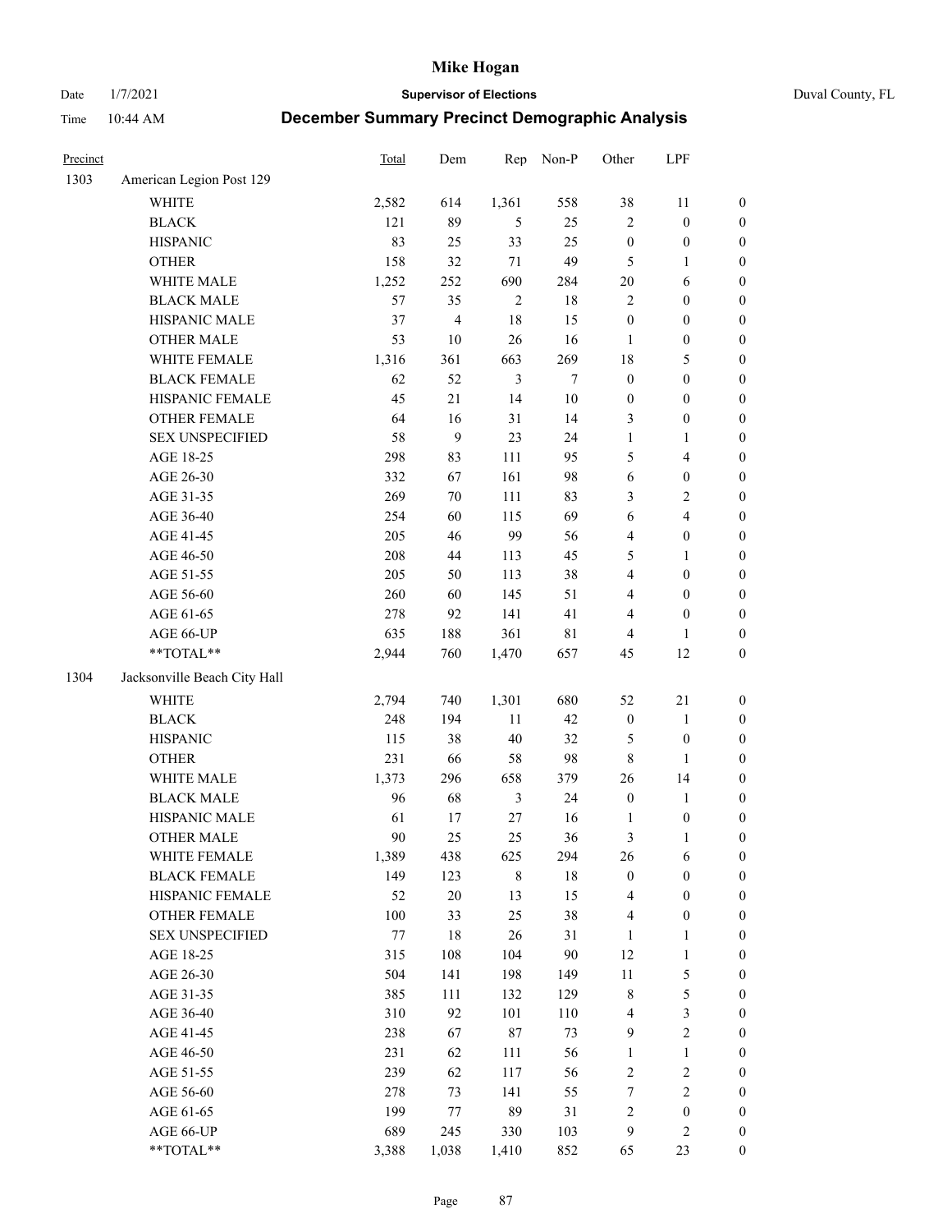| Precinct | | Total | Dem | Rep | Non-P | Other | LPF | |
|---|---|---|---|---|---|---|---|---|
| 1303 | American Legion Post 129 | | | | | | | |
| | WHITE | 2,582 | 614 | 1,361 | 558 | 38 | 11 | 0 |
| | BLACK | 121 | 89 | 5 | 25 | 2 | 0 | 0 |
| | HISPANIC | 83 | 25 | 33 | 25 | 0 | 0 | 0 |
| | OTHER | 158 | 32 | 71 | 49 | 5 | 1 | 0 |
| | WHITE MALE | 1,252 | 252 | 690 | 284 | 20 | 6 | 0 |
| | BLACK MALE | 57 | 35 | 2 | 18 | 2 | 0 | 0 |
| | HISPANIC MALE | 37 | 4 | 18 | 15 | 0 | 0 | 0 |
| | OTHER MALE | 53 | 10 | 26 | 16 | 1 | 0 | 0 |
| | WHITE FEMALE | 1,316 | 361 | 663 | 269 | 18 | 5 | 0 |
| | BLACK FEMALE | 62 | 52 | 3 | 7 | 0 | 0 | 0 |
| | HISPANIC FEMALE | 45 | 21 | 14 | 10 | 0 | 0 | 0 |
| | OTHER FEMALE | 64 | 16 | 31 | 14 | 3 | 0 | 0 |
| | SEX UNSPECIFIED | 58 | 9 | 23 | 24 | 1 | 1 | 0 |
| | AGE 18-25 | 298 | 83 | 111 | 95 | 5 | 4 | 0 |
| | AGE 26-30 | 332 | 67 | 161 | 98 | 6 | 0 | 0 |
| | AGE 31-35 | 269 | 70 | 111 | 83 | 3 | 2 | 0 |
| | AGE 36-40 | 254 | 60 | 115 | 69 | 6 | 4 | 0 |
| | AGE 41-45 | 205 | 46 | 99 | 56 | 4 | 0 | 0 |
| | AGE 46-50 | 208 | 44 | 113 | 45 | 5 | 1 | 0 |
| | AGE 51-55 | 205 | 50 | 113 | 38 | 4 | 0 | 0 |
| | AGE 56-60 | 260 | 60 | 145 | 51 | 4 | 0 | 0 |
| | AGE 61-65 | 278 | 92 | 141 | 41 | 4 | 0 | 0 |
| | AGE 66-UP | 635 | 188 | 361 | 81 | 4 | 1 | 0 |
| | **TOTAL** | 2,944 | 760 | 1,470 | 657 | 45 | 12 | 0 |
| 1304 | Jacksonville Beach City Hall | | | | | | | |
| | WHITE | 2,794 | 740 | 1,301 | 680 | 52 | 21 | 0 |
| | BLACK | 248 | 194 | 11 | 42 | 0 | 1 | 0 |
| | HISPANIC | 115 | 38 | 40 | 32 | 5 | 0 | 0 |
| | OTHER | 231 | 66 | 58 | 98 | 8 | 1 | 0 |
| | WHITE MALE | 1,373 | 296 | 658 | 379 | 26 | 14 | 0 |
| | BLACK MALE | 96 | 68 | 3 | 24 | 0 | 1 | 0 |
| | HISPANIC MALE | 61 | 17 | 27 | 16 | 1 | 0 | 0 |
| | OTHER MALE | 90 | 25 | 25 | 36 | 3 | 1 | 0 |
| | WHITE FEMALE | 1,389 | 438 | 625 | 294 | 26 | 6 | 0 |
| | BLACK FEMALE | 149 | 123 | 8 | 18 | 0 | 0 | 0 |
| | HISPANIC FEMALE | 52 | 20 | 13 | 15 | 4 | 0 | 0 |
| | OTHER FEMALE | 100 | 33 | 25 | 38 | 4 | 0 | 0 |
| | SEX UNSPECIFIED | 77 | 18 | 26 | 31 | 1 | 1 | 0 |
| | AGE 18-25 | 315 | 108 | 104 | 90 | 12 | 1 | 0 |
| | AGE 26-30 | 504 | 141 | 198 | 149 | 11 | 5 | 0 |
| | AGE 31-35 | 385 | 111 | 132 | 129 | 8 | 5 | 0 |
| | AGE 36-40 | 310 | 92 | 101 | 110 | 4 | 3 | 0 |
| | AGE 41-45 | 238 | 67 | 87 | 73 | 9 | 2 | 0 |
| | AGE 46-50 | 231 | 62 | 111 | 56 | 1 | 1 | 0 |
| | AGE 51-55 | 239 | 62 | 117 | 56 | 2 | 2 | 0 |
| | AGE 56-60 | 278 | 73 | 141 | 55 | 7 | 2 | 0 |
| | AGE 61-65 | 199 | 77 | 89 | 31 | 2 | 0 | 0 |
| | AGE 66-UP | 689 | 245 | 330 | 103 | 9 | 2 | 0 |
| | **TOTAL** | 3,388 | 1,038 | 1,410 | 852 | 65 | 23 | 0 |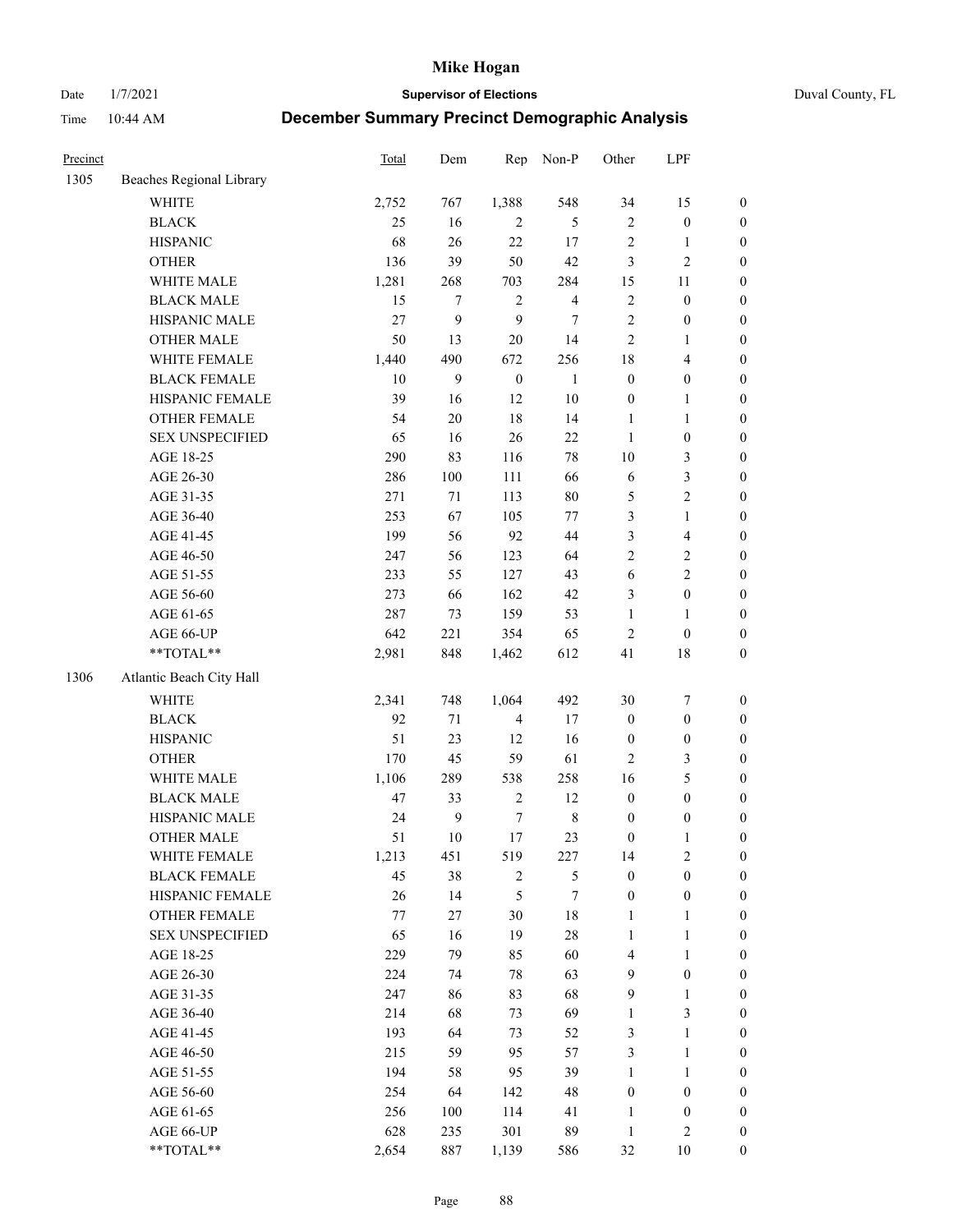# Mike Hogan

Date 1/7/2021 **Supervisor of Elections** Duval County, FL

Time 10:44 AM **December Summary Precinct Demographic Analysis**

| Precinct | | Total | Dem | Rep | Non-P | Other | LPF | |
|---|---|---|---|---|---|---|---|---|
| 1305 | Beaches Regional Library | | | | | | | |
| | WHITE | 2,752 | 767 | 1,388 | 548 | 34 | 15 | 0 |
| | BLACK | 25 | 16 | 2 | 5 | 2 | 0 | 0 |
| | HISPANIC | 68 | 26 | 22 | 17 | 2 | 1 | 0 |
| | OTHER | 136 | 39 | 50 | 42 | 3 | 2 | 0 |
| | WHITE MALE | 1,281 | 268 | 703 | 284 | 15 | 11 | 0 |
| | BLACK MALE | 15 | 7 | 2 | 4 | 2 | 0 | 0 |
| | HISPANIC MALE | 27 | 9 | 9 | 7 | 2 | 0 | 0 |
| | OTHER MALE | 50 | 13 | 20 | 14 | 2 | 1 | 0 |
| | WHITE FEMALE | 1,440 | 490 | 672 | 256 | 18 | 4 | 0 |
| | BLACK FEMALE | 10 | 9 | 0 | 1 | 0 | 0 | 0 |
| | HISPANIC FEMALE | 39 | 16 | 12 | 10 | 0 | 1 | 0 |
| | OTHER FEMALE | 54 | 20 | 18 | 14 | 1 | 1 | 0 |
| | SEX UNSPECIFIED | 65 | 16 | 26 | 22 | 1 | 0 | 0 |
| | AGE 18-25 | 290 | 83 | 116 | 78 | 10 | 3 | 0 |
| | AGE 26-30 | 286 | 100 | 111 | 66 | 6 | 3 | 0 |
| | AGE 31-35 | 271 | 71 | 113 | 80 | 5 | 2 | 0 |
| | AGE 36-40 | 253 | 67 | 105 | 77 | 3 | 1 | 0 |
| | AGE 41-45 | 199 | 56 | 92 | 44 | 3 | 4 | 0 |
| | AGE 46-50 | 247 | 56 | 123 | 64 | 2 | 2 | 0 |
| | AGE 51-55 | 233 | 55 | 127 | 43 | 6 | 2 | 0 |
| | AGE 56-60 | 273 | 66 | 162 | 42 | 3 | 0 | 0 |
| | AGE 61-65 | 287 | 73 | 159 | 53 | 1 | 1 | 0 |
| | AGE 66-UP | 642 | 221 | 354 | 65 | 2 | 0 | 0 |
| | **TOTAL** | 2,981 | 848 | 1,462 | 612 | 41 | 18 | 0 |
| 1306 | Atlantic Beach City Hall | | | | | | | |
| | WHITE | 2,341 | 748 | 1,064 | 492 | 30 | 7 | 0 |
| | BLACK | 92 | 71 | 4 | 17 | 0 | 0 | 0 |
| | HISPANIC | 51 | 23 | 12 | 16 | 0 | 0 | 0 |
| | OTHER | 170 | 45 | 59 | 61 | 2 | 3 | 0 |
| | WHITE MALE | 1,106 | 289 | 538 | 258 | 16 | 5 | 0 |
| | BLACK MALE | 47 | 33 | 2 | 12 | 0 | 0 | 0 |
| | HISPANIC MALE | 24 | 9 | 7 | 8 | 0 | 0 | 0 |
| | OTHER MALE | 51 | 10 | 17 | 23 | 0 | 1 | 0 |
| | WHITE FEMALE | 1,213 | 451 | 519 | 227 | 14 | 2 | 0 |
| | BLACK FEMALE | 45 | 38 | 2 | 5 | 0 | 0 | 0 |
| | HISPANIC FEMALE | 26 | 14 | 5 | 7 | 0 | 0 | 0 |
| | OTHER FEMALE | 77 | 27 | 30 | 18 | 1 | 1 | 0 |
| | SEX UNSPECIFIED | 65 | 16 | 19 | 28 | 1 | 1 | 0 |
| | AGE 18-25 | 229 | 79 | 85 | 60 | 4 | 1 | 0 |
| | AGE 26-30 | 224 | 74 | 78 | 63 | 9 | 0 | 0 |
| | AGE 31-35 | 247 | 86 | 83 | 68 | 9 | 1 | 0 |
| | AGE 36-40 | 214 | 68 | 73 | 69 | 1 | 3 | 0 |
| | AGE 41-45 | 193 | 64 | 73 | 52 | 3 | 1 | 0 |
| | AGE 46-50 | 215 | 59 | 95 | 57 | 3 | 1 | 0 |
| | AGE 51-55 | 194 | 58 | 95 | 39 | 1 | 1 | 0 |
| | AGE 56-60 | 254 | 64 | 142 | 48 | 0 | 0 | 0 |
| | AGE 61-65 | 256 | 100 | 114 | 41 | 1 | 0 | 0 |
| | AGE 66-UP | 628 | 235 | 301 | 89 | 1 | 2 | 0 |
| | **TOTAL** | 2,654 | 887 | 1,139 | 586 | 32 | 10 | 0 |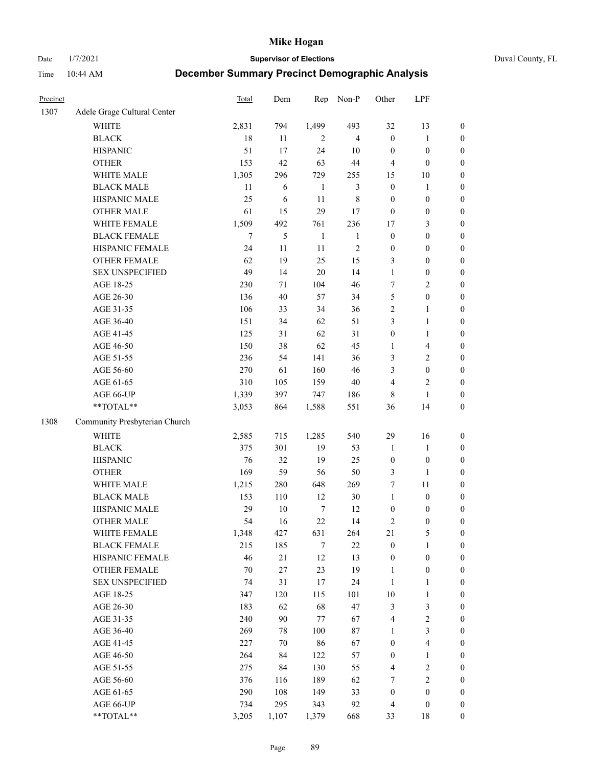# Mike Hogan

Date 1/7/2021 **Supervisor of Elections** Duval County, FL

Time 10:44 AM **December Summary Precinct Demographic Analysis**

| Precinct | | Total | Dem | Rep | Non-P | Other | LPF | |
|---|---|---|---|---|---|---|---|---|
| 1307 | Adele Grage Cultural Center | | | | | | | |
| | WHITE | 2,831 | 794 | 1,499 | 493 | 32 | 13 | 0 |
| | BLACK | 18 | 11 | 2 | 4 | 0 | 1 | 0 |
| | HISPANIC | 51 | 17 | 24 | 10 | 0 | 0 | 0 |
| | OTHER | 153 | 42 | 63 | 44 | 4 | 0 | 0 |
| | WHITE MALE | 1,305 | 296 | 729 | 255 | 15 | 10 | 0 |
| | BLACK MALE | 11 | 6 | 1 | 3 | 0 | 1 | 0 |
| | HISPANIC MALE | 25 | 6 | 11 | 8 | 0 | 0 | 0 |
| | OTHER MALE | 61 | 15 | 29 | 17 | 0 | 0 | 0 |
| | WHITE FEMALE | 1,509 | 492 | 761 | 236 | 17 | 3 | 0 |
| | BLACK FEMALE | 7 | 5 | 1 | 1 | 0 | 0 | 0 |
| | HISPANIC FEMALE | 24 | 11 | 11 | 2 | 0 | 0 | 0 |
| | OTHER FEMALE | 62 | 19 | 25 | 15 | 3 | 0 | 0 |
| | SEX UNSPECIFIED | 49 | 14 | 20 | 14 | 1 | 0 | 0 |
| | AGE 18-25 | 230 | 71 | 104 | 46 | 7 | 2 | 0 |
| | AGE 26-30 | 136 | 40 | 57 | 34 | 5 | 0 | 0 |
| | AGE 31-35 | 106 | 33 | 34 | 36 | 2 | 1 | 0 |
| | AGE 36-40 | 151 | 34 | 62 | 51 | 3 | 1 | 0 |
| | AGE 41-45 | 125 | 31 | 62 | 31 | 0 | 1 | 0 |
| | AGE 46-50 | 150 | 38 | 62 | 45 | 1 | 4 | 0 |
| | AGE 51-55 | 236 | 54 | 141 | 36 | 3 | 2 | 0 |
| | AGE 56-60 | 270 | 61 | 160 | 46 | 3 | 0 | 0 |
| | AGE 61-65 | 310 | 105 | 159 | 40 | 4 | 2 | 0 |
| | AGE 66-UP | 1,339 | 397 | 747 | 186 | 8 | 1 | 0 |
| | **TOTAL** | 3,053 | 864 | 1,588 | 551 | 36 | 14 | 0 |
| 1308 | Community Presbyterian Church | | | | | | | |
| | WHITE | 2,585 | 715 | 1,285 | 540 | 29 | 16 | 0 |
| | BLACK | 375 | 301 | 19 | 53 | 1 | 1 | 0 |
| | HISPANIC | 76 | 32 | 19 | 25 | 0 | 0 | 0 |
| | OTHER | 169 | 59 | 56 | 50 | 3 | 1 | 0 |
| | WHITE MALE | 1,215 | 280 | 648 | 269 | 7 | 11 | 0 |
| | BLACK MALE | 153 | 110 | 12 | 30 | 1 | 0 | 0 |
| | HISPANIC MALE | 29 | 10 | 7 | 12 | 0 | 0 | 0 |
| | OTHER MALE | 54 | 16 | 22 | 14 | 2 | 0 | 0 |
| | WHITE FEMALE | 1,348 | 427 | 631 | 264 | 21 | 5 | 0 |
| | BLACK FEMALE | 215 | 185 | 7 | 22 | 0 | 1 | 0 |
| | HISPANIC FEMALE | 46 | 21 | 12 | 13 | 0 | 0 | 0 |
| | OTHER FEMALE | 70 | 27 | 23 | 19 | 1 | 0 | 0 |
| | SEX UNSPECIFIED | 74 | 31 | 17 | 24 | 1 | 1 | 0 |
| | AGE 18-25 | 347 | 120 | 115 | 101 | 10 | 1 | 0 |
| | AGE 26-30 | 183 | 62 | 68 | 47 | 3 | 3 | 0 |
| | AGE 31-35 | 240 | 90 | 77 | 67 | 4 | 2 | 0 |
| | AGE 36-40 | 269 | 78 | 100 | 87 | 1 | 3 | 0 |
| | AGE 41-45 | 227 | 70 | 86 | 67 | 0 | 4 | 0 |
| | AGE 46-50 | 264 | 84 | 122 | 57 | 0 | 1 | 0 |
| | AGE 51-55 | 275 | 84 | 130 | 55 | 4 | 2 | 0 |
| | AGE 56-60 | 376 | 116 | 189 | 62 | 7 | 2 | 0 |
| | AGE 61-65 | 290 | 108 | 149 | 33 | 0 | 0 | 0 |
| | AGE 66-UP | 734 | 295 | 343 | 92 | 4 | 0 | 0 |
| | **TOTAL** | 3,205 | 1,107 | 1,379 | 668 | 33 | 18 | 0 |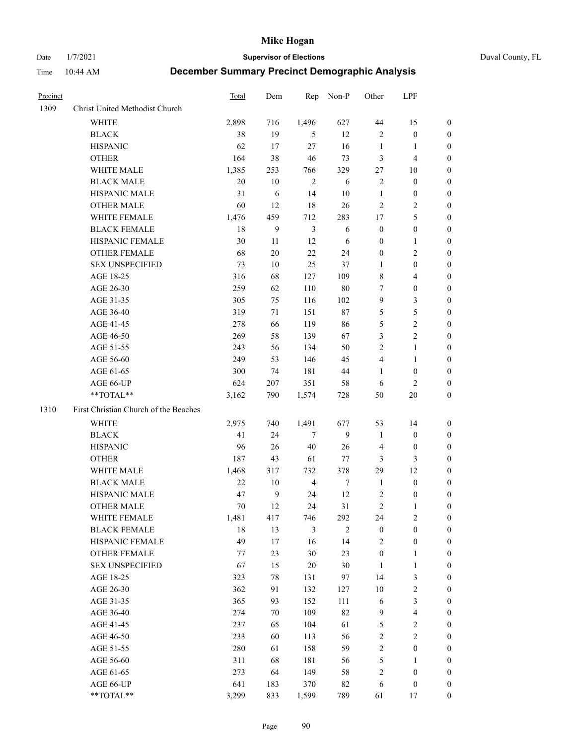# Mike Hogan

Date 1/7/2021 **Supervisor of Elections** Duval County, FL

Time 10:44 AM **December Summary Precinct Demographic Analysis**

| Precinct | | Total | Dem | Rep | Non-P | Other | LPF | |
|---|---|---|---|---|---|---|---|---|
| 1309 | Christ United Methodist Church | | | | | | | |
| | WHITE | 2,898 | 716 | 1,496 | 627 | 44 | 15 | 0 |
| | BLACK | 38 | 19 | 5 | 12 | 2 | 0 | 0 |
| | HISPANIC | 62 | 17 | 27 | 16 | 1 | 1 | 0 |
| | OTHER | 164 | 38 | 46 | 73 | 3 | 4 | 0 |
| | WHITE MALE | 1,385 | 253 | 766 | 329 | 27 | 10 | 0 |
| | BLACK MALE | 20 | 10 | 2 | 6 | 2 | 0 | 0 |
| | HISPANIC MALE | 31 | 6 | 14 | 10 | 1 | 0 | 0 |
| | OTHER MALE | 60 | 12 | 18 | 26 | 2 | 2 | 0 |
| | WHITE FEMALE | 1,476 | 459 | 712 | 283 | 17 | 5 | 0 |
| | BLACK FEMALE | 18 | 9 | 3 | 6 | 0 | 0 | 0 |
| | HISPANIC FEMALE | 30 | 11 | 12 | 6 | 0 | 1 | 0 |
| | OTHER FEMALE | 68 | 20 | 22 | 24 | 0 | 2 | 0 |
| | SEX UNSPECIFIED | 73 | 10 | 25 | 37 | 1 | 0 | 0 |
| | AGE 18-25 | 316 | 68 | 127 | 109 | 8 | 4 | 0 |
| | AGE 26-30 | 259 | 62 | 110 | 80 | 7 | 0 | 0 |
| | AGE 31-35 | 305 | 75 | 116 | 102 | 9 | 3 | 0 |
| | AGE 36-40 | 319 | 71 | 151 | 87 | 5 | 5 | 0 |
| | AGE 41-45 | 278 | 66 | 119 | 86 | 5 | 2 | 0 |
| | AGE 46-50 | 269 | 58 | 139 | 67 | 3 | 2 | 0 |
| | AGE 51-55 | 243 | 56 | 134 | 50 | 2 | 1 | 0 |
| | AGE 56-60 | 249 | 53 | 146 | 45 | 4 | 1 | 0 |
| | AGE 61-65 | 300 | 74 | 181 | 44 | 1 | 0 | 0 |
| | AGE 66-UP | 624 | 207 | 351 | 58 | 6 | 2 | 0 |
| | **TOTAL** | 3,162 | 790 | 1,574 | 728 | 50 | 20 | 0 |
| 1310 | First Christian Church of the Beaches | | | | | | | |
| | WHITE | 2,975 | 740 | 1,491 | 677 | 53 | 14 | 0 |
| | BLACK | 41 | 24 | 7 | 9 | 1 | 0 | 0 |
| | HISPANIC | 96 | 26 | 40 | 26 | 4 | 0 | 0 |
| | OTHER | 187 | 43 | 61 | 77 | 3 | 3 | 0 |
| | WHITE MALE | 1,468 | 317 | 732 | 378 | 29 | 12 | 0 |
| | BLACK MALE | 22 | 10 | 4 | 7 | 1 | 0 | 0 |
| | HISPANIC MALE | 47 | 9 | 24 | 12 | 2 | 0 | 0 |
| | OTHER MALE | 70 | 12 | 24 | 31 | 2 | 1 | 0 |
| | WHITE FEMALE | 1,481 | 417 | 746 | 292 | 24 | 2 | 0 |
| | BLACK FEMALE | 18 | 13 | 3 | 2 | 0 | 0 | 0 |
| | HISPANIC FEMALE | 49 | 17 | 16 | 14 | 2 | 0 | 0 |
| | OTHER FEMALE | 77 | 23 | 30 | 23 | 0 | 1 | 0 |
| | SEX UNSPECIFIED | 67 | 15 | 20 | 30 | 1 | 1 | 0 |
| | AGE 18-25 | 323 | 78 | 131 | 97 | 14 | 3 | 0 |
| | AGE 26-30 | 362 | 91 | 132 | 127 | 10 | 2 | 0 |
| | AGE 31-35 | 365 | 93 | 152 | 111 | 6 | 3 | 0 |
| | AGE 36-40 | 274 | 70 | 109 | 82 | 9 | 4 | 0 |
| | AGE 41-45 | 237 | 65 | 104 | 61 | 5 | 2 | 0 |
| | AGE 46-50 | 233 | 60 | 113 | 56 | 2 | 2 | 0 |
| | AGE 51-55 | 280 | 61 | 158 | 59 | 2 | 0 | 0 |
| | AGE 56-60 | 311 | 68 | 181 | 56 | 5 | 1 | 0 |
| | AGE 61-65 | 273 | 64 | 149 | 58 | 2 | 0 | 0 |
| | AGE 66-UP | 641 | 183 | 370 | 82 | 6 | 0 | 0 |
| | **TOTAL** | 3,299 | 833 | 1,599 | 789 | 61 | 17 | 0 |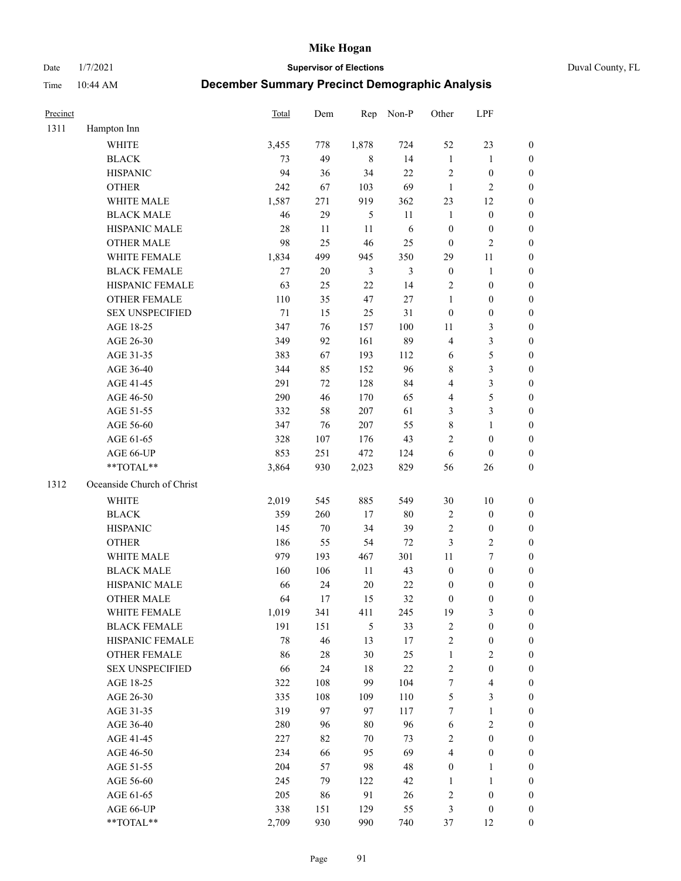# Mike Hogan

Date 1/7/2021 | **Supervisor of Elections** | Duval County, FL

Time 10:44 AM | **December Summary Precinct Demographic Analysis**

| Precinct | | Total | Dem | Rep | Non-P | Other | LPF | |
|---|---|---|---|---|---|---|---|---|
| 1311 | Hampton Inn | | | | | | | |
| | WHITE | 3,455 | 778 | 1,878 | 724 | 52 | 23 | 0 |
| | BLACK | 73 | 49 | 8 | 14 | 1 | 1 | 0 |
| | HISPANIC | 94 | 36 | 34 | 22 | 2 | 0 | 0 |
| | OTHER | 242 | 67 | 103 | 69 | 1 | 2 | 0 |
| | WHITE MALE | 1,587 | 271 | 919 | 362 | 23 | 12 | 0 |
| | BLACK MALE | 46 | 29 | 5 | 11 | 1 | 0 | 0 |
| | HISPANIC MALE | 28 | 11 | 11 | 6 | 0 | 0 | 0 |
| | OTHER MALE | 98 | 25 | 46 | 25 | 0 | 2 | 0 |
| | WHITE FEMALE | 1,834 | 499 | 945 | 350 | 29 | 11 | 0 |
| | BLACK FEMALE | 27 | 20 | 3 | 3 | 0 | 1 | 0 |
| | HISPANIC FEMALE | 63 | 25 | 22 | 14 | 2 | 0 | 0 |
| | OTHER FEMALE | 110 | 35 | 47 | 27 | 1 | 0 | 0 |
| | SEX UNSPECIFIED | 71 | 15 | 25 | 31 | 0 | 0 | 0 |
| | AGE 18-25 | 347 | 76 | 157 | 100 | 11 | 3 | 0 |
| | AGE 26-30 | 349 | 92 | 161 | 89 | 4 | 3 | 0 |
| | AGE 31-35 | 383 | 67 | 193 | 112 | 6 | 5 | 0 |
| | AGE 36-40 | 344 | 85 | 152 | 96 | 8 | 3 | 0 |
| | AGE 41-45 | 291 | 72 | 128 | 84 | 4 | 3 | 0 |
| | AGE 46-50 | 290 | 46 | 170 | 65 | 4 | 5 | 0 |
| | AGE 51-55 | 332 | 58 | 207 | 61 | 3 | 3 | 0 |
| | AGE 56-60 | 347 | 76 | 207 | 55 | 8 | 1 | 0 |
| | AGE 61-65 | 328 | 107 | 176 | 43 | 2 | 0 | 0 |
| | AGE 66-UP | 853 | 251 | 472 | 124 | 6 | 0 | 0 |
| | **TOTAL** | 3,864 | 930 | 2,023 | 829 | 56 | 26 | 0 |
| 1312 | Oceanside Church of Christ | | | | | | | |
| | WHITE | 2,019 | 545 | 885 | 549 | 30 | 10 | 0 |
| | BLACK | 359 | 260 | 17 | 80 | 2 | 0 | 0 |
| | HISPANIC | 145 | 70 | 34 | 39 | 2 | 0 | 0 |
| | OTHER | 186 | 55 | 54 | 72 | 3 | 2 | 0 |
| | WHITE MALE | 979 | 193 | 467 | 301 | 11 | 7 | 0 |
| | BLACK MALE | 160 | 106 | 11 | 43 | 0 | 0 | 0 |
| | HISPANIC MALE | 66 | 24 | 20 | 22 | 0 | 0 | 0 |
| | OTHER MALE | 64 | 17 | 15 | 32 | 0 | 0 | 0 |
| | WHITE FEMALE | 1,019 | 341 | 411 | 245 | 19 | 3 | 0 |
| | BLACK FEMALE | 191 | 151 | 5 | 33 | 2 | 0 | 0 |
| | HISPANIC FEMALE | 78 | 46 | 13 | 17 | 2 | 0 | 0 |
| | OTHER FEMALE | 86 | 28 | 30 | 25 | 1 | 2 | 0 |
| | SEX UNSPECIFIED | 66 | 24 | 18 | 22 | 2 | 0 | 0 |
| | AGE 18-25 | 322 | 108 | 99 | 104 | 7 | 4 | 0 |
| | AGE 26-30 | 335 | 108 | 109 | 110 | 5 | 3 | 0 |
| | AGE 31-35 | 319 | 97 | 97 | 117 | 7 | 1 | 0 |
| | AGE 36-40 | 280 | 96 | 80 | 96 | 6 | 2 | 0 |
| | AGE 41-45 | 227 | 82 | 70 | 73 | 2 | 0 | 0 |
| | AGE 46-50 | 234 | 66 | 95 | 69 | 4 | 0 | 0 |
| | AGE 51-55 | 204 | 57 | 98 | 48 | 0 | 1 | 0 |
| | AGE 56-60 | 245 | 79 | 122 | 42 | 1 | 1 | 0 |
| | AGE 61-65 | 205 | 86 | 91 | 26 | 2 | 0 | 0 |
| | AGE 66-UP | 338 | 151 | 129 | 55 | 3 | 0 | 0 |
| | **TOTAL** | 2,709 | 930 | 990 | 740 | 37 | 12 | 0 |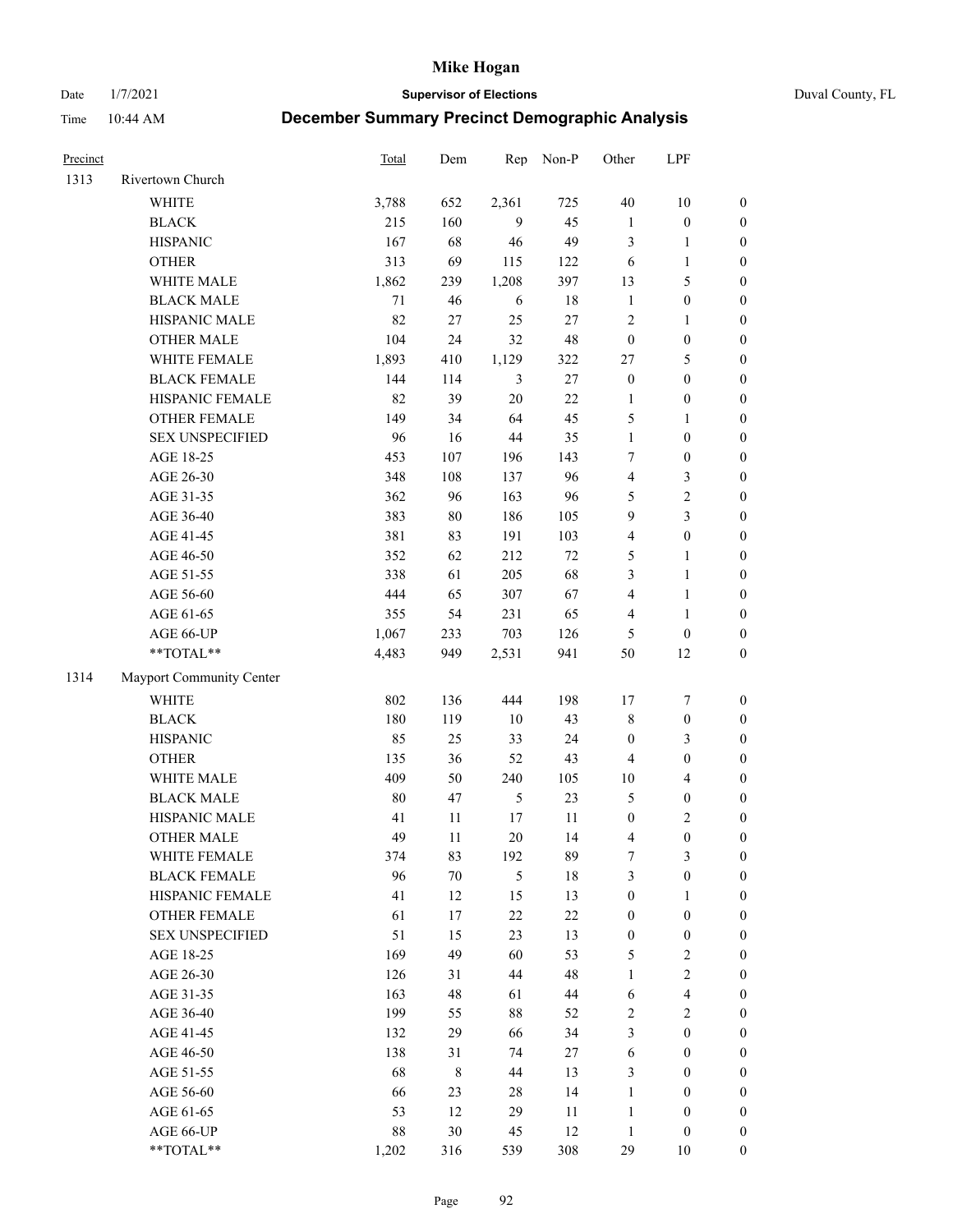# Mike Hogan

Date 1/7/2021 **Supervisor of Elections** Duval County, FL

Time 10:44 AM **December Summary Precinct Demographic Analysis**

| Precinct | | Total | Dem | Rep | Non-P | Other | LPF | |
|---|---|---|---|---|---|---|---|---|
| 1313 | Rivertown Church | | | | | | | |
| | WHITE | 3,788 | 652 | 2,361 | 725 | 40 | 10 | 0 |
| | BLACK | 215 | 160 | 9 | 45 | 1 | 0 | 0 |
| | HISPANIC | 167 | 68 | 46 | 49 | 3 | 1 | 0 |
| | OTHER | 313 | 69 | 115 | 122 | 6 | 1 | 0 |
| | WHITE MALE | 1,862 | 239 | 1,208 | 397 | 13 | 5 | 0 |
| | BLACK MALE | 71 | 46 | 6 | 18 | 1 | 0 | 0 |
| | HISPANIC MALE | 82 | 27 | 25 | 27 | 2 | 1 | 0 |
| | OTHER MALE | 104 | 24 | 32 | 48 | 0 | 0 | 0 |
| | WHITE FEMALE | 1,893 | 410 | 1,129 | 322 | 27 | 5 | 0 |
| | BLACK FEMALE | 144 | 114 | 3 | 27 | 0 | 0 | 0 |
| | HISPANIC FEMALE | 82 | 39 | 20 | 22 | 1 | 0 | 0 |
| | OTHER FEMALE | 149 | 34 | 64 | 45 | 5 | 1 | 0 |
| | SEX UNSPECIFIED | 96 | 16 | 44 | 35 | 1 | 0 | 0 |
| | AGE 18-25 | 453 | 107 | 196 | 143 | 7 | 0 | 0 |
| | AGE 26-30 | 348 | 108 | 137 | 96 | 4 | 3 | 0 |
| | AGE 31-35 | 362 | 96 | 163 | 96 | 5 | 2 | 0 |
| | AGE 36-40 | 383 | 80 | 186 | 105 | 9 | 3 | 0 |
| | AGE 41-45 | 381 | 83 | 191 | 103 | 4 | 0 | 0 |
| | AGE 46-50 | 352 | 62 | 212 | 72 | 5 | 1 | 0 |
| | AGE 51-55 | 338 | 61 | 205 | 68 | 3 | 1 | 0 |
| | AGE 56-60 | 444 | 65 | 307 | 67 | 4 | 1 | 0 |
| | AGE 61-65 | 355 | 54 | 231 | 65 | 4 | 1 | 0 |
| | AGE 66-UP | 1,067 | 233 | 703 | 126 | 5 | 0 | 0 |
| | **TOTAL** | 4,483 | 949 | 2,531 | 941 | 50 | 12 | 0 |
| 1314 | Mayport Community Center | | | | | | | |
| | WHITE | 802 | 136 | 444 | 198 | 17 | 7 | 0 |
| | BLACK | 180 | 119 | 10 | 43 | 8 | 0 | 0 |
| | HISPANIC | 85 | 25 | 33 | 24 | 0 | 3 | 0 |
| | OTHER | 135 | 36 | 52 | 43 | 4 | 0 | 0 |
| | WHITE MALE | 409 | 50 | 240 | 105 | 10 | 4 | 0 |
| | BLACK MALE | 80 | 47 | 5 | 23 | 5 | 0 | 0 |
| | HISPANIC MALE | 41 | 11 | 17 | 11 | 0 | 2 | 0 |
| | OTHER MALE | 49 | 11 | 20 | 14 | 4 | 0 | 0 |
| | WHITE FEMALE | 374 | 83 | 192 | 89 | 7 | 3 | 0 |
| | BLACK FEMALE | 96 | 70 | 5 | 18 | 3 | 0 | 0 |
| | HISPANIC FEMALE | 41 | 12 | 15 | 13 | 0 | 1 | 0 |
| | OTHER FEMALE | 61 | 17 | 22 | 22 | 0 | 0 | 0 |
| | SEX UNSPECIFIED | 51 | 15 | 23 | 13 | 0 | 0 | 0 |
| | AGE 18-25 | 169 | 49 | 60 | 53 | 5 | 2 | 0 |
| | AGE 26-30 | 126 | 31 | 44 | 48 | 1 | 2 | 0 |
| | AGE 31-35 | 163 | 48 | 61 | 44 | 6 | 4 | 0 |
| | AGE 36-40 | 199 | 55 | 88 | 52 | 2 | 2 | 0 |
| | AGE 41-45 | 132 | 29 | 66 | 34 | 3 | 0 | 0 |
| | AGE 46-50 | 138 | 31 | 74 | 27 | 6 | 0 | 0 |
| | AGE 51-55 | 68 | 8 | 44 | 13 | 3 | 0 | 0 |
| | AGE 56-60 | 66 | 23 | 28 | 14 | 1 | 0 | 0 |
| | AGE 61-65 | 53 | 12 | 29 | 11 | 1 | 0 | 0 |
| | AGE 66-UP | 88 | 30 | 45 | 12 | 1 | 0 | 0 |
| | **TOTAL** | 1,202 | 316 | 539 | 308 | 29 | 10 | 0 |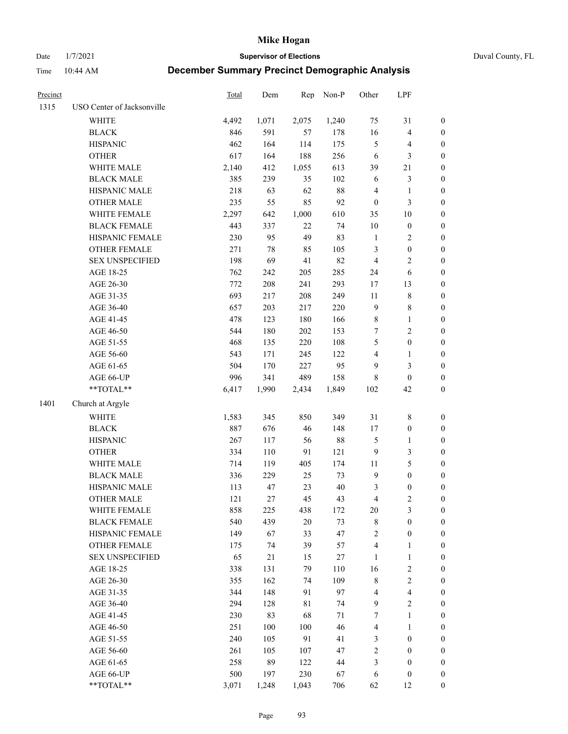# Mike Hogan

Date 1/7/2021 **Supervisor of Elections** Duval County, FL

Time 10:44 AM **December Summary Precinct Demographic Analysis**

| Precinct | | Total | Dem | Rep | Non-P | Other | LPF | |
|---|---|---|---|---|---|---|---|---|
| 1315 | USO Center of Jacksonville | | | | | | | |
| | WHITE | 4,492 | 1,071 | 2,075 | 1,240 | 75 | 31 | 0 |
| | BLACK | 846 | 591 | 57 | 178 | 16 | 4 | 0 |
| | HISPANIC | 462 | 164 | 114 | 175 | 5 | 4 | 0 |
| | OTHER | 617 | 164 | 188 | 256 | 6 | 3 | 0 |
| | WHITE MALE | 2,140 | 412 | 1,055 | 613 | 39 | 21 | 0 |
| | BLACK MALE | 385 | 239 | 35 | 102 | 6 | 3 | 0 |
| | HISPANIC MALE | 218 | 63 | 62 | 88 | 4 | 1 | 0 |
| | OTHER MALE | 235 | 55 | 85 | 92 | 0 | 3 | 0 |
| | WHITE FEMALE | 2,297 | 642 | 1,000 | 610 | 35 | 10 | 0 |
| | BLACK FEMALE | 443 | 337 | 22 | 74 | 10 | 0 | 0 |
| | HISPANIC FEMALE | 230 | 95 | 49 | 83 | 1 | 2 | 0 |
| | OTHER FEMALE | 271 | 78 | 85 | 105 | 3 | 0 | 0 |
| | SEX UNSPECIFIED | 198 | 69 | 41 | 82 | 4 | 2 | 0 |
| | AGE 18-25 | 762 | 242 | 205 | 285 | 24 | 6 | 0 |
| | AGE 26-30 | 772 | 208 | 241 | 293 | 17 | 13 | 0 |
| | AGE 31-35 | 693 | 217 | 208 | 249 | 11 | 8 | 0 |
| | AGE 36-40 | 657 | 203 | 217 | 220 | 9 | 8 | 0 |
| | AGE 41-45 | 478 | 123 | 180 | 166 | 8 | 1 | 0 |
| | AGE 46-50 | 544 | 180 | 202 | 153 | 7 | 2 | 0 |
| | AGE 51-55 | 468 | 135 | 220 | 108 | 5 | 0 | 0 |
| | AGE 56-60 | 543 | 171 | 245 | 122 | 4 | 1 | 0 |
| | AGE 61-65 | 504 | 170 | 227 | 95 | 9 | 3 | 0 |
| | AGE 66-UP | 996 | 341 | 489 | 158 | 8 | 0 | 0 |
| | **TOTAL** | 6,417 | 1,990 | 2,434 | 1,849 | 102 | 42 | 0 |
| 1401 | Church at Argyle | | | | | | | |
| | WHITE | 1,583 | 345 | 850 | 349 | 31 | 8 | 0 |
| | BLACK | 887 | 676 | 46 | 148 | 17 | 0 | 0 |
| | HISPANIC | 267 | 117 | 56 | 88 | 5 | 1 | 0 |
| | OTHER | 334 | 110 | 91 | 121 | 9 | 3 | 0 |
| | WHITE MALE | 714 | 119 | 405 | 174 | 11 | 5 | 0 |
| | BLACK MALE | 336 | 229 | 25 | 73 | 9 | 0 | 0 |
| | HISPANIC MALE | 113 | 47 | 23 | 40 | 3 | 0 | 0 |
| | OTHER MALE | 121 | 27 | 45 | 43 | 4 | 2 | 0 |
| | WHITE FEMALE | 858 | 225 | 438 | 172 | 20 | 3 | 0 |
| | BLACK FEMALE | 540 | 439 | 20 | 73 | 8 | 0 | 0 |
| | HISPANIC FEMALE | 149 | 67 | 33 | 47 | 2 | 0 | 0 |
| | OTHER FEMALE | 175 | 74 | 39 | 57 | 4 | 1 | 0 |
| | SEX UNSPECIFIED | 65 | 21 | 15 | 27 | 1 | 1 | 0 |
| | AGE 18-25 | 338 | 131 | 79 | 110 | 16 | 2 | 0 |
| | AGE 26-30 | 355 | 162 | 74 | 109 | 8 | 2 | 0 |
| | AGE 31-35 | 344 | 148 | 91 | 97 | 4 | 4 | 0 |
| | AGE 36-40 | 294 | 128 | 81 | 74 | 9 | 2 | 0 |
| | AGE 41-45 | 230 | 83 | 68 | 71 | 7 | 1 | 0 |
| | AGE 46-50 | 251 | 100 | 100 | 46 | 4 | 1 | 0 |
| | AGE 51-55 | 240 | 105 | 91 | 41 | 3 | 0 | 0 |
| | AGE 56-60 | 261 | 105 | 107 | 47 | 2 | 0 | 0 |
| | AGE 61-65 | 258 | 89 | 122 | 44 | 3 | 0 | 0 |
| | AGE 66-UP | 500 | 197 | 230 | 67 | 6 | 0 | 0 |
| | **TOTAL** | 3,071 | 1,248 | 1,043 | 706 | 62 | 12 | 0 |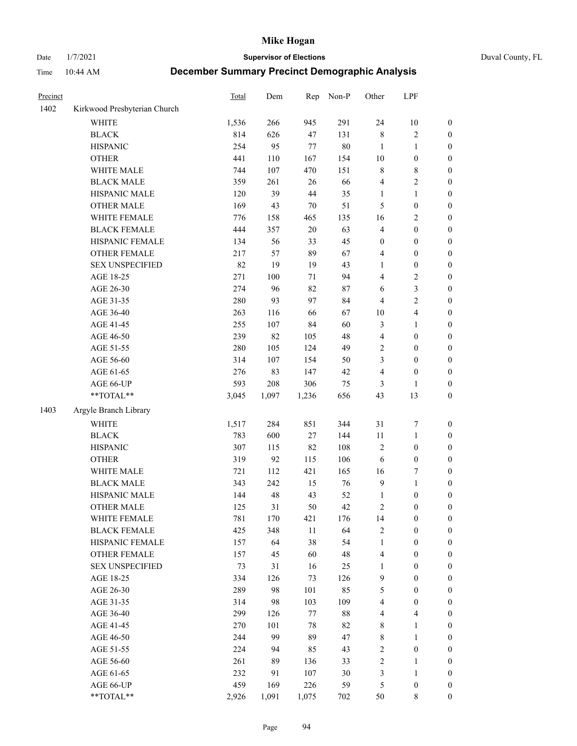# December Summary Precinct Demographic Analysis

Supervisor of Elections — Mike Hogan — Duval County, FL

Date 1/7/2021 Time 10:44 AM

| Precinct | | Total | Dem | Rep | Non-P | Other | LPF | |
|---|---|---|---|---|---|---|---|---|
| 1402 | Kirkwood Presbyterian Church | | | | | | | |
| | WHITE | 1,536 | 266 | 945 | 291 | 24 | 10 | 0 |
| | BLACK | 814 | 626 | 47 | 131 | 8 | 2 | 0 |
| | HISPANIC | 254 | 95 | 77 | 80 | 1 | 1 | 0 |
| | OTHER | 441 | 110 | 167 | 154 | 10 | 0 | 0 |
| | WHITE MALE | 744 | 107 | 470 | 151 | 8 | 8 | 0 |
| | BLACK MALE | 359 | 261 | 26 | 66 | 4 | 2 | 0 |
| | HISPANIC MALE | 120 | 39 | 44 | 35 | 1 | 1 | 0 |
| | OTHER MALE | 169 | 43 | 70 | 51 | 5 | 0 | 0 |
| | WHITE FEMALE | 776 | 158 | 465 | 135 | 16 | 2 | 0 |
| | BLACK FEMALE | 444 | 357 | 20 | 63 | 4 | 0 | 0 |
| | HISPANIC FEMALE | 134 | 56 | 33 | 45 | 0 | 0 | 0 |
| | OTHER FEMALE | 217 | 57 | 89 | 67 | 4 | 0 | 0 |
| | SEX UNSPECIFIED | 82 | 19 | 19 | 43 | 1 | 0 | 0 |
| | AGE 18-25 | 271 | 100 | 71 | 94 | 4 | 2 | 0 |
| | AGE 26-30 | 274 | 96 | 82 | 87 | 6 | 3 | 0 |
| | AGE 31-35 | 280 | 93 | 97 | 84 | 4 | 2 | 0 |
| | AGE 36-40 | 263 | 116 | 66 | 67 | 10 | 4 | 0 |
| | AGE 41-45 | 255 | 107 | 84 | 60 | 3 | 1 | 0 |
| | AGE 46-50 | 239 | 82 | 105 | 48 | 4 | 0 | 0 |
| | AGE 51-55 | 280 | 105 | 124 | 49 | 2 | 0 | 0 |
| | AGE 56-60 | 314 | 107 | 154 | 50 | 3 | 0 | 0 |
| | AGE 61-65 | 276 | 83 | 147 | 42 | 4 | 0 | 0 |
| | AGE 66-UP | 593 | 208 | 306 | 75 | 3 | 1 | 0 |
| | **TOTAL** | 3,045 | 1,097 | 1,236 | 656 | 43 | 13 | 0 |
| 1403 | Argyle Branch Library | | | | | | | |
| | WHITE | 1,517 | 284 | 851 | 344 | 31 | 7 | 0 |
| | BLACK | 783 | 600 | 27 | 144 | 11 | 1 | 0 |
| | HISPANIC | 307 | 115 | 82 | 108 | 2 | 0 | 0 |
| | OTHER | 319 | 92 | 115 | 106 | 6 | 0 | 0 |
| | WHITE MALE | 721 | 112 | 421 | 165 | 16 | 7 | 0 |
| | BLACK MALE | 343 | 242 | 15 | 76 | 9 | 1 | 0 |
| | HISPANIC MALE | 144 | 48 | 43 | 52 | 1 | 0 | 0 |
| | OTHER MALE | 125 | 31 | 50 | 42 | 2 | 0 | 0 |
| | WHITE FEMALE | 781 | 170 | 421 | 176 | 14 | 0 | 0 |
| | BLACK FEMALE | 425 | 348 | 11 | 64 | 2 | 0 | 0 |
| | HISPANIC FEMALE | 157 | 64 | 38 | 54 | 1 | 0 | 0 |
| | OTHER FEMALE | 157 | 45 | 60 | 48 | 4 | 0 | 0 |
| | SEX UNSPECIFIED | 73 | 31 | 16 | 25 | 1 | 0 | 0 |
| | AGE 18-25 | 334 | 126 | 73 | 126 | 9 | 0 | 0 |
| | AGE 26-30 | 289 | 98 | 101 | 85 | 5 | 0 | 0 |
| | AGE 31-35 | 314 | 98 | 103 | 109 | 4 | 0 | 0 |
| | AGE 36-40 | 299 | 126 | 77 | 88 | 4 | 4 | 0 |
| | AGE 41-45 | 270 | 101 | 78 | 82 | 8 | 1 | 0 |
| | AGE 46-50 | 244 | 99 | 89 | 47 | 8 | 1 | 0 |
| | AGE 51-55 | 224 | 94 | 85 | 43 | 2 | 0 | 0 |
| | AGE 56-60 | 261 | 89 | 136 | 33 | 2 | 1 | 0 |
| | AGE 61-65 | 232 | 91 | 107 | 30 | 3 | 1 | 0 |
| | AGE 66-UP | 459 | 169 | 226 | 59 | 5 | 0 | 0 |
| | **TOTAL** | 2,926 | 1,091 | 1,075 | 702 | 50 | 8 | 0 |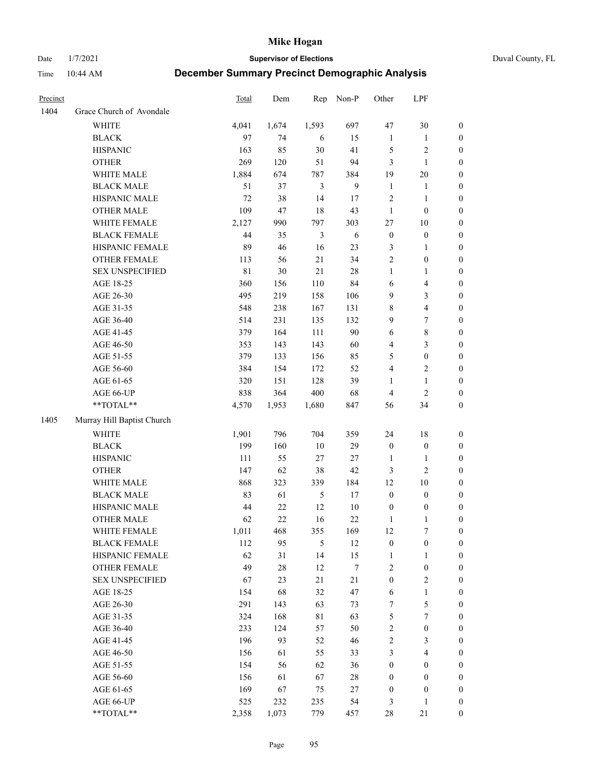| Precinct | | Total | Dem | Rep | Non-P | Other | LPF | |
|---|---|---|---|---|---|---|---|---|
| 1404 | Grace Church of Avondale | | | | | | | |
| | WHITE | 4,041 | 1,674 | 1,593 | 697 | 47 | 30 | 0 |
| | BLACK | 97 | 74 | 6 | 15 | 1 | 1 | 0 |
| | HISPANIC | 163 | 85 | 30 | 41 | 5 | 2 | 0 |
| | OTHER | 269 | 120 | 51 | 94 | 3 | 1 | 0 |
| | WHITE MALE | 1,884 | 674 | 787 | 384 | 19 | 20 | 0 |
| | BLACK MALE | 51 | 37 | 3 | 9 | 1 | 1 | 0 |
| | HISPANIC MALE | 72 | 38 | 14 | 17 | 2 | 1 | 0 |
| | OTHER MALE | 109 | 47 | 18 | 43 | 1 | 0 | 0 |
| | WHITE FEMALE | 2,127 | 990 | 797 | 303 | 27 | 10 | 0 |
| | BLACK FEMALE | 44 | 35 | 3 | 6 | 0 | 0 | 0 |
| | HISPANIC FEMALE | 89 | 46 | 16 | 23 | 3 | 1 | 0 |
| | OTHER FEMALE | 113 | 56 | 21 | 34 | 2 | 0 | 0 |
| | SEX UNSPECIFIED | 81 | 30 | 21 | 28 | 1 | 1 | 0 |
| | AGE 18-25 | 360 | 156 | 110 | 84 | 6 | 4 | 0 |
| | AGE 26-30 | 495 | 219 | 158 | 106 | 9 | 3 | 0 |
| | AGE 31-35 | 548 | 238 | 167 | 131 | 8 | 4 | 0 |
| | AGE 36-40 | 514 | 231 | 135 | 132 | 9 | 7 | 0 |
| | AGE 41-45 | 379 | 164 | 111 | 90 | 6 | 8 | 0 |
| | AGE 46-50 | 353 | 143 | 143 | 60 | 4 | 3 | 0 |
| | AGE 51-55 | 379 | 133 | 156 | 85 | 5 | 0 | 0 |
| | AGE 56-60 | 384 | 154 | 172 | 52 | 4 | 2 | 0 |
| | AGE 61-65 | 320 | 151 | 128 | 39 | 1 | 1 | 0 |
| | AGE 66-UP | 838 | 364 | 400 | 68 | 4 | 2 | 0 |
| | **TOTAL** | 4,570 | 1,953 | 1,680 | 847 | 56 | 34 | 0 |
| 1405 | Murray Hill Baptist Church | | | | | | | |
| | WHITE | 1,901 | 796 | 704 | 359 | 24 | 18 | 0 |
| | BLACK | 199 | 160 | 10 | 29 | 0 | 0 | 0 |
| | HISPANIC | 111 | 55 | 27 | 27 | 1 | 1 | 0 |
| | OTHER | 147 | 62 | 38 | 42 | 3 | 2 | 0 |
| | WHITE MALE | 868 | 323 | 339 | 184 | 12 | 10 | 0 |
| | BLACK MALE | 83 | 61 | 5 | 17 | 0 | 0 | 0 |
| | HISPANIC MALE | 44 | 22 | 12 | 10 | 0 | 0 | 0 |
| | OTHER MALE | 62 | 22 | 16 | 22 | 1 | 1 | 0 |
| | WHITE FEMALE | 1,011 | 468 | 355 | 169 | 12 | 7 | 0 |
| | BLACK FEMALE | 112 | 95 | 5 | 12 | 0 | 0 | 0 |
| | HISPANIC FEMALE | 62 | 31 | 14 | 15 | 1 | 1 | 0 |
| | OTHER FEMALE | 49 | 28 | 12 | 7 | 2 | 0 | 0 |
| | SEX UNSPECIFIED | 67 | 23 | 21 | 21 | 0 | 2 | 0 |
| | AGE 18-25 | 154 | 68 | 32 | 47 | 6 | 1 | 0 |
| | AGE 26-30 | 291 | 143 | 63 | 73 | 7 | 5 | 0 |
| | AGE 31-35 | 324 | 168 | 81 | 63 | 5 | 7 | 0 |
| | AGE 36-40 | 233 | 124 | 57 | 50 | 2 | 0 | 0 |
| | AGE 41-45 | 196 | 93 | 52 | 46 | 2 | 3 | 0 |
| | AGE 46-50 | 156 | 61 | 55 | 33 | 3 | 4 | 0 |
| | AGE 51-55 | 154 | 56 | 62 | 36 | 0 | 0 | 0 |
| | AGE 56-60 | 156 | 61 | 67 | 28 | 0 | 0 | 0 |
| | AGE 61-65 | 169 | 67 | 75 | 27 | 0 | 0 | 0 |
| | AGE 66-UP | 525 | 232 | 235 | 54 | 3 | 1 | 0 |
| | **TOTAL** | 2,358 | 1,073 | 779 | 457 | 28 | 21 | 0 |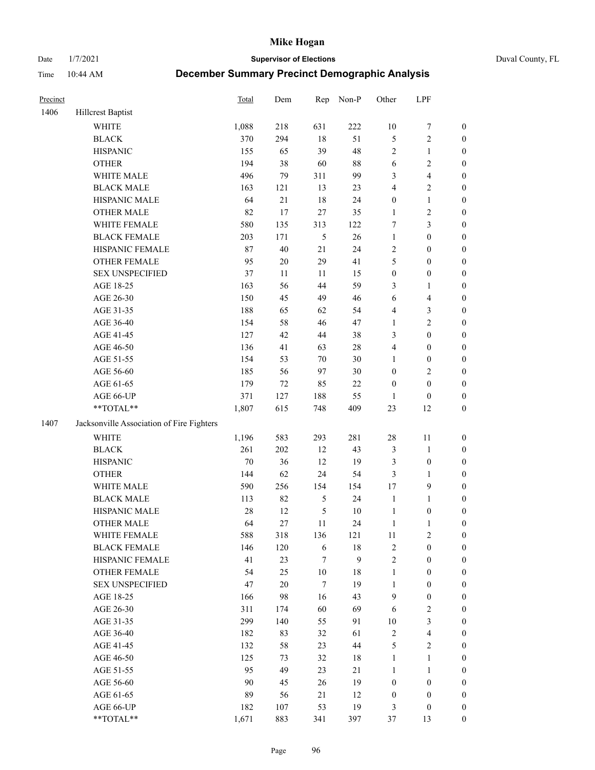# Mike Hogan

Date 1/7/2021 **Supervisor of Elections** Duval County, FL

Time 10:44 AM **December Summary Precinct Demographic Analysis**

| Precinct | | Total | Dem | Rep | Non-P | Other | LPF | |
|---|---|---|---|---|---|---|---|---|
| 1406 | Hillcrest Baptist | | | | | | | |
| | WHITE | 1,088 | 218 | 631 | 222 | 10 | 7 | 0 |
| | BLACK | 370 | 294 | 18 | 51 | 5 | 2 | 0 |
| | HISPANIC | 155 | 65 | 39 | 48 | 2 | 1 | 0 |
| | OTHER | 194 | 38 | 60 | 88 | 6 | 2 | 0 |
| | WHITE MALE | 496 | 79 | 311 | 99 | 3 | 4 | 0 |
| | BLACK MALE | 163 | 121 | 13 | 23 | 4 | 2 | 0 |
| | HISPANIC MALE | 64 | 21 | 18 | 24 | 0 | 1 | 0 |
| | OTHER MALE | 82 | 17 | 27 | 35 | 1 | 2 | 0 |
| | WHITE FEMALE | 580 | 135 | 313 | 122 | 7 | 3 | 0 |
| | BLACK FEMALE | 203 | 171 | 5 | 26 | 1 | 0 | 0 |
| | HISPANIC FEMALE | 87 | 40 | 21 | 24 | 2 | 0 | 0 |
| | OTHER FEMALE | 95 | 20 | 29 | 41 | 5 | 0 | 0 |
| | SEX UNSPECIFIED | 37 | 11 | 11 | 15 | 0 | 0 | 0 |
| | AGE 18-25 | 163 | 56 | 44 | 59 | 3 | 1 | 0 |
| | AGE 26-30 | 150 | 45 | 49 | 46 | 6 | 4 | 0 |
| | AGE 31-35 | 188 | 65 | 62 | 54 | 4 | 3 | 0 |
| | AGE 36-40 | 154 | 58 | 46 | 47 | 1 | 2 | 0 |
| | AGE 41-45 | 127 | 42 | 44 | 38 | 3 | 0 | 0 |
| | AGE 46-50 | 136 | 41 | 63 | 28 | 4 | 0 | 0 |
| | AGE 51-55 | 154 | 53 | 70 | 30 | 1 | 0 | 0 |
| | AGE 56-60 | 185 | 56 | 97 | 30 | 0 | 2 | 0 |
| | AGE 61-65 | 179 | 72 | 85 | 22 | 0 | 0 | 0 |
| | AGE 66-UP | 371 | 127 | 188 | 55 | 1 | 0 | 0 |
| | **TOTAL** | 1,807 | 615 | 748 | 409 | 23 | 12 | 0 |
| 1407 | Jacksonville Association of Fire Fighters | | | | | | | |
| | WHITE | 1,196 | 583 | 293 | 281 | 28 | 11 | 0 |
| | BLACK | 261 | 202 | 12 | 43 | 3 | 1 | 0 |
| | HISPANIC | 70 | 36 | 12 | 19 | 3 | 0 | 0 |
| | OTHER | 144 | 62 | 24 | 54 | 3 | 1 | 0 |
| | WHITE MALE | 590 | 256 | 154 | 154 | 17 | 9 | 0 |
| | BLACK MALE | 113 | 82 | 5 | 24 | 1 | 1 | 0 |
| | HISPANIC MALE | 28 | 12 | 5 | 10 | 1 | 0 | 0 |
| | OTHER MALE | 64 | 27 | 11 | 24 | 1 | 1 | 0 |
| | WHITE FEMALE | 588 | 318 | 136 | 121 | 11 | 2 | 0 |
| | BLACK FEMALE | 146 | 120 | 6 | 18 | 2 | 0 | 0 |
| | HISPANIC FEMALE | 41 | 23 | 7 | 9 | 2 | 0 | 0 |
| | OTHER FEMALE | 54 | 25 | 10 | 18 | 1 | 0 | 0 |
| | SEX UNSPECIFIED | 47 | 20 | 7 | 19 | 1 | 0 | 0 |
| | AGE 18-25 | 166 | 98 | 16 | 43 | 9 | 0 | 0 |
| | AGE 26-30 | 311 | 174 | 60 | 69 | 6 | 2 | 0 |
| | AGE 31-35 | 299 | 140 | 55 | 91 | 10 | 3 | 0 |
| | AGE 36-40 | 182 | 83 | 32 | 61 | 2 | 4 | 0 |
| | AGE 41-45 | 132 | 58 | 23 | 44 | 5 | 2 | 0 |
| | AGE 46-50 | 125 | 73 | 32 | 18 | 1 | 1 | 0 |
| | AGE 51-55 | 95 | 49 | 23 | 21 | 1 | 1 | 0 |
| | AGE 56-60 | 90 | 45 | 26 | 19 | 0 | 0 | 0 |
| | AGE 61-65 | 89 | 56 | 21 | 12 | 0 | 0 | 0 |
| | AGE 66-UP | 182 | 107 | 53 | 19 | 3 | 0 | 0 |
| | **TOTAL** | 1,671 | 883 | 341 | 397 | 37 | 13 | 0 |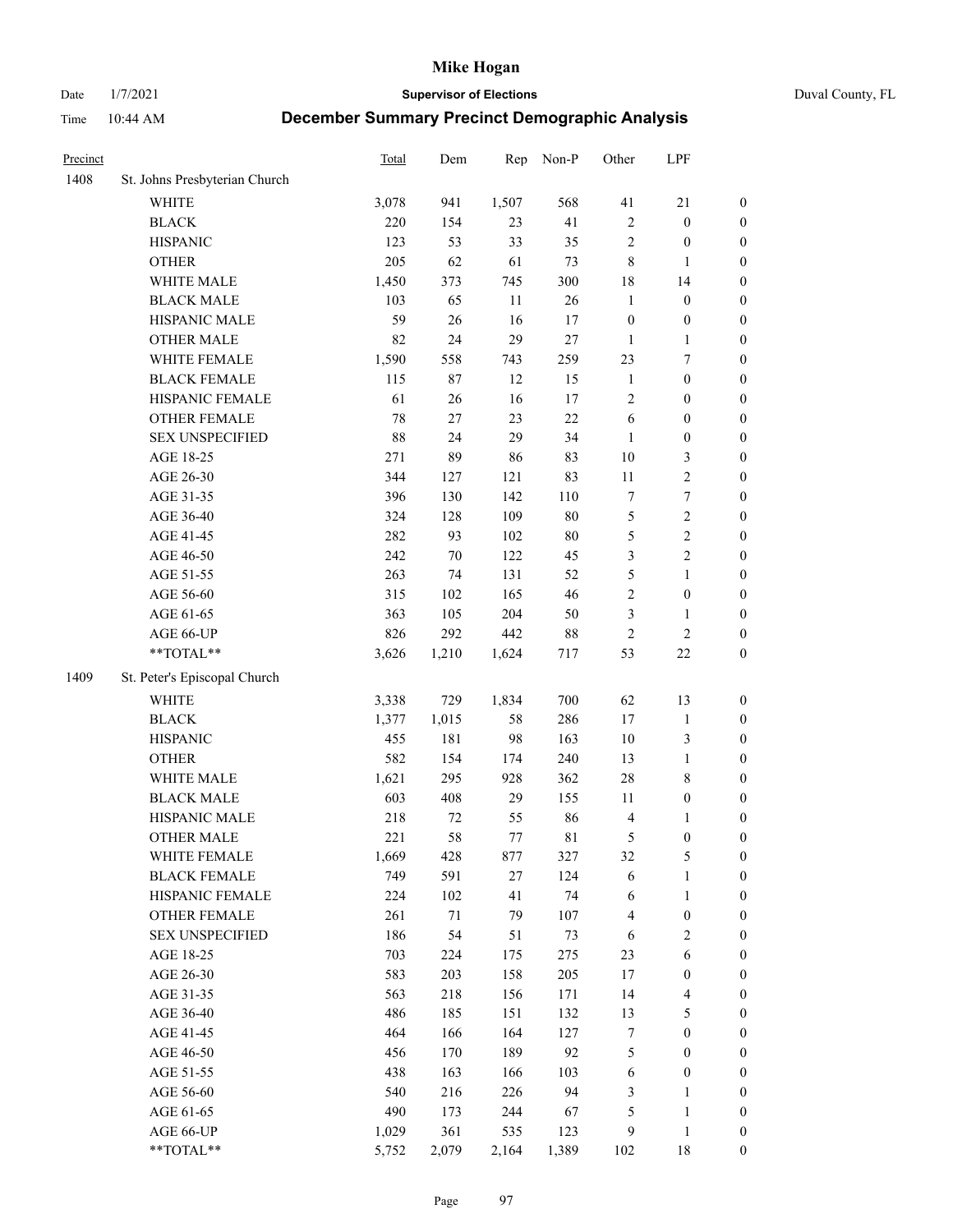# Mike Hogan

Date 1/7/2021 **Supervisor of Elections** Duval County, FL

Time 10:44 AM **December Summary Precinct Demographic Analysis**

| Precinct | | Total | Dem | Rep | Non-P | Other | LPF | |
|---|---|---|---|---|---|---|---|---|
| 1408 | St. Johns Presbyterian Church | | | | | | | |
| | WHITE | 3,078 | 941 | 1,507 | 568 | 41 | 21 | 0 |
| | BLACK | 220 | 154 | 23 | 41 | 2 | 0 | 0 |
| | HISPANIC | 123 | 53 | 33 | 35 | 2 | 0 | 0 |
| | OTHER | 205 | 62 | 61 | 73 | 8 | 1 | 0 |
| | WHITE MALE | 1,450 | 373 | 745 | 300 | 18 | 14 | 0 |
| | BLACK MALE | 103 | 65 | 11 | 26 | 1 | 0 | 0 |
| | HISPANIC MALE | 59 | 26 | 16 | 17 | 0 | 0 | 0 |
| | OTHER MALE | 82 | 24 | 29 | 27 | 1 | 1 | 0 |
| | WHITE FEMALE | 1,590 | 558 | 743 | 259 | 23 | 7 | 0 |
| | BLACK FEMALE | 115 | 87 | 12 | 15 | 1 | 0 | 0 |
| | HISPANIC FEMALE | 61 | 26 | 16 | 17 | 2 | 0 | 0 |
| | OTHER FEMALE | 78 | 27 | 23 | 22 | 6 | 0 | 0 |
| | SEX UNSPECIFIED | 88 | 24 | 29 | 34 | 1 | 0 | 0 |
| | AGE 18-25 | 271 | 89 | 86 | 83 | 10 | 3 | 0 |
| | AGE 26-30 | 344 | 127 | 121 | 83 | 11 | 2 | 0 |
| | AGE 31-35 | 396 | 130 | 142 | 110 | 7 | 7 | 0 |
| | AGE 36-40 | 324 | 128 | 109 | 80 | 5 | 2 | 0 |
| | AGE 41-45 | 282 | 93 | 102 | 80 | 5 | 2 | 0 |
| | AGE 46-50 | 242 | 70 | 122 | 45 | 3 | 2 | 0 |
| | AGE 51-55 | 263 | 74 | 131 | 52 | 5 | 1 | 0 |
| | AGE 56-60 | 315 | 102 | 165 | 46 | 2 | 0 | 0 |
| | AGE 61-65 | 363 | 105 | 204 | 50 | 3 | 1 | 0 |
| | AGE 66-UP | 826 | 292 | 442 | 88 | 2 | 2 | 0 |
| | **TOTAL** | 3,626 | 1,210 | 1,624 | 717 | 53 | 22 | 0 |
| 1409 | St. Peter's Episcopal Church | | | | | | | |
| | WHITE | 3,338 | 729 | 1,834 | 700 | 62 | 13 | 0 |
| | BLACK | 1,377 | 1,015 | 58 | 286 | 17 | 1 | 0 |
| | HISPANIC | 455 | 181 | 98 | 163 | 10 | 3 | 0 |
| | OTHER | 582 | 154 | 174 | 240 | 13 | 1 | 0 |
| | WHITE MALE | 1,621 | 295 | 928 | 362 | 28 | 8 | 0 |
| | BLACK MALE | 603 | 408 | 29 | 155 | 11 | 0 | 0 |
| | HISPANIC MALE | 218 | 72 | 55 | 86 | 4 | 1 | 0 |
| | OTHER MALE | 221 | 58 | 77 | 81 | 5 | 0 | 0 |
| | WHITE FEMALE | 1,669 | 428 | 877 | 327 | 32 | 5 | 0 |
| | BLACK FEMALE | 749 | 591 | 27 | 124 | 6 | 1 | 0 |
| | HISPANIC FEMALE | 224 | 102 | 41 | 74 | 6 | 1 | 0 |
| | OTHER FEMALE | 261 | 71 | 79 | 107 | 4 | 0 | 0 |
| | SEX UNSPECIFIED | 186 | 54 | 51 | 73 | 6 | 2 | 0 |
| | AGE 18-25 | 703 | 224 | 175 | 275 | 23 | 6 | 0 |
| | AGE 26-30 | 583 | 203 | 158 | 205 | 17 | 0 | 0 |
| | AGE 31-35 | 563 | 218 | 156 | 171 | 14 | 4 | 0 |
| | AGE 36-40 | 486 | 185 | 151 | 132 | 13 | 5 | 0 |
| | AGE 41-45 | 464 | 166 | 164 | 127 | 7 | 0 | 0 |
| | AGE 46-50 | 456 | 170 | 189 | 92 | 5 | 0 | 0 |
| | AGE 51-55 | 438 | 163 | 166 | 103 | 6 | 0 | 0 |
| | AGE 56-60 | 540 | 216 | 226 | 94 | 3 | 1 | 0 |
| | AGE 61-65 | 490 | 173 | 244 | 67 | 5 | 1 | 0 |
| | AGE 66-UP | 1,029 | 361 | 535 | 123 | 9 | 1 | 0 |
| | **TOTAL** | 5,752 | 2,079 | 2,164 | 1,389 | 102 | 18 | 0 |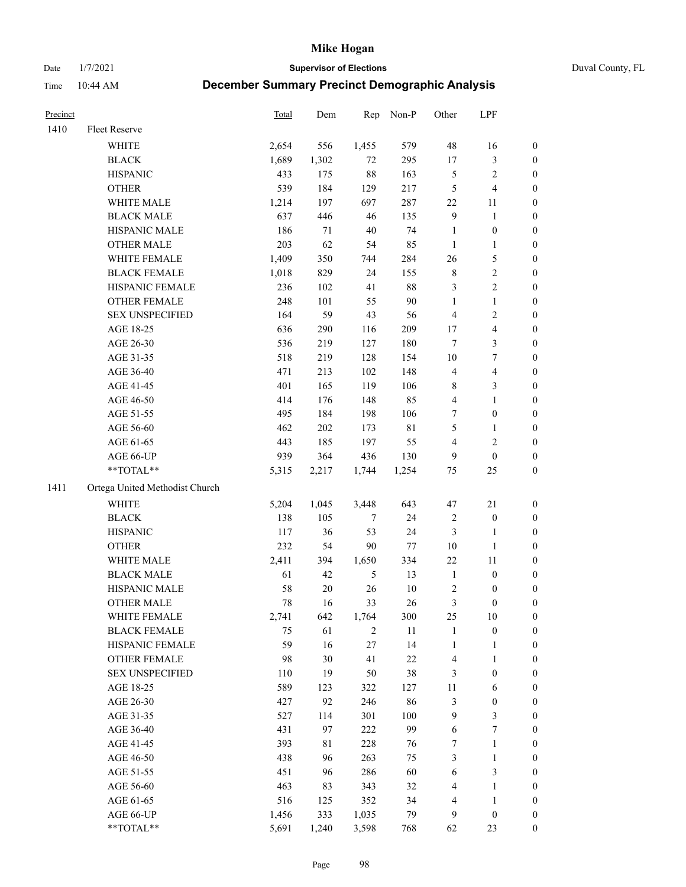# Mike Hogan

Date 1/7/2021 **Supervisor of Elections** Duval County, FL

Time 10:44 AM **December Summary Precinct Demographic Analysis**

| Precinct | | Total | Dem | Rep | Non-P | Other | LPF | |
|---|---|---|---|---|---|---|---|---|
| 1410 | Fleet Reserve | | | | | | | |
| | WHITE | 2,654 | 556 | 1,455 | 579 | 48 | 16 | 0 |
| | BLACK | 1,689 | 1,302 | 72 | 295 | 17 | 3 | 0 |
| | HISPANIC | 433 | 175 | 88 | 163 | 5 | 2 | 0 |
| | OTHER | 539 | 184 | 129 | 217 | 5 | 4 | 0 |
| | WHITE MALE | 1,214 | 197 | 697 | 287 | 22 | 11 | 0 |
| | BLACK MALE | 637 | 446 | 46 | 135 | 9 | 1 | 0 |
| | HISPANIC MALE | 186 | 71 | 40 | 74 | 1 | 0 | 0 |
| | OTHER MALE | 203 | 62 | 54 | 85 | 1 | 1 | 0 |
| | WHITE FEMALE | 1,409 | 350 | 744 | 284 | 26 | 5 | 0 |
| | BLACK FEMALE | 1,018 | 829 | 24 | 155 | 8 | 2 | 0 |
| | HISPANIC FEMALE | 236 | 102 | 41 | 88 | 3 | 2 | 0 |
| | OTHER FEMALE | 248 | 101 | 55 | 90 | 1 | 1 | 0 |
| | SEX UNSPECIFIED | 164 | 59 | 43 | 56 | 4 | 2 | 0 |
| | AGE 18-25 | 636 | 290 | 116 | 209 | 17 | 4 | 0 |
| | AGE 26-30 | 536 | 219 | 127 | 180 | 7 | 3 | 0 |
| | AGE 31-35 | 518 | 219 | 128 | 154 | 10 | 7 | 0 |
| | AGE 36-40 | 471 | 213 | 102 | 148 | 4 | 4 | 0 |
| | AGE 41-45 | 401 | 165 | 119 | 106 | 8 | 3 | 0 |
| | AGE 46-50 | 414 | 176 | 148 | 85 | 4 | 1 | 0 |
| | AGE 51-55 | 495 | 184 | 198 | 106 | 7 | 0 | 0 |
| | AGE 56-60 | 462 | 202 | 173 | 81 | 5 | 1 | 0 |
| | AGE 61-65 | 443 | 185 | 197 | 55 | 4 | 2 | 0 |
| | AGE 66-UP | 939 | 364 | 436 | 130 | 9 | 0 | 0 |
| | **TOTAL** | 5,315 | 2,217 | 1,744 | 1,254 | 75 | 25 | 0 |
| 1411 | Ortega United Methodist Church | | | | | | | |
| | WHITE | 5,204 | 1,045 | 3,448 | 643 | 47 | 21 | 0 |
| | BLACK | 138 | 105 | 7 | 24 | 2 | 0 | 0 |
| | HISPANIC | 117 | 36 | 53 | 24 | 3 | 1 | 0 |
| | OTHER | 232 | 54 | 90 | 77 | 10 | 1 | 0 |
| | WHITE MALE | 2,411 | 394 | 1,650 | 334 | 22 | 11 | 0 |
| | BLACK MALE | 61 | 42 | 5 | 13 | 1 | 0 | 0 |
| | HISPANIC MALE | 58 | 20 | 26 | 10 | 2 | 0 | 0 |
| | OTHER MALE | 78 | 16 | 33 | 26 | 3 | 0 | 0 |
| | WHITE FEMALE | 2,741 | 642 | 1,764 | 300 | 25 | 10 | 0 |
| | BLACK FEMALE | 75 | 61 | 2 | 11 | 1 | 0 | 0 |
| | HISPANIC FEMALE | 59 | 16 | 27 | 14 | 1 | 1 | 0 |
| | OTHER FEMALE | 98 | 30 | 41 | 22 | 4 | 1 | 0 |
| | SEX UNSPECIFIED | 110 | 19 | 50 | 38 | 3 | 0 | 0 |
| | AGE 18-25 | 589 | 123 | 322 | 127 | 11 | 6 | 0 |
| | AGE 26-30 | 427 | 92 | 246 | 86 | 3 | 0 | 0 |
| | AGE 31-35 | 527 | 114 | 301 | 100 | 9 | 3 | 0 |
| | AGE 36-40 | 431 | 97 | 222 | 99 | 6 | 7 | 0 |
| | AGE 41-45 | 393 | 81 | 228 | 76 | 7 | 1 | 0 |
| | AGE 46-50 | 438 | 96 | 263 | 75 | 3 | 1 | 0 |
| | AGE 51-55 | 451 | 96 | 286 | 60 | 6 | 3 | 0 |
| | AGE 56-60 | 463 | 83 | 343 | 32 | 4 | 1 | 0 |
| | AGE 61-65 | 516 | 125 | 352 | 34 | 4 | 1 | 0 |
| | AGE 66-UP | 1,456 | 333 | 1,035 | 79 | 9 | 0 | 0 |
| | **TOTAL** | 5,691 | 1,240 | 3,598 | 768 | 62 | 23 | 0 |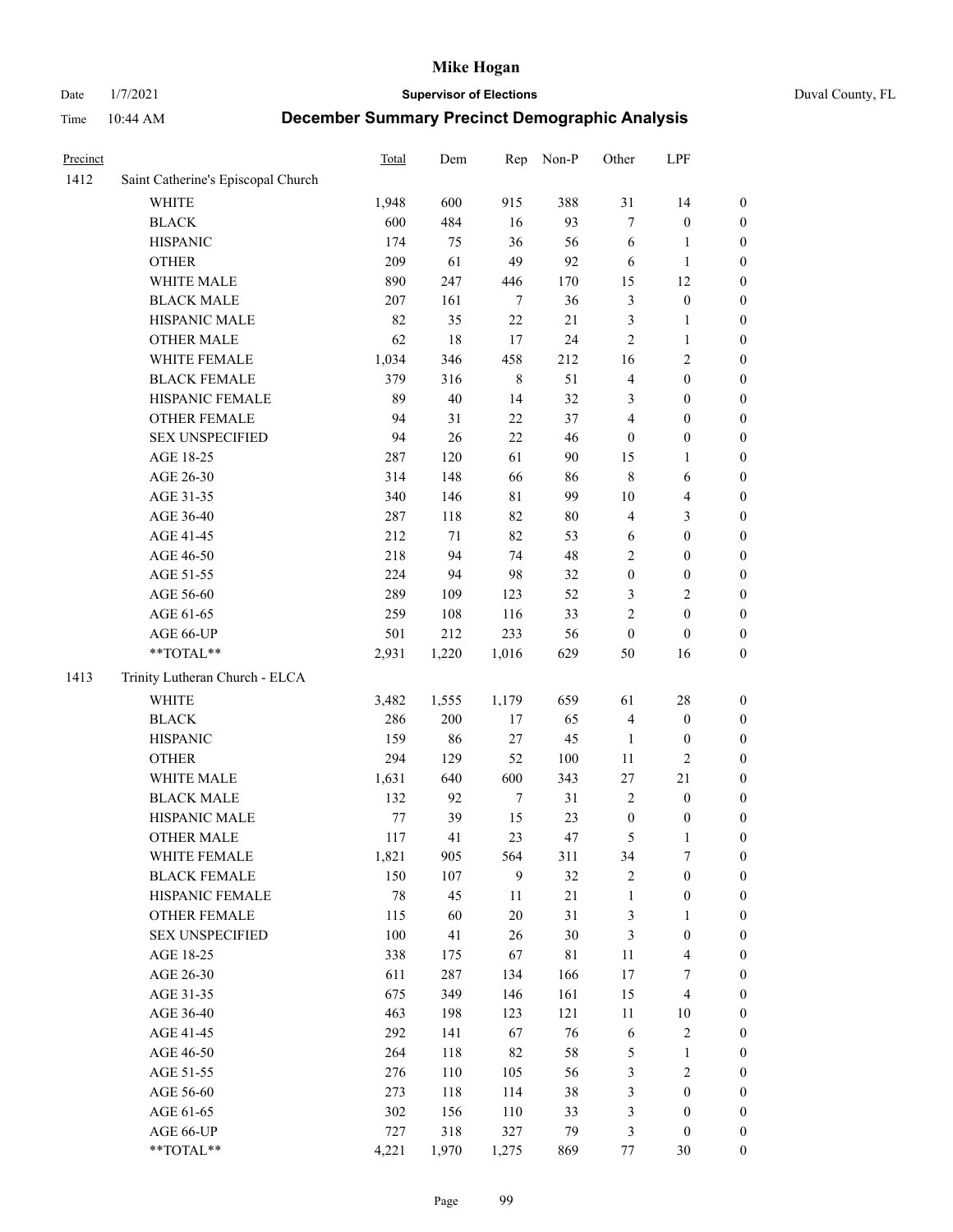# Mike Hogan

Date 1/7/2021 **Supervisor of Elections** Duval County, FL

Time 10:44 AM **December Summary Precinct Demographic Analysis**

| Precinct | | Total | Dem | Rep | Non-P | Other | LPF | |
|---|---|---|---|---|---|---|---|---|
| 1412 | Saint Catherine's Episcopal Church | | | | | | | |
| | WHITE | 1,948 | 600 | 915 | 388 | 31 | 14 | 0 |
| | BLACK | 600 | 484 | 16 | 93 | 7 | 0 | 0 |
| | HISPANIC | 174 | 75 | 36 | 56 | 6 | 1 | 0 |
| | OTHER | 209 | 61 | 49 | 92 | 6 | 1 | 0 |
| | WHITE MALE | 890 | 247 | 446 | 170 | 15 | 12 | 0 |
| | BLACK MALE | 207 | 161 | 7 | 36 | 3 | 0 | 0 |
| | HISPANIC MALE | 82 | 35 | 22 | 21 | 3 | 1 | 0 |
| | OTHER MALE | 62 | 18 | 17 | 24 | 2 | 1 | 0 |
| | WHITE FEMALE | 1,034 | 346 | 458 | 212 | 16 | 2 | 0 |
| | BLACK FEMALE | 379 | 316 | 8 | 51 | 4 | 0 | 0 |
| | HISPANIC FEMALE | 89 | 40 | 14 | 32 | 3 | 0 | 0 |
| | OTHER FEMALE | 94 | 31 | 22 | 37 | 4 | 0 | 0 |
| | SEX UNSPECIFIED | 94 | 26 | 22 | 46 | 0 | 0 | 0 |
| | AGE 18-25 | 287 | 120 | 61 | 90 | 15 | 1 | 0 |
| | AGE 26-30 | 314 | 148 | 66 | 86 | 8 | 6 | 0 |
| | AGE 31-35 | 340 | 146 | 81 | 99 | 10 | 4 | 0 |
| | AGE 36-40 | 287 | 118 | 82 | 80 | 4 | 3 | 0 |
| | AGE 41-45 | 212 | 71 | 82 | 53 | 6 | 0 | 0 |
| | AGE 46-50 | 218 | 94 | 74 | 48 | 2 | 0 | 0 |
| | AGE 51-55 | 224 | 94 | 98 | 32 | 0 | 0 | 0 |
| | AGE 56-60 | 289 | 109 | 123 | 52 | 3 | 2 | 0 |
| | AGE 61-65 | 259 | 108 | 116 | 33 | 2 | 0 | 0 |
| | AGE 66-UP | 501 | 212 | 233 | 56 | 0 | 0 | 0 |
| | **TOTAL** | 2,931 | 1,220 | 1,016 | 629 | 50 | 16 | 0 |
| 1413 | Trinity Lutheran Church - ELCA | | | | | | | |
| | WHITE | 3,482 | 1,555 | 1,179 | 659 | 61 | 28 | 0 |
| | BLACK | 286 | 200 | 17 | 65 | 4 | 0 | 0 |
| | HISPANIC | 159 | 86 | 27 | 45 | 1 | 0 | 0 |
| | OTHER | 294 | 129 | 52 | 100 | 11 | 2 | 0 |
| | WHITE MALE | 1,631 | 640 | 600 | 343 | 27 | 21 | 0 |
| | BLACK MALE | 132 | 92 | 7 | 31 | 2 | 0 | 0 |
| | HISPANIC MALE | 77 | 39 | 15 | 23 | 0 | 0 | 0 |
| | OTHER MALE | 117 | 41 | 23 | 47 | 5 | 1 | 0 |
| | WHITE FEMALE | 1,821 | 905 | 564 | 311 | 34 | 7 | 0 |
| | BLACK FEMALE | 150 | 107 | 9 | 32 | 2 | 0 | 0 |
| | HISPANIC FEMALE | 78 | 45 | 11 | 21 | 1 | 0 | 0 |
| | OTHER FEMALE | 115 | 60 | 20 | 31 | 3 | 1 | 0 |
| | SEX UNSPECIFIED | 100 | 41 | 26 | 30 | 3 | 0 | 0 |
| | AGE 18-25 | 338 | 175 | 67 | 81 | 11 | 4 | 0 |
| | AGE 26-30 | 611 | 287 | 134 | 166 | 17 | 7 | 0 |
| | AGE 31-35 | 675 | 349 | 146 | 161 | 15 | 4 | 0 |
| | AGE 36-40 | 463 | 198 | 123 | 121 | 11 | 10 | 0 |
| | AGE 41-45 | 292 | 141 | 67 | 76 | 6 | 2 | 0 |
| | AGE 46-50 | 264 | 118 | 82 | 58 | 5 | 1 | 0 |
| | AGE 51-55 | 276 | 110 | 105 | 56 | 3 | 2 | 0 |
| | AGE 56-60 | 273 | 118 | 114 | 38 | 3 | 0 | 0 |
| | AGE 61-65 | 302 | 156 | 110 | 33 | 3 | 0 | 0 |
| | AGE 66-UP | 727 | 318 | 327 | 79 | 3 | 0 | 0 |
| | **TOTAL** | 4,221 | 1,970 | 1,275 | 869 | 77 | 30 | 0 |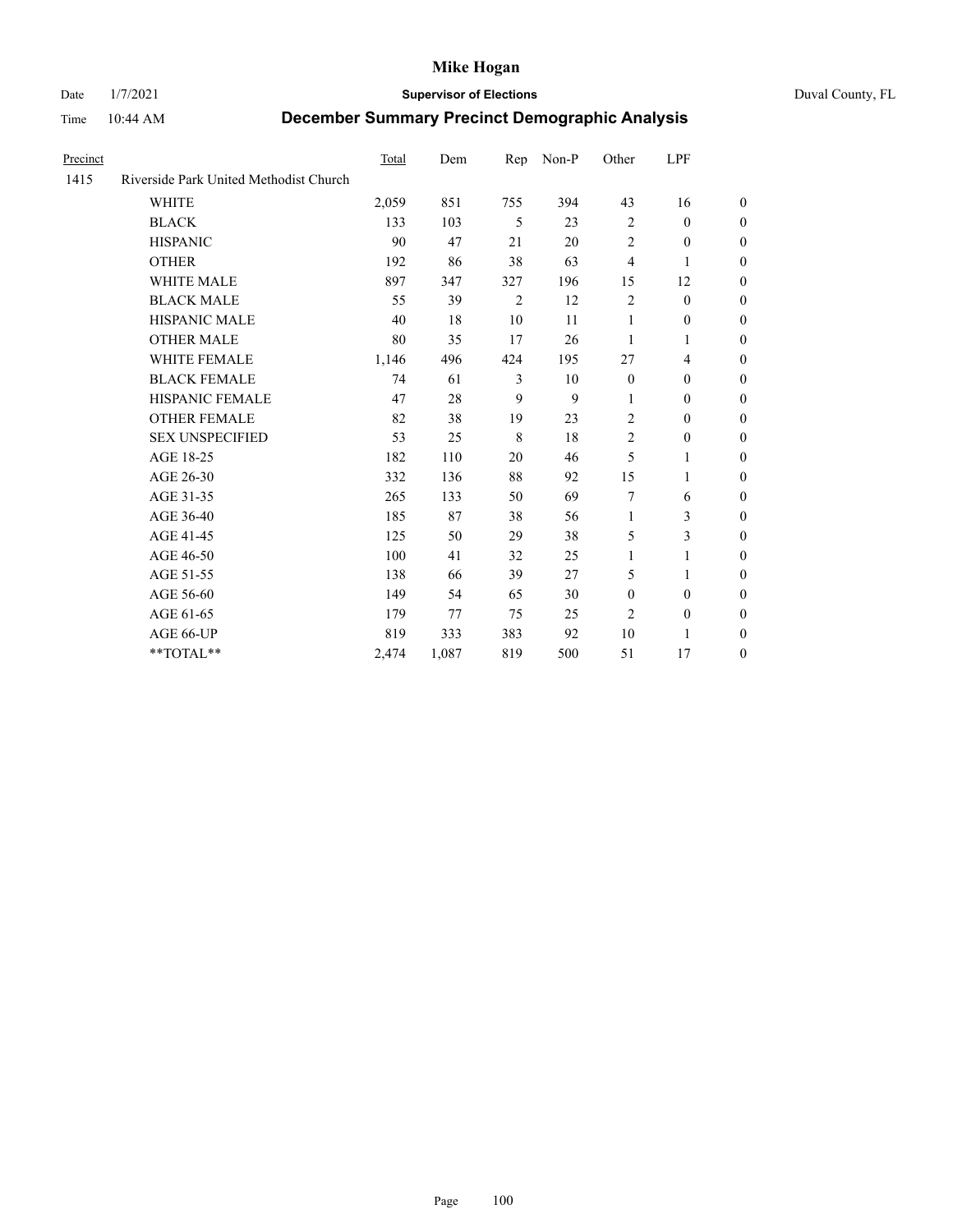# Mike Hogan

Date 1/7/2021 **Supervisor of Elections** Duval County, FL

Time 10:44 AM **December Summary Precinct Demographic Analysis**

| Precinct | | Total | Dem | Rep | Non-P | Other | LPF | |
|---|---|---|---|---|---|---|---|---|
| 1415 | Riverside Park United Methodist Church | | | | | | | |
| | WHITE | 2,059 | 851 | 755 | 394 | 43 | 16 | 0 |
| | BLACK | 133 | 103 | 5 | 23 | 2 | 0 | 0 |
| | HISPANIC | 90 | 47 | 21 | 20 | 2 | 0 | 0 |
| | OTHER | 192 | 86 | 38 | 63 | 4 | 1 | 0 |
| | WHITE MALE | 897 | 347 | 327 | 196 | 15 | 12 | 0 |
| | BLACK MALE | 55 | 39 | 2 | 12 | 2 | 0 | 0 |
| | HISPANIC MALE | 40 | 18 | 10 | 11 | 1 | 0 | 0 |
| | OTHER MALE | 80 | 35 | 17 | 26 | 1 | 1 | 0 |
| | WHITE FEMALE | 1,146 | 496 | 424 | 195 | 27 | 4 | 0 |
| | BLACK FEMALE | 74 | 61 | 3 | 10 | 0 | 0 | 0 |
| | HISPANIC FEMALE | 47 | 28 | 9 | 9 | 1 | 0 | 0 |
| | OTHER FEMALE | 82 | 38 | 19 | 23 | 2 | 0 | 0 |
| | SEX UNSPECIFIED | 53 | 25 | 8 | 18 | 2 | 0 | 0 |
| | AGE 18-25 | 182 | 110 | 20 | 46 | 5 | 1 | 0 |
| | AGE 26-30 | 332 | 136 | 88 | 92 | 15 | 1 | 0 |
| | AGE 31-35 | 265 | 133 | 50 | 69 | 7 | 6 | 0 |
| | AGE 36-40 | 185 | 87 | 38 | 56 | 1 | 3 | 0 |
| | AGE 41-45 | 125 | 50 | 29 | 38 | 5 | 3 | 0 |
| | AGE 46-50 | 100 | 41 | 32 | 25 | 1 | 1 | 0 |
| | AGE 51-55 | 138 | 66 | 39 | 27 | 5 | 1 | 0 |
| | AGE 56-60 | 149 | 54 | 65 | 30 | 0 | 0 | 0 |
| | AGE 61-65 | 179 | 77 | 75 | 25 | 2 | 0 | 0 |
| | AGE 66-UP | 819 | 333 | 383 | 92 | 10 | 1 | 0 |
| | **TOTAL** | 2,474 | 1,087 | 819 | 500 | 51 | 17 | 0 |